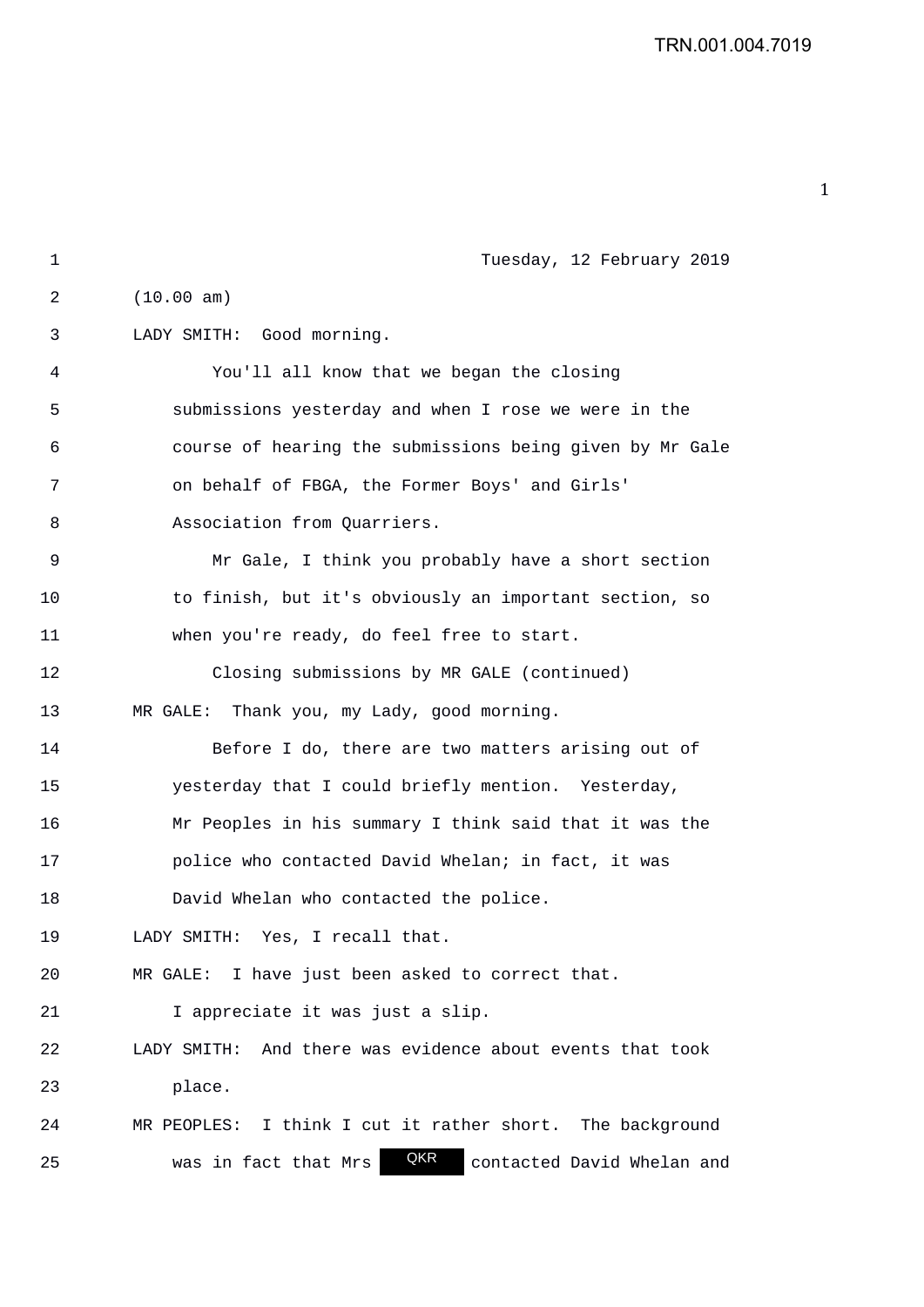Tuesday, 12 February 2019

(10.00 am)

LADY SMITH: Good morning.

You'll all know that we began the closing submissions yesterday and when I rose we were in the course of hearing the submissions being given by Mr Gale on behalf of FBGA, the Former Boys' and Girls' Association from Quarriers.

Mr Gale, I think you probably have a short section to finish, but it's obviously an important section, so when you're ready, do feel free to start.

Closing submissions by MR GALE (continued)

MR GALE: Thank you, my Lady, good morning.

Before I do, there are two matters arising out of yesterday that I could briefly mention. Yesterday, Mr Peoples in his summary I think said that it was the police who contacted David Whelan; in fact, it was David Whelan who contacted the police.

LADY SMITH: Yes, I recall that.

MR GALE: I have just been asked to correct that. I appreciate it was just a slip.

LADY SMITH: And there was evidence about events that took place.

MR PEOPLES: I think I cut it rather short. The background was in fact that Mrs QKR contacted David Whelan and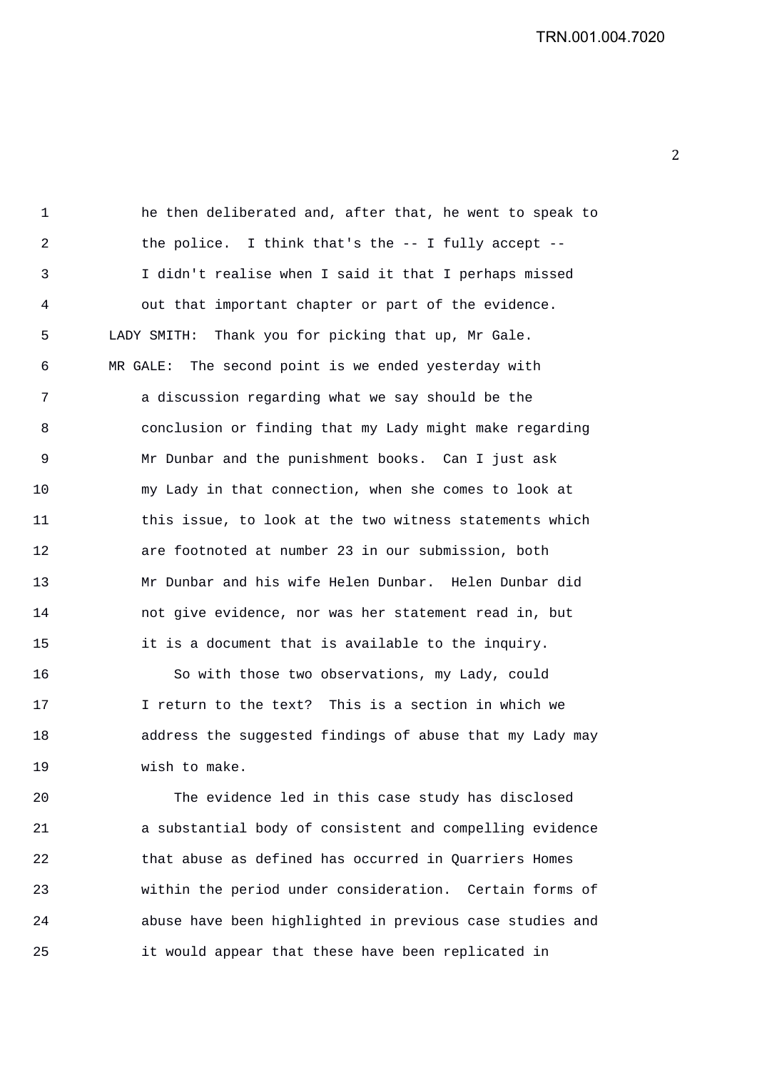he then deliberated and, after that, he went to speak to the police. I think that's the -- I fully accept -- I didn't realise when I said it that I perhaps missed out that important chapter or part of the evidence.

LADY SMITH: Thank you for picking that up, Mr Gale.

MR GALE: The second point is we ended yesterday with a discussion regarding what we say should be the conclusion or finding that my Lady might make regarding Mr Dunbar and the punishment books. Can I just ask my Lady in that connection, when she comes to look at this issue, to look at the two witness statements which are footnoted at number 23 in our submission, both Mr Dunbar and his wife Helen Dunbar. Helen Dunbar did not give evidence, nor was her statement read in, but it is a document that is available to the inquiry.

So with those two observations, my Lady, could I return to the text? This is a section in which we address the suggested findings of abuse that my Lady may wish to make.

The evidence led in this case study has disclosed a substantial body of consistent and compelling evidence that abuse as defined has occurred in Quarriers Homes within the period under consideration. Certain forms of abuse have been highlighted in previous case studies and it would appear that these have been replicated in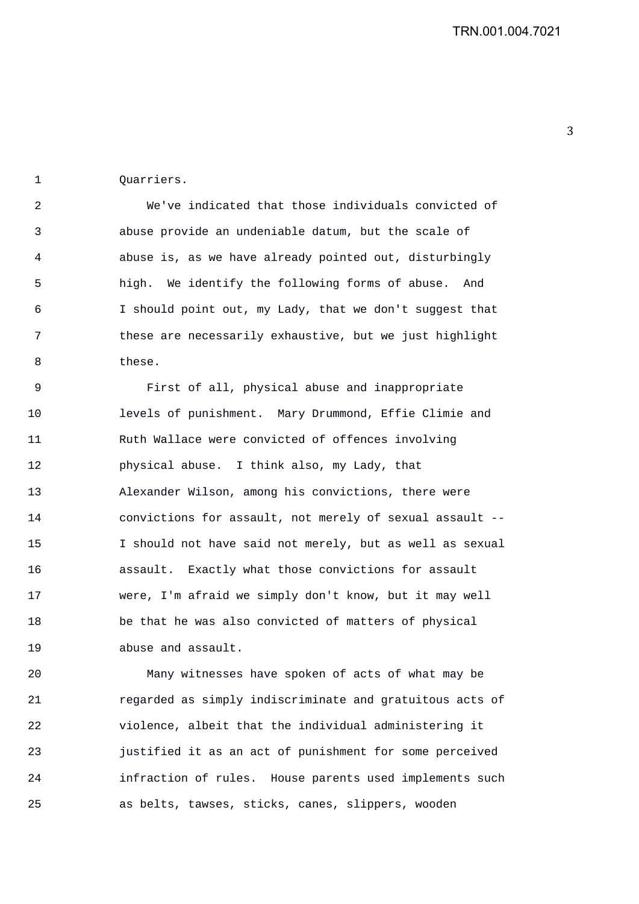Quarriers.

We've indicated that those individuals convicted of abuse provide an undeniable datum, but the scale of abuse is, as we have already pointed out, disturbingly high. We identify the following forms of abuse. And I should point out, my Lady, that we don't suggest that these are necessarily exhaustive, but we just highlight these.

First of all, physical abuse and inappropriate levels of punishment. Mary Drummond, Effie Climie and Ruth Wallace were convicted of offences involving physical abuse. I think also, my Lady, that Alexander Wilson, among his convictions, there were convictions for assault, not merely of sexual assault -- I should not have said not merely, but as well as sexual assault. Exactly what those convictions for assault were, I'm afraid we simply don't know, but it may well be that he was also convicted of matters of physical abuse and assault.

Many witnesses have spoken of acts of what may be regarded as simply indiscriminate and gratuitous acts of violence, albeit that the individual administering it justified it as an act of punishment for some perceived infraction of rules. House parents used implements such as belts, tawses, sticks, canes, slippers, wooden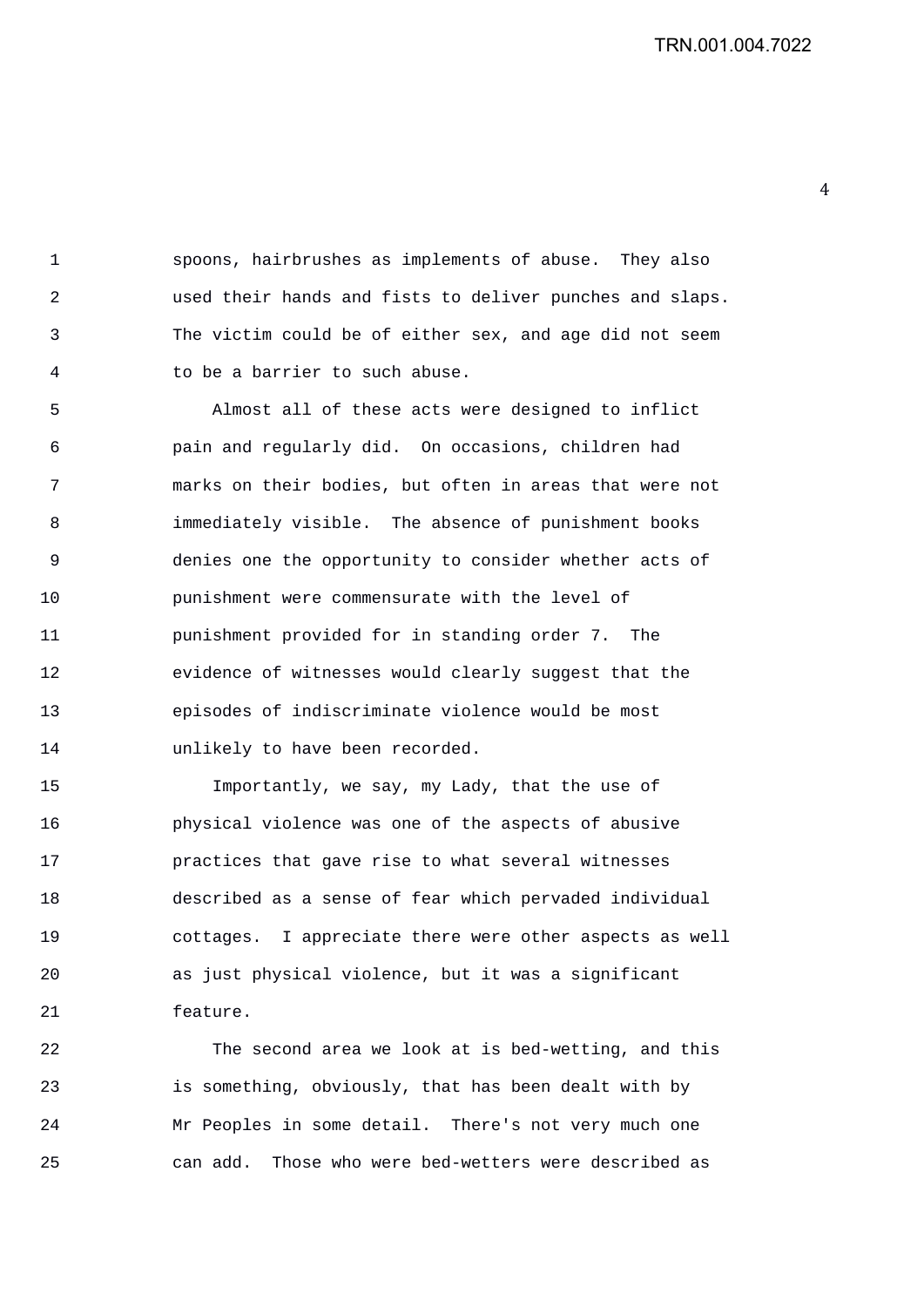spoons, hairbrushes as implements of abuse. They also used their hands and fists to deliver punches and slaps. The victim could be of either sex, and age did not seem to be a barrier to such abuse.

Almost all of these acts were designed to inflict pain and regularly did. On occasions, children had marks on their bodies, but often in areas that were not immediately visible. The absence of punishment books denies one the opportunity to consider whether acts of punishment were commensurate with the level of punishment provided for in standing order 7. The evidence of witnesses would clearly suggest that the episodes of indiscriminate violence would be most unlikely to have been recorded.

Importantly, we say, my Lady, that the use of physical violence was one of the aspects of abusive practices that gave rise to what several witnesses described as a sense of fear which pervaded individual cottages. I appreciate there were other aspects as well as just physical violence, but it was a significant feature.

The second area we look at is bed-wetting, and this is something, obviously, that has been dealt with by Mr Peoples in some detail. There's not very much one can add. Those who were bed-wetters were described as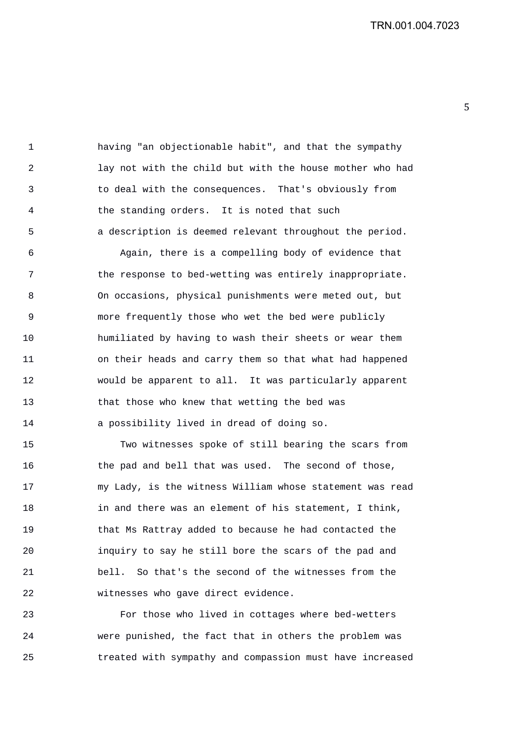having "an objectionable habit", and that the sympathy lay not with the child but with the house mother who had to deal with the consequences. That's obviously from the standing orders. It is noted that such a description is deemed relevant throughout the period.

Again, there is a compelling body of evidence that the response to bed-wetting was entirely inappropriate. On occasions, physical punishments were meted out, but more frequently those who wet the bed were publicly humiliated by having to wash their sheets or wear them on their heads and carry them so that what had happened would be apparent to all. It was particularly apparent that those who knew that wetting the bed was a possibility lived in dread of doing so.

Two witnesses spoke of still bearing the scars from the pad and bell that was used. The second of those, my Lady, is the witness William whose statement was read in and there was an element of his statement, I think, that Ms Rattray added to because he had contacted the inquiry to say he still bore the scars of the pad and bell. So that's the second of the witnesses from the witnesses who gave direct evidence.

For those who lived in cottages where bed-wetters were punished, the fact that in others the problem was treated with sympathy and compassion must have increased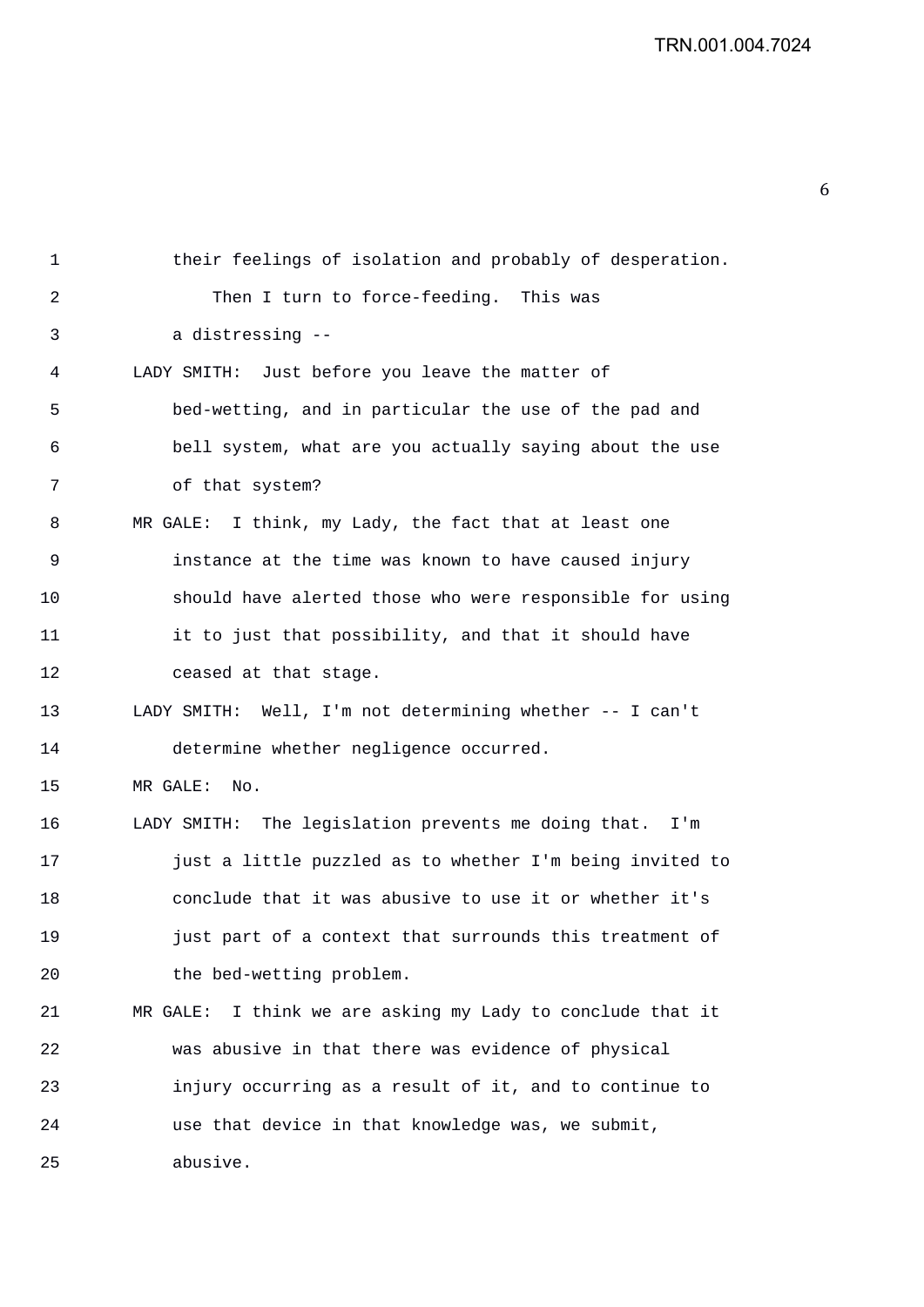their feelings of isolation and probably of desperation.

Then I turn to force-feeding. This was a distressing --

LADY SMITH: Just before you leave the matter of bed-wetting, and in particular the use of the pad and bell system, what are you actually saying about the use of that system?

MR GALE: I think, my Lady, the fact that at least one instance at the time was known to have caused injury should have alerted those who were responsible for using it to just that possibility, and that it should have ceased at that stage.

LADY SMITH: Well, I'm not determining whether -- I can't determine whether negligence occurred.

MR GALE: No.

LADY SMITH: The legislation prevents me doing that. I'm just a little puzzled as to whether I'm being invited to conclude that it was abusive to use it or whether it's just part of a context that surrounds this treatment of the bed-wetting problem.

MR GALE: I think we are asking my Lady to conclude that it was abusive in that there was evidence of physical injury occurring as a result of it, and to continue to use that device in that knowledge was, we submit, abusive.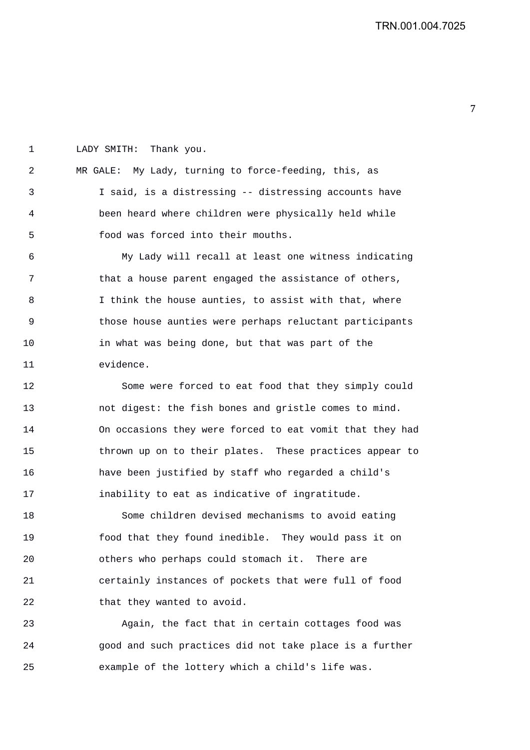LADY SMITH: Thank you.

MR GALE: My Lady, turning to force-feeding, this, as I said, is a distressing -- distressing accounts have been heard where children were physically held while food was forced into their mouths.

My Lady will recall at least one witness indicating that a house parent engaged the assistance of others, I think the house aunties, to assist with that, where those house aunties were perhaps reluctant participants in what was being done, but that was part of the evidence.

Some were forced to eat food that they simply could not digest: the fish bones and gristle comes to mind. On occasions they were forced to eat vomit that they had thrown up on to their plates. These practices appear to have been justified by staff who regarded a child's inability to eat as indicative of ingratitude.

Some children devised mechanisms to avoid eating food that they found inedible. They would pass it on others who perhaps could stomach it. There are certainly instances of pockets that were full of food that they wanted to avoid.

Again, the fact that in certain cottages food was good and such practices did not take place is a further example of the lottery which a child's life was.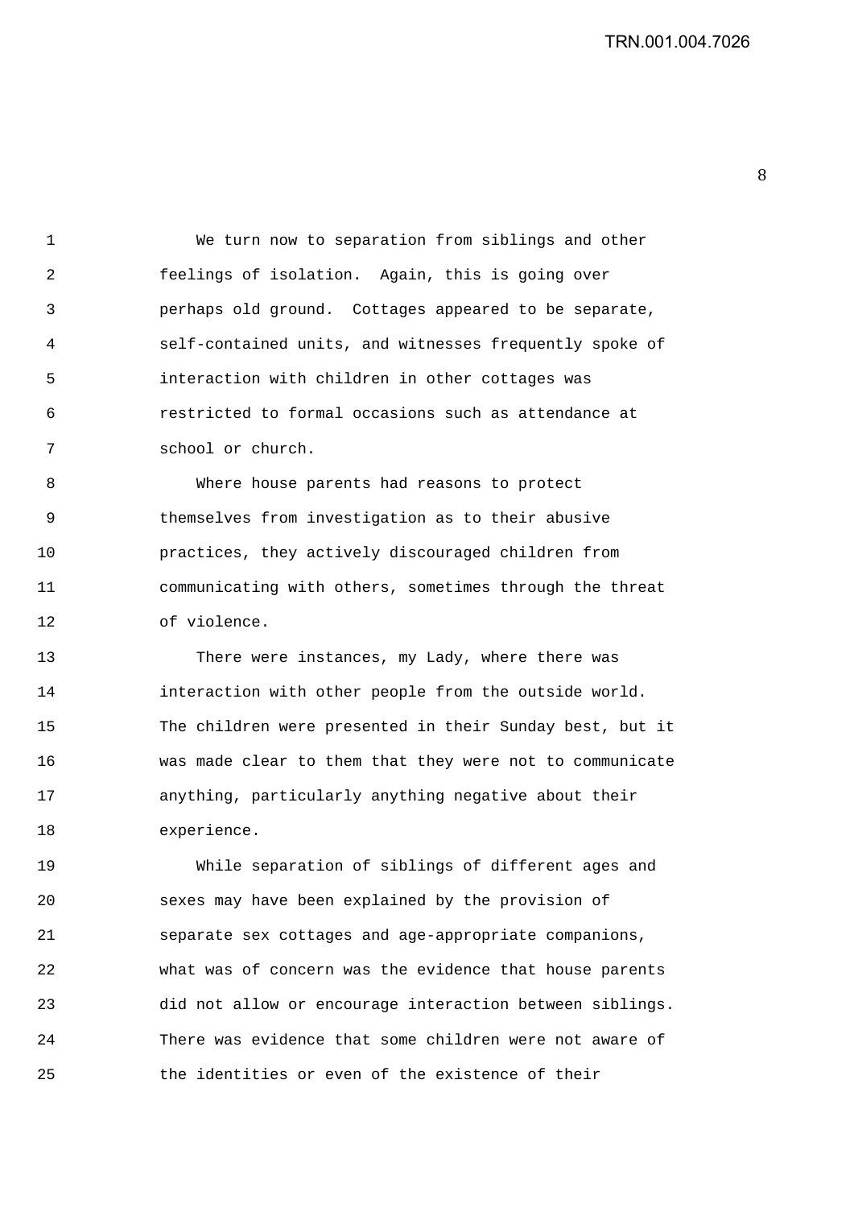We turn now to separation from siblings and other feelings of isolation. Again, this is going over perhaps old ground. Cottages appeared to be separate, self-contained units, and witnesses frequently spoke of interaction with children in other cottages was restricted to formal occasions such as attendance at school or church.

Where house parents had reasons to protect themselves from investigation as to their abusive practices, they actively discouraged children from communicating with others, sometimes through the threat of violence.

There were instances, my Lady, where there was interaction with other people from the outside world. The children were presented in their Sunday best, but it was made clear to them that they were not to communicate anything, particularly anything negative about their experience.

While separation of siblings of different ages and sexes may have been explained by the provision of separate sex cottages and age-appropriate companions, what was of concern was the evidence that house parents did not allow or encourage interaction between siblings. There was evidence that some children were not aware of the identities or even of the existence of their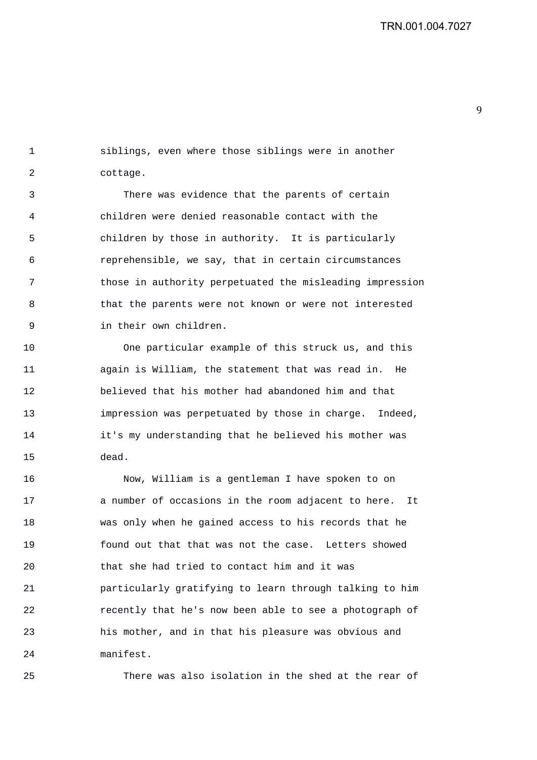siblings, even where those siblings were in another cottage.

There was evidence that the parents of certain children were denied reasonable contact with the children by those in authority. It is particularly reprehensible, we say, that in certain circumstances those in authority perpetuated the misleading impression that the parents were not known or were not interested in their own children.

One particular example of this struck us, and this again is William, the statement that was read in. He believed that his mother had abandoned him and that impression was perpetuated by those in charge. Indeed, it's my understanding that he believed his mother was dead.

Now, William is a gentleman I have spoken to on a number of occasions in the room adjacent to here. It was only when he gained access to his records that he found out that that was not the case. Letters showed that she had tried to contact him and it was particularly gratifying to learn through talking to him recently that he's now been able to see a photograph of his mother, and in that his pleasure was obvious and manifest.

There was also isolation in the shed at the rear of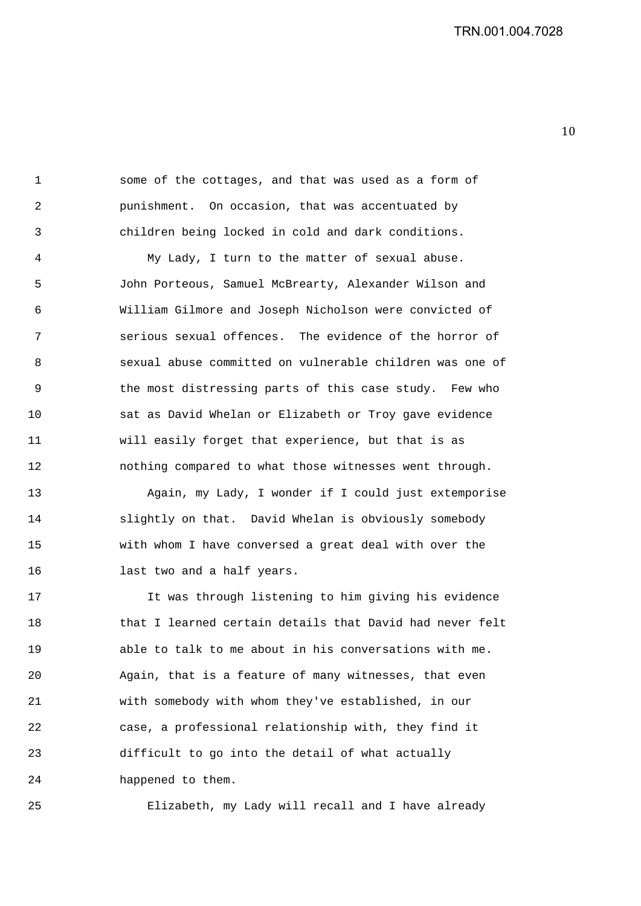some of the cottages, and that was used as a form of punishment. On occasion, that was accentuated by children being locked in cold and dark conditions.

My Lady, I turn to the matter of sexual abuse. John Porteous, Samuel McBrearty, Alexander Wilson and William Gilmore and Joseph Nicholson were convicted of serious sexual offences. The evidence of the horror of sexual abuse committed on vulnerable children was one of the most distressing parts of this case study. Few who sat as David Whelan or Elizabeth or Troy gave evidence will easily forget that experience, but that is as nothing compared to what those witnesses went through.

Again, my Lady, I wonder if I could just extemporise slightly on that. David Whelan is obviously somebody with whom I have conversed a great deal with over the last two and a half years.

It was through listening to him giving his evidence that I learned certain details that David had never felt able to talk to me about in his conversations with me. Again, that is a feature of many witnesses, that even with somebody with whom they've established, in our case, a professional relationship with, they find it difficult to go into the detail of what actually happened to them.

Elizabeth, my Lady will recall and I have already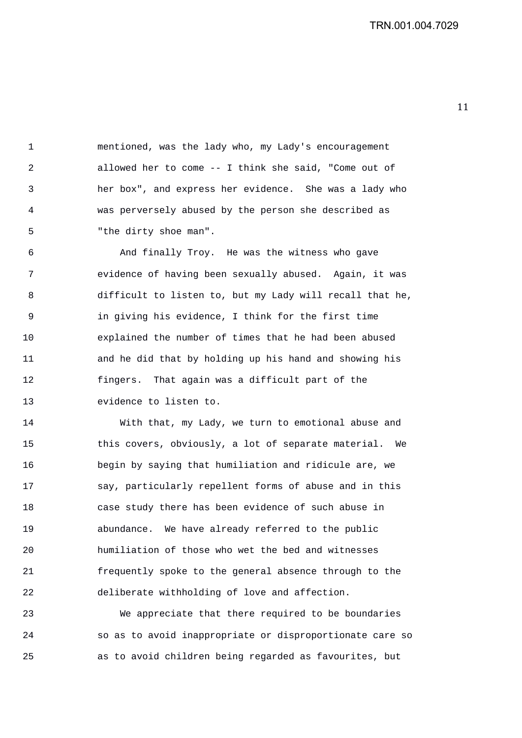mentioned, was the lady who, my Lady's encouragement allowed her to come -- I think she said, "Come out of her box", and express her evidence. She was a lady who was perversely abused by the person she described as "the dirty shoe man".

And finally Troy. He was the witness who gave evidence of having been sexually abused. Again, it was difficult to listen to, but my Lady will recall that he, in giving his evidence, I think for the first time explained the number of times that he had been abused and he did that by holding up his hand and showing his fingers. That again was a difficult part of the evidence to listen to.

With that, my Lady, we turn to emotional abuse and this covers, obviously, a lot of separate material. We begin by saying that humiliation and ridicule are, we say, particularly repellent forms of abuse and in this case study there has been evidence of such abuse in abundance. We have already referred to the public humiliation of those who wet the bed and witnesses frequently spoke to the general absence through to the deliberate withholding of love and affection.

We appreciate that there required to be boundaries so as to avoid inappropriate or disproportionate care so as to avoid children being regarded as favourites, but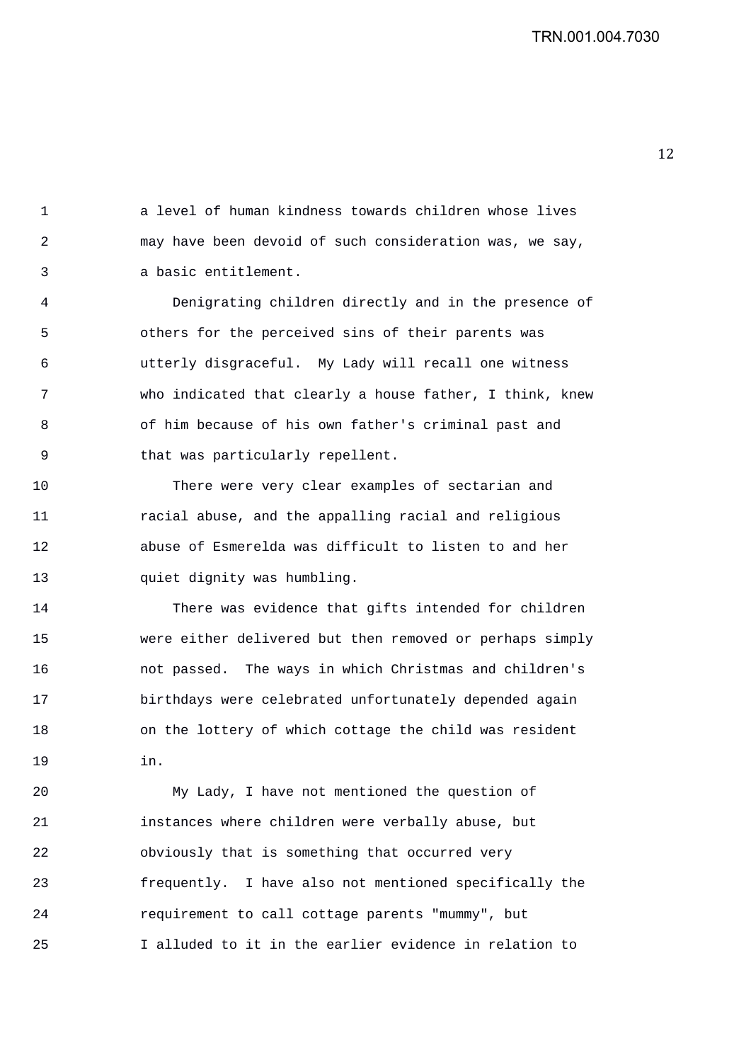a level of human kindness towards children whose lives may have been devoid of such consideration was, we say, a basic entitlement.

Denigrating children directly and in the presence of others for the perceived sins of their parents was utterly disgraceful. My Lady will recall one witness who indicated that clearly a house father, I think, knew of him because of his own father's criminal past and that was particularly repellent.

There were very clear examples of sectarian and racial abuse, and the appalling racial and religious abuse of Esmerelda was difficult to listen to and her quiet dignity was humbling.

There was evidence that gifts intended for children were either delivered but then removed or perhaps simply not passed. The ways in which Christmas and children's birthdays were celebrated unfortunately depended again on the lottery of which cottage the child was resident in.

My Lady, I have not mentioned the question of instances where children were verbally abuse, but obviously that is something that occurred very frequently. I have also not mentioned specifically the requirement to call cottage parents "mummy", but I alluded to it in the earlier evidence in relation to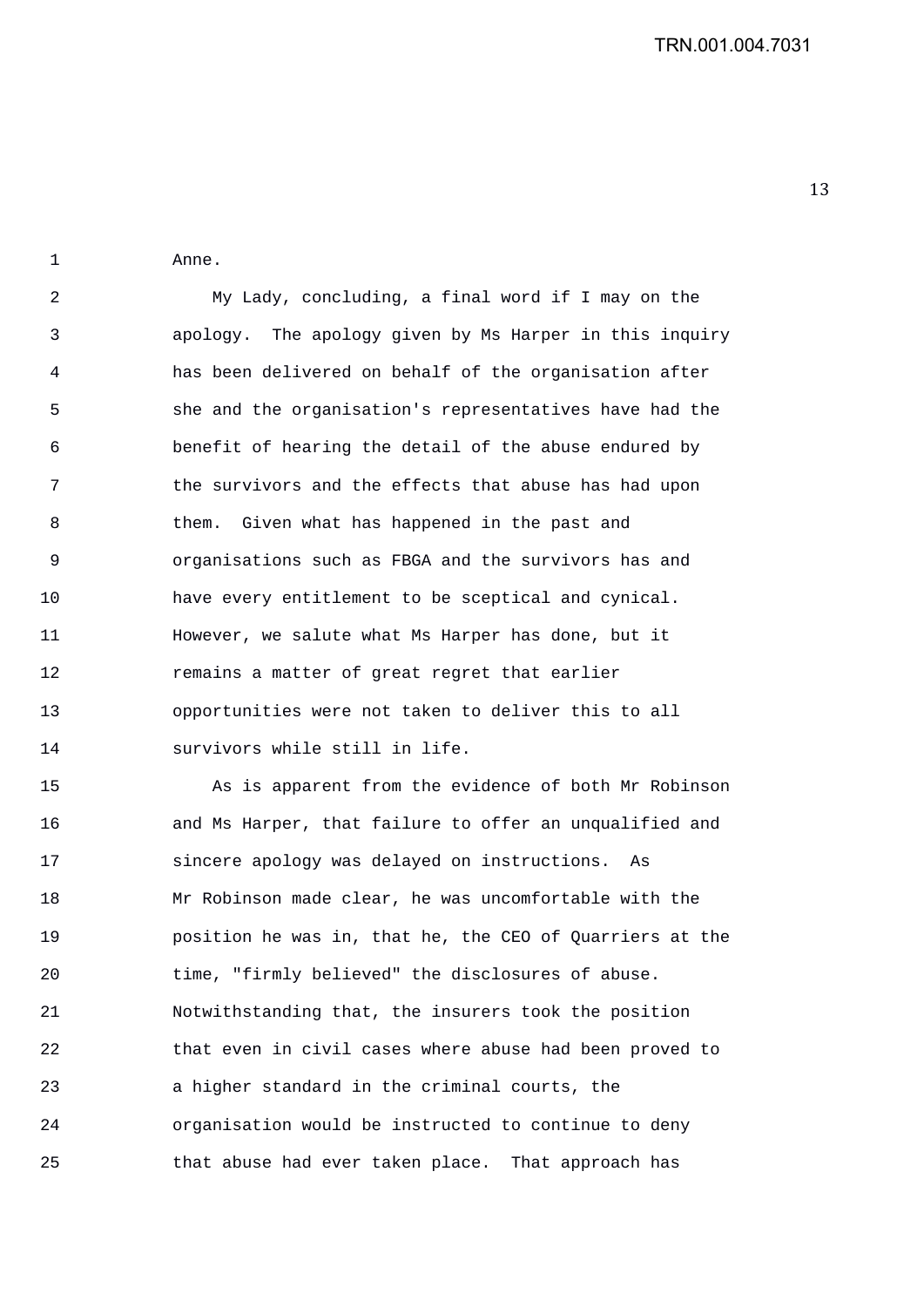Anne.

My Lady, concluding, a final word if I may on the apology. The apology given by Ms Harper in this inquiry has been delivered on behalf of the organisation after she and the organisation's representatives have had the benefit of hearing the detail of the abuse endured by the survivors and the effects that abuse has had upon them. Given what has happened in the past and organisations such as FBGA and the survivors has and have every entitlement to be sceptical and cynical. However, we salute what Ms Harper has done, but it remains a matter of great regret that earlier opportunities were not taken to deliver this to all survivors while still in life.

As is apparent from the evidence of both Mr Robinson and Ms Harper, that failure to offer an unqualified and sincere apology was delayed on instructions. As Mr Robinson made clear, he was uncomfortable with the position he was in, that he, the CEO of Quarriers at the time, "firmly believed" the disclosures of abuse. Notwithstanding that, the insurers took the position that even in civil cases where abuse had been proved to a higher standard in the criminal courts, the organisation would be instructed to continue to deny that abuse had ever taken place. That approach has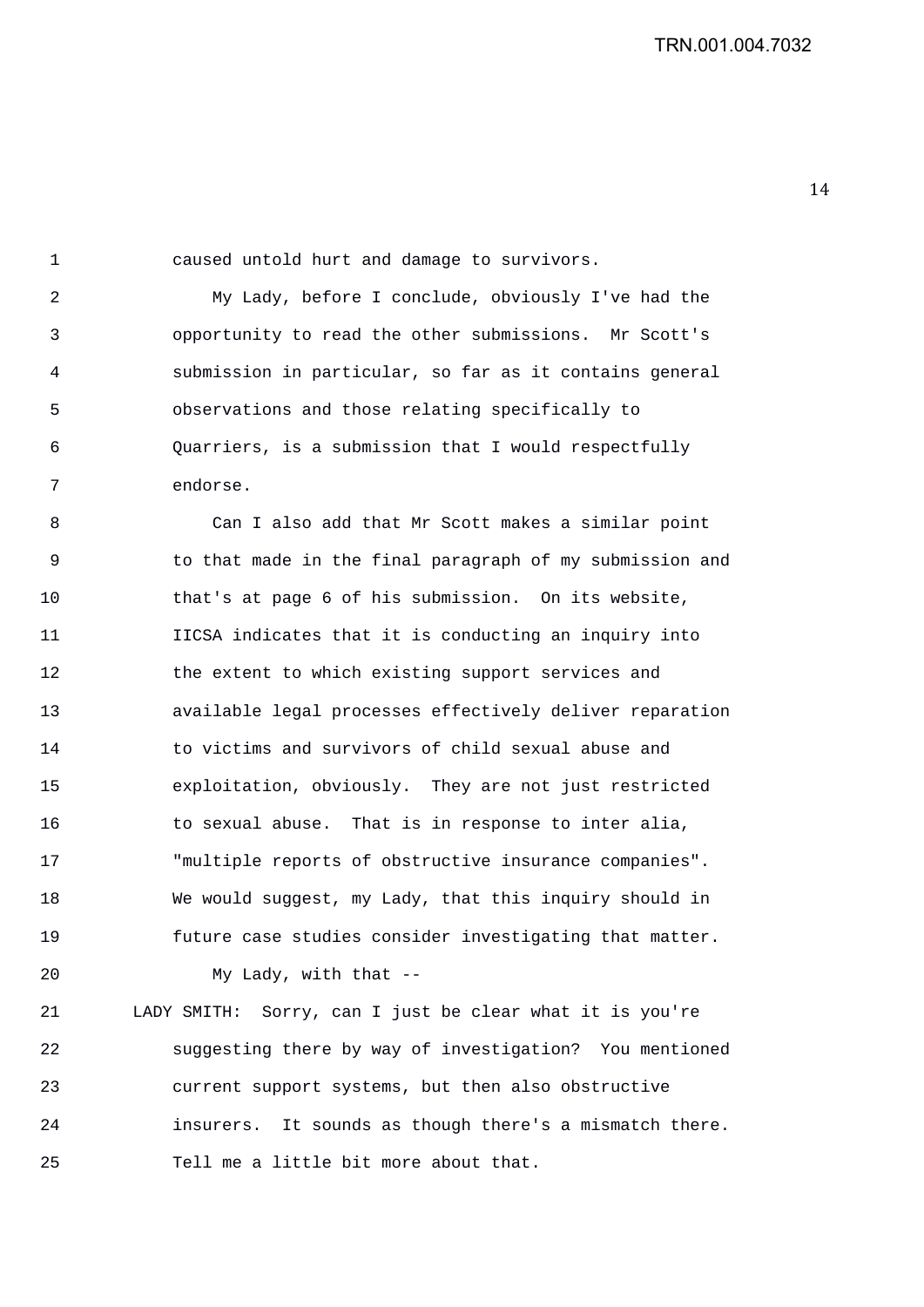caused untold hurt and damage to survivors.

My Lady, before I conclude, obviously I've had the opportunity to read the other submissions. Mr Scott's submission in particular, so far as it contains general observations and those relating specifically to Quarriers, is a submission that I would respectfully endorse.

Can I also add that Mr Scott makes a similar point to that made in the final paragraph of my submission and that's at page 6 of his submission. On its website, IICSA indicates that it is conducting an inquiry into the extent to which existing support services and available legal processes effectively deliver reparation to victims and survivors of child sexual abuse and exploitation, obviously. They are not just restricted to sexual abuse. That is in response to inter alia, "multiple reports of obstructive insurance companies". We would suggest, my Lady, that this inquiry should in future case studies consider investigating that matter.

My Lady, with that --

LADY SMITH: Sorry, can I just be clear what it is you're suggesting there by way of investigation? You mentioned current support systems, but then also obstructive insurers. It sounds as though there's a mismatch there. Tell me a little bit more about that.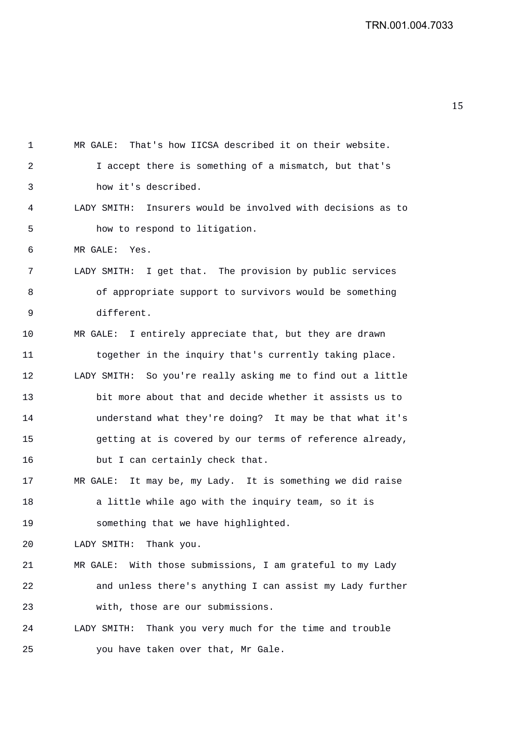MR GALE: That's how IICSA described it on their website. I accept there is something of a mismatch, but that's how it's described.

LADY SMITH: Insurers would be involved with decisions as to how to respond to litigation.

MR GALE: Yes.

LADY SMITH: I get that. The provision by public services of appropriate support to survivors would be something different.

MR GALE: I entirely appreciate that, but they are drawn together in the inquiry that's currently taking place.

LADY SMITH: So you're really asking me to find out a little bit more about that and decide whether it assists us to understand what they're doing? It may be that what it's getting at is covered by our terms of reference already, but I can certainly check that.

MR GALE: It may be, my Lady. It is something we did raise a little while ago with the inquiry team, so it is something that we have highlighted.

LADY SMITH: Thank you.

MR GALE: With those submissions, I am grateful to my Lady and unless there's anything I can assist my Lady further with, those are our submissions.

LADY SMITH: Thank you very much for the time and trouble you have taken over that, Mr Gale.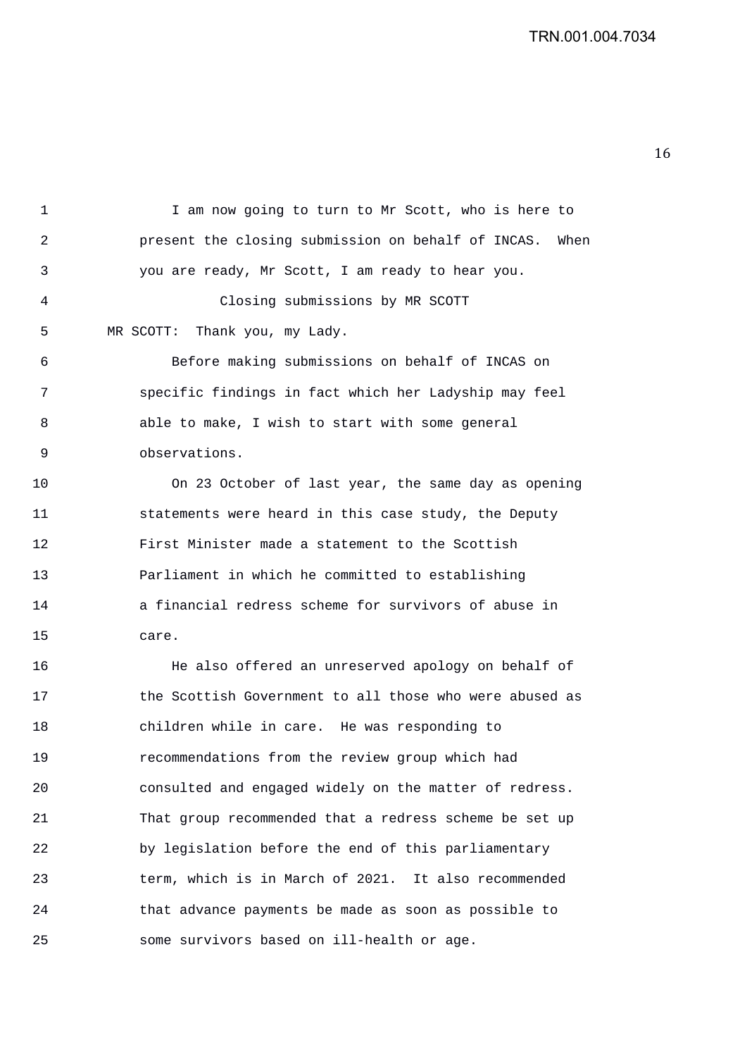I am now going to turn to Mr Scott, who is here to present the closing submission on behalf of INCAS. When you are ready, Mr Scott, I am ready to hear you.

Closing submissions by MR SCOTT

MR SCOTT: Thank you, my Lady.

Before making submissions on behalf of INCAS on specific findings in fact which her Ladyship may feel able to make, I wish to start with some general observations.

On 23 October of last year, the same day as opening statements were heard in this case study, the Deputy First Minister made a statement to the Scottish Parliament in which he committed to establishing a financial redress scheme for survivors of abuse in care.

He also offered an unreserved apology on behalf of the Scottish Government to all those who were abused as children while in care. He was responding to recommendations from the review group which had consulted and engaged widely on the matter of redress. That group recommended that a redress scheme be set up by legislation before the end of this parliamentary term, which is in March of 2021. It also recommended that advance payments be made as soon as possible to some survivors based on ill-health or age.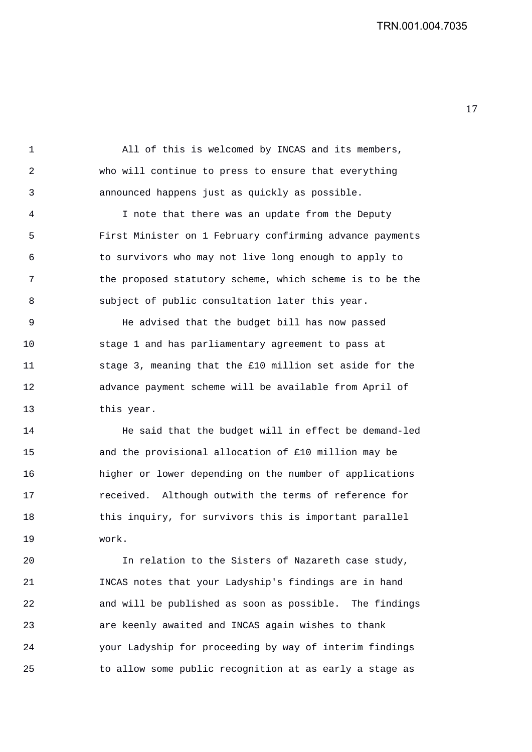All of this is welcomed by INCAS and its members, who will continue to press to ensure that everything announced happens just as quickly as possible.

I note that there was an update from the Deputy First Minister on 1 February confirming advance payments to survivors who may not live long enough to apply to the proposed statutory scheme, which scheme is to be the subject of public consultation later this year.

He advised that the budget bill has now passed stage 1 and has parliamentary agreement to pass at stage 3, meaning that the £10 million set aside for the advance payment scheme will be available from April of this year.

He said that the budget will in effect be demand-led and the provisional allocation of £10 million may be higher or lower depending on the number of applications received. Although outwith the terms of reference for this inquiry, for survivors this is important parallel work.

In relation to the Sisters of Nazareth case study, INCAS notes that your Ladyship's findings are in hand and will be published as soon as possible. The findings are keenly awaited and INCAS again wishes to thank your Ladyship for proceeding by way of interim findings to allow some public recognition at as early a stage as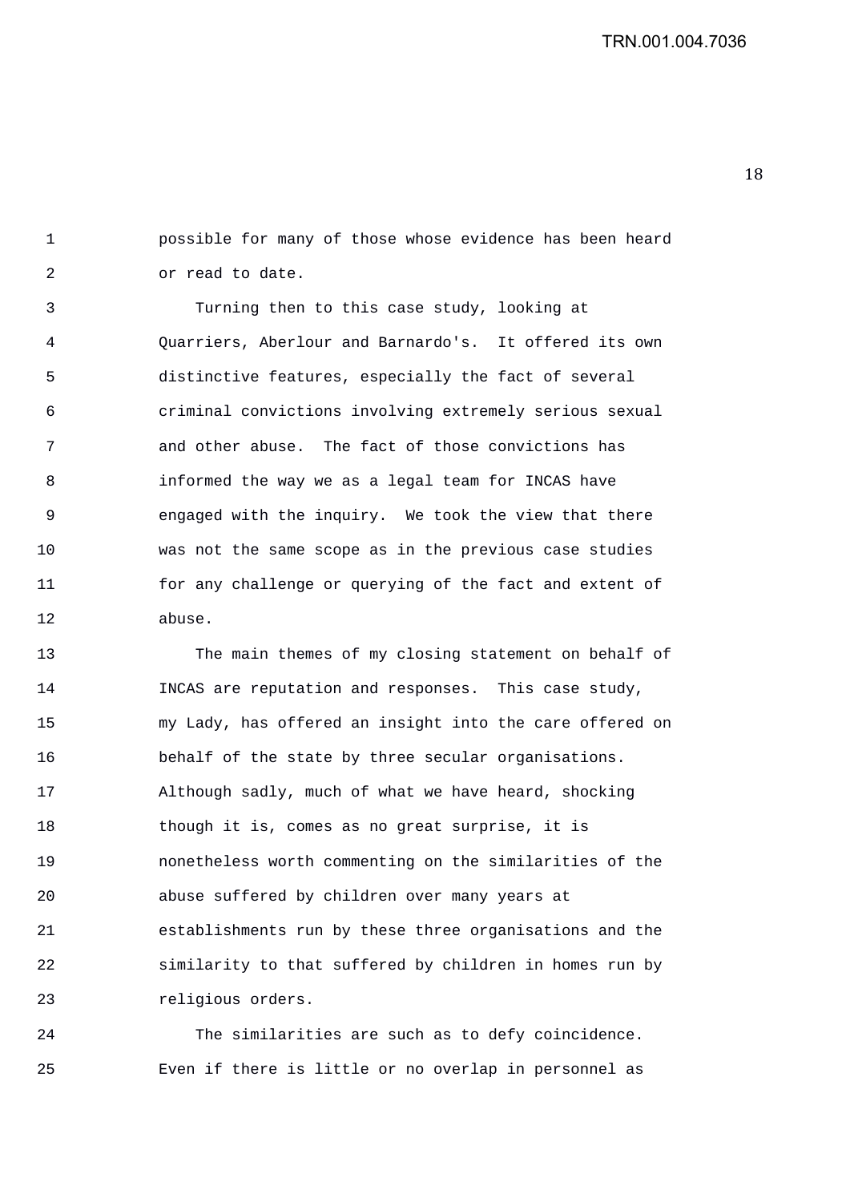possible for many of those whose evidence has been heard or read to date.

Turning then to this case study, looking at Quarriers, Aberlour and Barnardo's. It offered its own distinctive features, especially the fact of several criminal convictions involving extremely serious sexual and other abuse. The fact of those convictions has informed the way we as a legal team for INCAS have engaged with the inquiry. We took the view that there was not the same scope as in the previous case studies for any challenge or querying of the fact and extent of abuse.

The main themes of my closing statement on behalf of INCAS are reputation and responses. This case study, my Lady, has offered an insight into the care offered on behalf of the state by three secular organisations. Although sadly, much of what we have heard, shocking though it is, comes as no great surprise, it is nonetheless worth commenting on the similarities of the abuse suffered by children over many years at establishments run by these three organisations and the similarity to that suffered by children in homes run by religious orders.

The similarities are such as to defy coincidence. Even if there is little or no overlap in personnel as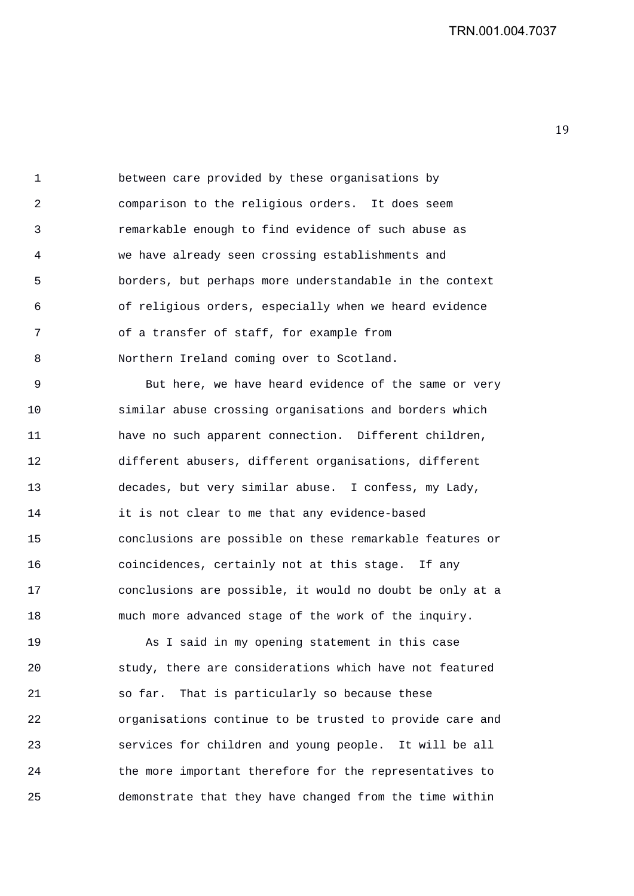between care provided by these organisations by comparison to the religious orders. It does seem remarkable enough to find evidence of such abuse as we have already seen crossing establishments and borders, but perhaps more understandable in the context of religious orders, especially when we heard evidence of a transfer of staff, for example from Northern Ireland coming over to Scotland.

But here, we have heard evidence of the same or very similar abuse crossing organisations and borders which have no such apparent connection. Different children, different abusers, different organisations, different decades, but very similar abuse. I confess, my Lady, it is not clear to me that any evidence-based conclusions are possible on these remarkable features or coincidences, certainly not at this stage. If any conclusions are possible, it would no doubt be only at a much more advanced stage of the work of the inquiry.

As I said in my opening statement in this case study, there are considerations which have not featured so far. That is particularly so because these organisations continue to be trusted to provide care and services for children and young people. It will be all the more important therefore for the representatives to demonstrate that they have changed from the time within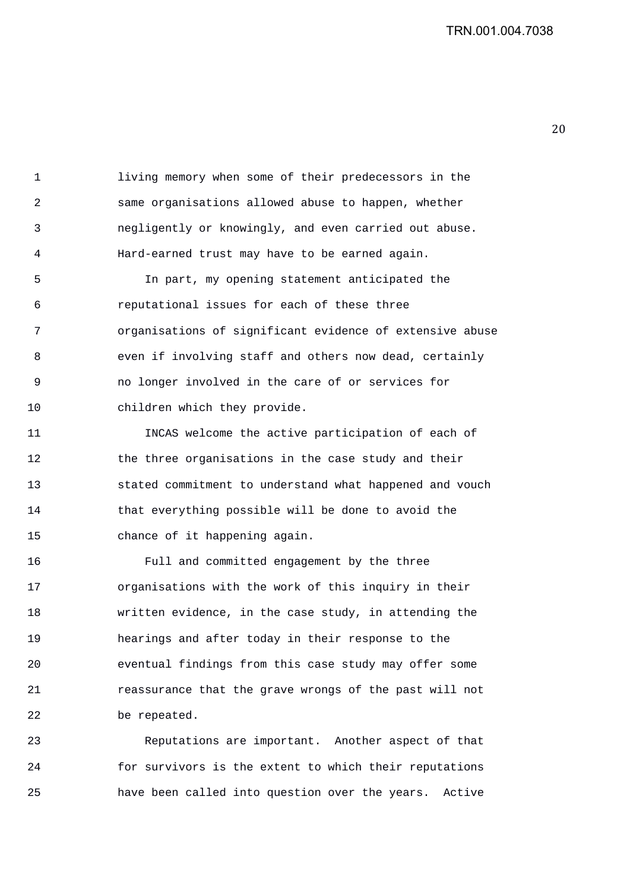living memory when some of their predecessors in the same organisations allowed abuse to happen, whether negligently or knowingly, and even carried out abuse. Hard-earned trust may have to be earned again.

In part, my opening statement anticipated the reputational issues for each of these three organisations of significant evidence of extensive abuse even if involving staff and others now dead, certainly no longer involved in the care of or services for children which they provide.

INCAS welcome the active participation of each of the three organisations in the case study and their stated commitment to understand what happened and vouch that everything possible will be done to avoid the chance of it happening again.

Full and committed engagement by the three organisations with the work of this inquiry in their written evidence, in the case study, in attending the hearings and after today in their response to the eventual findings from this case study may offer some reassurance that the grave wrongs of the past will not be repeated.

Reputations are important. Another aspect of that for survivors is the extent to which their reputations have been called into question over the years. Active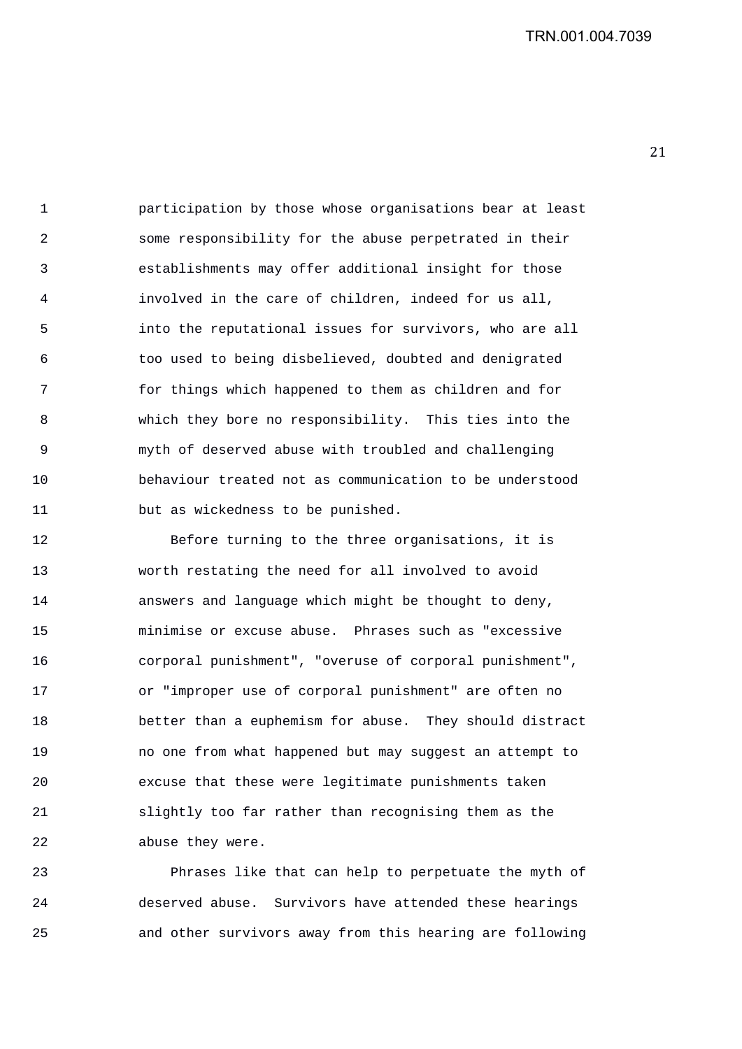participation by those whose organisations bear at least some responsibility for the abuse perpetrated in their establishments may offer additional insight for those involved in the care of children, indeed for us all, into the reputational issues for survivors, who are all too used to being disbelieved, doubted and denigrated for things which happened to them as children and for which they bore no responsibility. This ties into the myth of deserved abuse with troubled and challenging behaviour treated not as communication to be understood but as wickedness to be punished.

Before turning to the three organisations, it is worth restating the need for all involved to avoid answers and language which might be thought to deny, minimise or excuse abuse. Phrases such as "excessive corporal punishment", "overuse of corporal punishment", or "improper use of corporal punishment" are often no better than a euphemism for abuse. They should distract no one from what happened but may suggest an attempt to excuse that these were legitimate punishments taken slightly too far rather than recognising them as the abuse they were.

Phrases like that can help to perpetuate the myth of deserved abuse. Survivors have attended these hearings and other survivors away from this hearing are following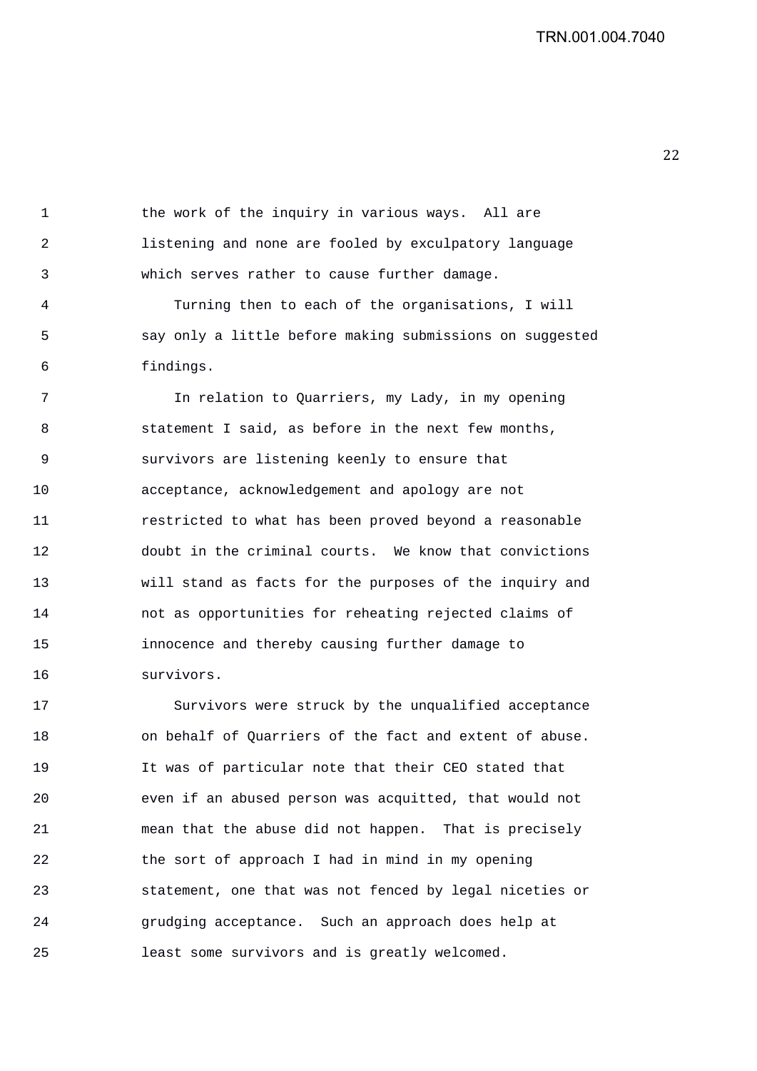the work of the inquiry in various ways. All are listening and none are fooled by exculpatory language which serves rather to cause further damage.

Turning then to each of the organisations, I will say only a little before making submissions on suggested findings.

In relation to Quarriers, my Lady, in my opening statement I said, as before in the next few months, survivors are listening keenly to ensure that acceptance, acknowledgement and apology are not restricted to what has been proved beyond a reasonable doubt in the criminal courts. We know that convictions will stand as facts for the purposes of the inquiry and not as opportunities for reheating rejected claims of innocence and thereby causing further damage to survivors.

Survivors were struck by the unqualified acceptance on behalf of Quarriers of the fact and extent of abuse. It was of particular note that their CEO stated that even if an abused person was acquitted, that would not mean that the abuse did not happen. That is precisely the sort of approach I had in mind in my opening statement, one that was not fenced by legal niceties or grudging acceptance. Such an approach does help at least some survivors and is greatly welcomed.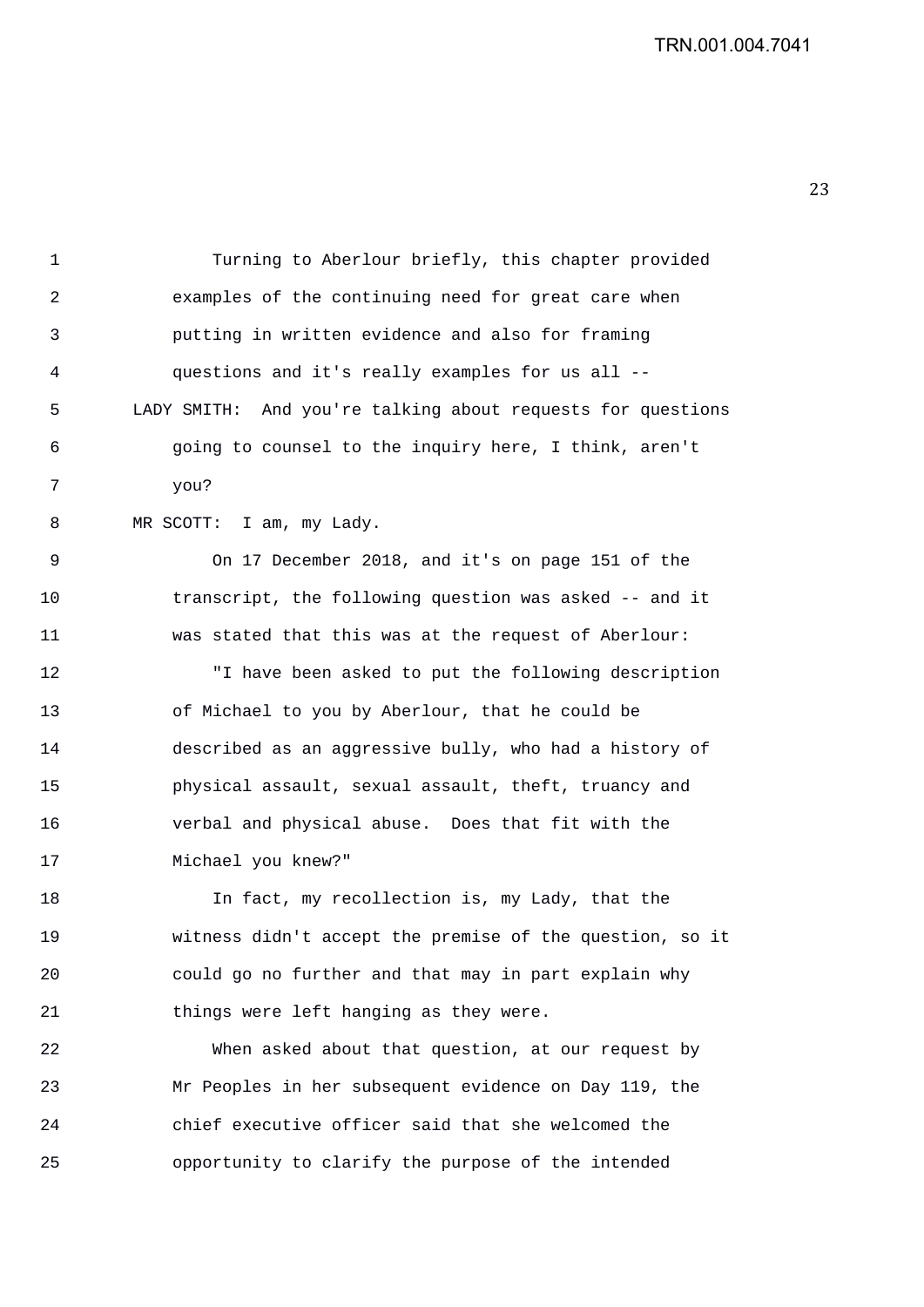Turning to Aberlour briefly, this chapter provided examples of the continuing need for great care when putting in written evidence and also for framing questions and it's really examples for us all --

LADY SMITH: And you're talking about requests for questions going to counsel to the inquiry here, I think, aren't you?

MR SCOTT: I am, my Lady.

On 17 December 2018, and it's on page 151 of the transcript, the following question was asked -- and it was stated that this was at the request of Aberlour:

"I have been asked to put the following description of Michael to you by Aberlour, that he could be described as an aggressive bully, who had a history of physical assault, sexual assault, theft, truancy and verbal and physical abuse. Does that fit with the Michael you knew?"

In fact, my recollection is, my Lady, that the witness didn't accept the premise of the question, so it could go no further and that may in part explain why things were left hanging as they were.

When asked about that question, at our request by Mr Peoples in her subsequent evidence on Day 119, the chief executive officer said that she welcomed the opportunity to clarify the purpose of the intended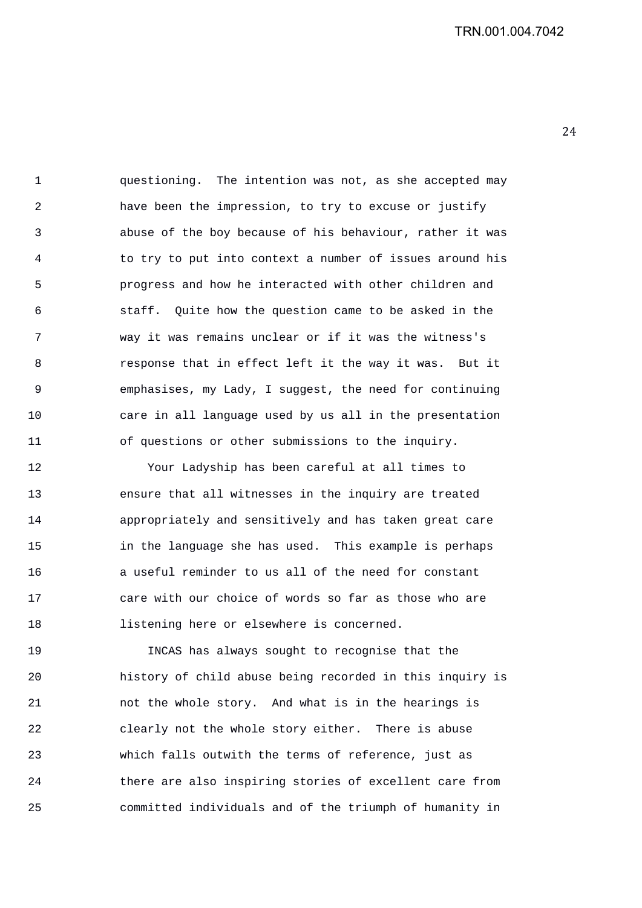questioning. The intention was not, as she accepted may have been the impression, to try to excuse or justify abuse of the boy because of his behaviour, rather it was to try to put into context a number of issues around his progress and how he interacted with other children and staff. Quite how the question came to be asked in the way it was remains unclear or if it was the witness's response that in effect left it the way it was. But it emphasises, my Lady, I suggest, the need for continuing care in all language used by us all in the presentation of questions or other submissions to the inquiry.

Your Ladyship has been careful at all times to ensure that all witnesses in the inquiry are treated appropriately and sensitively and has taken great care in the language she has used. This example is perhaps a useful reminder to us all of the need for constant care with our choice of words so far as those who are listening here or elsewhere is concerned.

INCAS has always sought to recognise that the history of child abuse being recorded in this inquiry is not the whole story. And what is in the hearings is clearly not the whole story either. There is abuse which falls outwith the terms of reference, just as there are also inspiring stories of excellent care from committed individuals and of the triumph of humanity in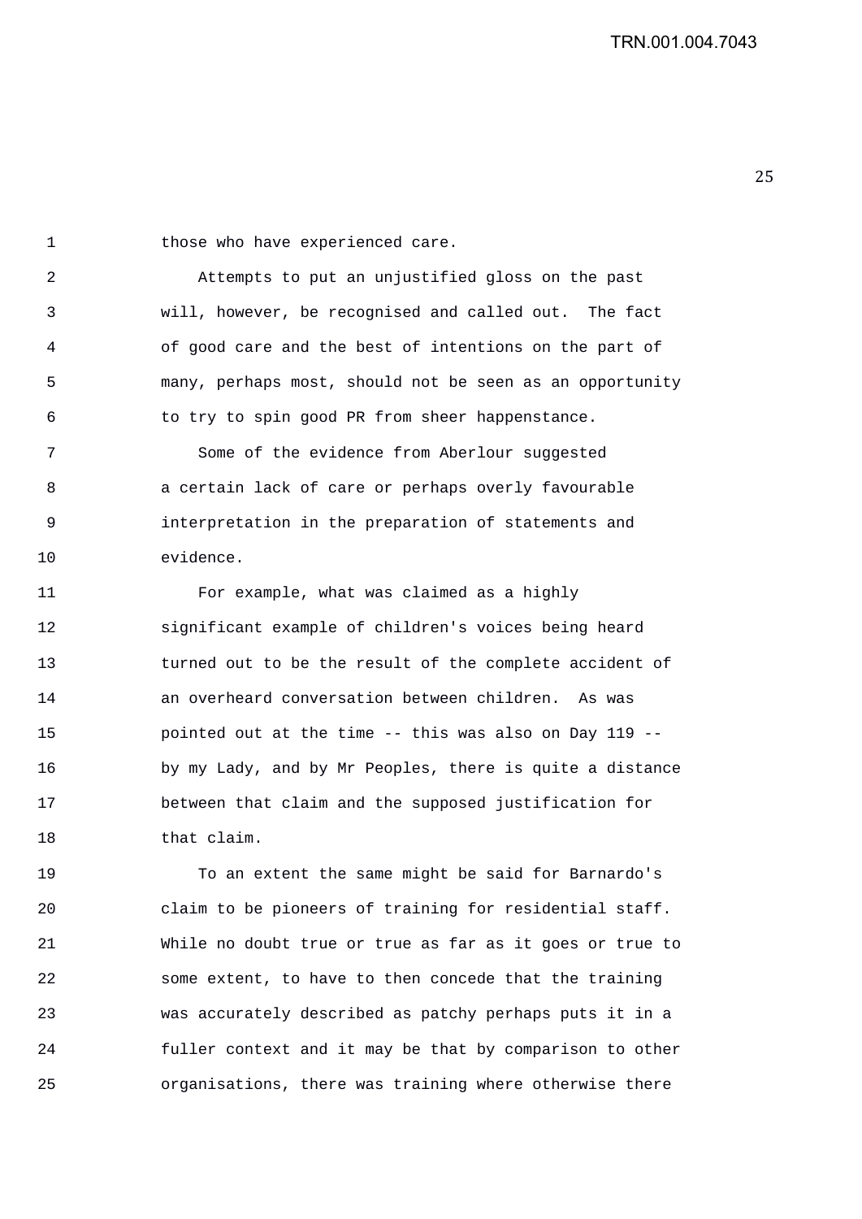those who have experienced care.

Attempts to put an unjustified gloss on the past will, however, be recognised and called out. The fact of good care and the best of intentions on the part of many, perhaps most, should not be seen as an opportunity to try to spin good PR from sheer happenstance.

Some of the evidence from Aberlour suggested a certain lack of care or perhaps overly favourable interpretation in the preparation of statements and evidence.

For example, what was claimed as a highly significant example of children's voices being heard turned out to be the result of the complete accident of an overheard conversation between children. As was pointed out at the time -- this was also on Day 119 -- by my Lady, and by Mr Peoples, there is quite a distance between that claim and the supposed justification for that claim.

To an extent the same might be said for Barnardo's claim to be pioneers of training for residential staff. While no doubt true or true as far as it goes or true to some extent, to have to then concede that the training was accurately described as patchy perhaps puts it in a fuller context and it may be that by comparison to other organisations, there was training where otherwise there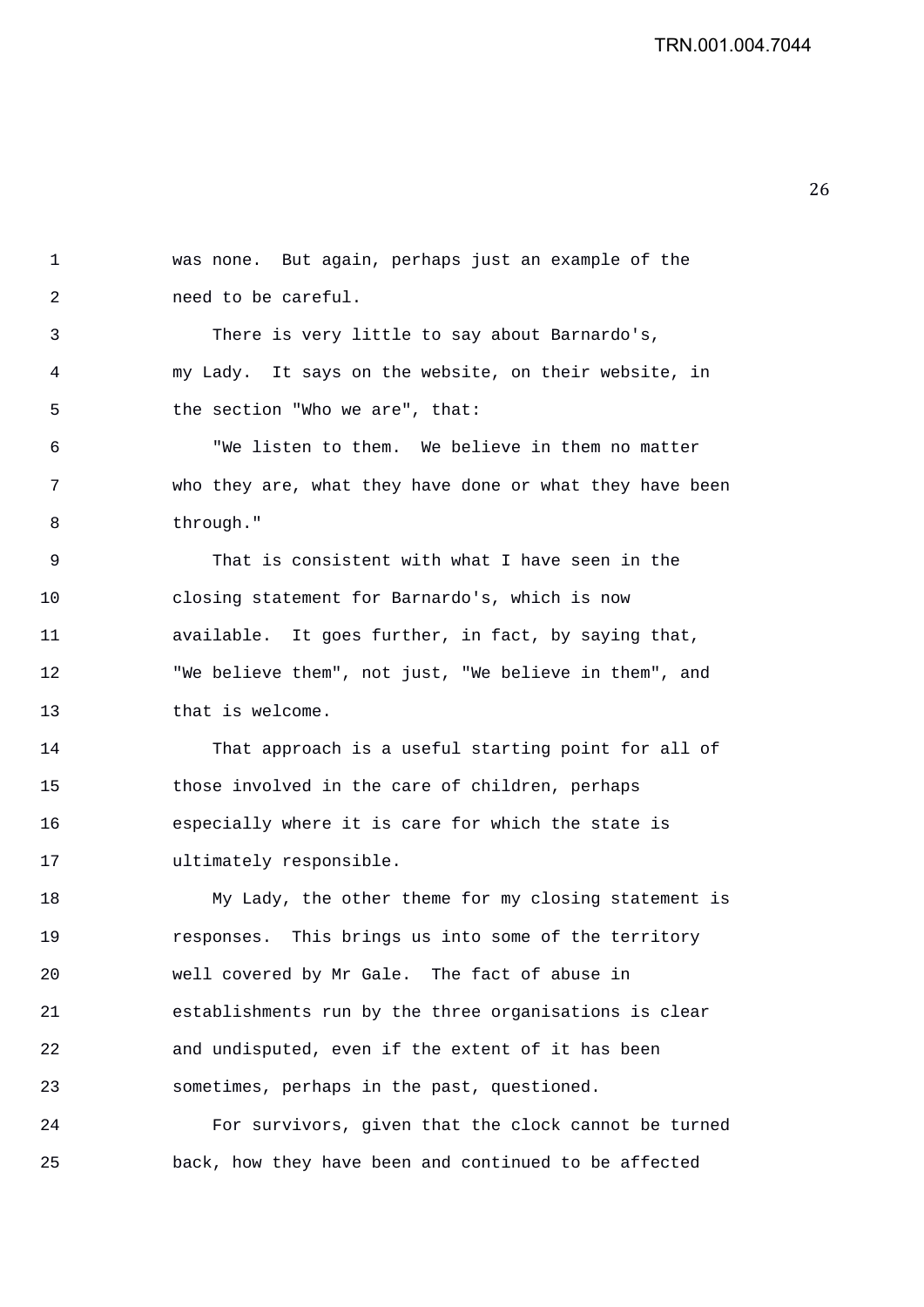was none. But again, perhaps just an example of the need to be careful.

There is very little to say about Barnardo's, my Lady. It says on the website, on their website, in the section "Who we are", that:

"We listen to them. We believe in them no matter who they are, what they have done or what they have been through."

That is consistent with what I have seen in the closing statement for Barnardo's, which is now available. It goes further, in fact, by saying that, "We believe them", not just, "We believe in them", and that is welcome.

That approach is a useful starting point for all of those involved in the care of children, perhaps especially where it is care for which the state is ultimately responsible.

My Lady, the other theme for my closing statement is responses. This brings us into some of the territory well covered by Mr Gale. The fact of abuse in establishments run by the three organisations is clear and undisputed, even if the extent of it has been sometimes, perhaps in the past, questioned.

For survivors, given that the clock cannot be turned back, how they have been and continued to be affected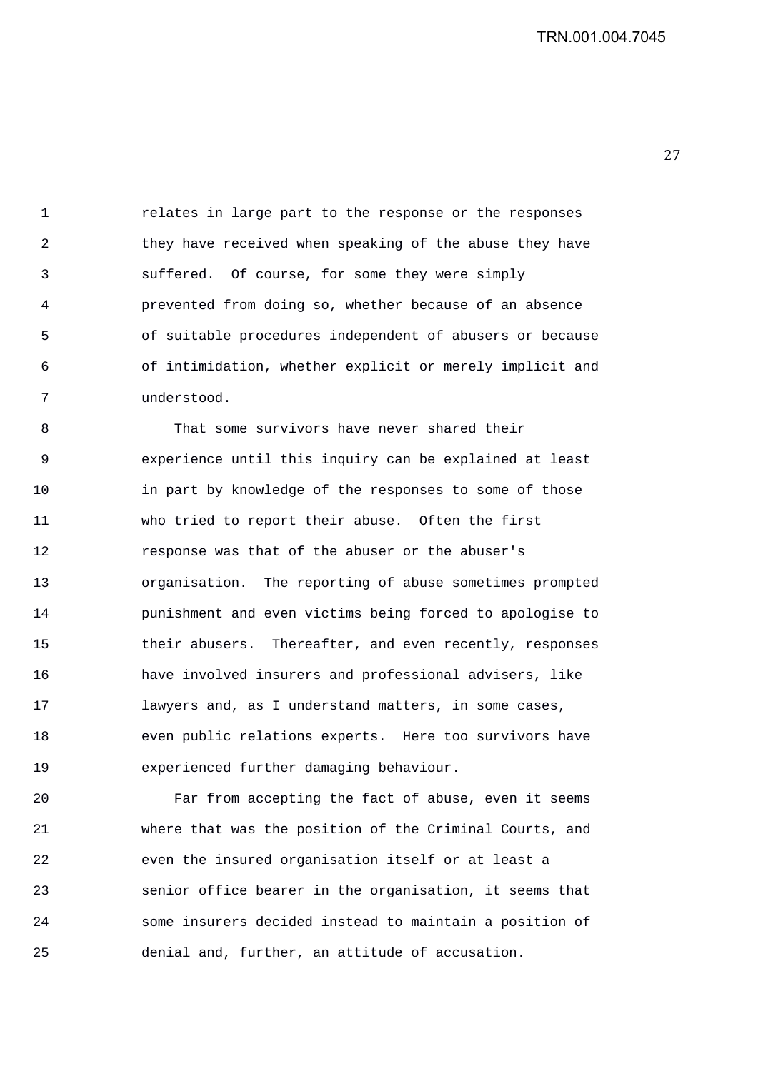relates in large part to the response or the responses they have received when speaking of the abuse they have suffered. Of course, for some they were simply prevented from doing so, whether because of an absence of suitable procedures independent of abusers or because of intimidation, whether explicit or merely implicit and understood.

That some survivors have never shared their experience until this inquiry can be explained at least in part by knowledge of the responses to some of those who tried to report their abuse. Often the first response was that of the abuser or the abuser's organisation. The reporting of abuse sometimes prompted punishment and even victims being forced to apologise to their abusers. Thereafter, and even recently, responses have involved insurers and professional advisers, like lawyers and, as I understand matters, in some cases, even public relations experts. Here too survivors have experienced further damaging behaviour.

Far from accepting the fact of abuse, even it seems where that was the position of the Criminal Courts, and even the insured organisation itself or at least a senior office bearer in the organisation, it seems that some insurers decided instead to maintain a position of denial and, further, an attitude of accusation.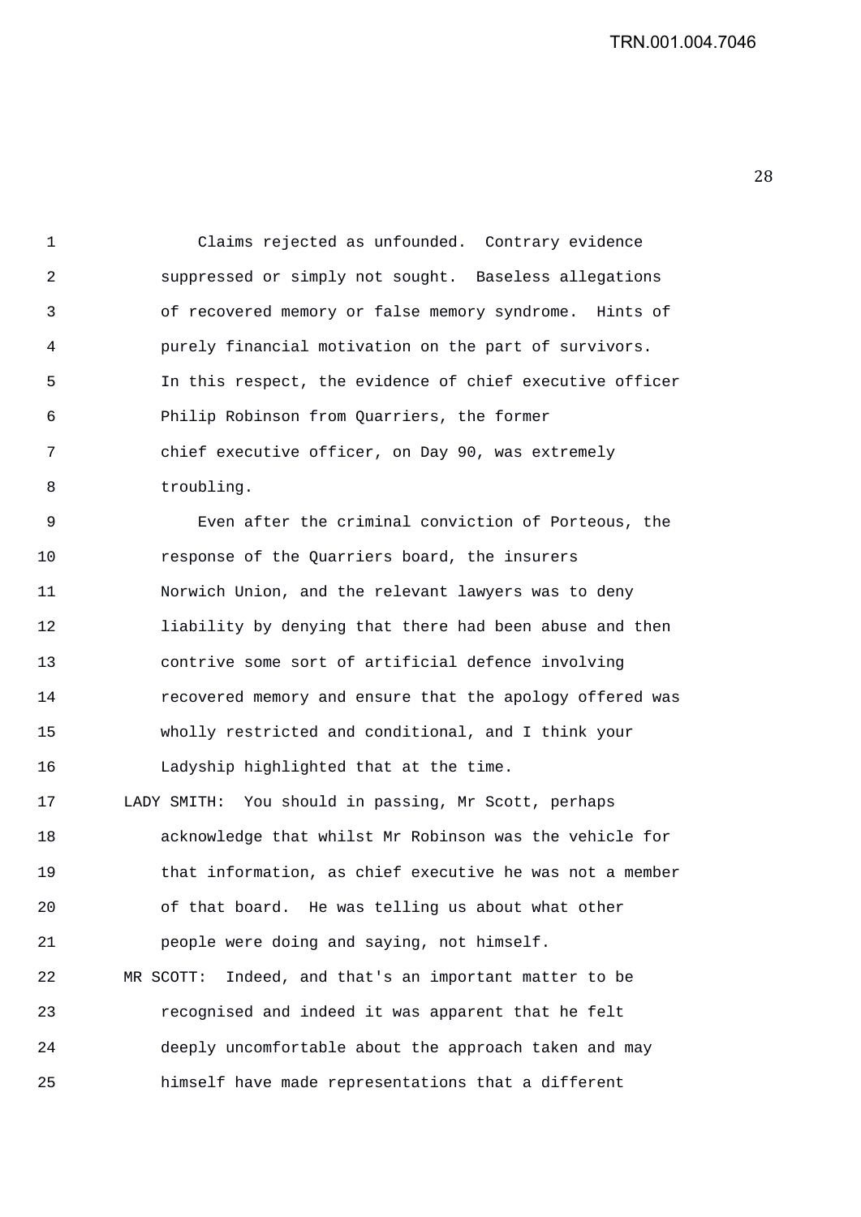Claims rejected as unfounded. Contrary evidence suppressed or simply not sought. Baseless allegations of recovered memory or false memory syndrome. Hints of purely financial motivation on the part of survivors. In this respect, the evidence of chief executive officer Philip Robinson from Quarriers, the former chief executive officer, on Day 90, was extremely troubling.

Even after the criminal conviction of Porteous, the response of the Quarriers board, the insurers Norwich Union, and the relevant lawyers was to deny liability by denying that there had been abuse and then contrive some sort of artificial defence involving recovered memory and ensure that the apology offered was wholly restricted and conditional, and I think your Ladyship highlighted that at the time.

LADY SMITH: You should in passing, Mr Scott, perhaps acknowledge that whilst Mr Robinson was the vehicle for that information, as chief executive he was not a member of that board. He was telling us about what other people were doing and saying, not himself.

MR SCOTT: Indeed, and that's an important matter to be recognised and indeed it was apparent that he felt deeply uncomfortable about the approach taken and may himself have made representations that a different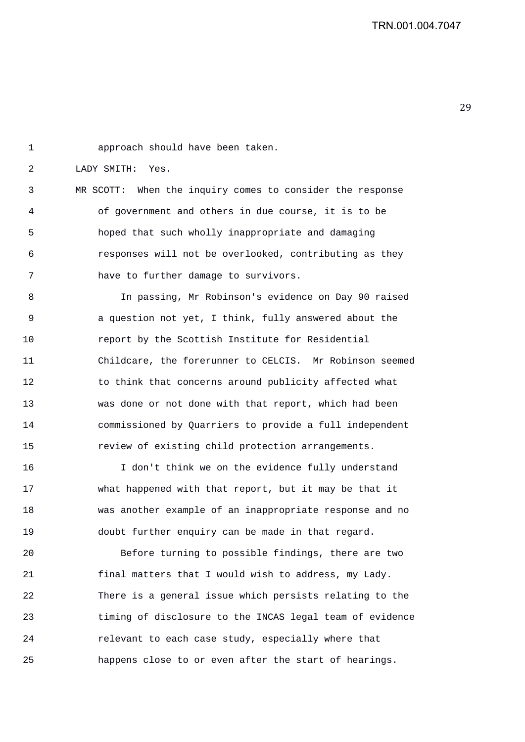approach should have been taken.

LADY SMITH: Yes.

MR SCOTT: When the inquiry comes to consider the response of government and others in due course, it is to be hoped that such wholly inappropriate and damaging responses will not be overlooked, contributing as they have to further damage to survivors.

In passing, Mr Robinson's evidence on Day 90 raised a question not yet, I think, fully answered about the report by the Scottish Institute for Residential Childcare, the forerunner to CELCIS. Mr Robinson seemed to think that concerns around publicity affected what was done or not done with that report, which had been commissioned by Quarriers to provide a full independent review of existing child protection arrangements.

I don't think we on the evidence fully understand what happened with that report, but it may be that it was another example of an inappropriate response and no doubt further enquiry can be made in that regard.

Before turning to possible findings, there are two final matters that I would wish to address, my Lady. There is a general issue which persists relating to the timing of disclosure to the INCAS legal team of evidence relevant to each case study, especially where that happens close to or even after the start of hearings.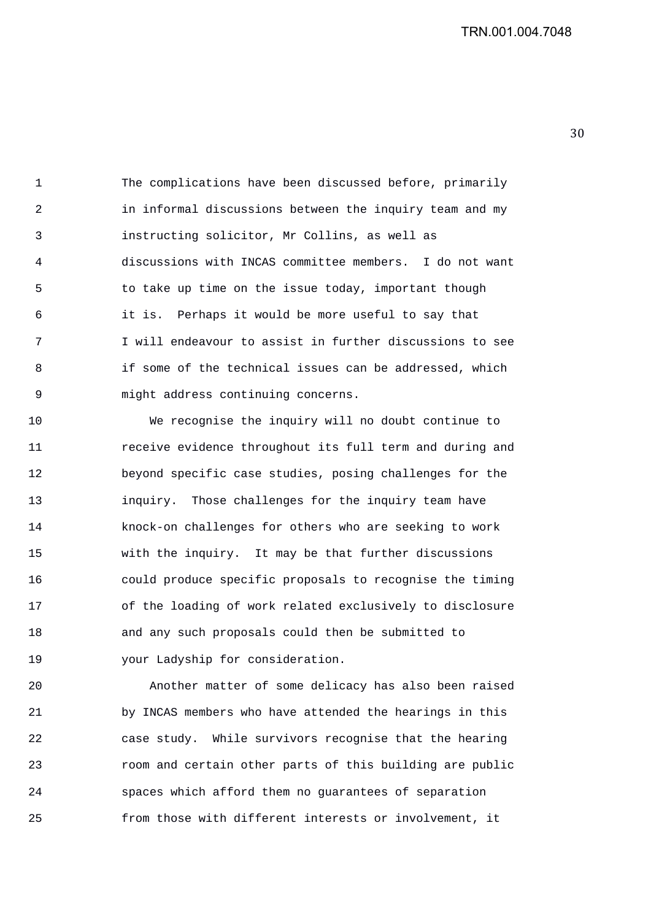The complications have been discussed before, primarily in informal discussions between the inquiry team and my instructing solicitor, Mr Collins, as well as discussions with INCAS committee members. I do not want to take up time on the issue today, important though it is. Perhaps it would be more useful to say that I will endeavour to assist in further discussions to see if some of the technical issues can be addressed, which might address continuing concerns.

We recognise the inquiry will no doubt continue to receive evidence throughout its full term and during and beyond specific case studies, posing challenges for the inquiry. Those challenges for the inquiry team have knock-on challenges for others who are seeking to work with the inquiry. It may be that further discussions could produce specific proposals to recognise the timing of the loading of work related exclusively to disclosure and any such proposals could then be submitted to your Ladyship for consideration.

Another matter of some delicacy has also been raised by INCAS members who have attended the hearings in this case study. While survivors recognise that the hearing room and certain other parts of this building are public spaces which afford them no guarantees of separation from those with different interests or involvement, it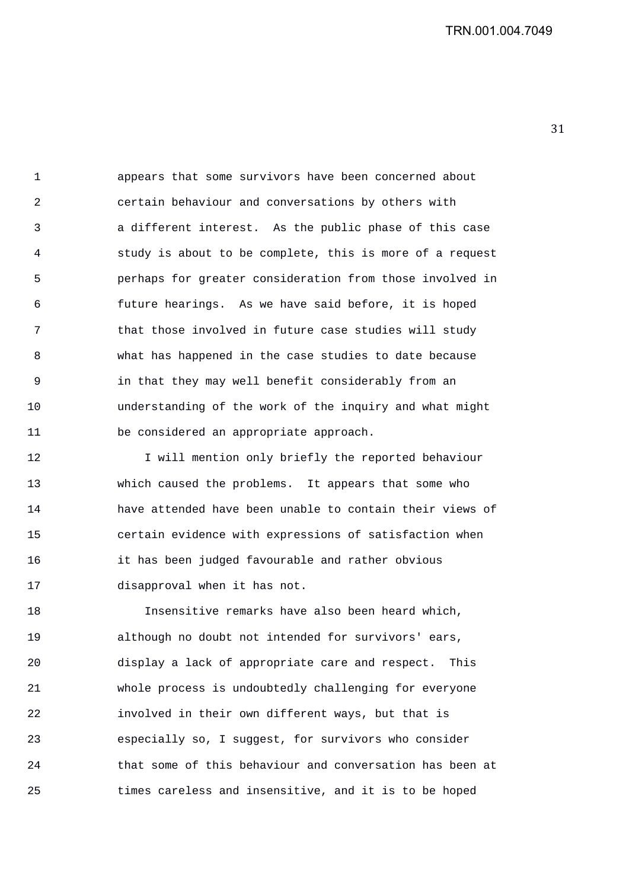appears that some survivors have been concerned about certain behaviour and conversations by others with a different interest. As the public phase of this case study is about to be complete, this is more of a request perhaps for greater consideration from those involved in future hearings. As we have said before, it is hoped that those involved in future case studies will study what has happened in the case studies to date because in that they may well benefit considerably from an understanding of the work of the inquiry and what might be considered an appropriate approach.

I will mention only briefly the reported behaviour which caused the problems. It appears that some who have attended have been unable to contain their views of certain evidence with expressions of satisfaction when it has been judged favourable and rather obvious disapproval when it has not.

Insensitive remarks have also been heard which, although no doubt not intended for survivors' ears, display a lack of appropriate care and respect. This whole process is undoubtedly challenging for everyone involved in their own different ways, but that is especially so, I suggest, for survivors who consider that some of this behaviour and conversation has been at times careless and insensitive, and it is to be hoped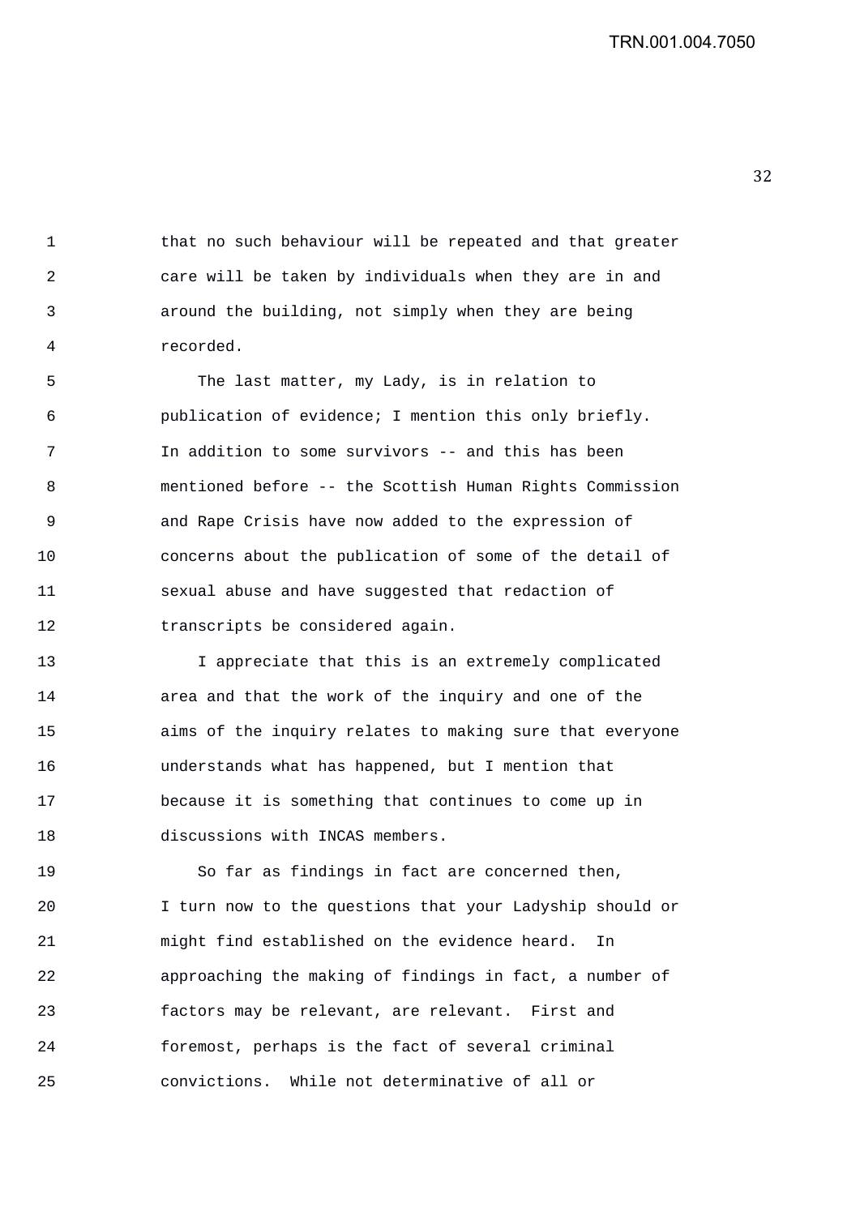that no such behaviour will be repeated and that greater care will be taken by individuals when they are in and around the building, not simply when they are being recorded.

The last matter, my Lady, is in relation to publication of evidence; I mention this only briefly. In addition to some survivors -- and this has been mentioned before -- the Scottish Human Rights Commission and Rape Crisis have now added to the expression of concerns about the publication of some of the detail of sexual abuse and have suggested that redaction of transcripts be considered again.

I appreciate that this is an extremely complicated area and that the work of the inquiry and one of the aims of the inquiry relates to making sure that everyone understands what has happened, but I mention that because it is something that continues to come up in discussions with INCAS members.

So far as findings in fact are concerned then, I turn now to the questions that your Ladyship should or might find established on the evidence heard. In approaching the making of findings in fact, a number of factors may be relevant, are relevant. First and foremost, perhaps is the fact of several criminal convictions. While not determinative of all or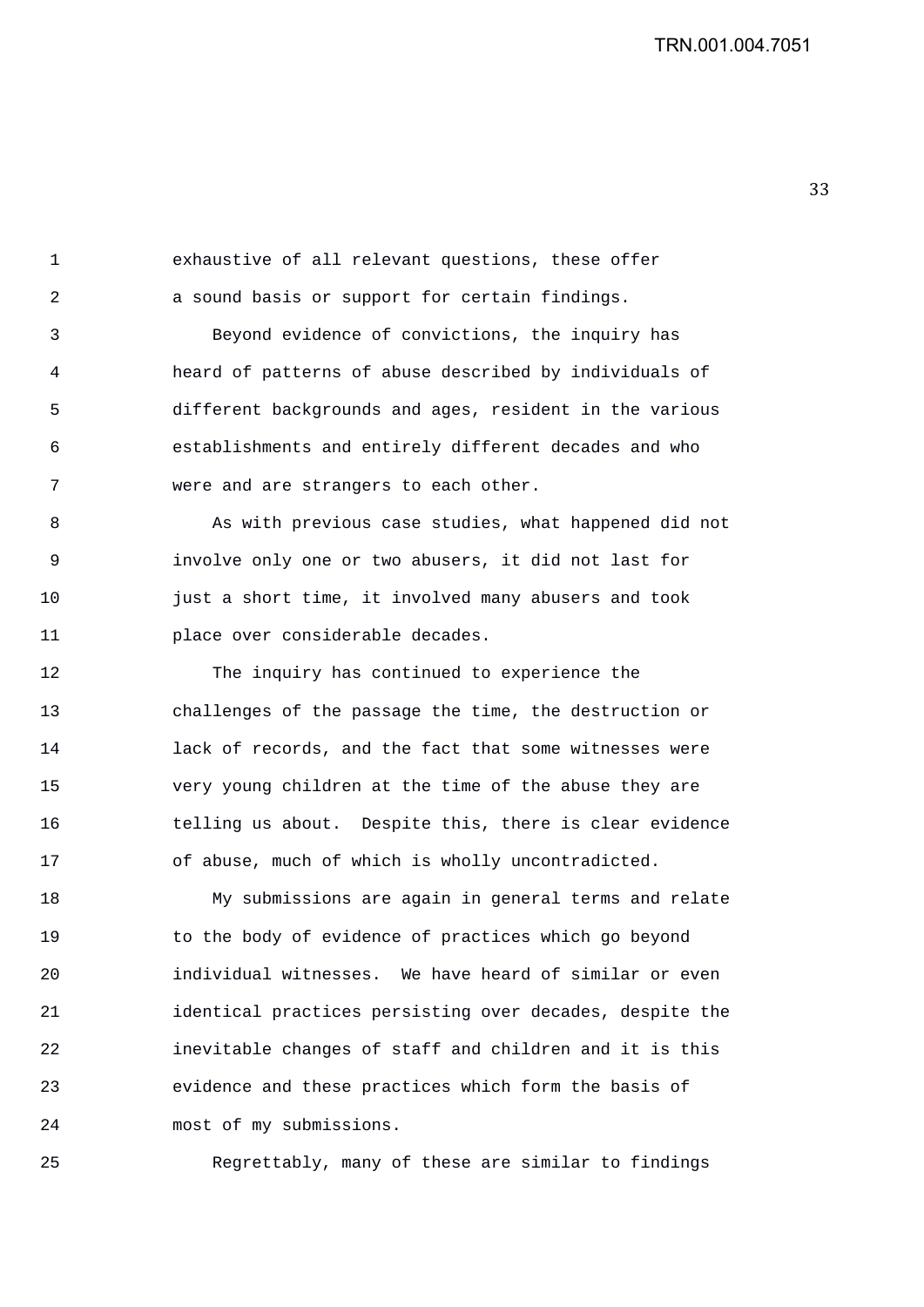exhaustive of all relevant questions, these offer a sound basis or support for certain findings.

Beyond evidence of convictions, the inquiry has heard of patterns of abuse described by individuals of different backgrounds and ages, resident in the various establishments and entirely different decades and who were and are strangers to each other.

As with previous case studies, what happened did not involve only one or two abusers, it did not last for just a short time, it involved many abusers and took place over considerable decades.

The inquiry has continued to experience the challenges of the passage the time, the destruction or lack of records, and the fact that some witnesses were very young children at the time of the abuse they are telling us about. Despite this, there is clear evidence of abuse, much of which is wholly uncontradicted.

My submissions are again in general terms and relate to the body of evidence of practices which go beyond individual witnesses. We have heard of similar or even identical practices persisting over decades, despite the inevitable changes of staff and children and it is this evidence and these practices which form the basis of most of my submissions.

Regrettably, many of these are similar to findings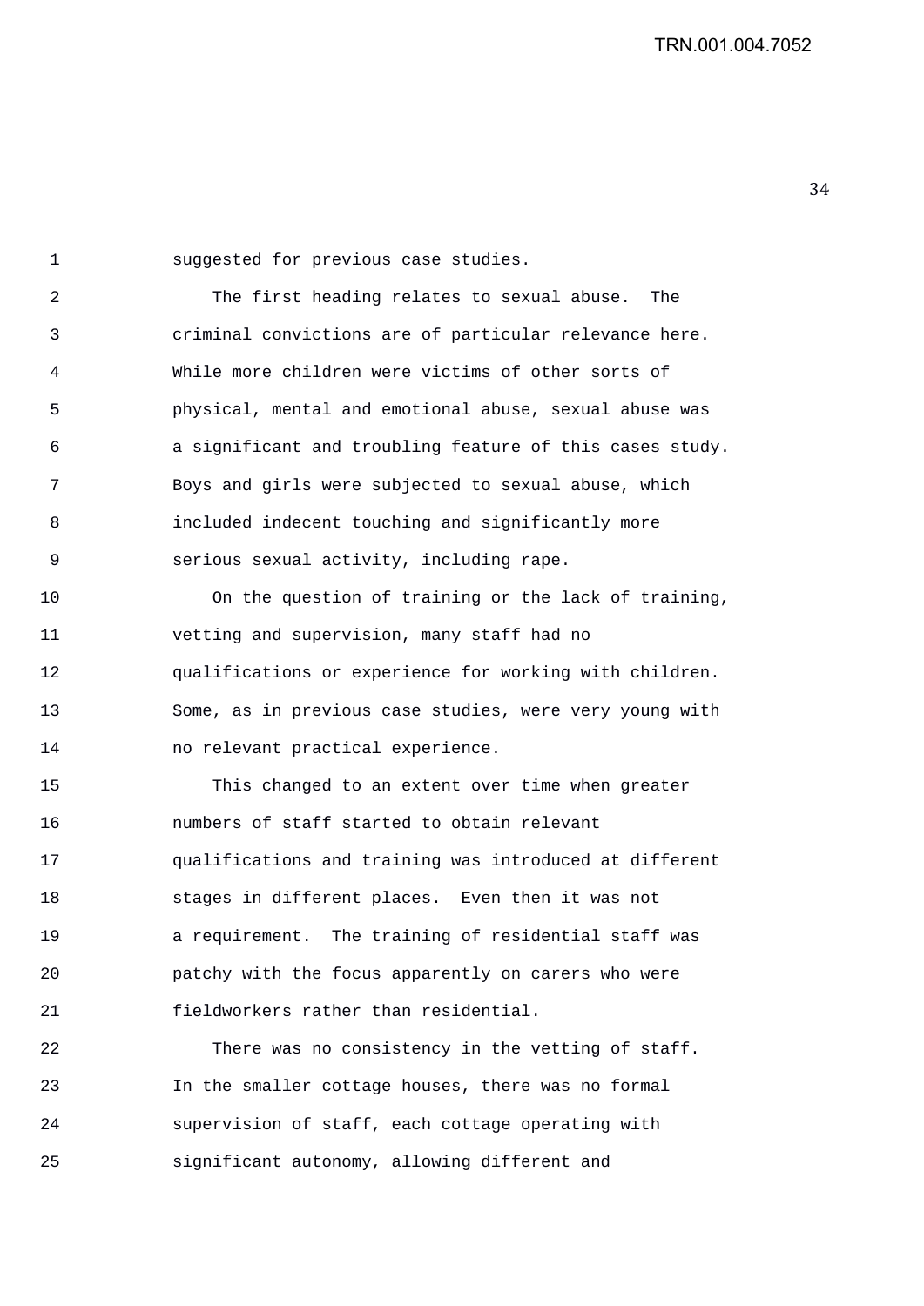suggested for previous case studies.

The first heading relates to sexual abuse. The criminal convictions are of particular relevance here. While more children were victims of other sorts of physical, mental and emotional abuse, sexual abuse was a significant and troubling feature of this cases study. Boys and girls were subjected to sexual abuse, which included indecent touching and significantly more serious sexual activity, including rape.

On the question of training or the lack of training, vetting and supervision, many staff had no qualifications or experience for working with children. Some, as in previous case studies, were very young with no relevant practical experience.

This changed to an extent over time when greater numbers of staff started to obtain relevant qualifications and training was introduced at different stages in different places. Even then it was not a requirement. The training of residential staff was patchy with the focus apparently on carers who were fieldworkers rather than residential.

There was no consistency in the vetting of staff. In the smaller cottage houses, there was no formal supervision of staff, each cottage operating with significant autonomy, allowing different and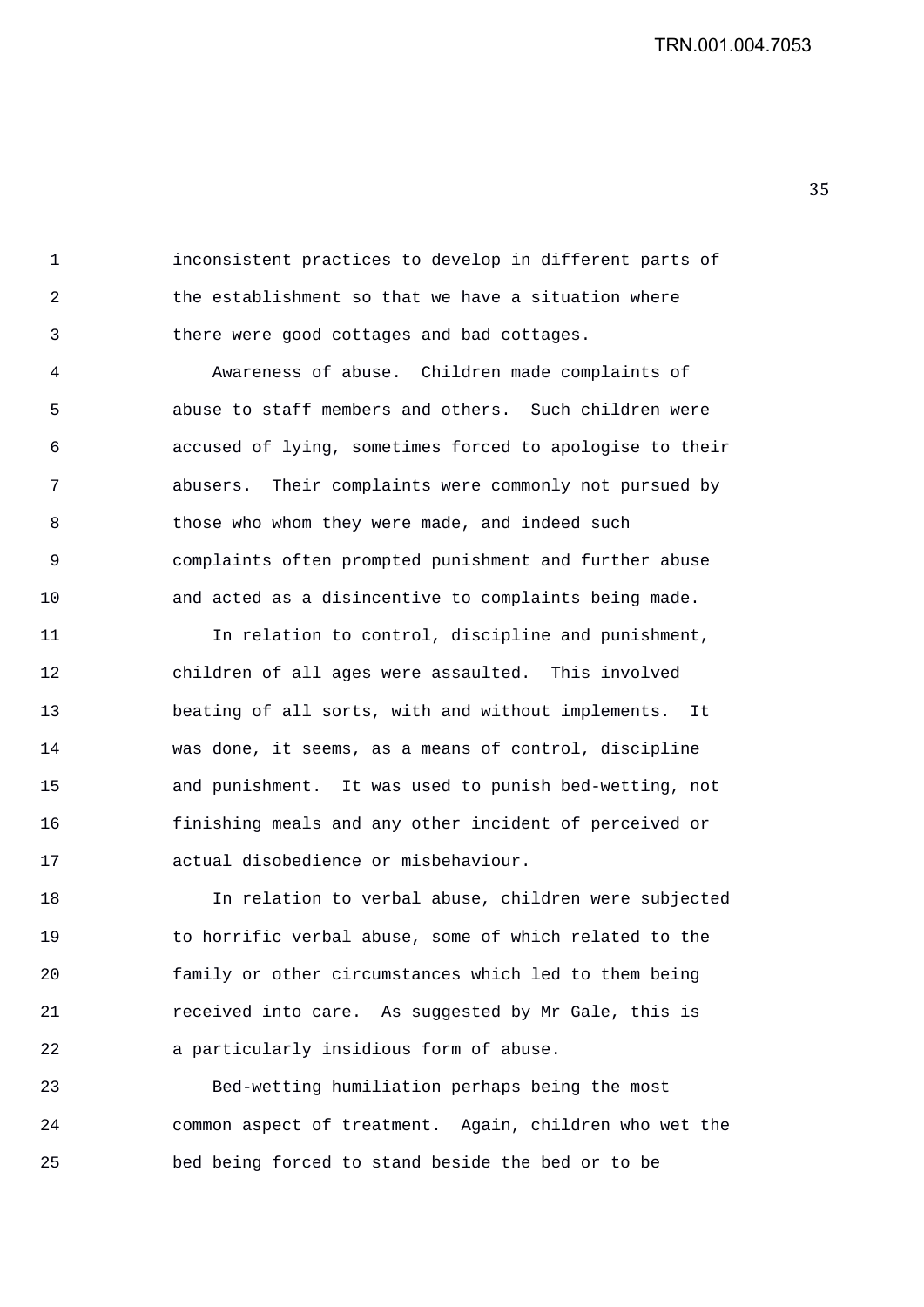inconsistent practices to develop in different parts of the establishment so that we have a situation where there were good cottages and bad cottages.

Awareness of abuse. Children made complaints of abuse to staff members and others. Such children were accused of lying, sometimes forced to apologise to their abusers. Their complaints were commonly not pursued by those who whom they were made, and indeed such complaints often prompted punishment and further abuse and acted as a disincentive to complaints being made.

In relation to control, discipline and punishment, children of all ages were assaulted. This involved beating of all sorts, with and without implements. It was done, it seems, as a means of control, discipline and punishment. It was used to punish bed-wetting, not finishing meals and any other incident of perceived or actual disobedience or misbehaviour.

In relation to verbal abuse, children were subjected to horrific verbal abuse, some of which related to the family or other circumstances which led to them being received into care. As suggested by Mr Gale, this is a particularly insidious form of abuse.

Bed-wetting humiliation perhaps being the most common aspect of treatment. Again, children who wet the bed being forced to stand beside the bed or to be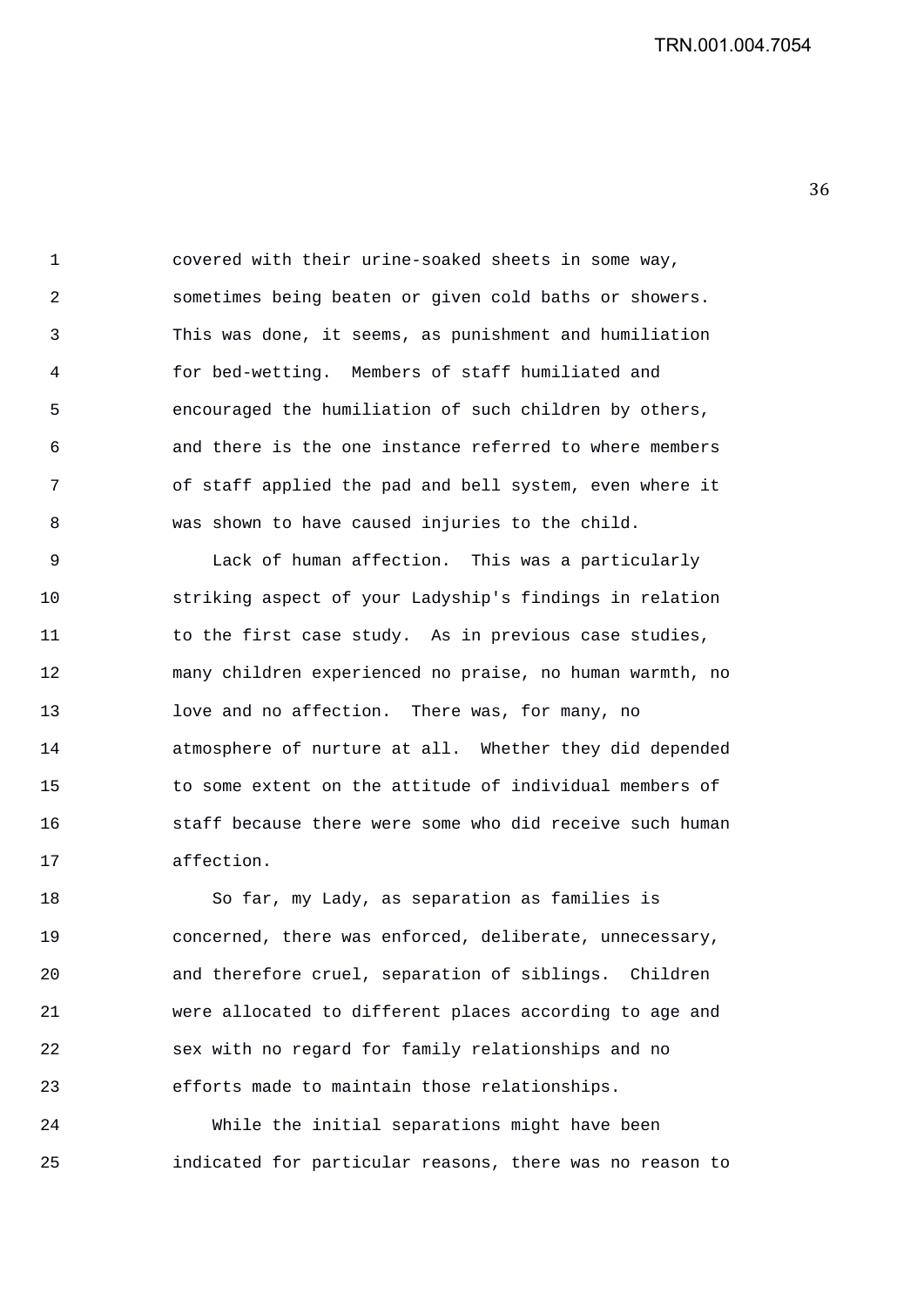covered with their urine-soaked sheets in some way, sometimes being beaten or given cold baths or showers. This was done, it seems, as punishment and humiliation for bed-wetting. Members of staff humiliated and encouraged the humiliation of such children by others, and there is the one instance referred to where members of staff applied the pad and bell system, even where it was shown to have caused injuries to the child.

Lack of human affection. This was a particularly striking aspect of your Ladyship's findings in relation to the first case study. As in previous case studies, many children experienced no praise, no human warmth, no love and no affection. There was, for many, no atmosphere of nurture at all. Whether they did depended to some extent on the attitude of individual members of staff because there were some who did receive such human affection.

So far, my Lady, as separation as families is concerned, there was enforced, deliberate, unnecessary, and therefore cruel, separation of siblings. Children were allocated to different places according to age and sex with no regard for family relationships and no efforts made to maintain those relationships.

While the initial separations might have been indicated for particular reasons, there was no reason to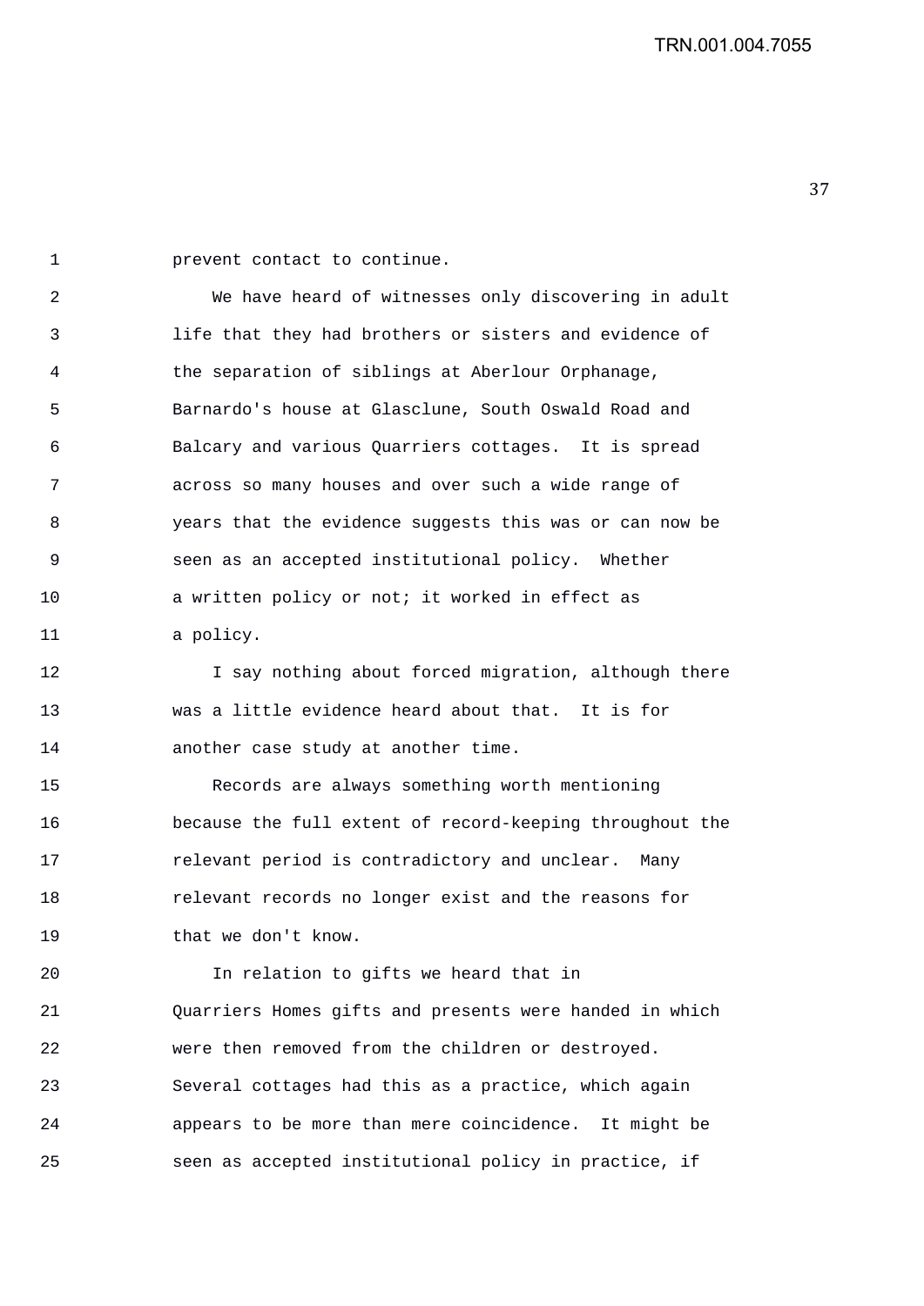prevent contact to continue.

We have heard of witnesses only discovering in adult life that they had brothers or sisters and evidence of the separation of siblings at Aberlour Orphanage, Barnardo's house at Glasclune, South Oswald Road and Balcary and various Quarriers cottages. It is spread across so many houses and over such a wide range of years that the evidence suggests this was or can now be seen as an accepted institutional policy. Whether a written policy or not; it worked in effect as a policy.

I say nothing about forced migration, although there was a little evidence heard about that. It is for another case study at another time.

Records are always something worth mentioning because the full extent of record-keeping throughout the relevant period is contradictory and unclear. Many relevant records no longer exist and the reasons for that we don't know.

In relation to gifts we heard that in Quarriers Homes gifts and presents were handed in which were then removed from the children or destroyed. Several cottages had this as a practice, which again appears to be more than mere coincidence. It might be seen as accepted institutional policy in practice, if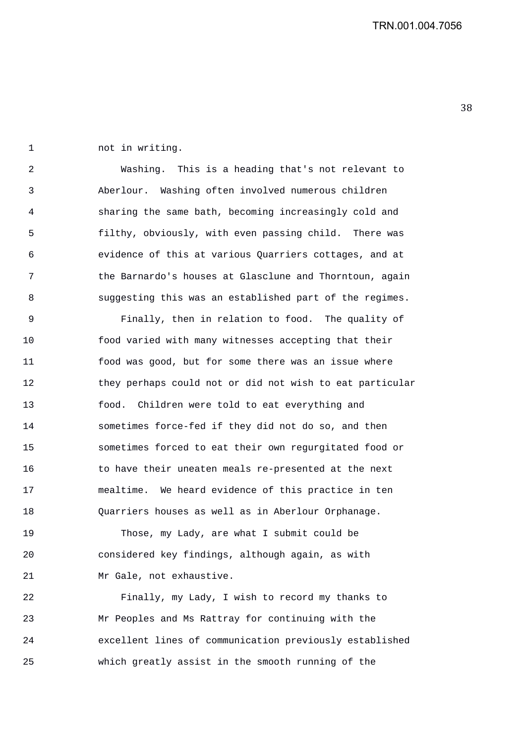not in writing.

Washing. This is a heading that's not relevant to Aberlour. Washing often involved numerous children sharing the same bath, becoming increasingly cold and filthy, obviously, with even passing child. There was evidence of this at various Quarriers cottages, and at the Barnardo's houses at Glasclune and Thorntoun, again suggesting this was an established part of the regimes.

Finally, then in relation to food. The quality of food varied with many witnesses accepting that their food was good, but for some there was an issue where they perhaps could not or did not wish to eat particular food. Children were told to eat everything and sometimes force-fed if they did not do so, and then sometimes forced to eat their own regurgitated food or to have their uneaten meals re-presented at the next mealtime. We heard evidence of this practice in ten Quarriers houses as well as in Aberlour Orphanage.

Those, my Lady, are what I submit could be considered key findings, although again, as with Mr Gale, not exhaustive.

Finally, my Lady, I wish to record my thanks to Mr Peoples and Ms Rattray for continuing with the excellent lines of communication previously established which greatly assist in the smooth running of the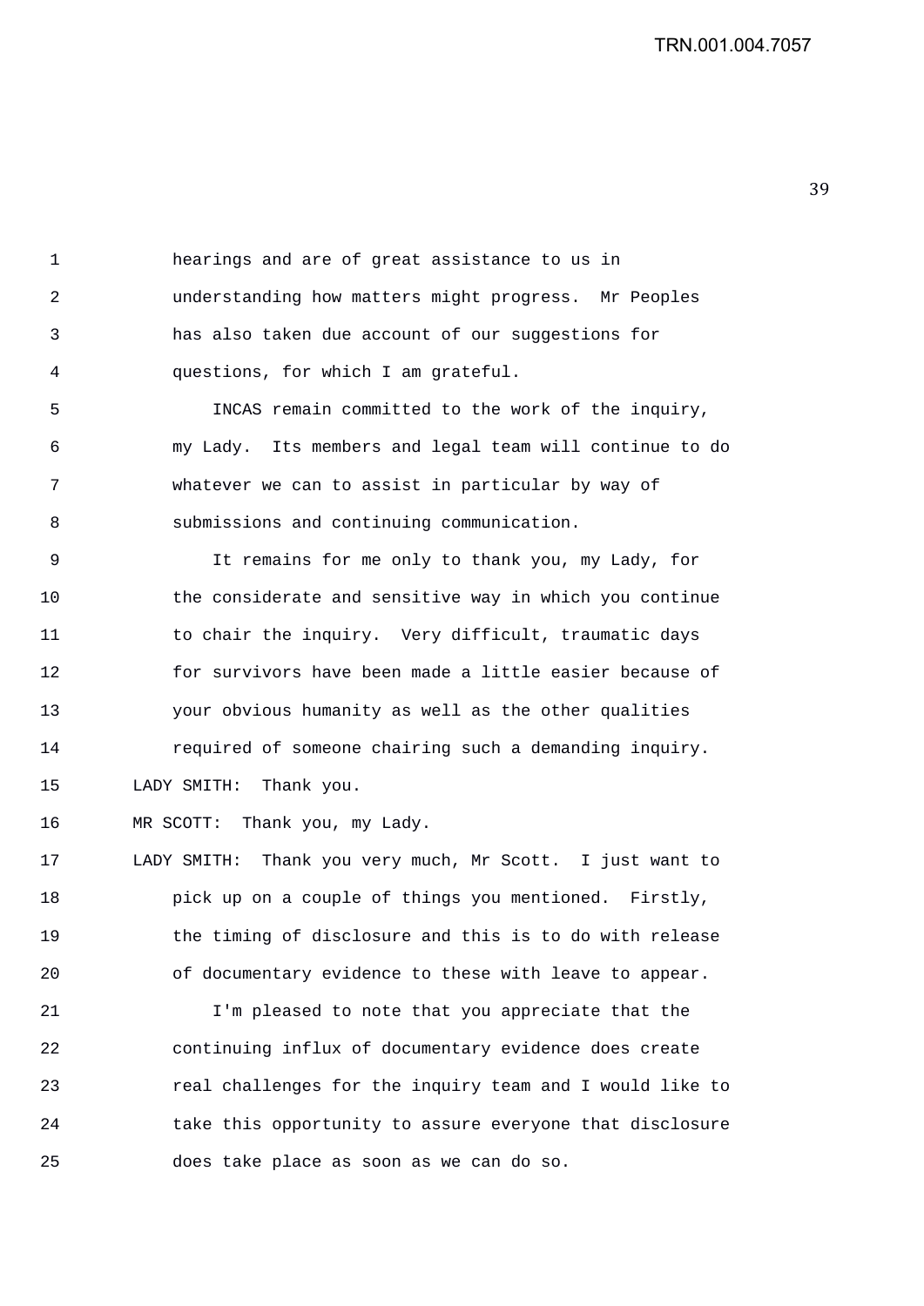hearings and are of great assistance to us in understanding how matters might progress. Mr Peoples has also taken due account of our suggestions for questions, for which I am grateful.

INCAS remain committed to the work of the inquiry, my Lady. Its members and legal team will continue to do whatever we can to assist in particular by way of submissions and continuing communication.

It remains for me only to thank you, my Lady, for the considerate and sensitive way in which you continue to chair the inquiry. Very difficult, traumatic days for survivors have been made a little easier because of your obvious humanity as well as the other qualities required of someone chairing such a demanding inquiry.

LADY SMITH: Thank you.

MR SCOTT: Thank you, my Lady.

LADY SMITH: Thank you very much, Mr Scott. I just want to pick up on a couple of things you mentioned. Firstly, the timing of disclosure and this is to do with release of documentary evidence to these with leave to appear.

I'm pleased to note that you appreciate that the continuing influx of documentary evidence does create real challenges for the inquiry team and I would like to take this opportunity to assure everyone that disclosure does take place as soon as we can do so.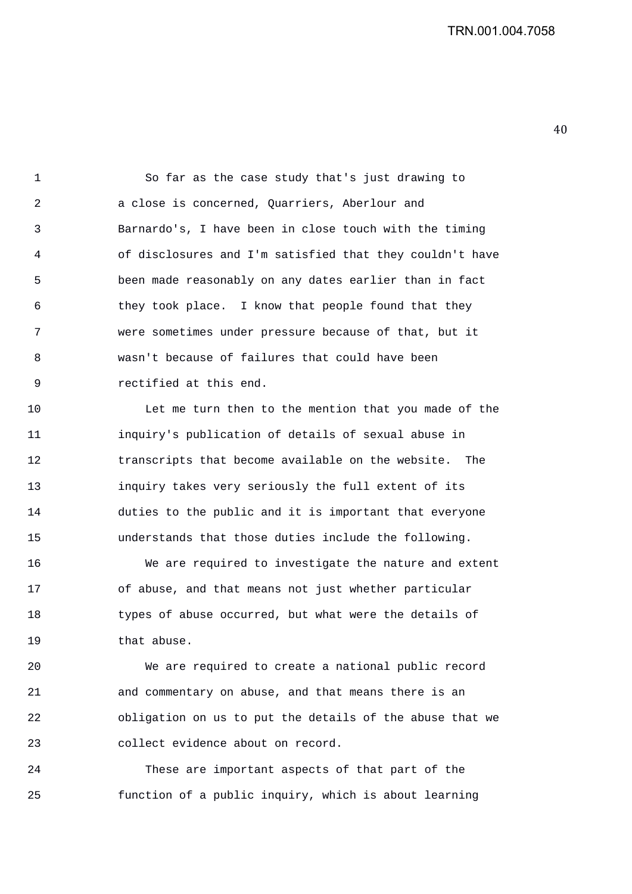So far as the case study that's just drawing to a close is concerned, Quarriers, Aberlour and Barnardo's, I have been in close touch with the timing of disclosures and I'm satisfied that they couldn't have been made reasonably on any dates earlier than in fact they took place. I know that people found that they were sometimes under pressure because of that, but it wasn't because of failures that could have been rectified at this end.

Let me turn then to the mention that you made of the inquiry's publication of details of sexual abuse in transcripts that become available on the website. The inquiry takes very seriously the full extent of its duties to the public and it is important that everyone understands that those duties include the following.

We are required to investigate the nature and extent of abuse, and that means not just whether particular types of abuse occurred, but what were the details of that abuse.

We are required to create a national public record and commentary on abuse, and that means there is an obligation on us to put the details of the abuse that we collect evidence about on record.

These are important aspects of that part of the function of a public inquiry, which is about learning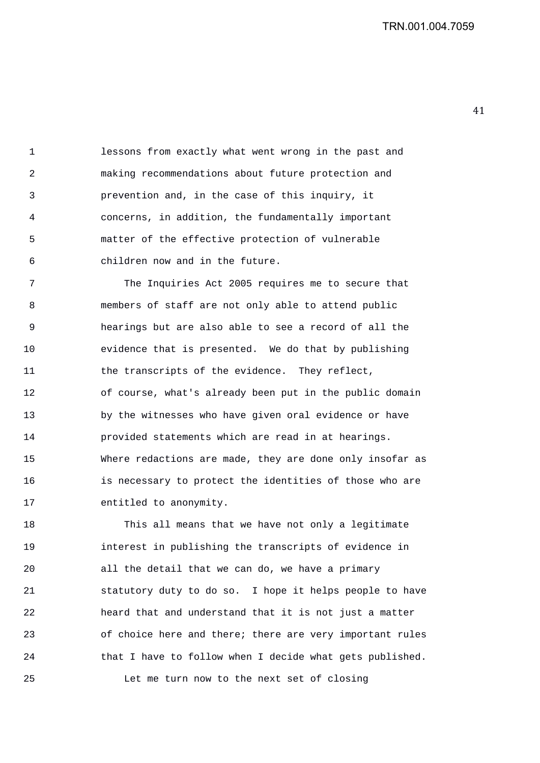lessons from exactly what went wrong in the past and making recommendations about future protection and prevention and, in the case of this inquiry, it concerns, in addition, the fundamentally important matter of the effective protection of vulnerable children now and in the future.

The Inquiries Act 2005 requires me to secure that members of staff are not only able to attend public hearings but are also able to see a record of all the evidence that is presented. We do that by publishing the transcripts of the evidence. They reflect, of course, what's already been put in the public domain by the witnesses who have given oral evidence or have provided statements which are read in at hearings. Where redactions are made, they are done only insofar as is necessary to protect the identities of those who are entitled to anonymity.

This all means that we have not only a legitimate interest in publishing the transcripts of evidence in all the detail that we can do, we have a primary statutory duty to do so. I hope it helps people to have heard that and understand that it is not just a matter of choice here and there; there are very important rules that I have to follow when I decide what gets published.

Let me turn now to the next set of closing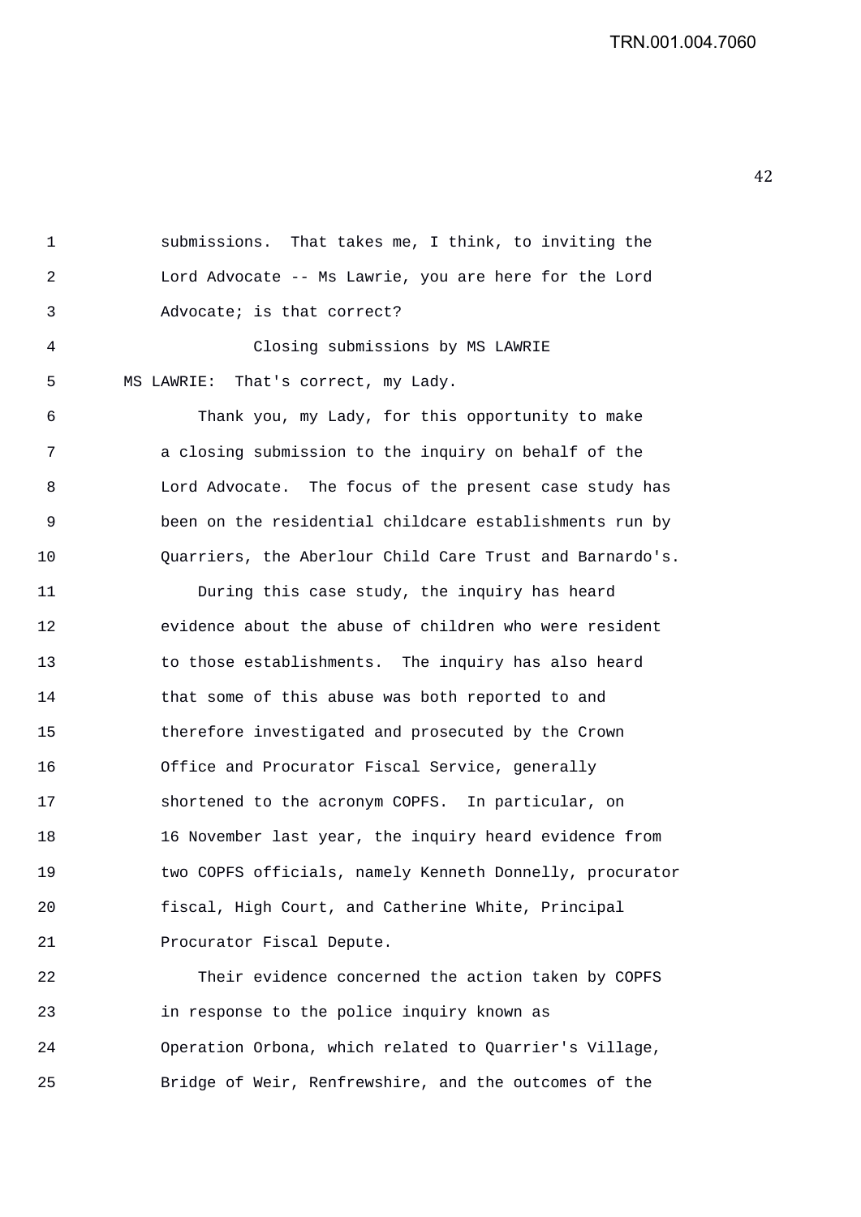submissions. That takes me, I think, to inviting the Lord Advocate -- Ms Lawrie, you are here for the Lord Advocate; is that correct?

Closing submissions by MS LAWRIE

MS LAWRIE: That's correct, my Lady.

Thank you, my Lady, for this opportunity to make a closing submission to the inquiry on behalf of the Lord Advocate. The focus of the present case study has been on the residential childcare establishments run by Quarriers, the Aberlour Child Care Trust and Barnardo's.

During this case study, the inquiry has heard evidence about the abuse of children who were resident to those establishments. The inquiry has also heard that some of this abuse was both reported to and therefore investigated and prosecuted by the Crown Office and Procurator Fiscal Service, generally shortened to the acronym COPFS. In particular, on 16 November last year, the inquiry heard evidence from two COPFS officials, namely Kenneth Donnelly, procurator fiscal, High Court, and Catherine White, Principal Procurator Fiscal Depute.

Their evidence concerned the action taken by COPFS in response to the police inquiry known as Operation Orbona, which related to Quarrier's Village, Bridge of Weir, Renfrewshire, and the outcomes of the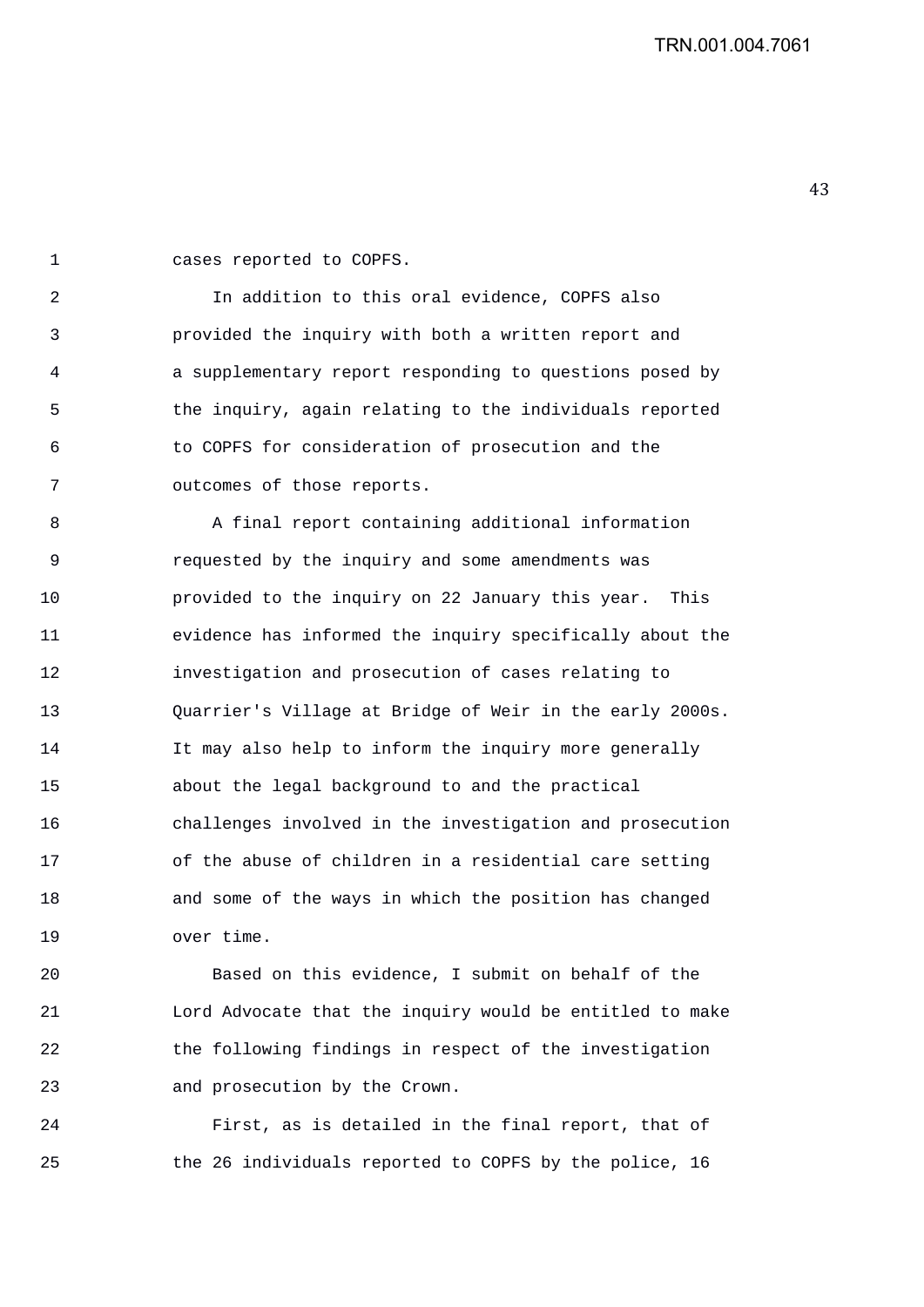cases reported to COPFS.

In addition to this oral evidence, COPFS also provided the inquiry with both a written report and a supplementary report responding to questions posed by the inquiry, again relating to the individuals reported to COPFS for consideration of prosecution and the outcomes of those reports.

A final report containing additional information requested by the inquiry and some amendments was provided to the inquiry on 22 January this year. This evidence has informed the inquiry specifically about the investigation and prosecution of cases relating to Quarrier's Village at Bridge of Weir in the early 2000s. It may also help to inform the inquiry more generally about the legal background to and the practical challenges involved in the investigation and prosecution of the abuse of children in a residential care setting and some of the ways in which the position has changed over time.

Based on this evidence, I submit on behalf of the Lord Advocate that the inquiry would be entitled to make the following findings in respect of the investigation and prosecution by the Crown.

First, as is detailed in the final report, that of the 26 individuals reported to COPFS by the police, 16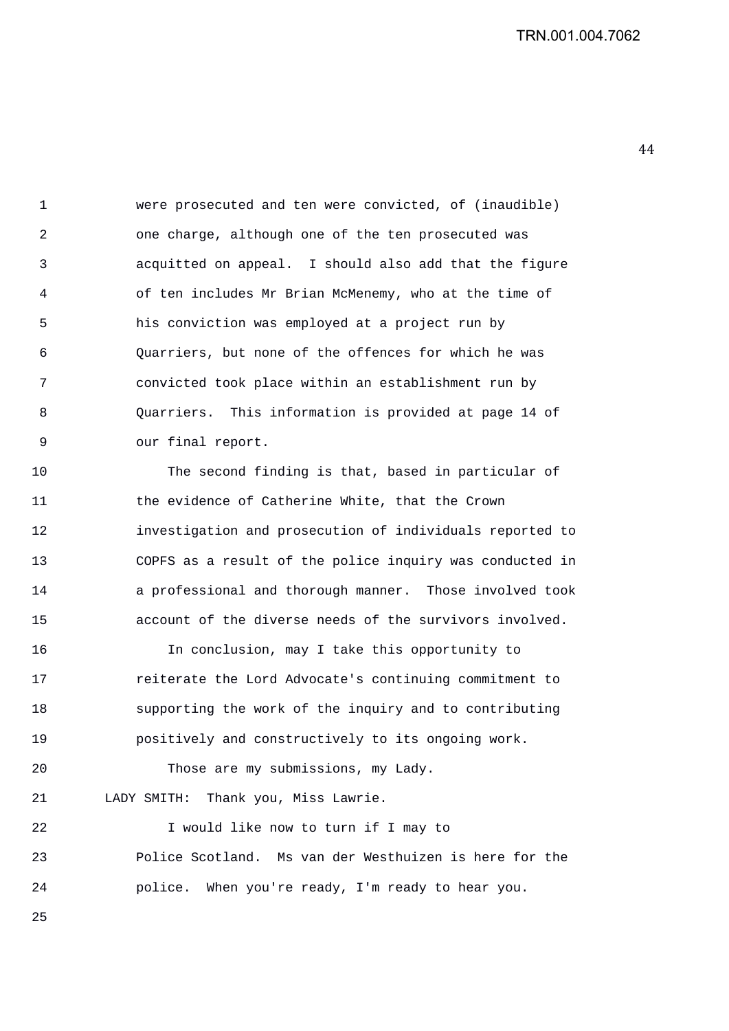were prosecuted and ten were convicted, of (inaudible) one charge, although one of the ten prosecuted was acquitted on appeal. I should also add that the figure of ten includes Mr Brian McMenemy, who at the time of his conviction was employed at a project run by Quarriers, but none of the offences for which he was convicted took place within an establishment run by Quarriers. This information is provided at page 14 of our final report.

The second finding is that, based in particular of the evidence of Catherine White, that the Crown investigation and prosecution of individuals reported to COPFS as a result of the police inquiry was conducted in a professional and thorough manner. Those involved took account of the diverse needs of the survivors involved.

In conclusion, may I take this opportunity to reiterate the Lord Advocate's continuing commitment to supporting the work of the inquiry and to contributing positively and constructively to its ongoing work.

Those are my submissions, my Lady.

LADY SMITH: Thank you, Miss Lawrie.

I would like now to turn if I may to Police Scotland. Ms van der Westhuizen is here for the police. When you're ready, I'm ready to hear you.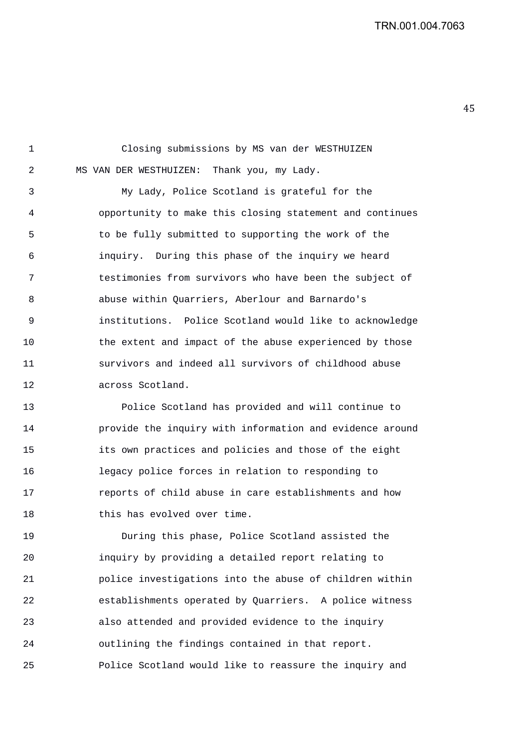Closing submissions by MS van der WESTHUIZEN

MS VAN DER WESTHUIZEN: Thank you, my Lady.

My Lady, Police Scotland is grateful for the opportunity to make this closing statement and continues to be fully submitted to supporting the work of the inquiry. During this phase of the inquiry we heard testimonies from survivors who have been the subject of abuse within Quarriers, Aberlour and Barnardo's institutions. Police Scotland would like to acknowledge the extent and impact of the abuse experienced by those survivors and indeed all survivors of childhood abuse across Scotland.

Police Scotland has provided and will continue to provide the inquiry with information and evidence around its own practices and policies and those of the eight legacy police forces in relation to responding to reports of child abuse in care establishments and how this has evolved over time.

During this phase, Police Scotland assisted the inquiry by providing a detailed report relating to police investigations into the abuse of children within establishments operated by Quarriers. A police witness also attended and provided evidence to the inquiry outlining the findings contained in that report. Police Scotland would like to reassure the inquiry and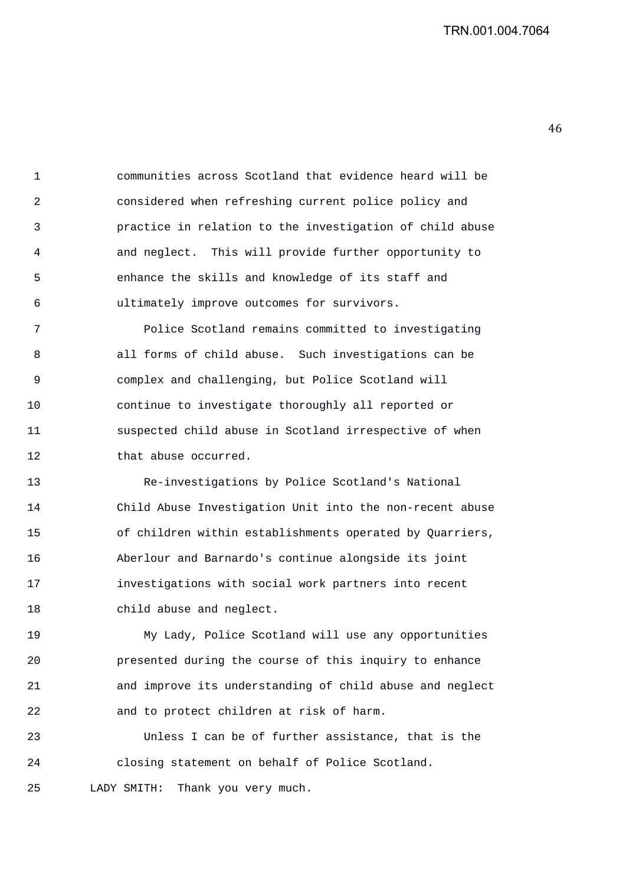communities across Scotland that evidence heard will be considered when refreshing current police policy and practice in relation to the investigation of child abuse and neglect. This will provide further opportunity to enhance the skills and knowledge of its staff and ultimately improve outcomes for survivors.

Police Scotland remains committed to investigating all forms of child abuse. Such investigations can be complex and challenging, but Police Scotland will continue to investigate thoroughly all reported or suspected child abuse in Scotland irrespective of when that abuse occurred.

Re-investigations by Police Scotland's National Child Abuse Investigation Unit into the non-recent abuse of children within establishments operated by Quarriers, Aberlour and Barnardo's continue alongside its joint investigations with social work partners into recent child abuse and neglect.

My Lady, Police Scotland will use any opportunities presented during the course of this inquiry to enhance and improve its understanding of child abuse and neglect and to protect children at risk of harm.

Unless I can be of further assistance, that is the closing statement on behalf of Police Scotland.

LADY SMITH: Thank you very much.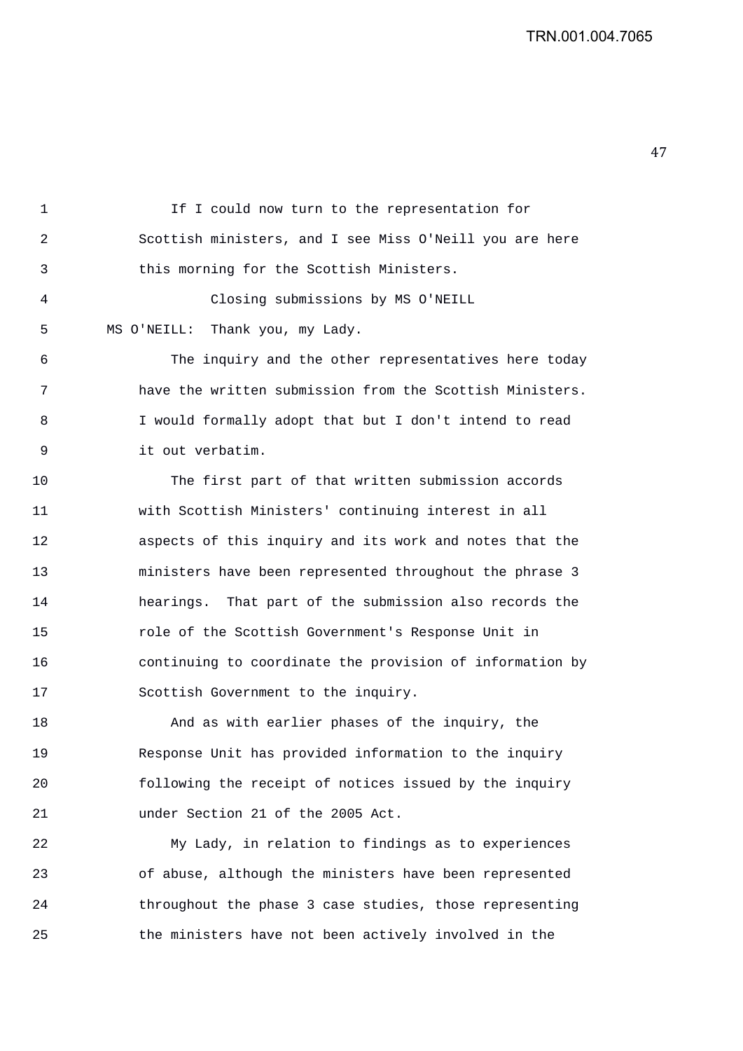If I could now turn to the representation for Scottish ministers, and I see Miss O'Neill you are here this morning for the Scottish Ministers.

Closing submissions by MS O'NEILL

MS O'NEILL: Thank you, my Lady.

The inquiry and the other representatives here today have the written submission from the Scottish Ministers. I would formally adopt that but I don't intend to read it out verbatim.

The first part of that written submission accords with Scottish Ministers' continuing interest in all aspects of this inquiry and its work and notes that the ministers have been represented throughout the phrase 3 hearings. That part of the submission also records the role of the Scottish Government's Response Unit in continuing to coordinate the provision of information by Scottish Government to the inquiry.

And as with earlier phases of the inquiry, the Response Unit has provided information to the inquiry following the receipt of notices issued by the inquiry under Section 21 of the 2005 Act.

My Lady, in relation to findings as to experiences of abuse, although the ministers have been represented throughout the phase 3 case studies, those representing the ministers have not been actively involved in the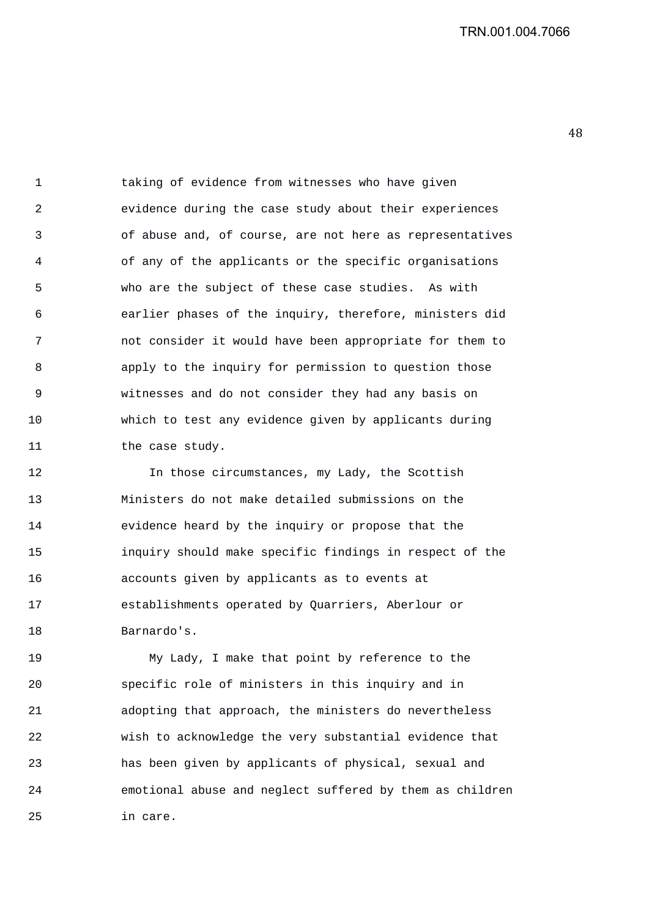taking of evidence from witnesses who have given evidence during the case study about their experiences of abuse and, of course, are not here as representatives of any of the applicants or the specific organisations who are the subject of these case studies. As with earlier phases of the inquiry, therefore, ministers did not consider it would have been appropriate for them to apply to the inquiry for permission to question those witnesses and do not consider they had any basis on which to test any evidence given by applicants during the case study.

In those circumstances, my Lady, the Scottish Ministers do not make detailed submissions on the evidence heard by the inquiry or propose that the inquiry should make specific findings in respect of the accounts given by applicants as to events at establishments operated by Quarriers, Aberlour or Barnardo's.

My Lady, I make that point by reference to the specific role of ministers in this inquiry and in adopting that approach, the ministers do nevertheless wish to acknowledge the very substantial evidence that has been given by applicants of physical, sexual and emotional abuse and neglect suffered by them as children in care.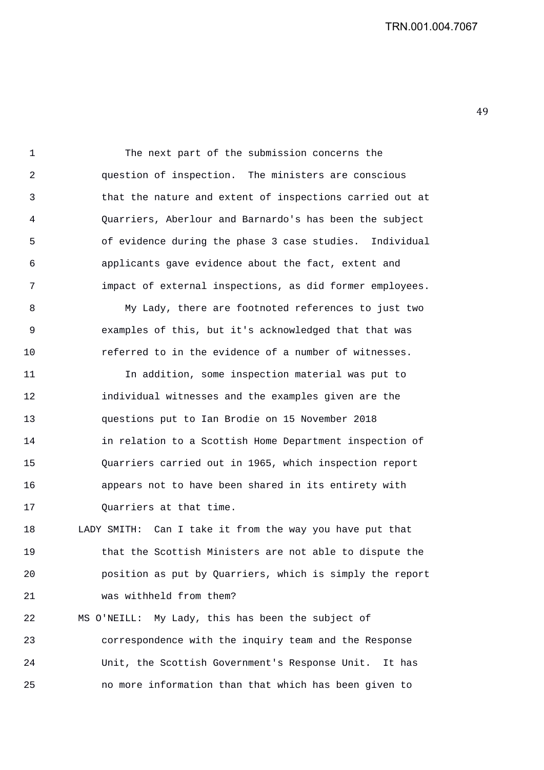The next part of the submission concerns the question of inspection. The ministers are conscious that the nature and extent of inspections carried out at Quarriers, Aberlour and Barnardo's has been the subject of evidence during the phase 3 case studies. Individual applicants gave evidence about the fact, extent and impact of external inspections, as did former employees.

My Lady, there are footnoted references to just two examples of this, but it's acknowledged that that was referred to in the evidence of a number of witnesses.

In addition, some inspection material was put to individual witnesses and the examples given are the questions put to Ian Brodie on 15 November 2018 in relation to a Scottish Home Department inspection of Quarriers carried out in 1965, which inspection report appears not to have been shared in its entirety with Quarriers at that time.

LADY SMITH: Can I take it from the way you have put that that the Scottish Ministers are not able to dispute the position as put by Quarriers, which is simply the report was withheld from them?

MS O'NEILL: My Lady, this has been the subject of correspondence with the inquiry team and the Response Unit, the Scottish Government's Response Unit. It has no more information than that which has been given to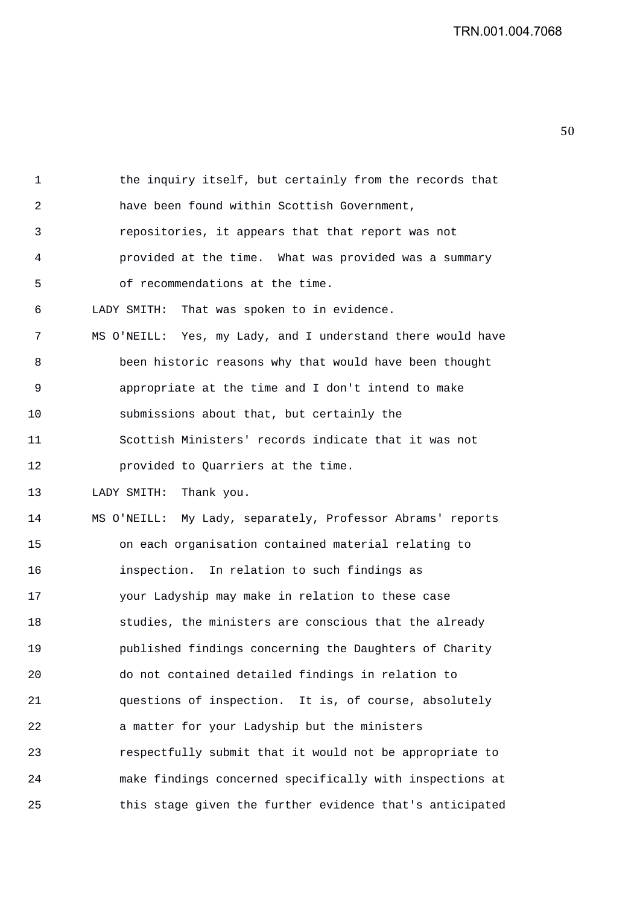the inquiry itself, but certainly from the records that have been found within Scottish Government, repositories, it appears that that report was not provided at the time. What was provided was a summary of recommendations at the time.

LADY SMITH: That was spoken to in evidence.

MS O'NEILL: Yes, my Lady, and I understand there would have been historic reasons why that would have been thought appropriate at the time and I don't intend to make submissions about that, but certainly the Scottish Ministers' records indicate that it was not provided to Quarriers at the time.

LADY SMITH: Thank you.

MS O'NEILL: My Lady, separately, Professor Abrams' reports on each organisation contained material relating to inspection. In relation to such findings as your Ladyship may make in relation to these case studies, the ministers are conscious that the already published findings concerning the Daughters of Charity do not contained detailed findings in relation to questions of inspection. It is, of course, absolutely a matter for your Ladyship but the ministers respectfully submit that it would not be appropriate to make findings concerned specifically with inspections at this stage given the further evidence that's anticipated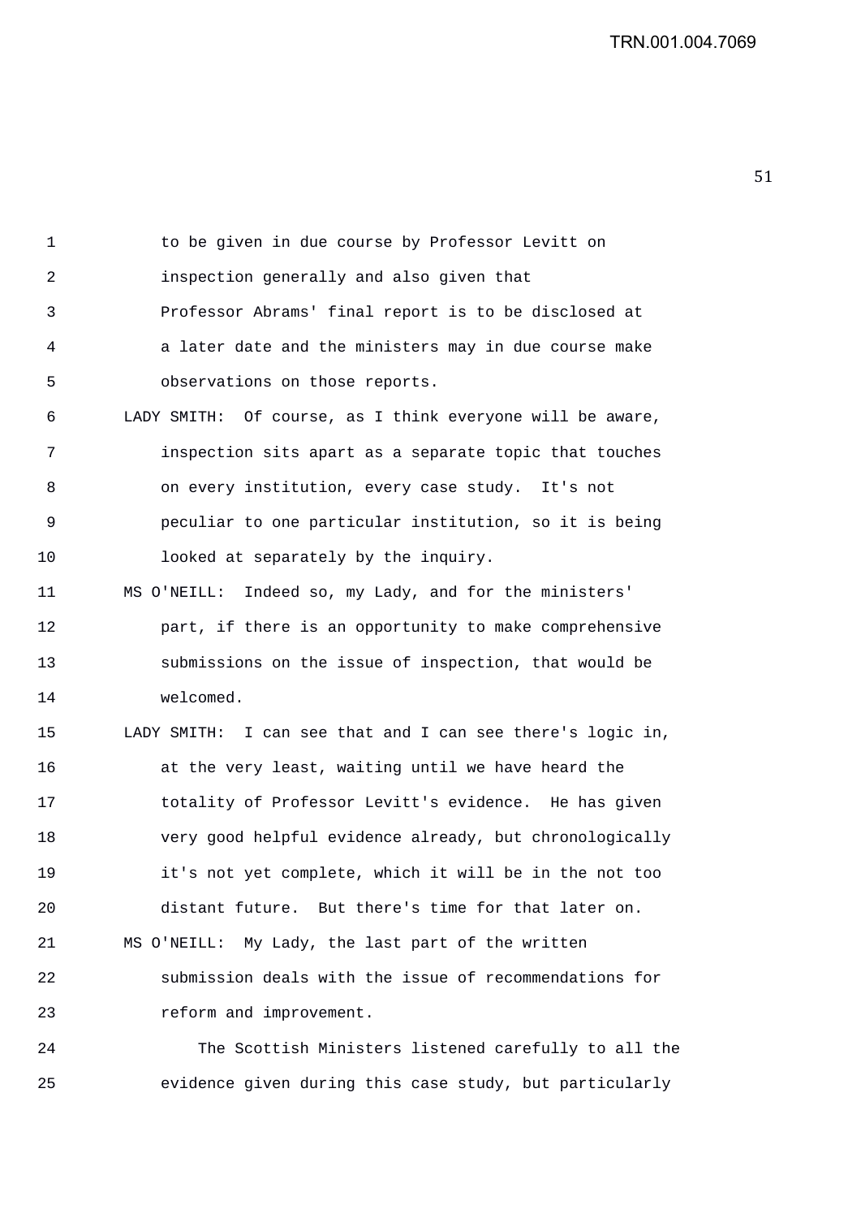to be given in due course by Professor Levitt on inspection generally and also given that Professor Abrams' final report is to be disclosed at a later date and the ministers may in due course make observations on those reports.

LADY SMITH: Of course, as I think everyone will be aware, inspection sits apart as a separate topic that touches on every institution, every case study. It's not peculiar to one particular institution, so it is being looked at separately by the inquiry.

MS O'NEILL: Indeed so, my Lady, and for the ministers' part, if there is an opportunity to make comprehensive submissions on the issue of inspection, that would be welcomed.

LADY SMITH: I can see that and I can see there's logic in, at the very least, waiting until we have heard the totality of Professor Levitt's evidence. He has given very good helpful evidence already, but chronologically it's not yet complete, which it will be in the not too distant future. But there's time for that later on.

MS O'NEILL: My Lady, the last part of the written submission deals with the issue of recommendations for reform and improvement.

The Scottish Ministers listened carefully to all the evidence given during this case study, but particularly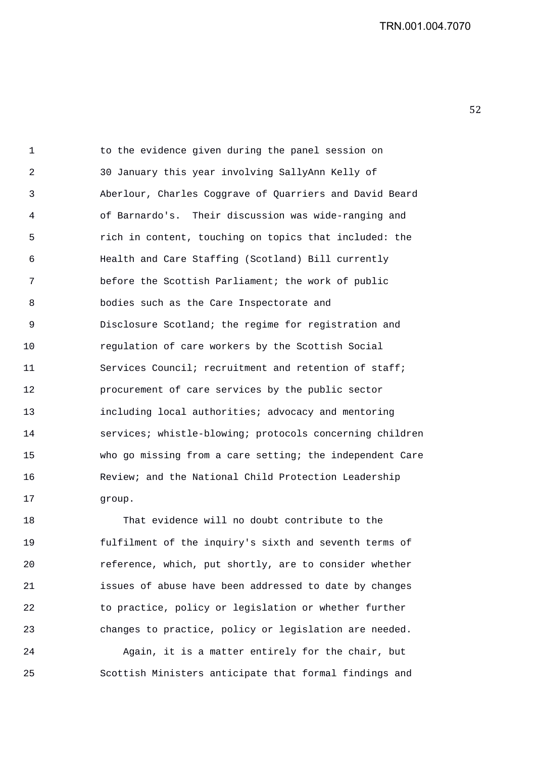to the evidence given during the panel session on 30 January this year involving SallyAnn Kelly of Aberlour, Charles Coggrave of Quarriers and David Beard of Barnardo's. Their discussion was wide-ranging and rich in content, touching on topics that included: the Health and Care Staffing (Scotland) Bill currently before the Scottish Parliament; the work of public bodies such as the Care Inspectorate and Disclosure Scotland; the regime for registration and regulation of care workers by the Scottish Social Services Council; recruitment and retention of staff; procurement of care services by the public sector including local authorities; advocacy and mentoring services; whistle-blowing; protocols concerning children who go missing from a care setting; the independent Care Review; and the National Child Protection Leadership group.

That evidence will no doubt contribute to the fulfilment of the inquiry's sixth and seventh terms of reference, which, put shortly, are to consider whether issues of abuse have been addressed to date by changes to practice, policy or legislation or whether further changes to practice, policy or legislation are needed.

Again, it is a matter entirely for the chair, but Scottish Ministers anticipate that formal findings and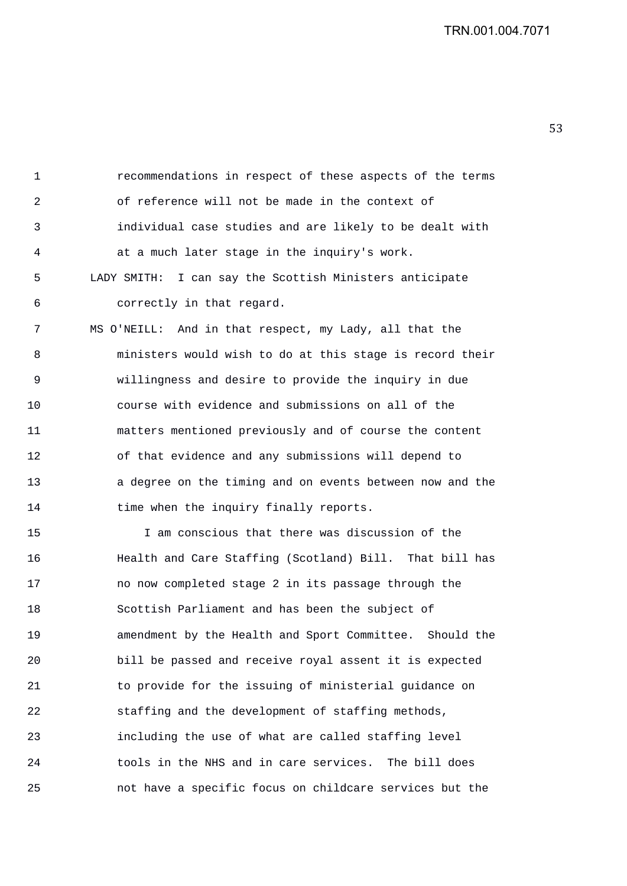recommendations in respect of these aspects of the terms of reference will not be made in the context of individual case studies and are likely to be dealt with at a much later stage in the inquiry's work.

LADY SMITH: I can say the Scottish Ministers anticipate correctly in that regard.

MS O'NEILL: And in that respect, my Lady, all that the ministers would wish to do at this stage is record their willingness and desire to provide the inquiry in due course with evidence and submissions on all of the matters mentioned previously and of course the content of that evidence and any submissions will depend to a degree on the timing and on events between now and the time when the inquiry finally reports.

I am conscious that there was discussion of the Health and Care Staffing (Scotland) Bill. That bill has no now completed stage 2 in its passage through the Scottish Parliament and has been the subject of amendment by the Health and Sport Committee. Should the bill be passed and receive royal assent it is expected to provide for the issuing of ministerial guidance on staffing and the development of staffing methods, including the use of what are called staffing level tools in the NHS and in care services. The bill does not have a specific focus on childcare services but the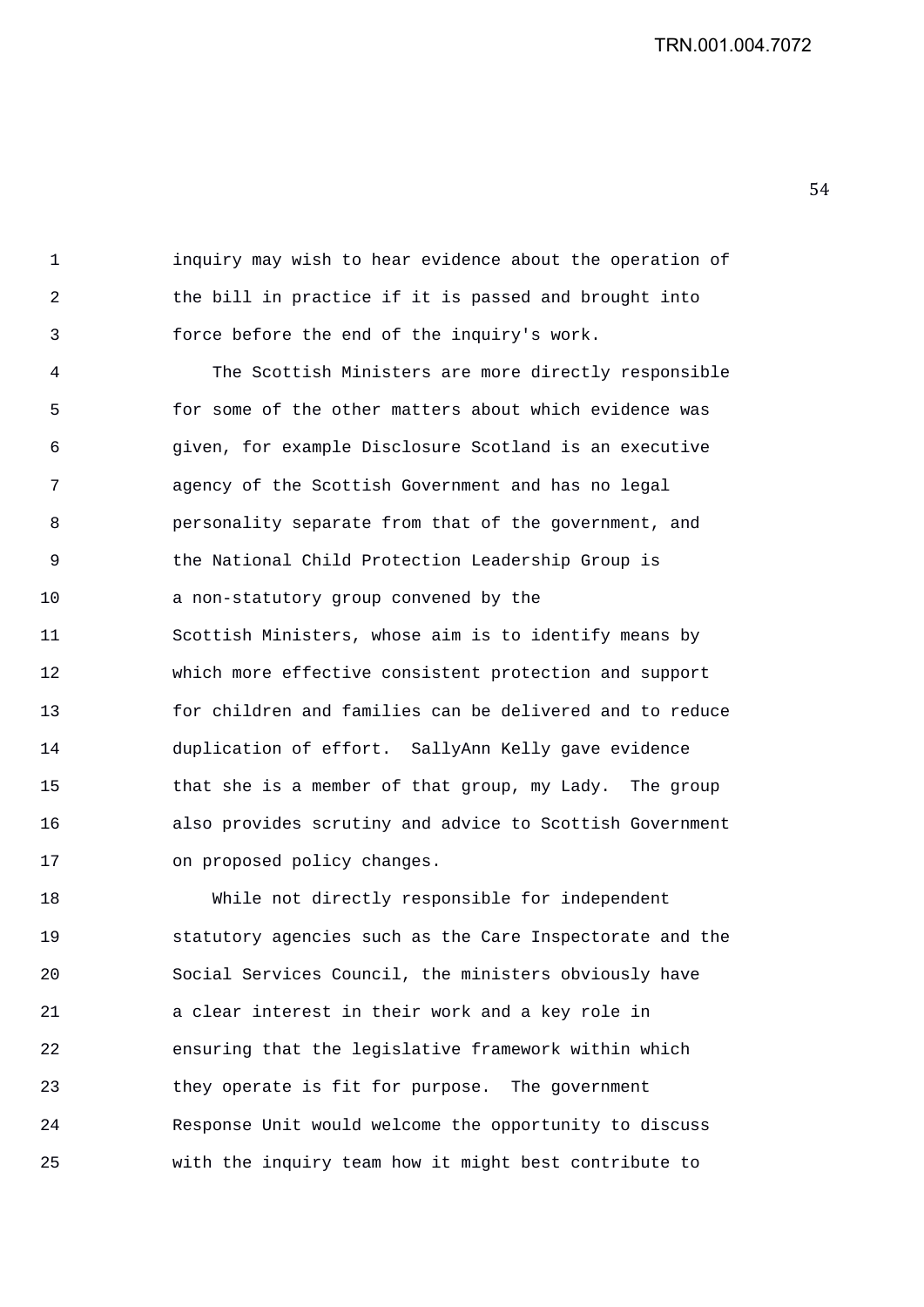inquiry may wish to hear evidence about the operation of the bill in practice if it is passed and brought into force before the end of the inquiry's work.

The Scottish Ministers are more directly responsible for some of the other matters about which evidence was given, for example Disclosure Scotland is an executive agency of the Scottish Government and has no legal personality separate from that of the government, and the National Child Protection Leadership Group is a non-statutory group convened by the Scottish Ministers, whose aim is to identify means by which more effective consistent protection and support for children and families can be delivered and to reduce duplication of effort. SallyAnn Kelly gave evidence that she is a member of that group, my Lady. The group also provides scrutiny and advice to Scottish Government on proposed policy changes.

While not directly responsible for independent statutory agencies such as the Care Inspectorate and the Social Services Council, the ministers obviously have a clear interest in their work and a key role in ensuring that the legislative framework within which they operate is fit for purpose. The government Response Unit would welcome the opportunity to discuss with the inquiry team how it might best contribute to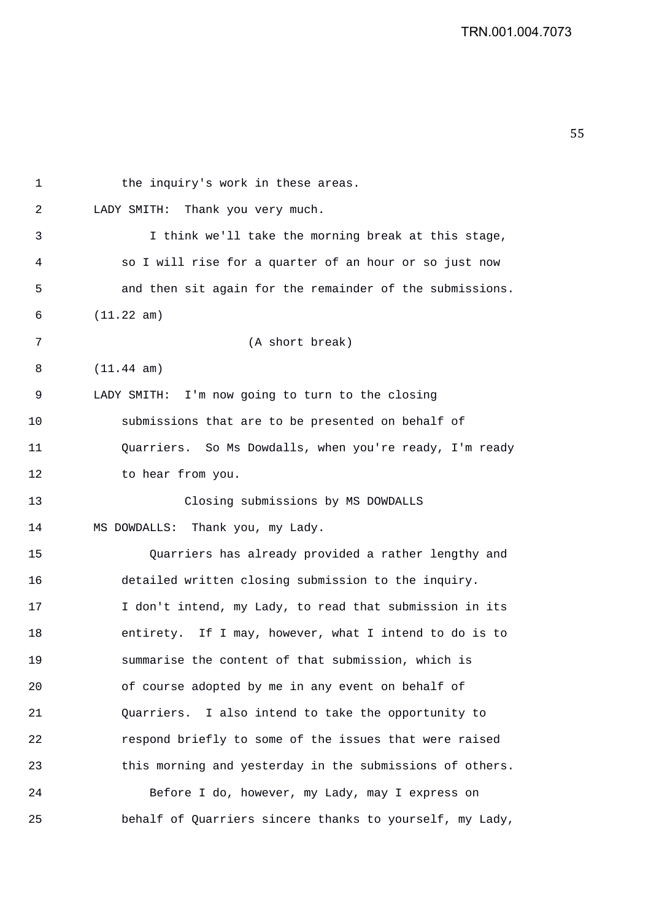the inquiry's work in these areas.

LADY SMITH: Thank you very much.

I think we'll take the morning break at this stage, so I will rise for a quarter of an hour or so just now and then sit again for the remainder of the submissions.

(11.22 am)

(A short break)

(11.44 am)

LADY SMITH: I'm now going to turn to the closing submissions that are to be presented on behalf of Quarriers. So Ms Dowdalls, when you're ready, I'm ready to hear from you.

Closing submissions by MS DOWDALLS

MS DOWDALLS: Thank you, my Lady.

Quarriers has already provided a rather lengthy and detailed written closing submission to the inquiry. I don't intend, my Lady, to read that submission in its entirety. If I may, however, what I intend to do is to summarise the content of that submission, which is of course adopted by me in any event on behalf of Quarriers. I also intend to take the opportunity to respond briefly to some of the issues that were raised this morning and yesterday in the submissions of others.

Before I do, however, my Lady, may I express on behalf of Quarriers sincere thanks to yourself, my Lady,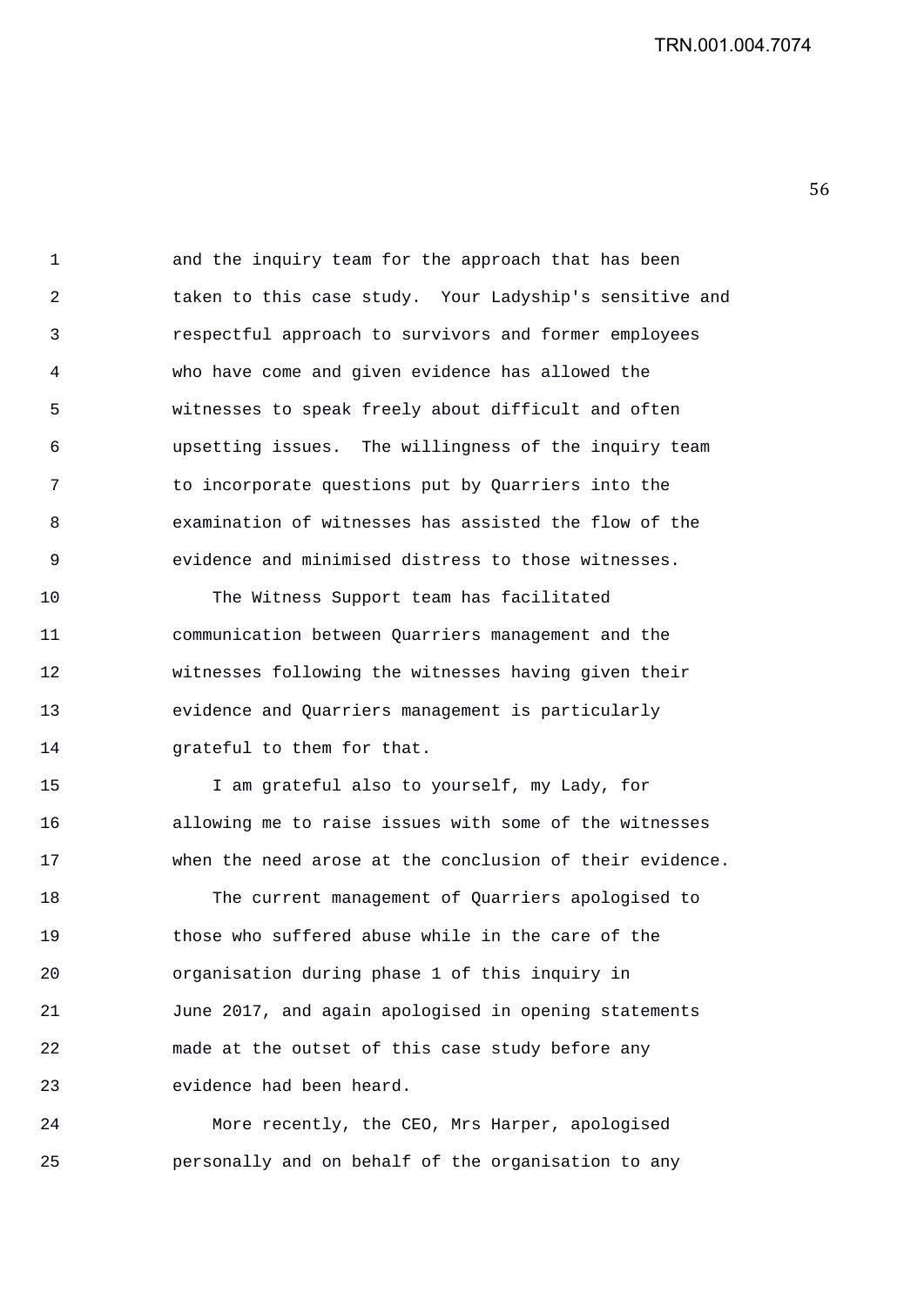and the inquiry team for the approach that has been taken to this case study. Your Ladyship's sensitive and respectful approach to survivors and former employees who have come and given evidence has allowed the witnesses to speak freely about difficult and often upsetting issues. The willingness of the inquiry team to incorporate questions put by Quarriers into the examination of witnesses has assisted the flow of the evidence and minimised distress to those witnesses.

The Witness Support team has facilitated communication between Quarriers management and the witnesses following the witnesses having given their evidence and Quarriers management is particularly grateful to them for that.

I am grateful also to yourself, my Lady, for allowing me to raise issues with some of the witnesses when the need arose at the conclusion of their evidence.

The current management of Quarriers apologised to those who suffered abuse while in the care of the organisation during phase 1 of this inquiry in June 2017, and again apologised in opening statements made at the outset of this case study before any evidence had been heard.

More recently, the CEO, Mrs Harper, apologised personally and on behalf of the organisation to any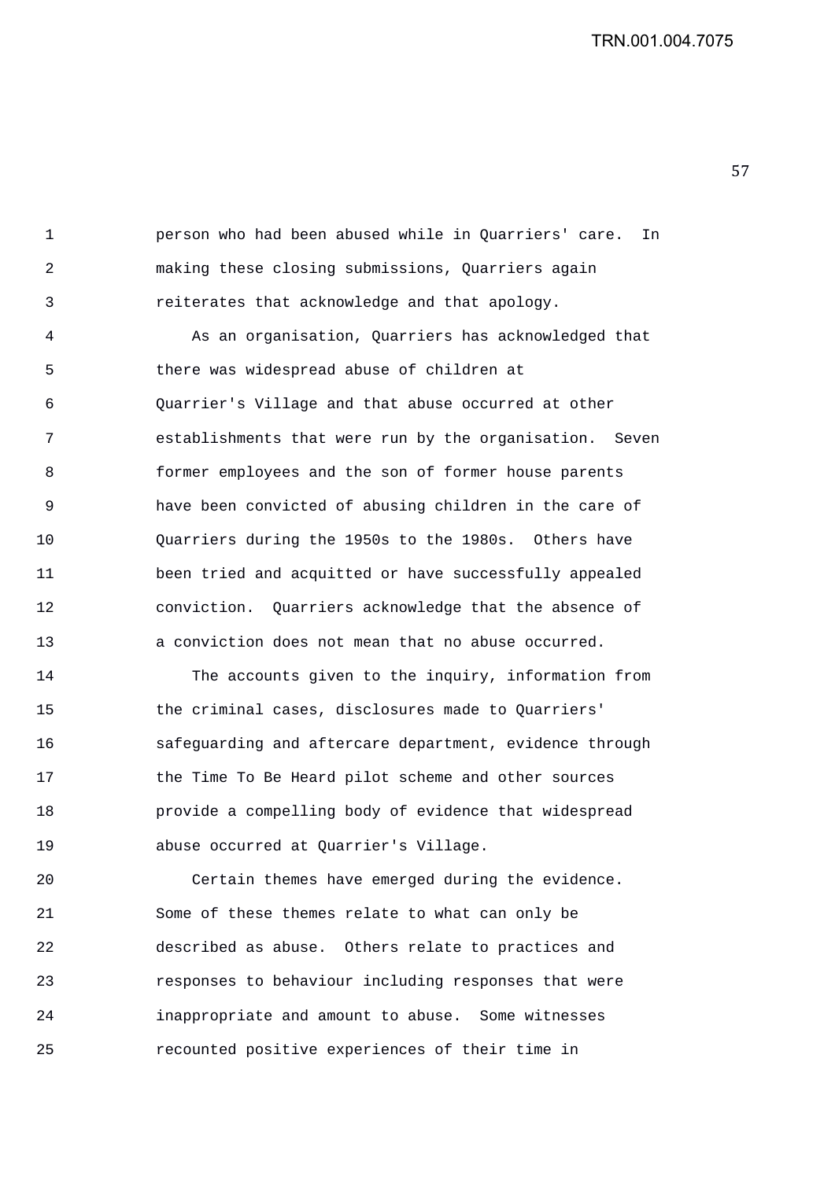person who had been abused while in Quarriers' care. In making these closing submissions, Quarriers again reiterates that acknowledge and that apology.

As an organisation, Quarriers has acknowledged that there was widespread abuse of children at Quarrier's Village and that abuse occurred at other establishments that were run by the organisation. Seven former employees and the son of former house parents have been convicted of abusing children in the care of Quarriers during the 1950s to the 1980s. Others have been tried and acquitted or have successfully appealed conviction. Quarriers acknowledge that the absence of a conviction does not mean that no abuse occurred.

The accounts given to the inquiry, information from the criminal cases, disclosures made to Quarriers' safeguarding and aftercare department, evidence through the Time To Be Heard pilot scheme and other sources provide a compelling body of evidence that widespread abuse occurred at Quarrier's Village.

Certain themes have emerged during the evidence. Some of these themes relate to what can only be described as abuse. Others relate to practices and responses to behaviour including responses that were inappropriate and amount to abuse. Some witnesses recounted positive experiences of their time in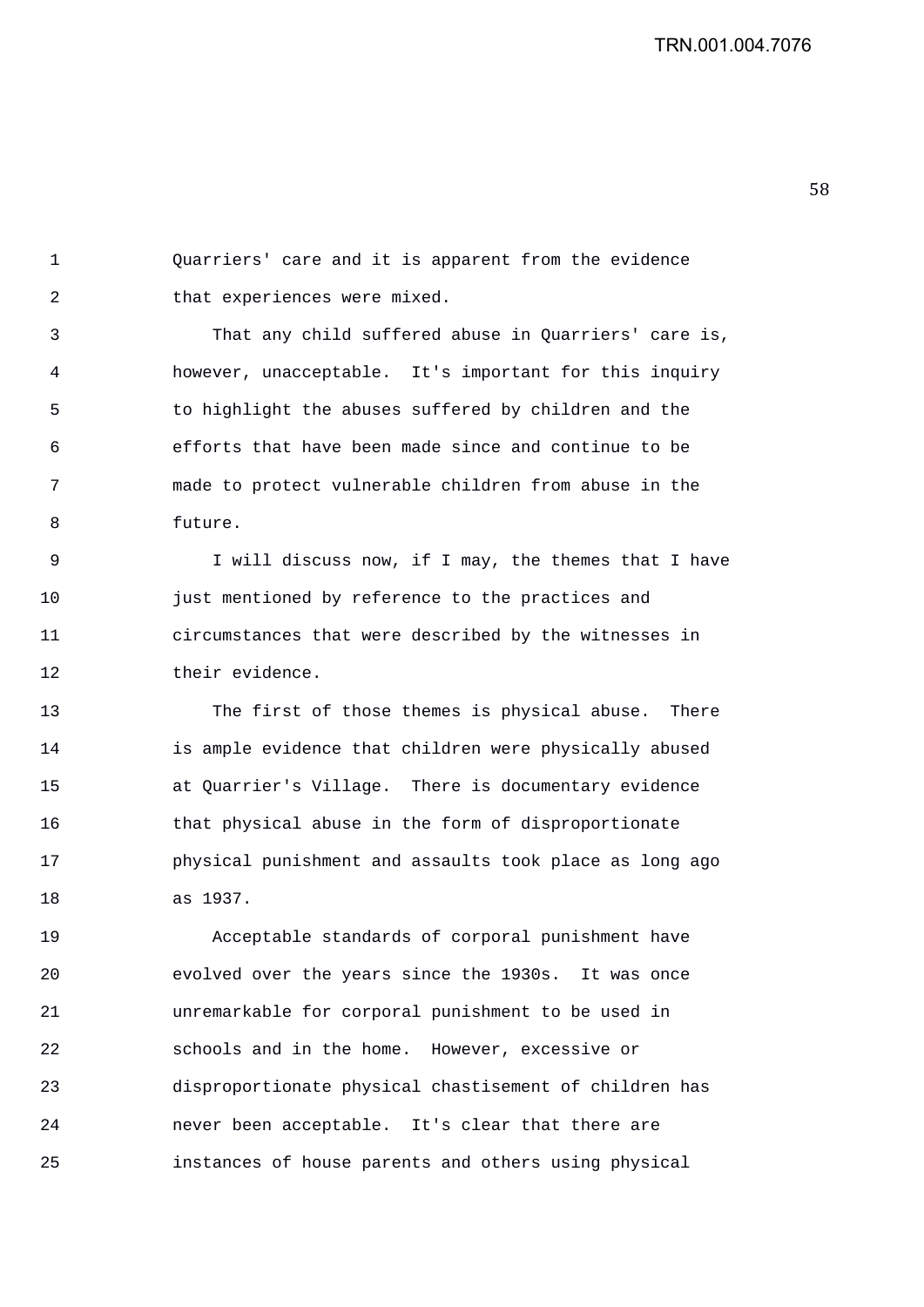Quarriers' care and it is apparent from the evidence that experiences were mixed.

That any child suffered abuse in Quarriers' care is, however, unacceptable. It's important for this inquiry to highlight the abuses suffered by children and the efforts that have been made since and continue to be made to protect vulnerable children from abuse in the future.

I will discuss now, if I may, the themes that I have just mentioned by reference to the practices and circumstances that were described by the witnesses in their evidence.

The first of those themes is physical abuse. There is ample evidence that children were physically abused at Quarrier's Village. There is documentary evidence that physical abuse in the form of disproportionate physical punishment and assaults took place as long ago as 1937.

Acceptable standards of corporal punishment have evolved over the years since the 1930s. It was once unremarkable for corporal punishment to be used in schools and in the home. However, excessive or disproportionate physical chastisement of children has never been acceptable. It's clear that there are instances of house parents and others using physical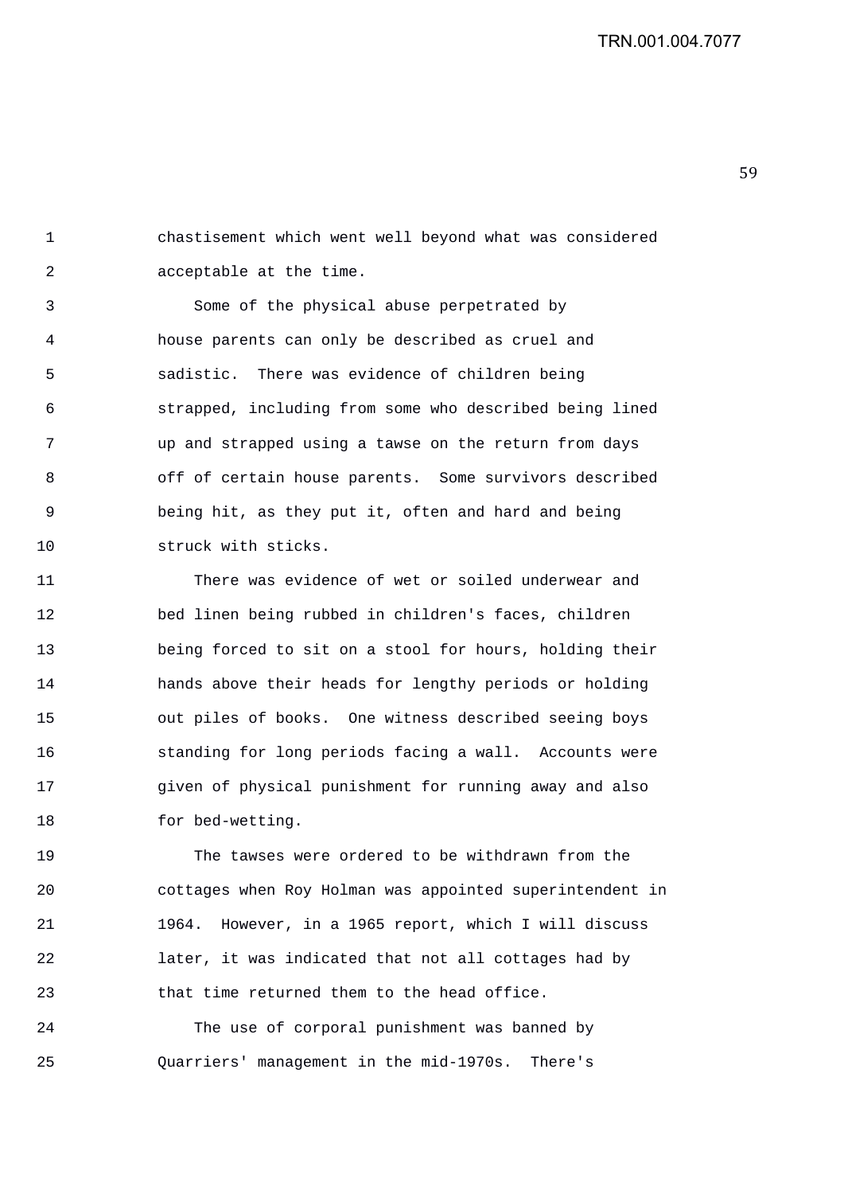chastisement which went well beyond what was considered acceptable at the time.

Some of the physical abuse perpetrated by house parents can only be described as cruel and sadistic. There was evidence of children being strapped, including from some who described being lined up and strapped using a tawse on the return from days off of certain house parents. Some survivors described being hit, as they put it, often and hard and being struck with sticks.

There was evidence of wet or soiled underwear and bed linen being rubbed in children's faces, children being forced to sit on a stool for hours, holding their hands above their heads for lengthy periods or holding out piles of books. One witness described seeing boys standing for long periods facing a wall. Accounts were given of physical punishment for running away and also for bed-wetting.

The tawses were ordered to be withdrawn from the cottages when Roy Holman was appointed superintendent in 1964. However, in a 1965 report, which I will discuss later, it was indicated that not all cottages had by that time returned them to the head office.

The use of corporal punishment was banned by Quarriers' management in the mid-1970s. There's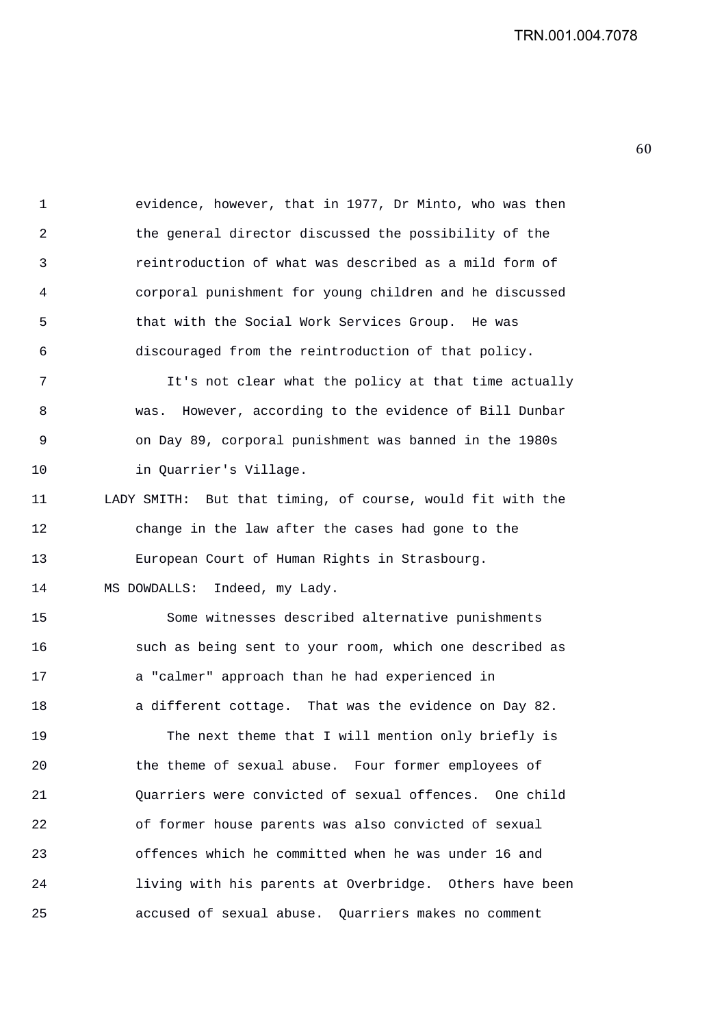evidence, however, that in 1977, Dr Minto, who was then the general director discussed the possibility of the reintroduction of what was described as a mild form of corporal punishment for young children and he discussed that with the Social Work Services Group. He was discouraged from the reintroduction of that policy.

It's not clear what the policy at that time actually was. However, according to the evidence of Bill Dunbar on Day 89, corporal punishment was banned in the 1980s in Quarrier's Village.

LADY SMITH: But that timing, of course, would fit with the change in the law after the cases had gone to the European Court of Human Rights in Strasbourg.

MS DOWDALLS: Indeed, my Lady.

Some witnesses described alternative punishments such as being sent to your room, which one described as a "calmer" approach than he had experienced in a different cottage. That was the evidence on Day 82.

The next theme that I will mention only briefly is the theme of sexual abuse. Four former employees of Quarriers were convicted of sexual offences. One child of former house parents was also convicted of sexual offences which he committed when he was under 16 and living with his parents at Overbridge. Others have been accused of sexual abuse. Quarriers makes no comment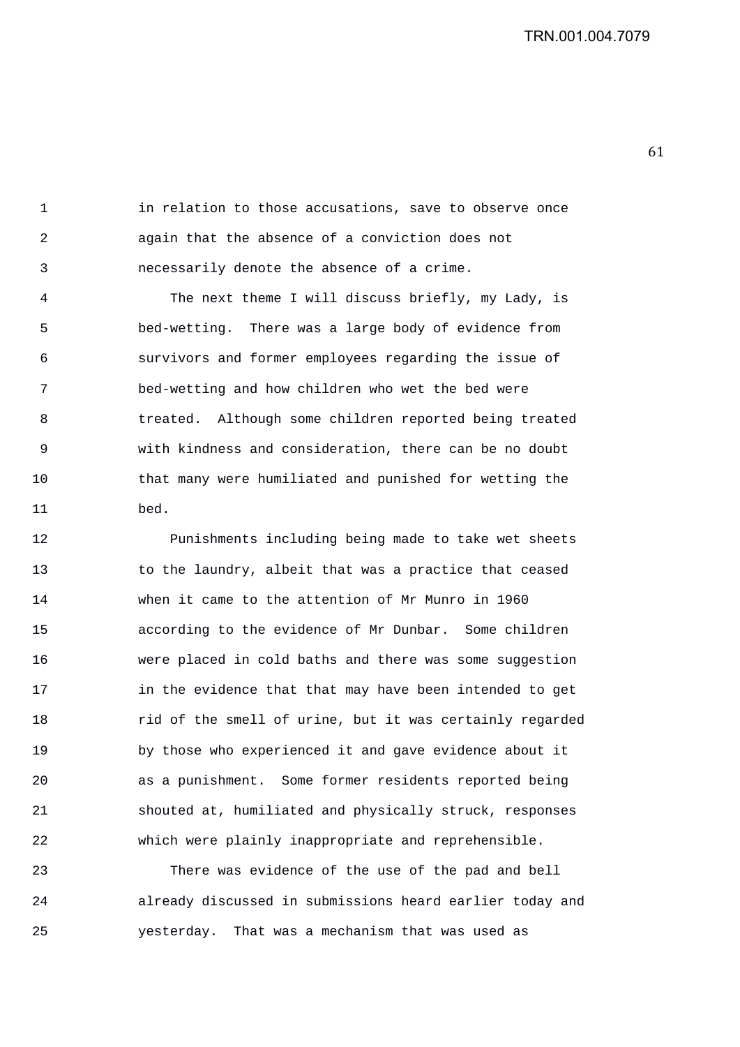in relation to those accusations, save to observe once again that the absence of a conviction does not necessarily denote the absence of a crime.

The next theme I will discuss briefly, my Lady, is bed-wetting. There was a large body of evidence from survivors and former employees regarding the issue of bed-wetting and how children who wet the bed were treated. Although some children reported being treated with kindness and consideration, there can be no doubt that many were humiliated and punished for wetting the bed.

Punishments including being made to take wet sheets to the laundry, albeit that was a practice that ceased when it came to the attention of Mr Munro in 1960 according to the evidence of Mr Dunbar. Some children were placed in cold baths and there was some suggestion in the evidence that that may have been intended to get rid of the smell of urine, but it was certainly regarded by those who experienced it and gave evidence about it as a punishment. Some former residents reported being shouted at, humiliated and physically struck, responses which were plainly inappropriate and reprehensible.

There was evidence of the use of the pad and bell already discussed in submissions heard earlier today and yesterday. That was a mechanism that was used as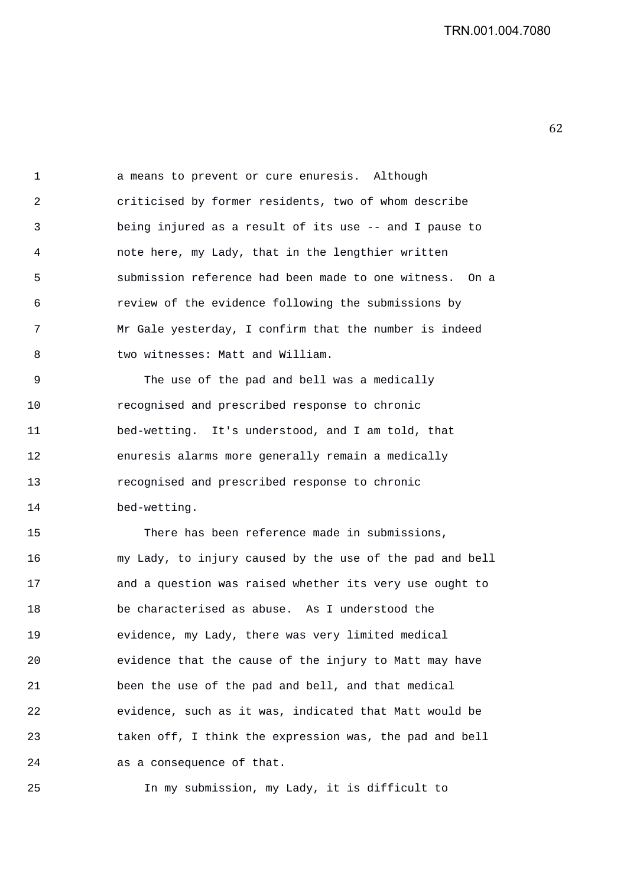a means to prevent or cure enuresis. Although criticised by former residents, two of whom describe being injured as a result of its use -- and I pause to note here, my Lady, that in the lengthier written submission reference had been made to one witness. On a review of the evidence following the submissions by Mr Gale yesterday, I confirm that the number is indeed two witnesses: Matt and William.

The use of the pad and bell was a medically recognised and prescribed response to chronic bed-wetting. It's understood, and I am told, that enuresis alarms more generally remain a medically recognised and prescribed response to chronic bed-wetting.

There has been reference made in submissions, my Lady, to injury caused by the use of the pad and bell and a question was raised whether its very use ought to be characterised as abuse. As I understood the evidence, my Lady, there was very limited medical evidence that the cause of the injury to Matt may have been the use of the pad and bell, and that medical evidence, such as it was, indicated that Matt would be taken off, I think the expression was, the pad and bell as a consequence of that.

In my submission, my Lady, it is difficult to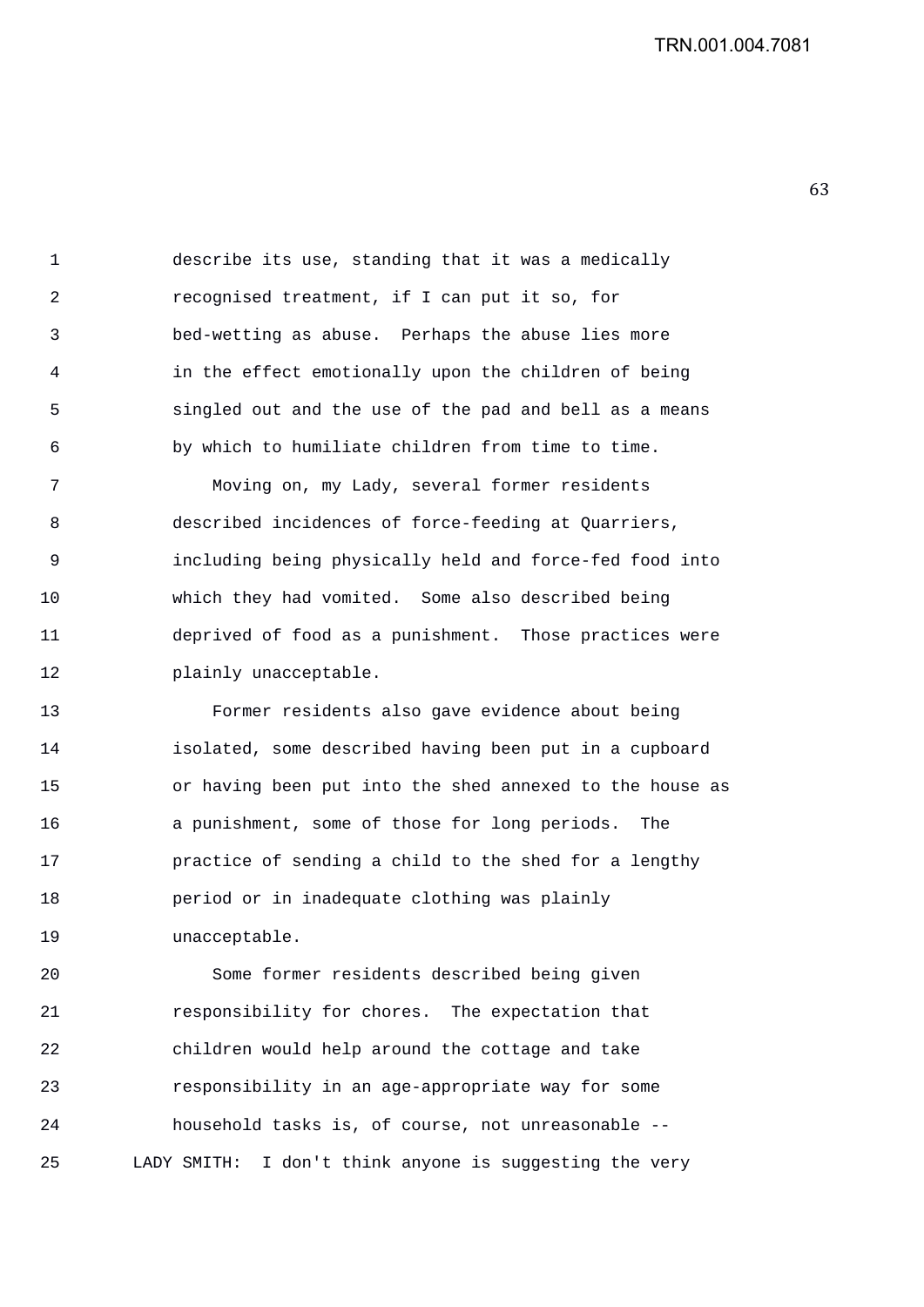describe its use, standing that it was a medically recognised treatment, if I can put it so, for bed-wetting as abuse. Perhaps the abuse lies more in the effect emotionally upon the children of being singled out and the use of the pad and bell as a means by which to humiliate children from time to time.

Moving on, my Lady, several former residents described incidences of force-feeding at Quarriers, including being physically held and force-fed food into which they had vomited. Some also described being deprived of food as a punishment. Those practices were plainly unacceptable.

Former residents also gave evidence about being isolated, some described having been put in a cupboard or having been put into the shed annexed to the house as a punishment, some of those for long periods. The practice of sending a child to the shed for a lengthy period or in inadequate clothing was plainly unacceptable.

Some former residents described being given responsibility for chores. The expectation that children would help around the cottage and take responsibility in an age-appropriate way for some household tasks is, of course, not unreasonable --

LADY SMITH: I don't think anyone is suggesting the very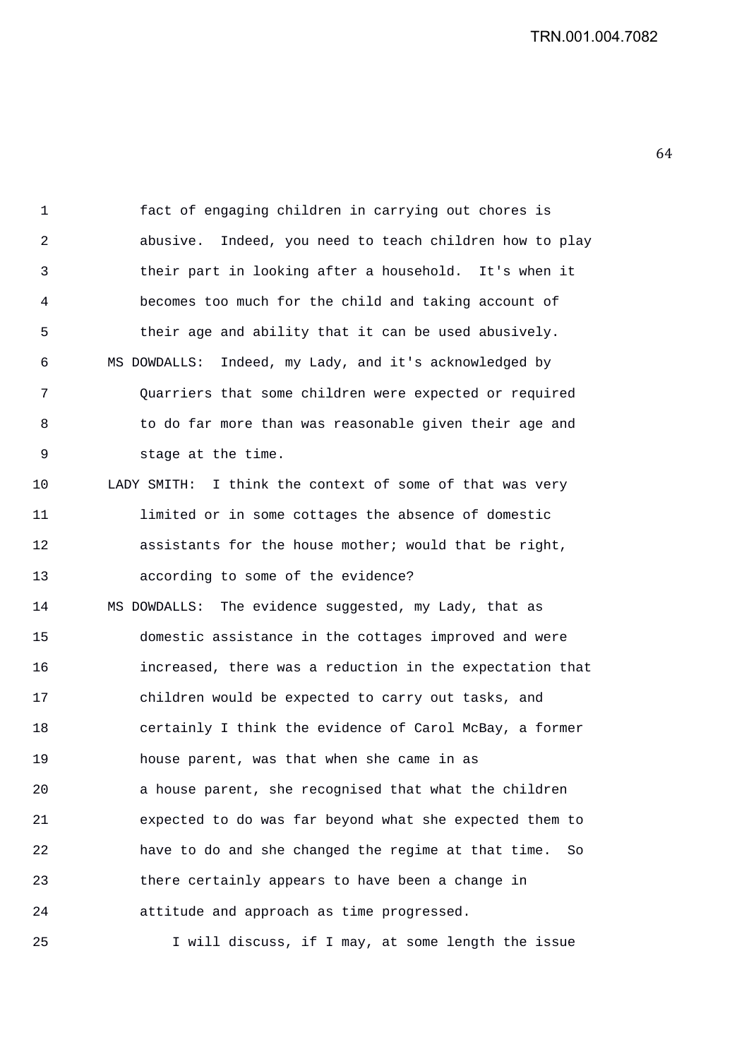fact of engaging children in carrying out chores is abusive. Indeed, you need to teach children how to play their part in looking after a household. It's when it becomes too much for the child and taking account of their age and ability that it can be used abusively.

MS DOWDALLS: Indeed, my Lady, and it's acknowledged by Quarriers that some children were expected or required to do far more than was reasonable given their age and stage at the time.

LADY SMITH: I think the context of some of that was very limited or in some cottages the absence of domestic assistants for the house mother; would that be right, according to some of the evidence?

MS DOWDALLS: The evidence suggested, my Lady, that as domestic assistance in the cottages improved and were increased, there was a reduction in the expectation that children would be expected to carry out tasks, and certainly I think the evidence of Carol McBay, a former house parent, was that when she came in as a house parent, she recognised that what the children expected to do was far beyond what she expected them to have to do and she changed the regime at that time. So there certainly appears to have been a change in attitude and approach as time progressed.

I will discuss, if I may, at some length the issue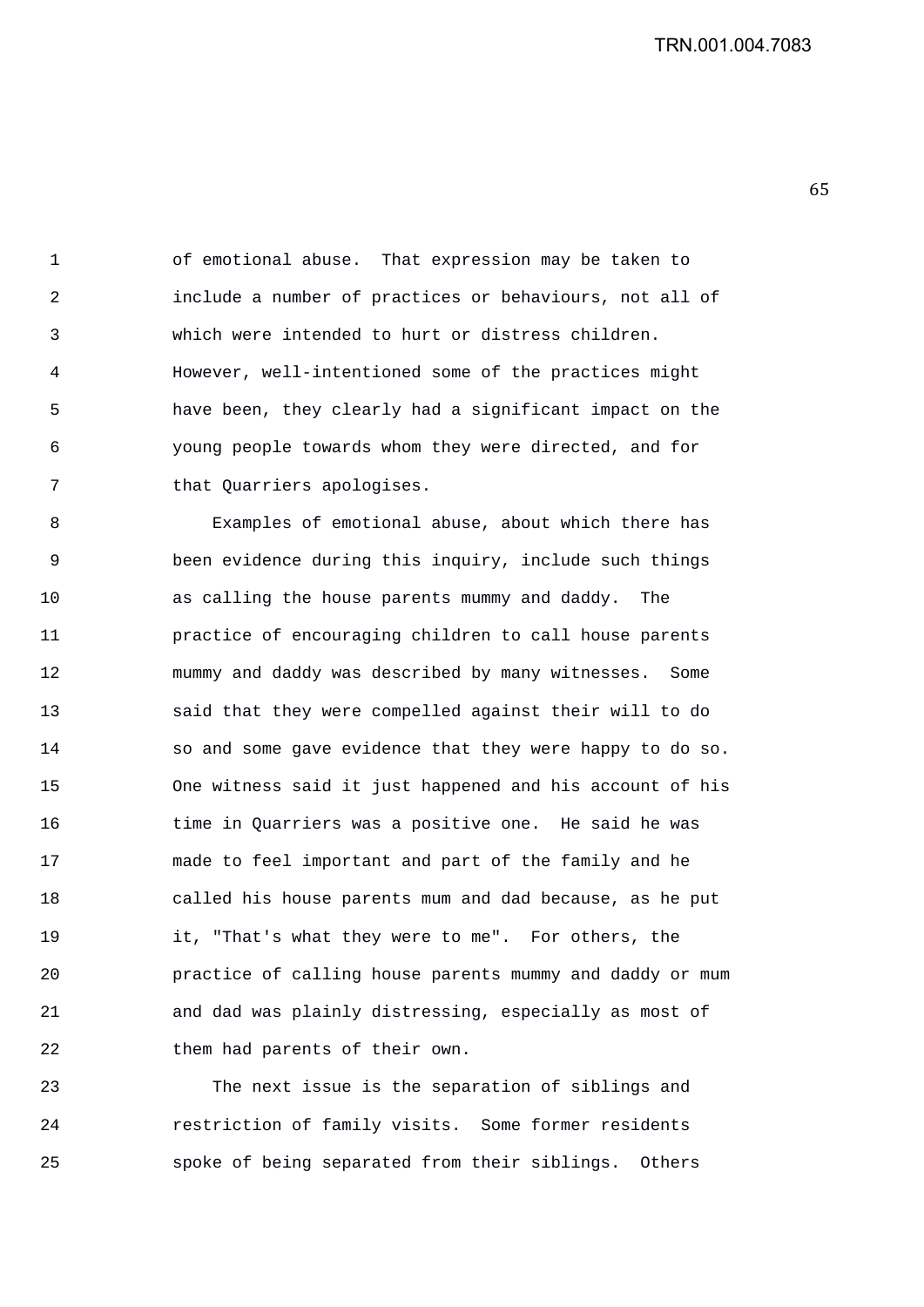of emotional abuse. That expression may be taken to include a number of practices or behaviours, not all of which were intended to hurt or distress children. However, well-intentioned some of the practices might have been, they clearly had a significant impact on the young people towards whom they were directed, and for that Quarriers apologises.

Examples of emotional abuse, about which there has been evidence during this inquiry, include such things as calling the house parents mummy and daddy. The practice of encouraging children to call house parents mummy and daddy was described by many witnesses. Some said that they were compelled against their will to do so and some gave evidence that they were happy to do so. One witness said it just happened and his account of his time in Quarriers was a positive one. He said he was made to feel important and part of the family and he called his house parents mum and dad because, as he put it, "That's what they were to me". For others, the practice of calling house parents mummy and daddy or mum and dad was plainly distressing, especially as most of them had parents of their own.

The next issue is the separation of siblings and restriction of family visits. Some former residents spoke of being separated from their siblings. Others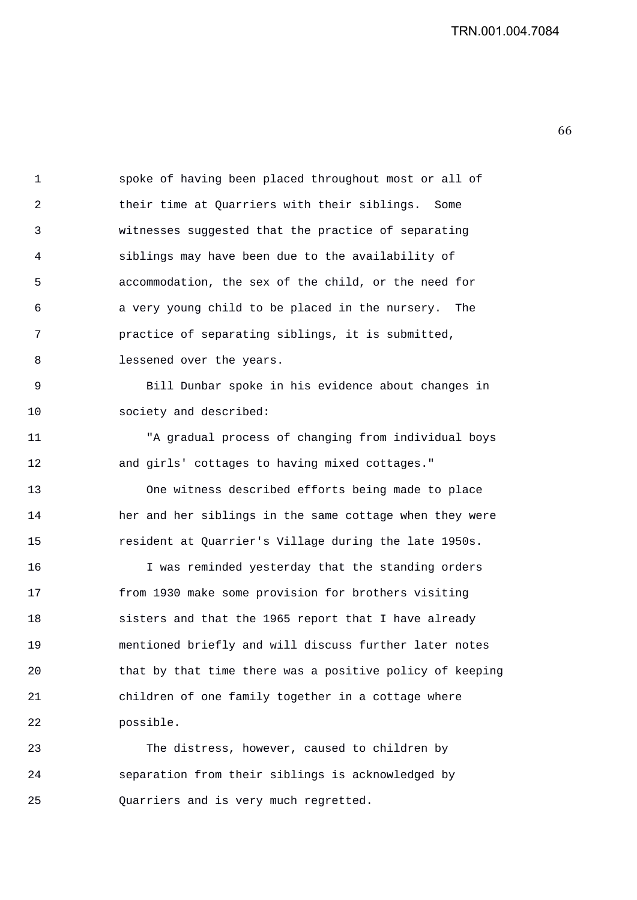spoke of having been placed throughout most or all of their time at Quarriers with their siblings. Some witnesses suggested that the practice of separating siblings may have been due to the availability of accommodation, the sex of the child, or the need for a very young child to be placed in the nursery. The practice of separating siblings, it is submitted, lessened over the years.

Bill Dunbar spoke in his evidence about changes in society and described:

"A gradual process of changing from individual boys and girls' cottages to having mixed cottages."

One witness described efforts being made to place her and her siblings in the same cottage when they were resident at Quarrier's Village during the late 1950s.

I was reminded yesterday that the standing orders from 1930 make some provision for brothers visiting sisters and that the 1965 report that I have already mentioned briefly and will discuss further later notes that by that time there was a positive policy of keeping children of one family together in a cottage where possible.

The distress, however, caused to children by separation from their siblings is acknowledged by Quarriers and is very much regretted.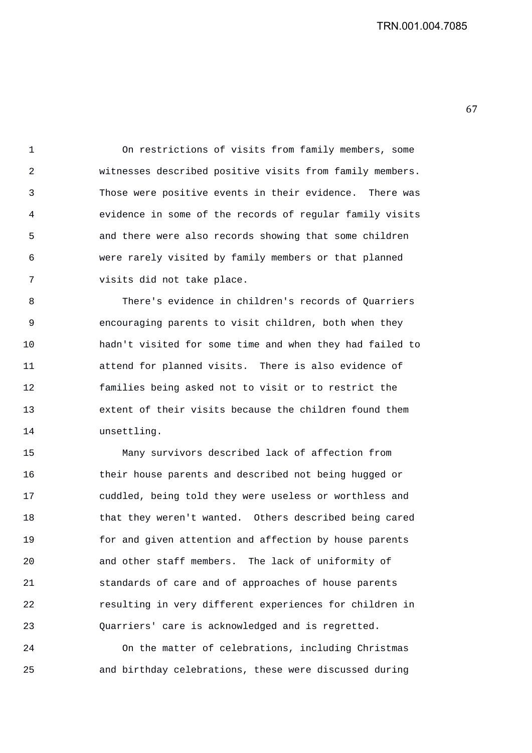On restrictions of visits from family members, some witnesses described positive visits from family members. Those were positive events in their evidence. There was evidence in some of the records of regular family visits and there were also records showing that some children were rarely visited by family members or that planned visits did not take place.

There's evidence in children's records of Quarriers encouraging parents to visit children, both when they hadn't visited for some time and when they had failed to attend for planned visits. There is also evidence of families being asked not to visit or to restrict the extent of their visits because the children found them unsettling.

Many survivors described lack of affection from their house parents and described not being hugged or cuddled, being told they were useless or worthless and that they weren't wanted. Others described being cared for and given attention and affection by house parents and other staff members. The lack of uniformity of standards of care and of approaches of house parents resulting in very different experiences for children in Quarriers' care is acknowledged and is regretted.

On the matter of celebrations, including Christmas and birthday celebrations, these were discussed during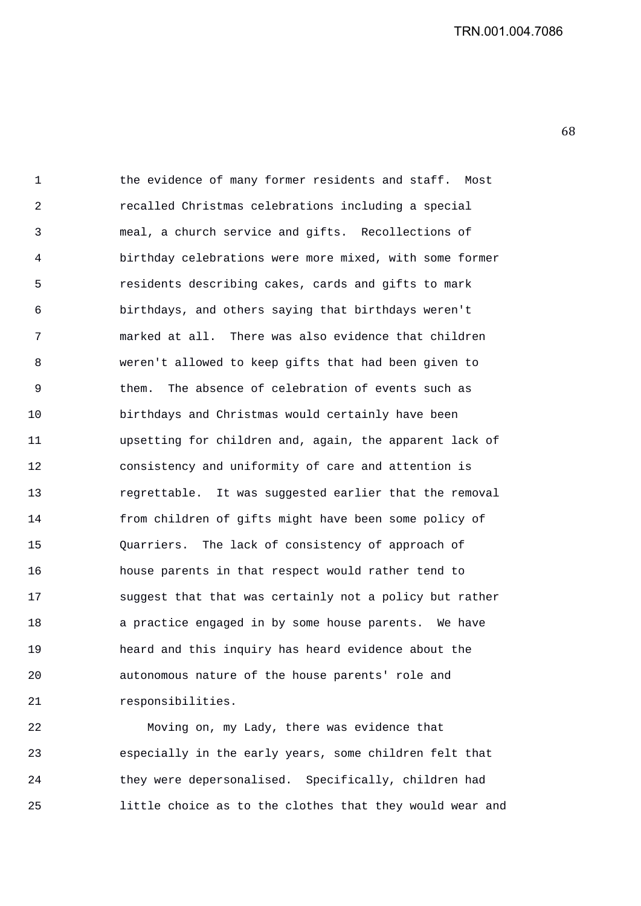the evidence of many former residents and staff. Most recalled Christmas celebrations including a special meal, a church service and gifts. Recollections of birthday celebrations were more mixed, with some former residents describing cakes, cards and gifts to mark birthdays, and others saying that birthdays weren't marked at all. There was also evidence that children weren't allowed to keep gifts that had been given to them. The absence of celebration of events such as birthdays and Christmas would certainly have been upsetting for children and, again, the apparent lack of consistency and uniformity of care and attention is regrettable. It was suggested earlier that the removal from children of gifts might have been some policy of Quarriers. The lack of consistency of approach of house parents in that respect would rather tend to suggest that that was certainly not a policy but rather a practice engaged in by some house parents. We have heard and this inquiry has heard evidence about the autonomous nature of the house parents' role and responsibilities.

Moving on, my Lady, there was evidence that especially in the early years, some children felt that they were depersonalised. Specifically, children had little choice as to the clothes that they would wear and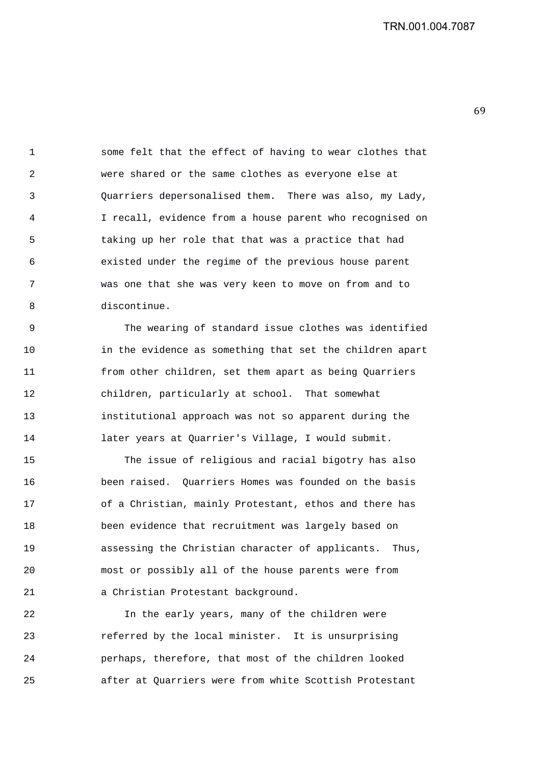some felt that the effect of having to wear clothes that were shared or the same clothes as everyone else at Quarriers depersonalised them. There was also, my Lady, I recall, evidence from a house parent who recognised on taking up her role that that was a practice that had existed under the regime of the previous house parent was one that she was very keen to move on from and to discontinue.

The wearing of standard issue clothes was identified in the evidence as something that set the children apart from other children, set them apart as being Quarriers children, particularly at school. That somewhat institutional approach was not so apparent during the later years at Quarrier's Village, I would submit.

The issue of religious and racial bigotry has also been raised. Quarriers Homes was founded on the basis of a Christian, mainly Protestant, ethos and there has been evidence that recruitment was largely based on assessing the Christian character of applicants. Thus, most or possibly all of the house parents were from a Christian Protestant background.

In the early years, many of the children were referred by the local minister. It is unsurprising perhaps, therefore, that most of the children looked after at Quarriers were from white Scottish Protestant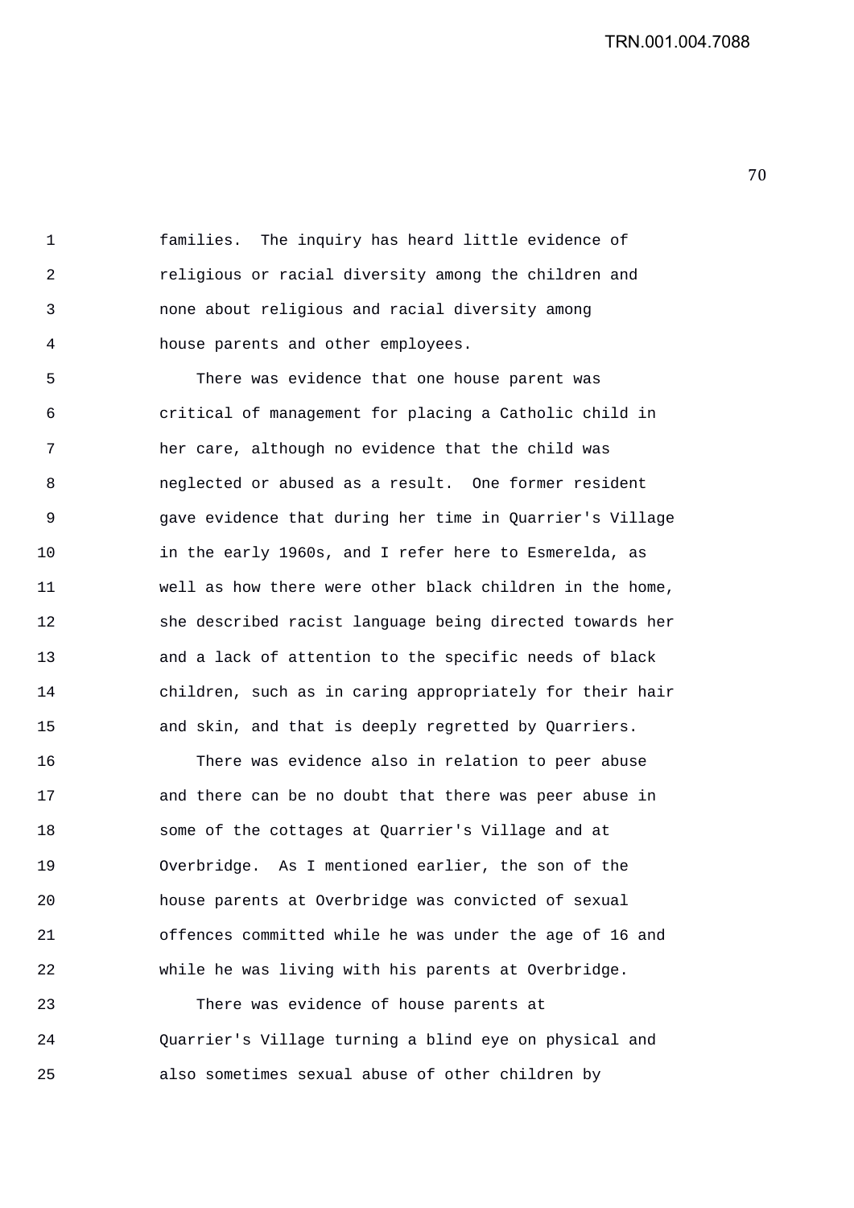families. The inquiry has heard little evidence of religious or racial diversity among the children and none about religious and racial diversity among house parents and other employees.

There was evidence that one house parent was critical of management for placing a Catholic child in her care, although no evidence that the child was neglected or abused as a result. One former resident gave evidence that during her time in Quarrier's Village in the early 1960s, and I refer here to Esmerelda, as well as how there were other black children in the home, she described racist language being directed towards her and a lack of attention to the specific needs of black children, such as in caring appropriately for their hair and skin, and that is deeply regretted by Quarriers.

There was evidence also in relation to peer abuse and there can be no doubt that there was peer abuse in some of the cottages at Quarrier's Village and at Overbridge. As I mentioned earlier, the son of the house parents at Overbridge was convicted of sexual offences committed while he was under the age of 16 and while he was living with his parents at Overbridge.

There was evidence of house parents at Quarrier's Village turning a blind eye on physical and also sometimes sexual abuse of other children by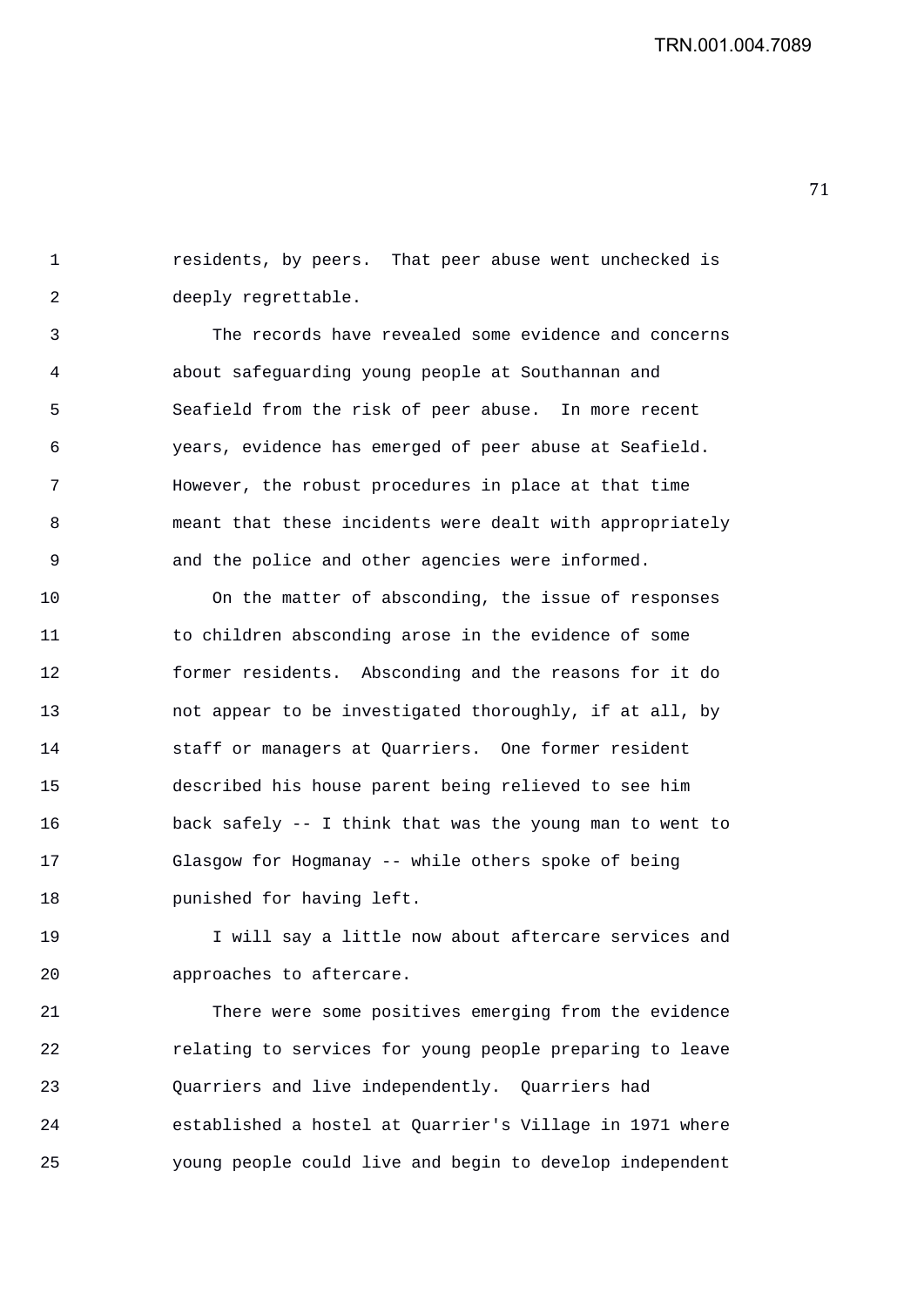residents, by peers. That peer abuse went unchecked is deeply regrettable.

The records have revealed some evidence and concerns about safeguarding young people at Southannan and Seafield from the risk of peer abuse. In more recent years, evidence has emerged of peer abuse at Seafield. However, the robust procedures in place at that time meant that these incidents were dealt with appropriately and the police and other agencies were informed.

On the matter of absconding, the issue of responses to children absconding arose in the evidence of some former residents. Absconding and the reasons for it do not appear to be investigated thoroughly, if at all, by staff or managers at Quarriers. One former resident described his house parent being relieved to see him back safely -- I think that was the young man to went to Glasgow for Hogmanay -- while others spoke of being punished for having left.

I will say a little now about aftercare services and approaches to aftercare.

There were some positives emerging from the evidence relating to services for young people preparing to leave Quarriers and live independently. Quarriers had established a hostel at Quarrier's Village in 1971 where young people could live and begin to develop independent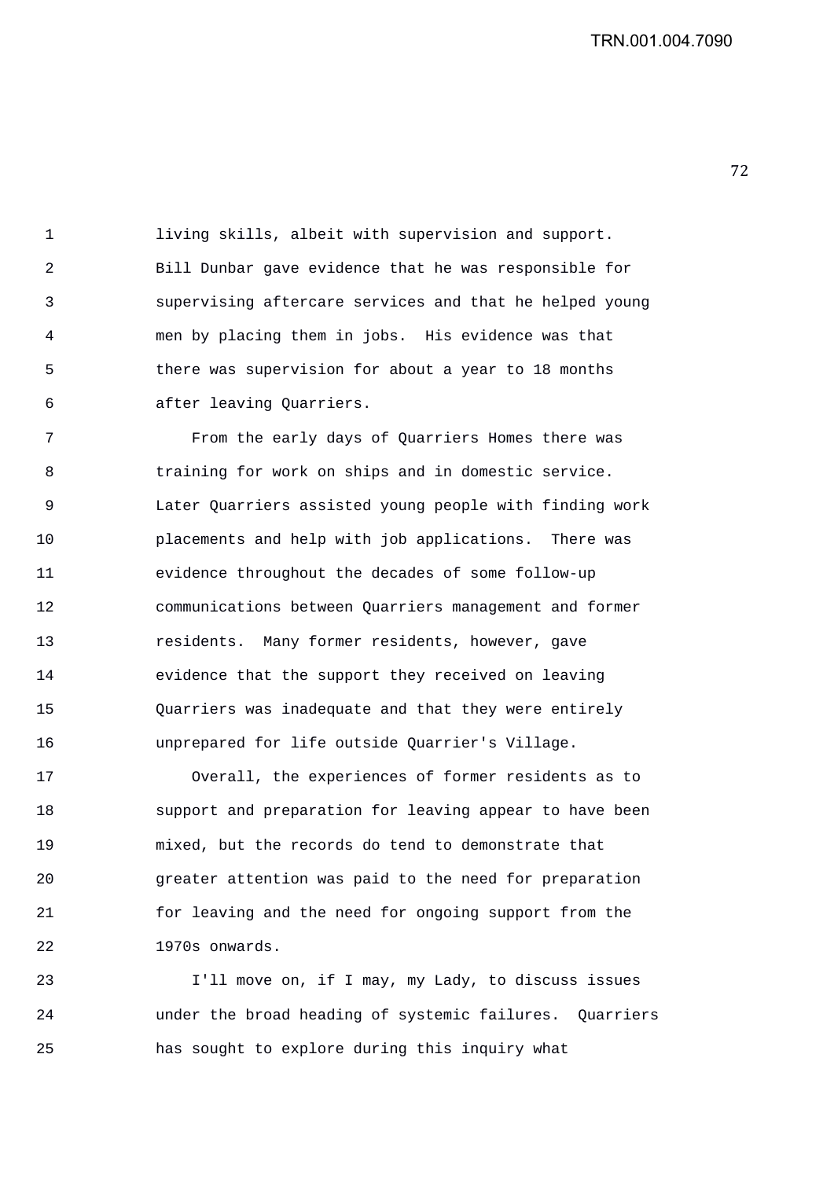living skills, albeit with supervision and support. Bill Dunbar gave evidence that he was responsible for supervising aftercare services and that he helped young men by placing them in jobs. His evidence was that there was supervision for about a year to 18 months after leaving Quarriers.

From the early days of Quarriers Homes there was training for work on ships and in domestic service. Later Quarriers assisted young people with finding work placements and help with job applications. There was evidence throughout the decades of some follow-up communications between Quarriers management and former residents. Many former residents, however, gave evidence that the support they received on leaving Quarriers was inadequate and that they were entirely unprepared for life outside Quarrier's Village.

Overall, the experiences of former residents as to support and preparation for leaving appear to have been mixed, but the records do tend to demonstrate that greater attention was paid to the need for preparation for leaving and the need for ongoing support from the 1970s onwards.

I'll move on, if I may, my Lady, to discuss issues under the broad heading of systemic failures. Quarriers has sought to explore during this inquiry what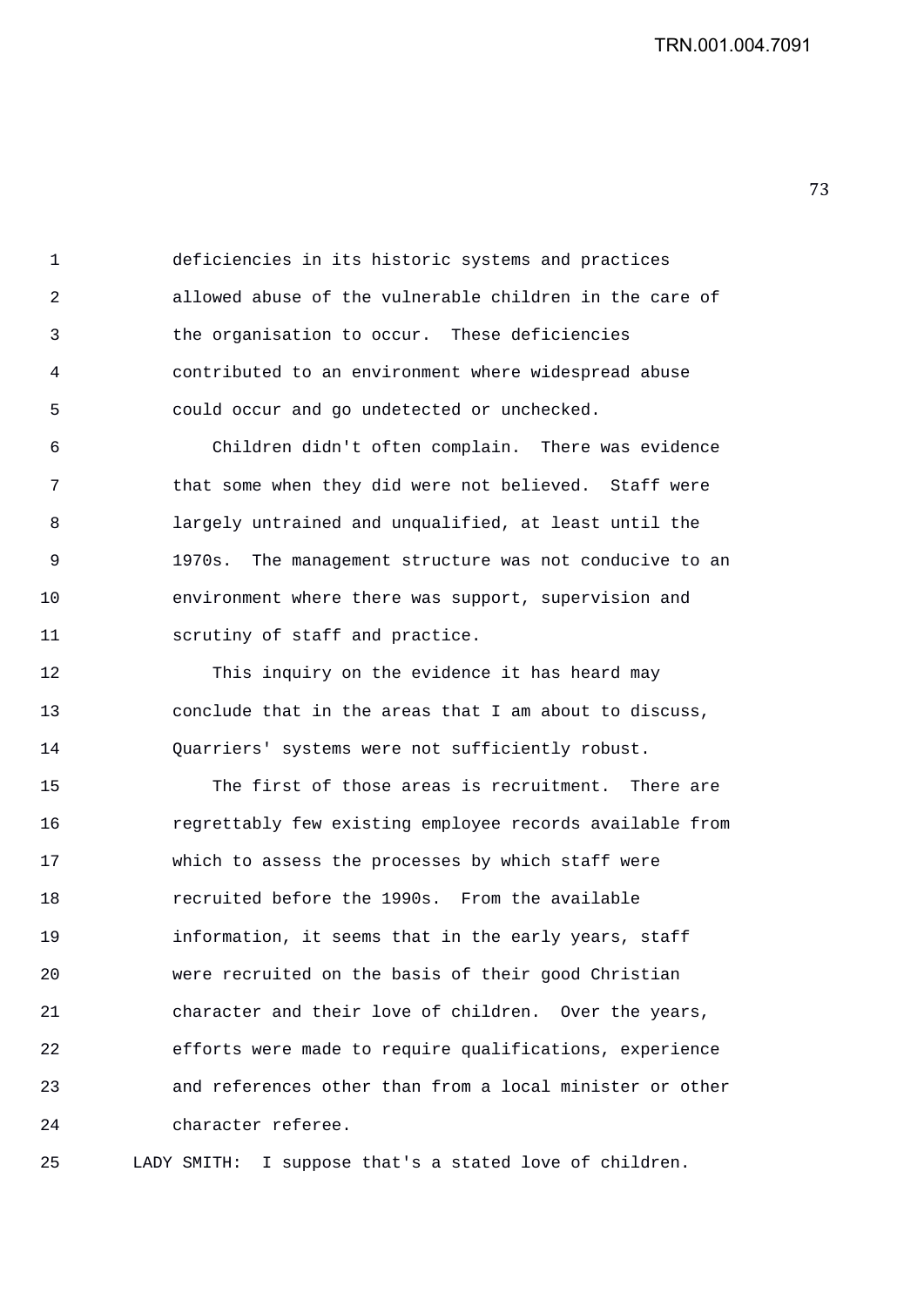deficiencies in its historic systems and practices allowed abuse of the vulnerable children in the care of the organisation to occur. These deficiencies contributed to an environment where widespread abuse could occur and go undetected or unchecked.

Children didn't often complain. There was evidence that some when they did were not believed. Staff were largely untrained and unqualified, at least until the 1970s. The management structure was not conducive to an environment where there was support, supervision and scrutiny of staff and practice.

This inquiry on the evidence it has heard may conclude that in the areas that I am about to discuss, Quarriers' systems were not sufficiently robust.

The first of those areas is recruitment. There are regrettably few existing employee records available from which to assess the processes by which staff were recruited before the 1990s. From the available information, it seems that in the early years, staff were recruited on the basis of their good Christian character and their love of children. Over the years, efforts were made to require qualifications, experience and references other than from a local minister or other character referee.

LADY SMITH: I suppose that's a stated love of children.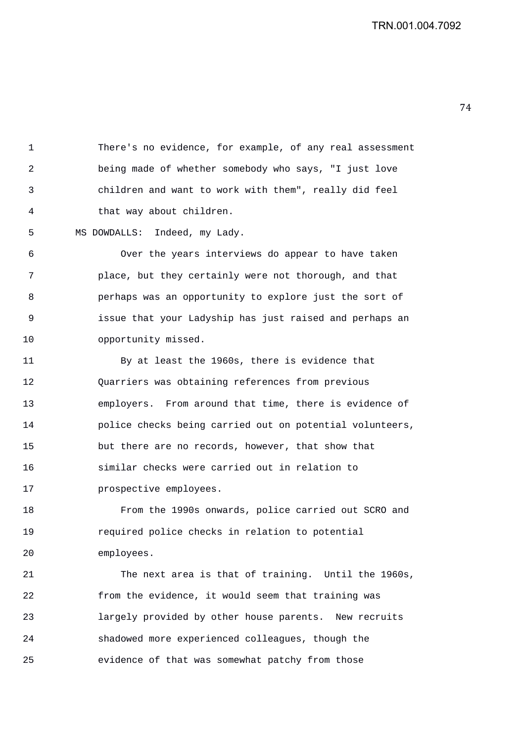There's no evidence, for example, of any real assessment being made of whether somebody who says, "I just love children and want to work with them", really did feel that way about children.

MS DOWDALLS: Indeed, my Lady.

Over the years interviews do appear to have taken place, but they certainly were not thorough, and that perhaps was an opportunity to explore just the sort of issue that your Ladyship has just raised and perhaps an opportunity missed.

By at least the 1960s, there is evidence that Quarriers was obtaining references from previous employers. From around that time, there is evidence of police checks being carried out on potential volunteers, but there are no records, however, that show that similar checks were carried out in relation to prospective employees.

From the 1990s onwards, police carried out SCRO and required police checks in relation to potential employees.

The next area is that of training. Until the 1960s, from the evidence, it would seem that training was largely provided by other house parents. New recruits shadowed more experienced colleagues, though the evidence of that was somewhat patchy from those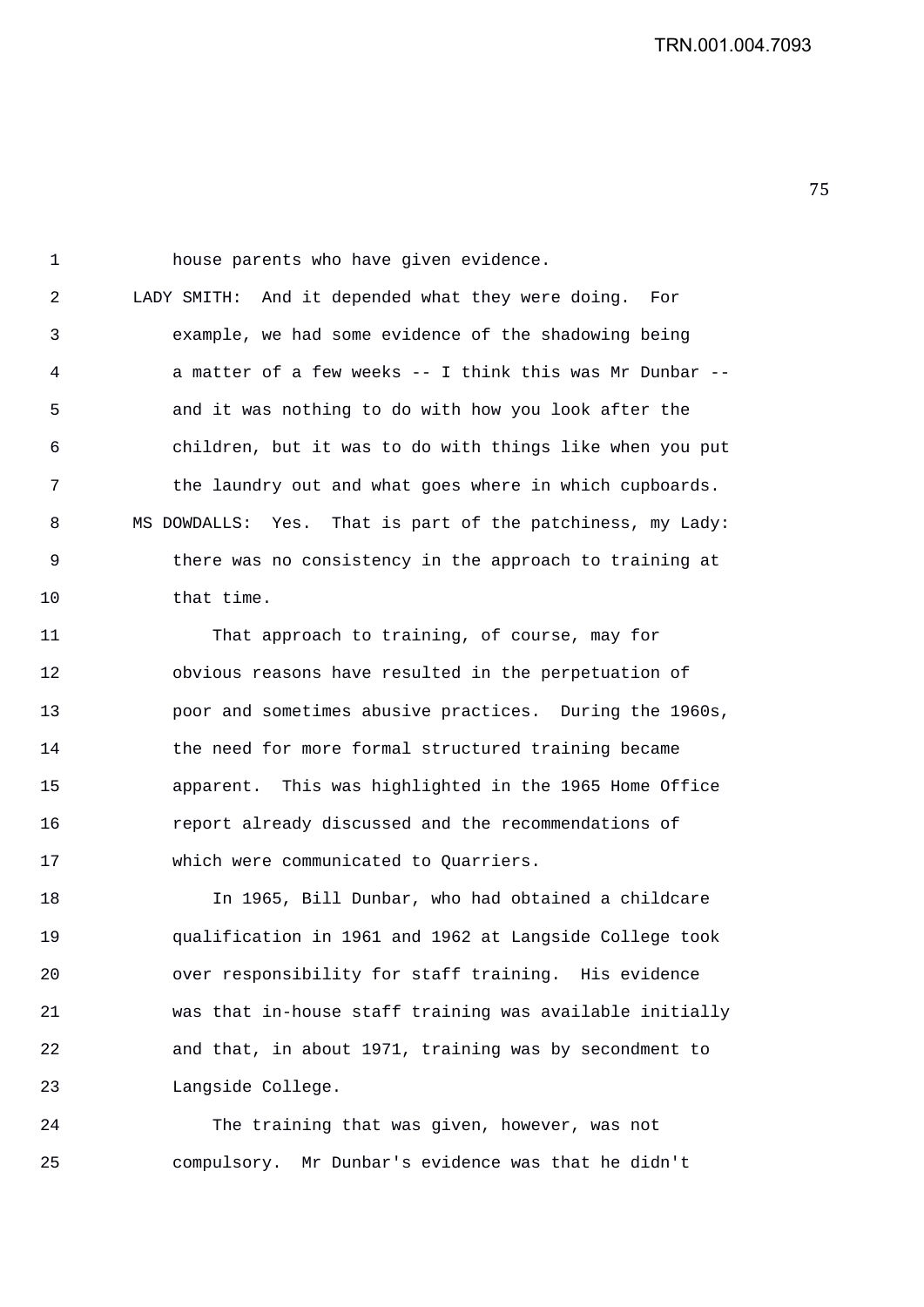house parents who have given evidence.

LADY SMITH: And it depended what they were doing. For example, we had some evidence of the shadowing being a matter of a few weeks -- I think this was Mr Dunbar -- and it was nothing to do with how you look after the children, but it was to do with things like when you put the laundry out and what goes where in which cupboards.

MS DOWDALLS: Yes. That is part of the patchiness, my Lady: there was no consistency in the approach to training at that time.

That approach to training, of course, may for obvious reasons have resulted in the perpetuation of poor and sometimes abusive practices. During the 1960s, the need for more formal structured training became apparent. This was highlighted in the 1965 Home Office report already discussed and the recommendations of which were communicated to Quarriers.

In 1965, Bill Dunbar, who had obtained a childcare qualification in 1961 and 1962 at Langside College took over responsibility for staff training. His evidence was that in-house staff training was available initially and that, in about 1971, training was by secondment to Langside College.

The training that was given, however, was not compulsory. Mr Dunbar's evidence was that he didn't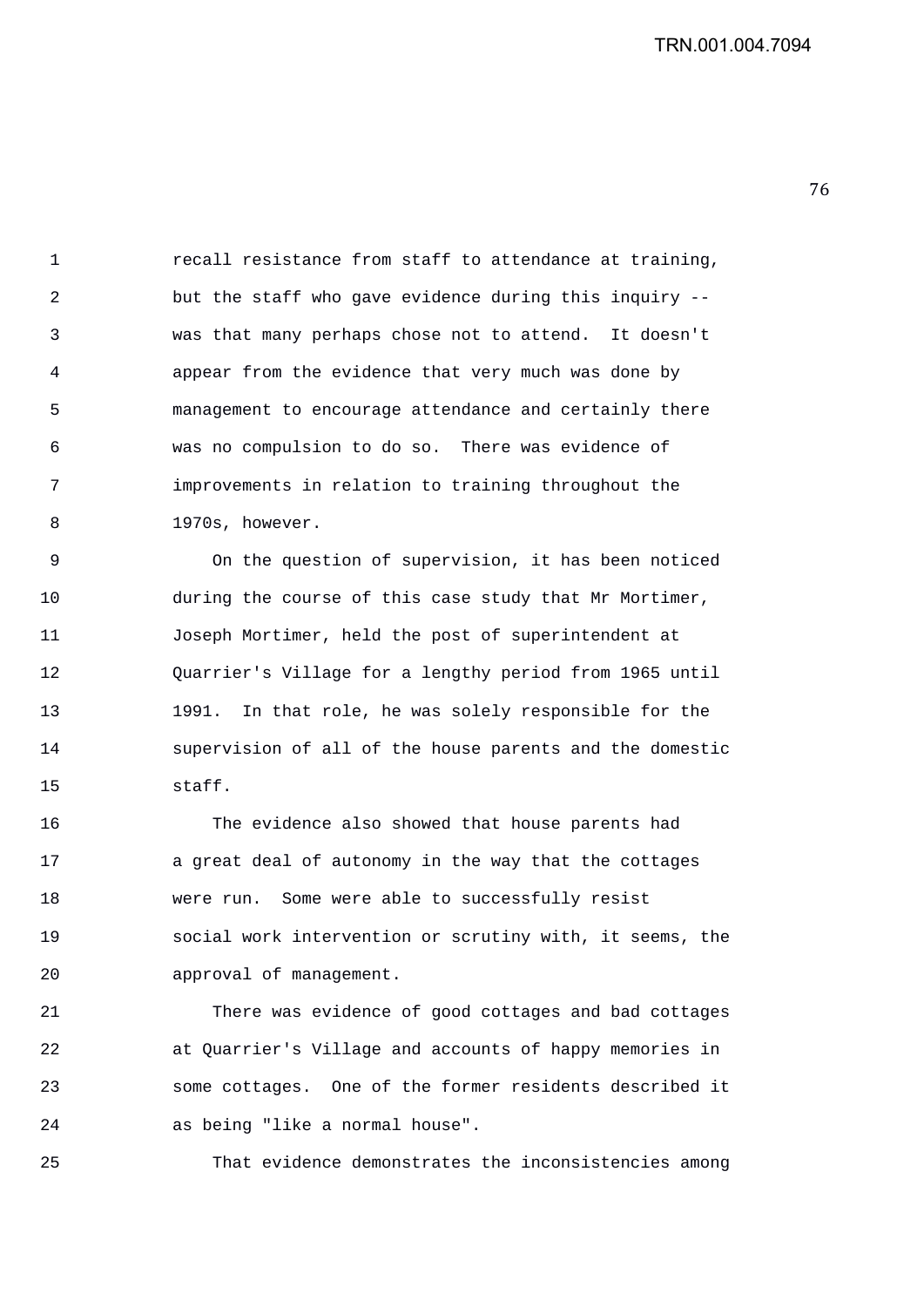recall resistance from staff to attendance at training, but the staff who gave evidence during this inquiry -- was that many perhaps chose not to attend. It doesn't appear from the evidence that very much was done by management to encourage attendance and certainly there was no compulsion to do so. There was evidence of improvements in relation to training throughout the 1970s, however.

On the question of supervision, it has been noticed during the course of this case study that Mr Mortimer, Joseph Mortimer, held the post of superintendent at Quarrier's Village for a lengthy period from 1965 until 1991. In that role, he was solely responsible for the supervision of all of the house parents and the domestic staff.

The evidence also showed that house parents had a great deal of autonomy in the way that the cottages were run. Some were able to successfully resist social work intervention or scrutiny with, it seems, the approval of management.

There was evidence of good cottages and bad cottages at Quarrier's Village and accounts of happy memories in some cottages. One of the former residents described it as being "like a normal house".

That evidence demonstrates the inconsistencies among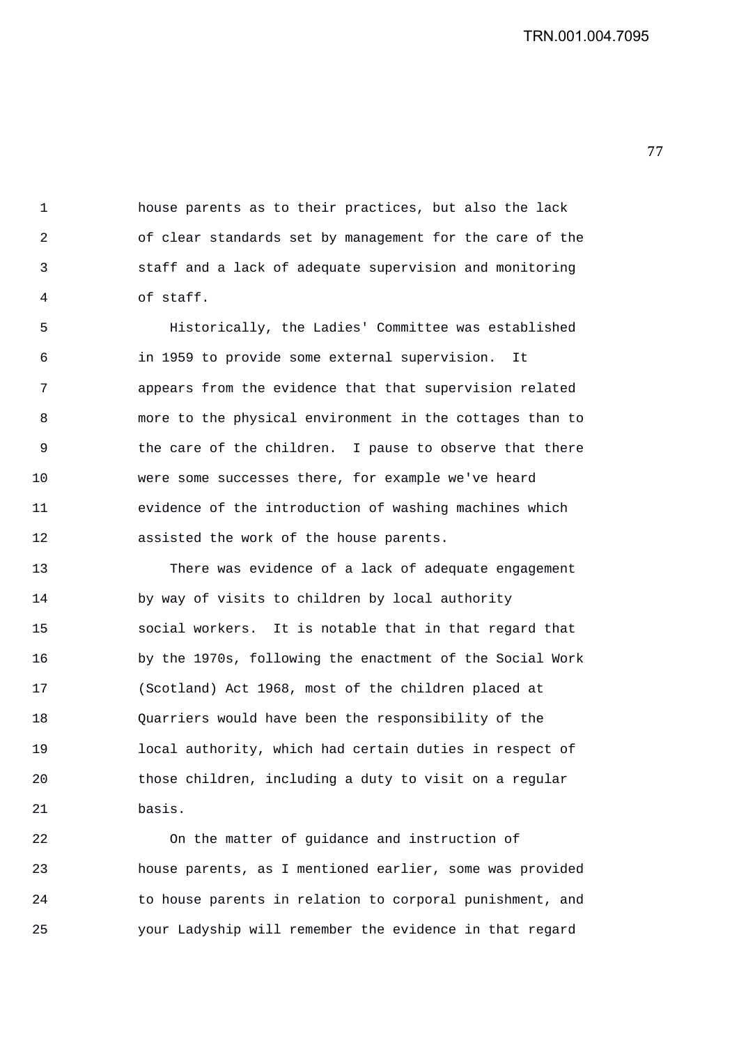house parents as to their practices, but also the lack of clear standards set by management for the care of the staff and a lack of adequate supervision and monitoring of staff.

Historically, the Ladies' Committee was established in 1959 to provide some external supervision. It appears from the evidence that that supervision related more to the physical environment in the cottages than to the care of the children. I pause to observe that there were some successes there, for example we've heard evidence of the introduction of washing machines which assisted the work of the house parents.

There was evidence of a lack of adequate engagement by way of visits to children by local authority social workers. It is notable that in that regard that by the 1970s, following the enactment of the Social Work (Scotland) Act 1968, most of the children placed at Quarriers would have been the responsibility of the local authority, which had certain duties in respect of those children, including a duty to visit on a regular basis.

On the matter of guidance and instruction of house parents, as I mentioned earlier, some was provided to house parents in relation to corporal punishment, and your Ladyship will remember the evidence in that regard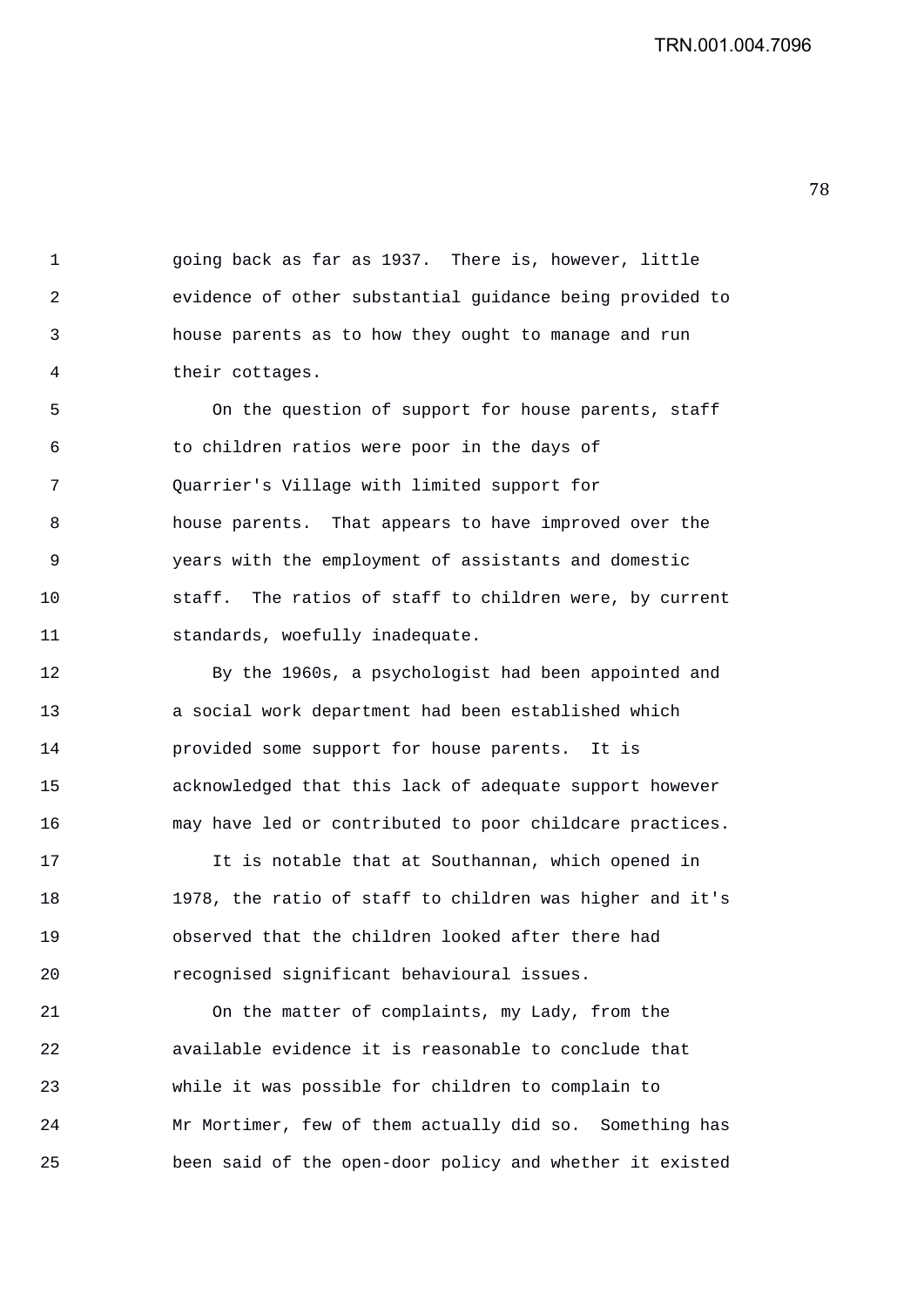going back as far as 1937. There is, however, little evidence of other substantial guidance being provided to house parents as to how they ought to manage and run their cottages.

On the question of support for house parents, staff to children ratios were poor in the days of Quarrier's Village with limited support for house parents. That appears to have improved over the years with the employment of assistants and domestic staff. The ratios of staff to children were, by current standards, woefully inadequate.

By the 1960s, a psychologist had been appointed and a social work department had been established which provided some support for house parents. It is acknowledged that this lack of adequate support however may have led or contributed to poor childcare practices.

It is notable that at Southannan, which opened in 1978, the ratio of staff to children was higher and it's observed that the children looked after there had recognised significant behavioural issues.

On the matter of complaints, my Lady, from the available evidence it is reasonable to conclude that while it was possible for children to complain to Mr Mortimer, few of them actually did so. Something has been said of the open-door policy and whether it existed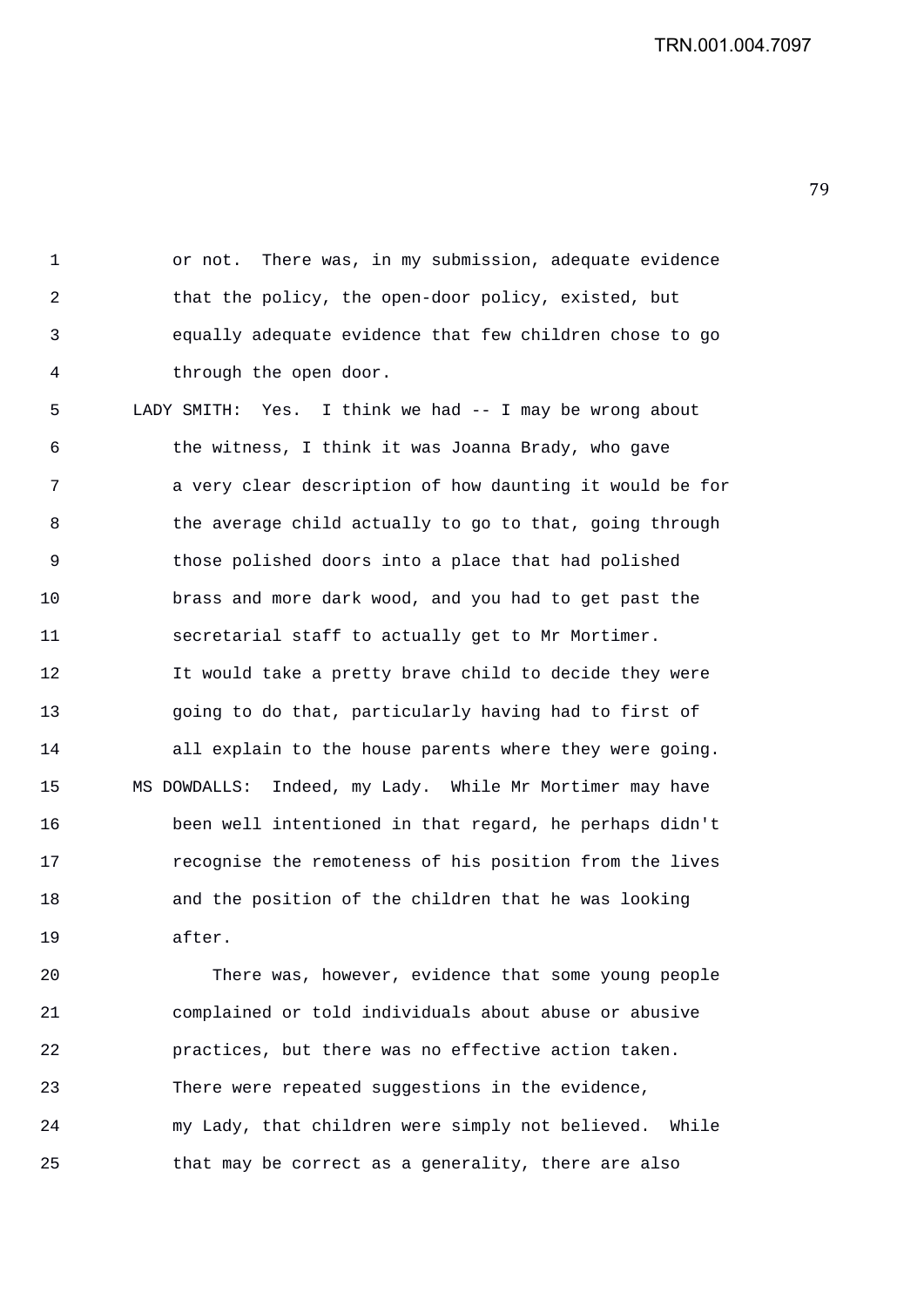or not. There was, in my submission, adequate evidence that the policy, the open-door policy, existed, but equally adequate evidence that few children chose to go through the open door.

LADY SMITH: Yes. I think we had -- I may be wrong about the witness, I think it was Joanna Brady, who gave a very clear description of how daunting it would be for the average child actually to go to that, going through those polished doors into a place that had polished brass and more dark wood, and you had to get past the secretarial staff to actually get to Mr Mortimer. It would take a pretty brave child to decide they were going to do that, particularly having had to first of all explain to the house parents where they were going.

MS DOWDALLS: Indeed, my Lady. While Mr Mortimer may have been well intentioned in that regard, he perhaps didn't recognise the remoteness of his position from the lives and the position of the children that he was looking after.

There was, however, evidence that some young people complained or told individuals about abuse or abusive practices, but there was no effective action taken. There were repeated suggestions in the evidence, my Lady, that children were simply not believed. While that may be correct as a generality, there are also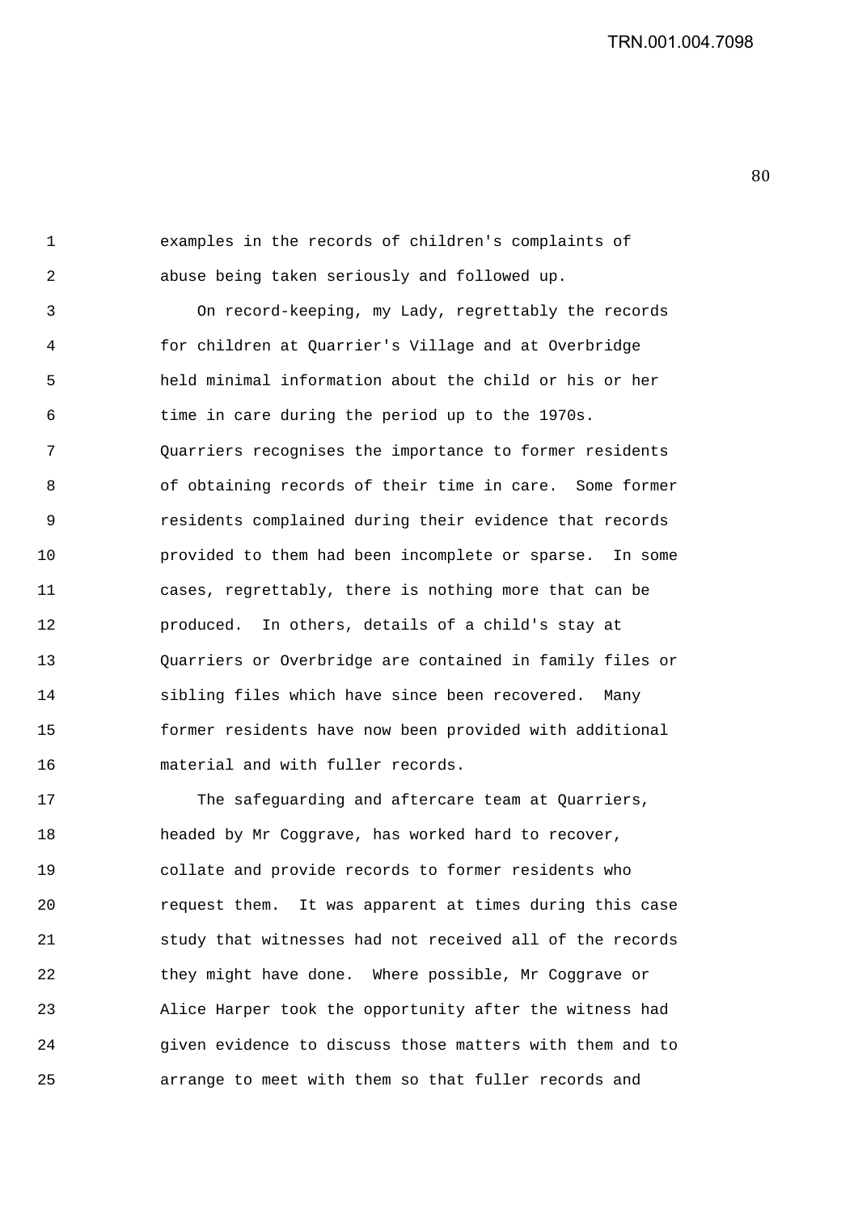examples in the records of children's complaints of abuse being taken seriously and followed up.

On record-keeping, my Lady, regrettably the records for children at Quarrier's Village and at Overbridge held minimal information about the child or his or her time in care during the period up to the 1970s. Quarriers recognises the importance to former residents of obtaining records of their time in care. Some former residents complained during their evidence that records provided to them had been incomplete or sparse. In some cases, regrettably, there is nothing more that can be produced. In others, details of a child's stay at Quarriers or Overbridge are contained in family files or sibling files which have since been recovered. Many former residents have now been provided with additional material and with fuller records.

The safeguarding and aftercare team at Quarriers, headed by Mr Coggrave, has worked hard to recover, collate and provide records to former residents who request them. It was apparent at times during this case study that witnesses had not received all of the records they might have done. Where possible, Mr Coggrave or Alice Harper took the opportunity after the witness had given evidence to discuss those matters with them and to arrange to meet with them so that fuller records and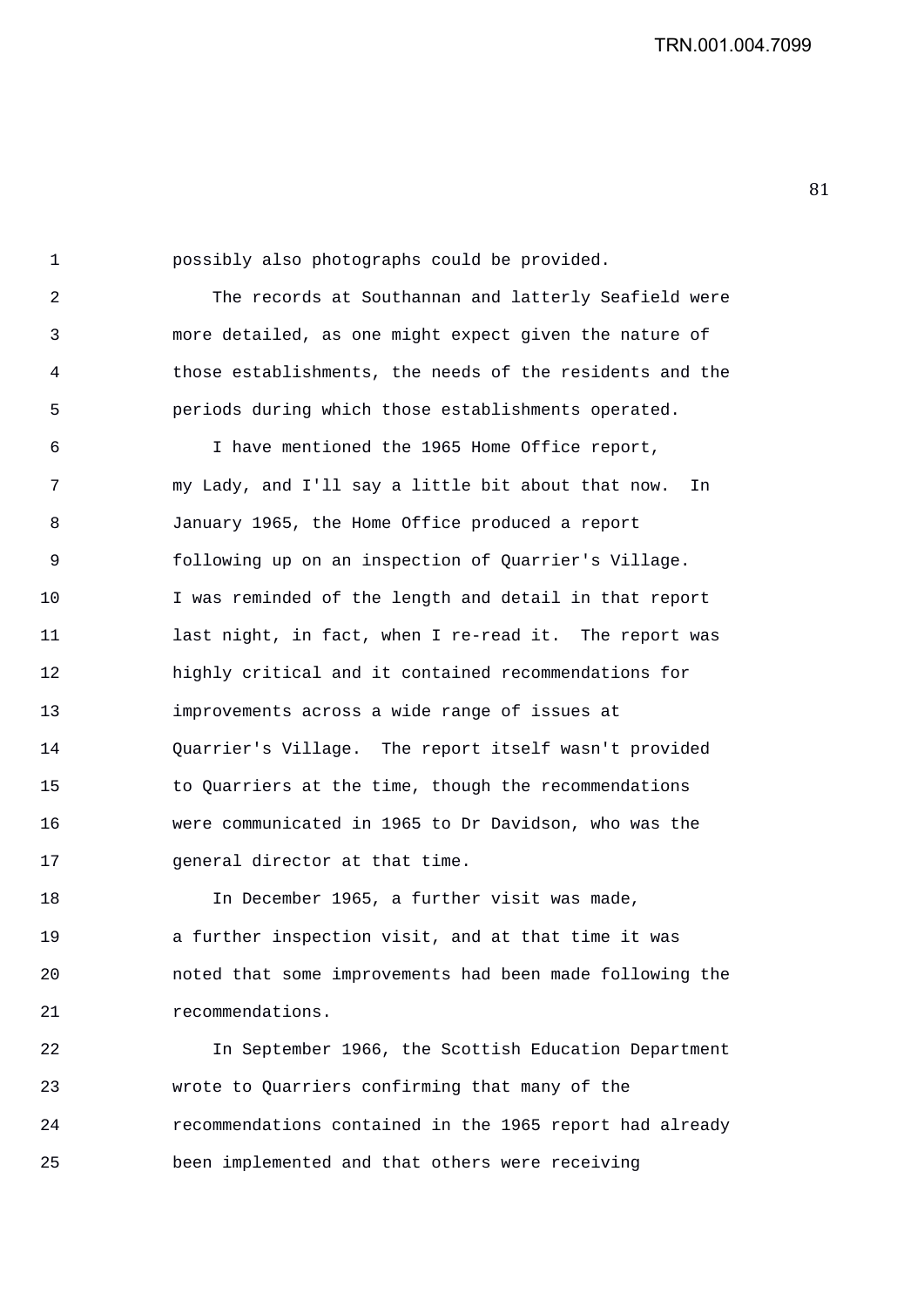possibly also photographs could be provided.

The records at Southannan and latterly Seafield were more detailed, as one might expect given the nature of those establishments, the needs of the residents and the periods during which those establishments operated.

I have mentioned the 1965 Home Office report, my Lady, and I'll say a little bit about that now. In January 1965, the Home Office produced a report following up on an inspection of Quarrier's Village. I was reminded of the length and detail in that report last night, in fact, when I re-read it. The report was highly critical and it contained recommendations for improvements across a wide range of issues at Quarrier's Village. The report itself wasn't provided to Quarriers at the time, though the recommendations were communicated in 1965 to Dr Davidson, who was the general director at that time.

In December 1965, a further visit was made, a further inspection visit, and at that time it was noted that some improvements had been made following the recommendations.

In September 1966, the Scottish Education Department wrote to Quarriers confirming that many of the recommendations contained in the 1965 report had already been implemented and that others were receiving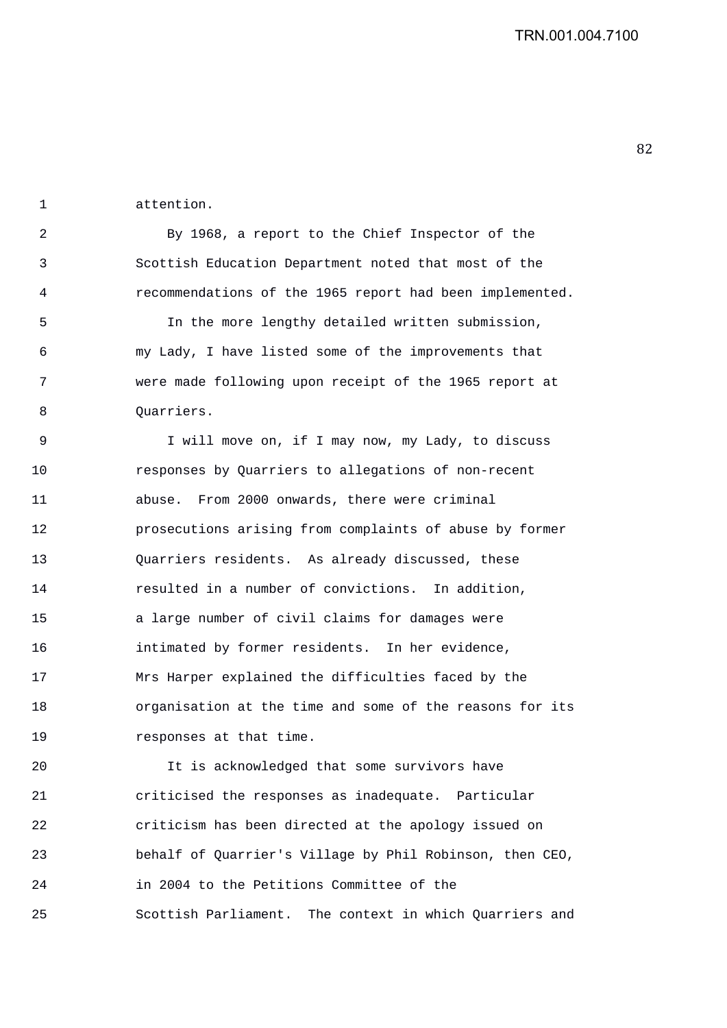attention.

By 1968, a report to the Chief Inspector of the Scottish Education Department noted that most of the recommendations of the 1965 report had been implemented.

In the more lengthy detailed written submission, my Lady, I have listed some of the improvements that were made following upon receipt of the 1965 report at Quarriers.

I will move on, if I may now, my Lady, to discuss responses by Quarriers to allegations of non-recent abuse. From 2000 onwards, there were criminal prosecutions arising from complaints of abuse by former Quarriers residents. As already discussed, these resulted in a number of convictions. In addition, a large number of civil claims for damages were intimated by former residents. In her evidence, Mrs Harper explained the difficulties faced by the organisation at the time and some of the reasons for its responses at that time.

It is acknowledged that some survivors have criticised the responses as inadequate. Particular criticism has been directed at the apology issued on behalf of Quarrier's Village by Phil Robinson, then CEO, in 2004 to the Petitions Committee of the Scottish Parliament. The context in which Quarriers and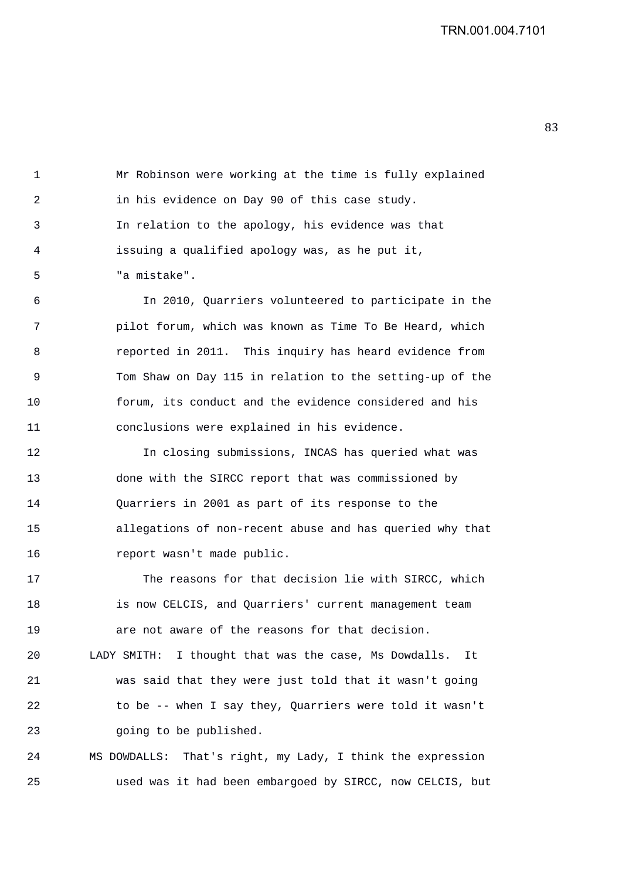Mr Robinson were working at the time is fully explained in his evidence on Day 90 of this case study.

In relation to the apology, his evidence was that issuing a qualified apology was, as he put it, "a mistake".

In 2010, Quarriers volunteered to participate in the pilot forum, which was known as Time To Be Heard, which reported in 2011. This inquiry has heard evidence from Tom Shaw on Day 115 in relation to the setting-up of the forum, its conduct and the evidence considered and his conclusions were explained in his evidence.

In closing submissions, INCAS has queried what was done with the SIRCC report that was commissioned by Quarriers in 2001 as part of its response to the allegations of non-recent abuse and has queried why that report wasn't made public.

The reasons for that decision lie with SIRCC, which is now CELCIS, and Quarriers' current management team are not aware of the reasons for that decision.

LADY SMITH: I thought that was the case, Ms Dowdalls. It was said that they were just told that it wasn't going to be -- when I say they, Quarriers were told it wasn't going to be published.

MS DOWDALLS: That's right, my Lady, I think the expression used was it had been embargoed by SIRCC, now CELCIS, but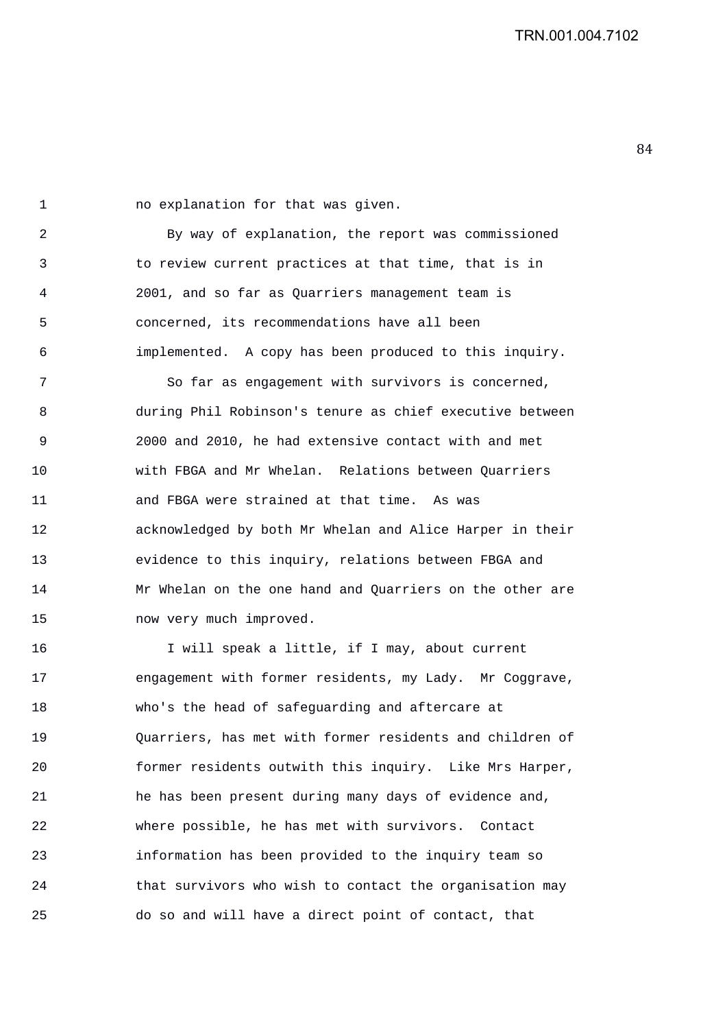no explanation for that was given.

By way of explanation, the report was commissioned to review current practices at that time, that is in 2001, and so far as Quarriers management team is concerned, its recommendations have all been implemented. A copy has been produced to this inquiry.

So far as engagement with survivors is concerned, during Phil Robinson's tenure as chief executive between 2000 and 2010, he had extensive contact with and met with FBGA and Mr Whelan. Relations between Quarriers and FBGA were strained at that time. As was acknowledged by both Mr Whelan and Alice Harper in their evidence to this inquiry, relations between FBGA and Mr Whelan on the one hand and Quarriers on the other are now very much improved.

I will speak a little, if I may, about current engagement with former residents, my Lady. Mr Coggrave, who's the head of safeguarding and aftercare at Quarriers, has met with former residents and children of former residents outwith this inquiry. Like Mrs Harper, he has been present during many days of evidence and, where possible, he has met with survivors. Contact information has been provided to the inquiry team so that survivors who wish to contact the organisation may do so and will have a direct point of contact, that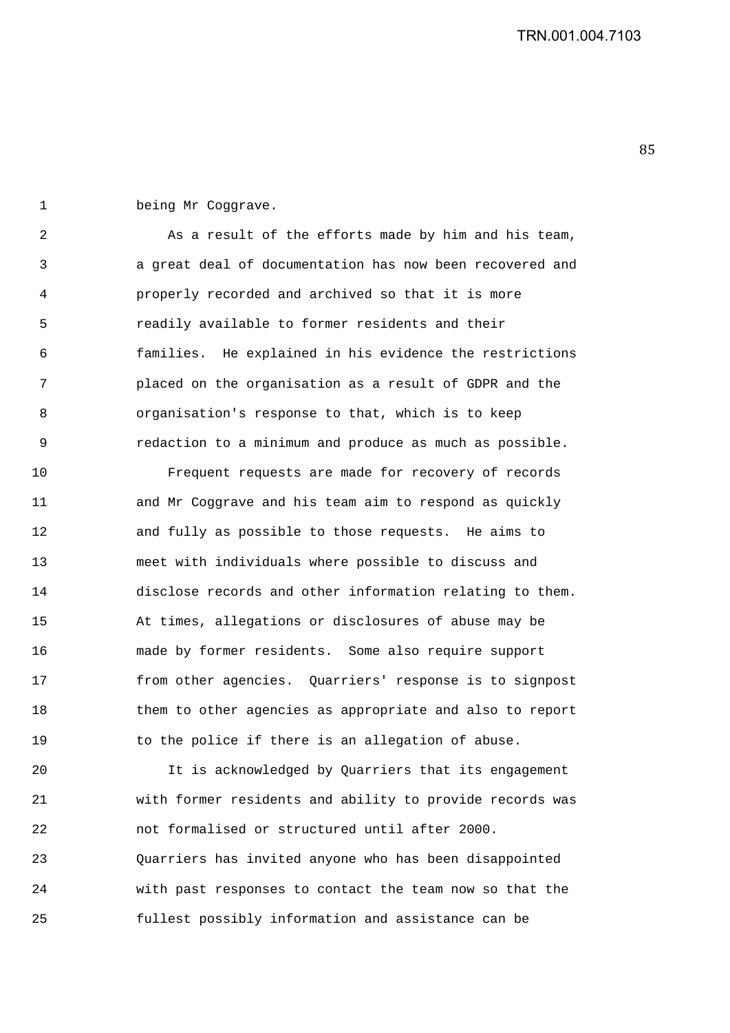being Mr Coggrave.

As a result of the efforts made by him and his team, a great deal of documentation has now been recovered and properly recorded and archived so that it is more readily available to former residents and their families. He explained in his evidence the restrictions placed on the organisation as a result of GDPR and the organisation's response to that, which is to keep redaction to a minimum and produce as much as possible.

Frequent requests are made for recovery of records and Mr Coggrave and his team aim to respond as quickly and fully as possible to those requests. He aims to meet with individuals where possible to discuss and disclose records and other information relating to them. At times, allegations or disclosures of abuse may be made by former residents. Some also require support from other agencies. Quarriers' response is to signpost them to other agencies as appropriate and also to report to the police if there is an allegation of abuse.

It is acknowledged by Quarriers that its engagement with former residents and ability to provide records was not formalised or structured until after 2000. Quarriers has invited anyone who has been disappointed with past responses to contact the team now so that the fullest possibly information and assistance can be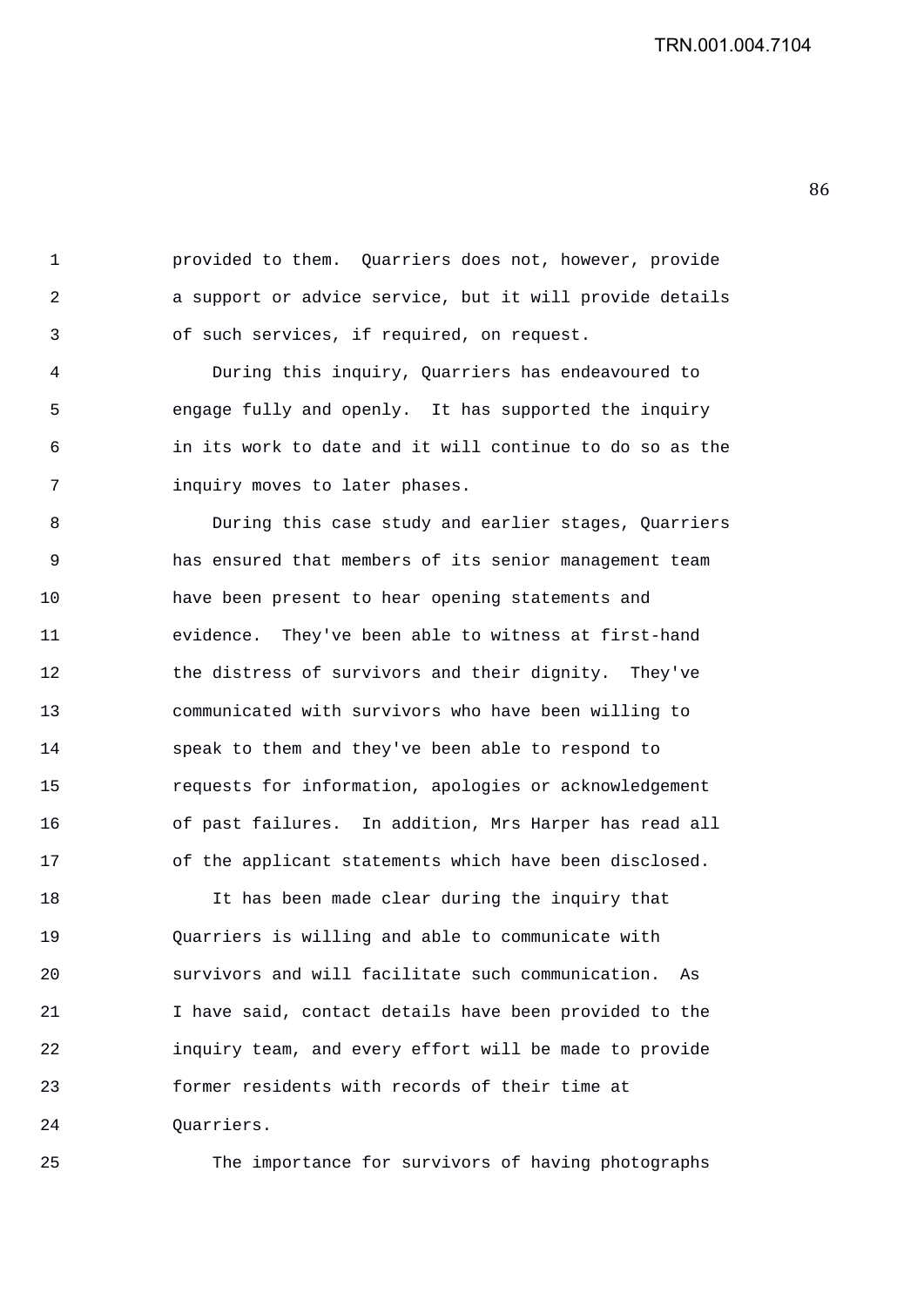provided to them. Quarriers does not, however, provide a support or advice service, but it will provide details of such services, if required, on request.

During this inquiry, Quarriers has endeavoured to engage fully and openly. It has supported the inquiry in its work to date and it will continue to do so as the inquiry moves to later phases.

During this case study and earlier stages, Quarriers has ensured that members of its senior management team have been present to hear opening statements and evidence. They've been able to witness at first-hand the distress of survivors and their dignity. They've communicated with survivors who have been willing to speak to them and they've been able to respond to requests for information, apologies or acknowledgement of past failures. In addition, Mrs Harper has read all of the applicant statements which have been disclosed.

It has been made clear during the inquiry that Quarriers is willing and able to communicate with survivors and will facilitate such communication. As I have said, contact details have been provided to the inquiry team, and every effort will be made to provide former residents with records of their time at Quarriers.

The importance for survivors of having photographs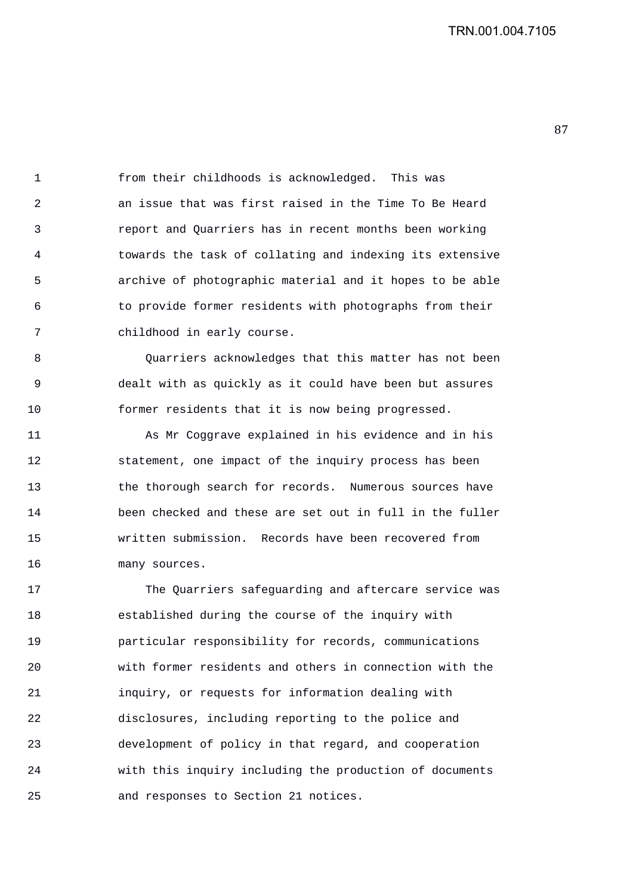from their childhoods is acknowledged. This was an issue that was first raised in the Time To Be Heard report and Quarriers has in recent months been working towards the task of collating and indexing its extensive archive of photographic material and it hopes to be able to provide former residents with photographs from their childhood in early course.

Quarriers acknowledges that this matter has not been dealt with as quickly as it could have been but assures former residents that it is now being progressed.

As Mr Coggrave explained in his evidence and in his statement, one impact of the inquiry process has been the thorough search for records. Numerous sources have been checked and these are set out in full in the fuller written submission. Records have been recovered from many sources.

The Quarriers safeguarding and aftercare service was established during the course of the inquiry with particular responsibility for records, communications with former residents and others in connection with the inquiry, or requests for information dealing with disclosures, including reporting to the police and development of policy in that regard, and cooperation with this inquiry including the production of documents and responses to Section 21 notices.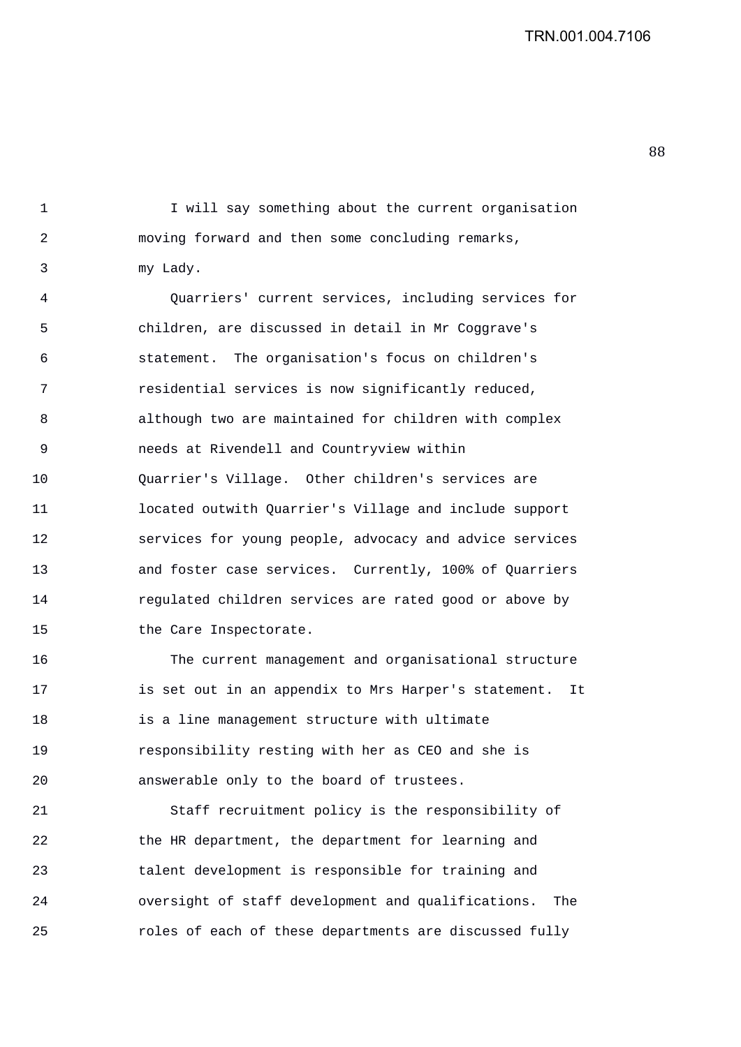I will say something about the current organisation moving forward and then some concluding remarks, my Lady.

Quarriers' current services, including services for children, are discussed in detail in Mr Coggrave's statement. The organisation's focus on children's residential services is now significantly reduced, although two are maintained for children with complex needs at Rivendell and Countryview within Quarrier's Village. Other children's services are located outwith Quarrier's Village and include support services for young people, advocacy and advice services and foster case services. Currently, 100% of Quarriers regulated children services are rated good or above by the Care Inspectorate.

The current management and organisational structure is set out in an appendix to Mrs Harper's statement. It is a line management structure with ultimate responsibility resting with her as CEO and she is answerable only to the board of trustees.

Staff recruitment policy is the responsibility of the HR department, the department for learning and talent development is responsible for training and oversight of staff development and qualifications. The roles of each of these departments are discussed fully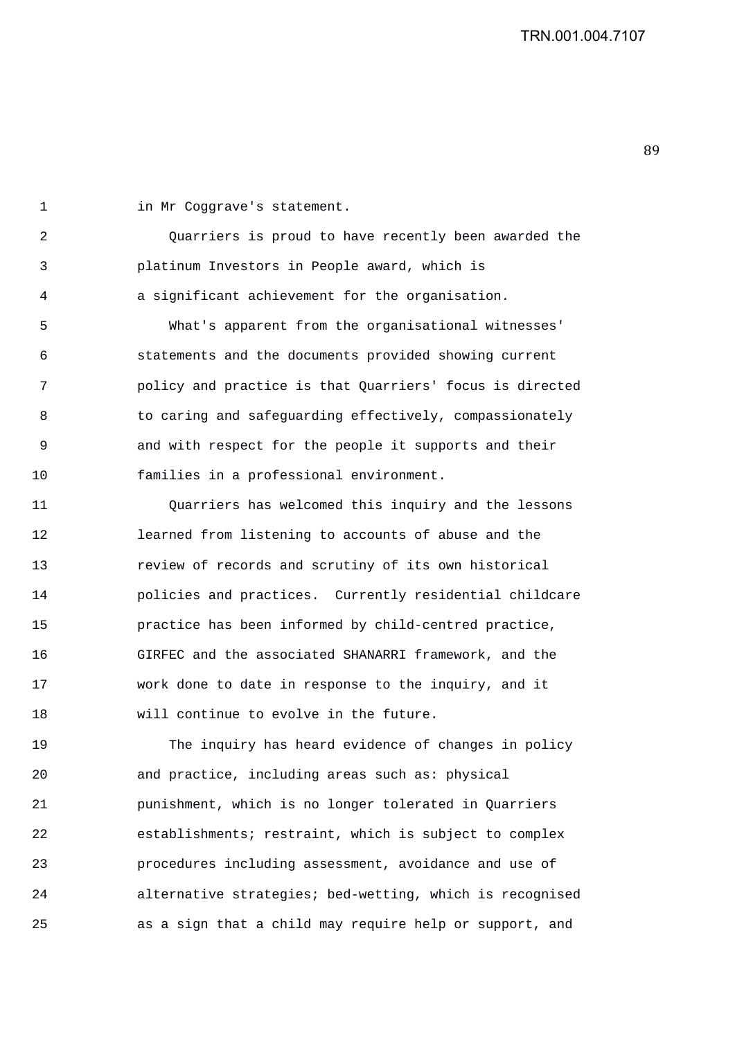in Mr Coggrave's statement.

Quarriers is proud to have recently been awarded the platinum Investors in People award, which is a significant achievement for the organisation.

What's apparent from the organisational witnesses' statements and the documents provided showing current policy and practice is that Quarriers' focus is directed to caring and safeguarding effectively, compassionately and with respect for the people it supports and their families in a professional environment.

Quarriers has welcomed this inquiry and the lessons learned from listening to accounts of abuse and the review of records and scrutiny of its own historical policies and practices. Currently residential childcare practice has been informed by child-centred practice, GIRFEC and the associated SHANARRI framework, and the work done to date in response to the inquiry, and it will continue to evolve in the future.

The inquiry has heard evidence of changes in policy and practice, including areas such as: physical punishment, which is no longer tolerated in Quarriers establishments; restraint, which is subject to complex procedures including assessment, avoidance and use of alternative strategies; bed-wetting, which is recognised as a sign that a child may require help or support, and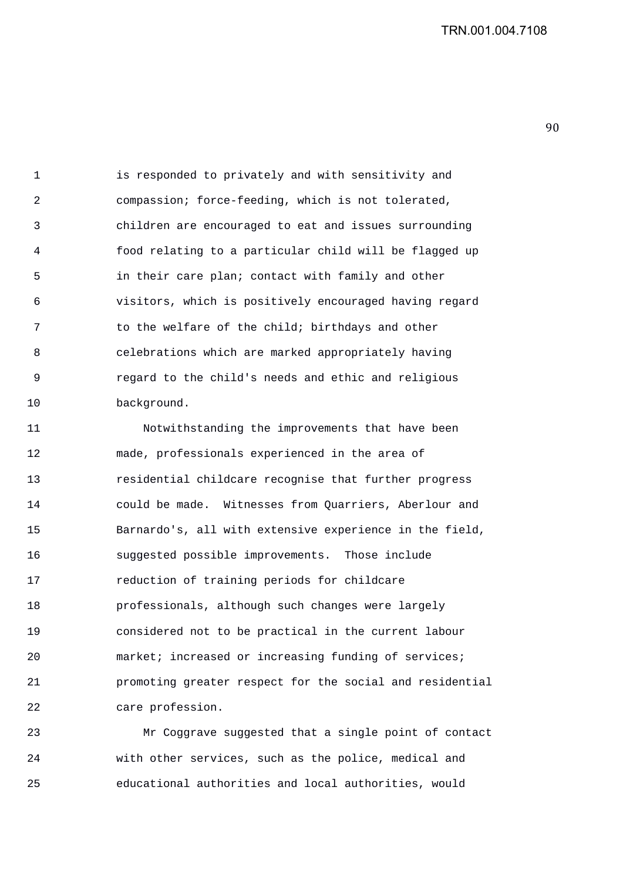is responded to privately and with sensitivity and compassion; force-feeding, which is not tolerated, children are encouraged to eat and issues surrounding food relating to a particular child will be flagged up in their care plan; contact with family and other visitors, which is positively encouraged having regard to the welfare of the child; birthdays and other celebrations which are marked appropriately having regard to the child's needs and ethic and religious background.

Notwithstanding the improvements that have been made, professionals experienced in the area of residential childcare recognise that further progress could be made. Witnesses from Quarriers, Aberlour and Barnardo's, all with extensive experience in the field, suggested possible improvements. Those include reduction of training periods for childcare professionals, although such changes were largely considered not to be practical in the current labour market; increased or increasing funding of services; promoting greater respect for the social and residential care profession.

Mr Coggrave suggested that a single point of contact with other services, such as the police, medical and educational authorities and local authorities, would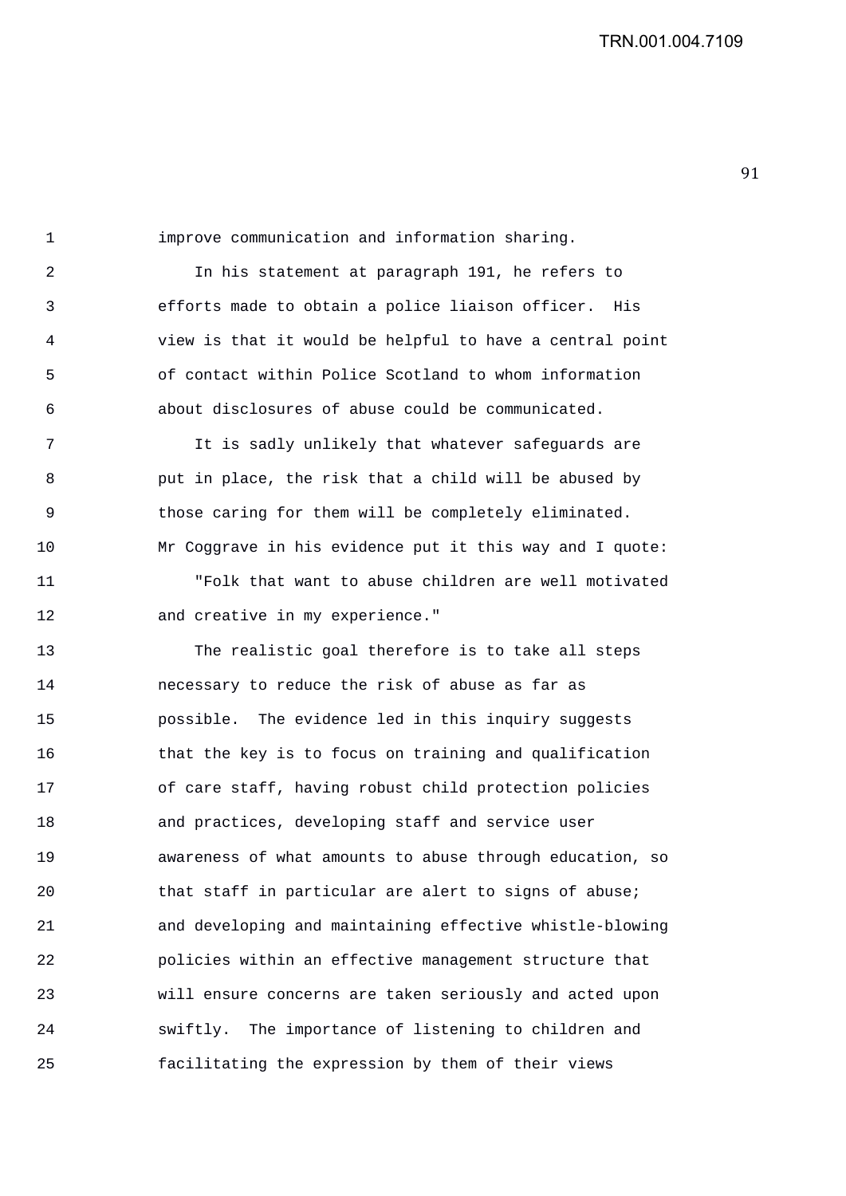improve communication and information sharing.

In his statement at paragraph 191, he refers to efforts made to obtain a police liaison officer. His view is that it would be helpful to have a central point of contact within Police Scotland to whom information about disclosures of abuse could be communicated.

It is sadly unlikely that whatever safeguards are put in place, the risk that a child will be abused by those caring for them will be completely eliminated. Mr Coggrave in his evidence put it this way and I quote:

"Folk that want to abuse children are well motivated and creative in my experience."

The realistic goal therefore is to take all steps necessary to reduce the risk of abuse as far as possible. The evidence led in this inquiry suggests that the key is to focus on training and qualification of care staff, having robust child protection policies and practices, developing staff and service user awareness of what amounts to abuse through education, so that staff in particular are alert to signs of abuse; and developing and maintaining effective whistle-blowing policies within an effective management structure that will ensure concerns are taken seriously and acted upon swiftly. The importance of listening to children and facilitating the expression by them of their views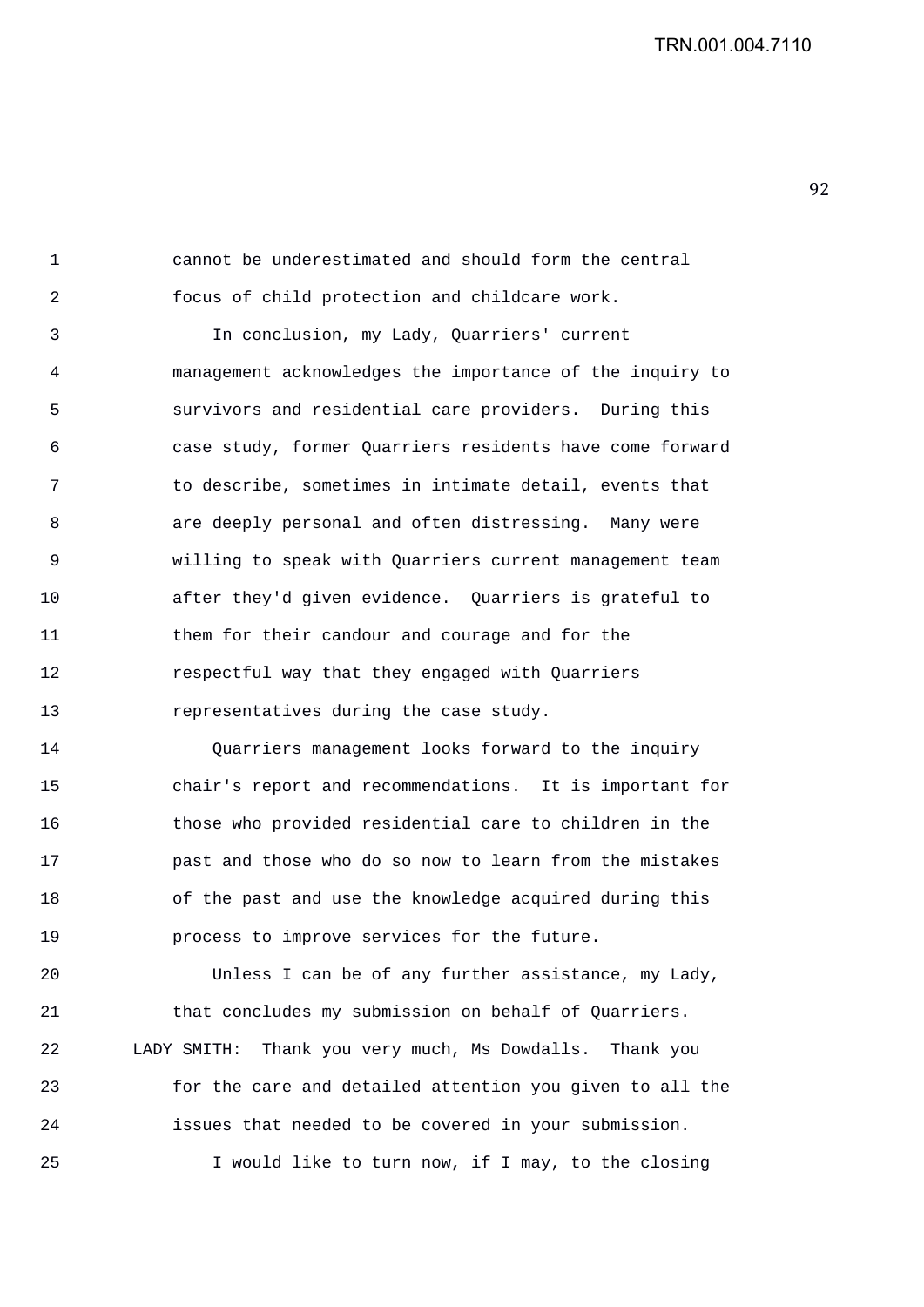cannot be underestimated and should form the central focus of child protection and childcare work.

In conclusion, my Lady, Quarriers' current management acknowledges the importance of the inquiry to survivors and residential care providers. During this case study, former Quarriers residents have come forward to describe, sometimes in intimate detail, events that are deeply personal and often distressing. Many were willing to speak with Quarriers current management team after they'd given evidence. Quarriers is grateful to them for their candour and courage and for the respectful way that they engaged with Quarriers representatives during the case study.

Quarriers management looks forward to the inquiry chair's report and recommendations. It is important for those who provided residential care to children in the past and those who do so now to learn from the mistakes of the past and use the knowledge acquired during this process to improve services for the future.

Unless I can be of any further assistance, my Lady, that concludes my submission on behalf of Quarriers.

LADY SMITH: Thank you very much, Ms Dowdalls. Thank you for the care and detailed attention you given to all the issues that needed to be covered in your submission.

I would like to turn now, if I may, to the closing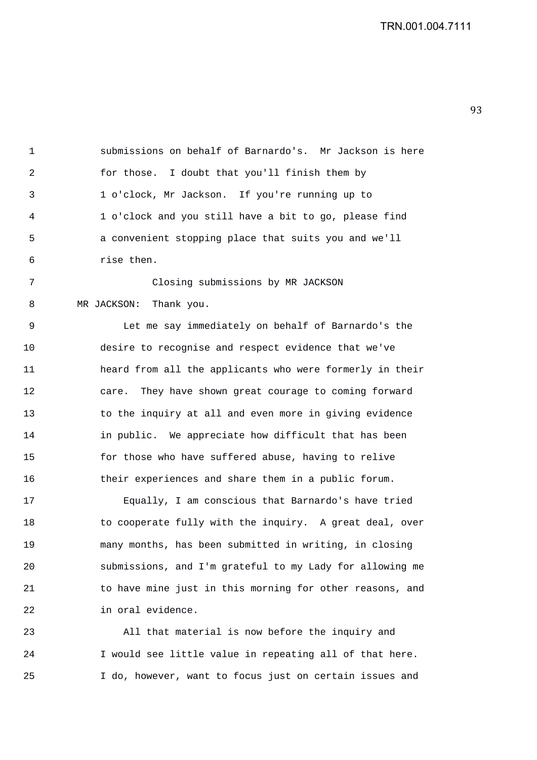submissions on behalf of Barnardo's. Mr Jackson is here for those. I doubt that you'll finish them by 1 o'clock, Mr Jackson. If you're running up to 1 o'clock and you still have a bit to go, please find a convenient stopping place that suits you and we'll rise then.

Closing submissions by MR JACKSON

MR JACKSON: Thank you.

Let me say immediately on behalf of Barnardo's the desire to recognise and respect evidence that we've heard from all the applicants who were formerly in their care. They have shown great courage to coming forward to the inquiry at all and even more in giving evidence in public. We appreciate how difficult that has been for those who have suffered abuse, having to relive their experiences and share them in a public forum.

Equally, I am conscious that Barnardo's have tried to cooperate fully with the inquiry. A great deal, over many months, has been submitted in writing, in closing submissions, and I'm grateful to my Lady for allowing me to have mine just in this morning for other reasons, and in oral evidence.

All that material is now before the inquiry and I would see little value in repeating all of that here. I do, however, want to focus just on certain issues and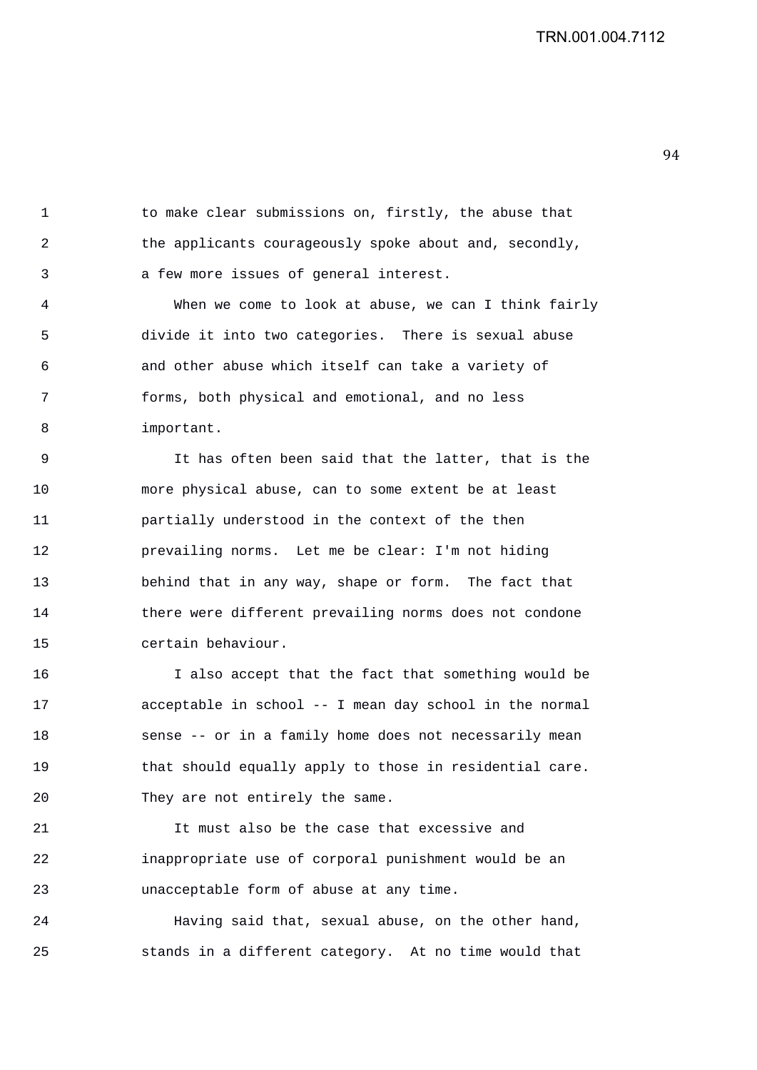to make clear submissions on, firstly, the abuse that the applicants courageously spoke about and, secondly, a few more issues of general interest.

When we come to look at abuse, we can I think fairly divide it into two categories. There is sexual abuse and other abuse which itself can take a variety of forms, both physical and emotional, and no less important.

It has often been said that the latter, that is the more physical abuse, can to some extent be at least partially understood in the context of the then prevailing norms. Let me be clear: I'm not hiding behind that in any way, shape or form. The fact that there were different prevailing norms does not condone certain behaviour.

I also accept that the fact that something would be acceptable in school -- I mean day school in the normal sense -- or in a family home does not necessarily mean that should equally apply to those in residential care. They are not entirely the same.

It must also be the case that excessive and inappropriate use of corporal punishment would be an unacceptable form of abuse at any time.

Having said that, sexual abuse, on the other hand, stands in a different category. At no time would that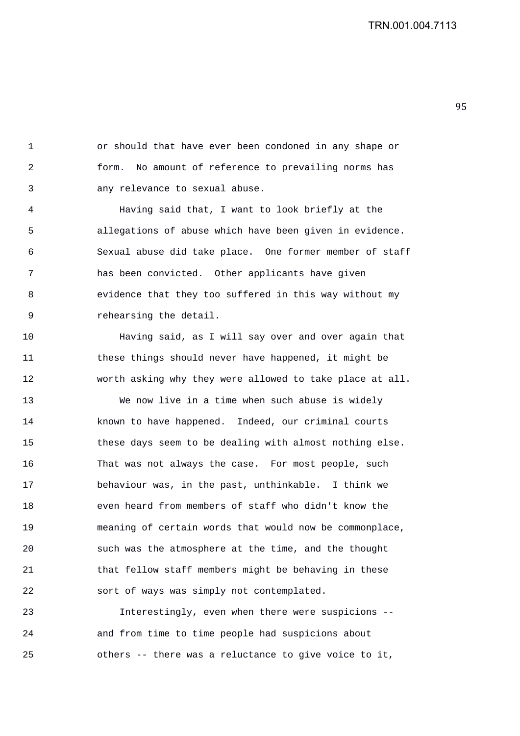or should that have ever been condoned in any shape or form. No amount of reference to prevailing norms has any relevance to sexual abuse.

Having said that, I want to look briefly at the allegations of abuse which have been given in evidence. Sexual abuse did take place. One former member of staff has been convicted. Other applicants have given evidence that they too suffered in this way without my rehearsing the detail.

Having said, as I will say over and over again that these things should never have happened, it might be worth asking why they were allowed to take place at all.

We now live in a time when such abuse is widely known to have happened. Indeed, our criminal courts these days seem to be dealing with almost nothing else. That was not always the case. For most people, such behaviour was, in the past, unthinkable. I think we even heard from members of staff who didn't know the meaning of certain words that would now be commonplace, such was the atmosphere at the time, and the thought that fellow staff members might be behaving in these sort of ways was simply not contemplated.

Interestingly, even when there were suspicions -- and from time to time people had suspicions about others -- there was a reluctance to give voice to it,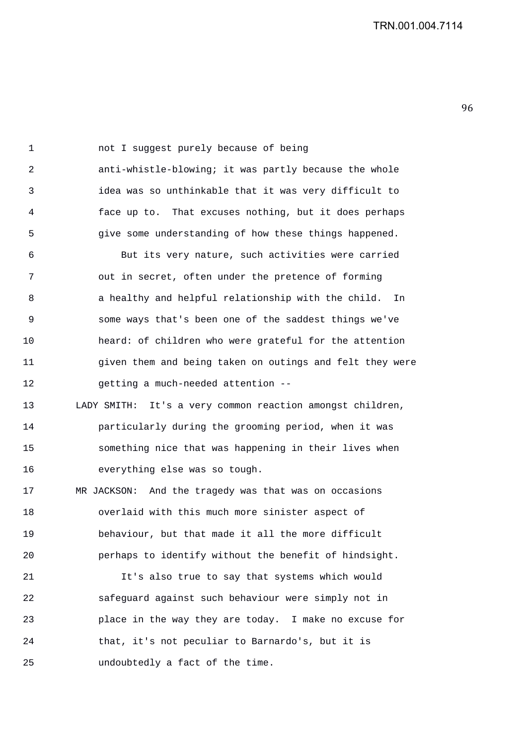not I suggest purely because of being anti-whistle-blowing; it was partly because the whole idea was so unthinkable that it was very difficult to face up to. That excuses nothing, but it does perhaps give some understanding of how these things happened.

But its very nature, such activities were carried out in secret, often under the pretence of forming a healthy and helpful relationship with the child. In some ways that's been one of the saddest things we've heard: of children who were grateful for the attention given them and being taken on outings and felt they were getting a much-needed attention --

LADY SMITH: It's a very common reaction amongst children, particularly during the grooming period, when it was something nice that was happening in their lives when everything else was so tough.

MR JACKSON: And the tragedy was that was on occasions overlaid with this much more sinister aspect of behaviour, but that made it all the more difficult perhaps to identify without the benefit of hindsight.

It's also true to say that systems which would safeguard against such behaviour were simply not in place in the way they are today. I make no excuse for that, it's not peculiar to Barnardo's, but it is undoubtedly a fact of the time.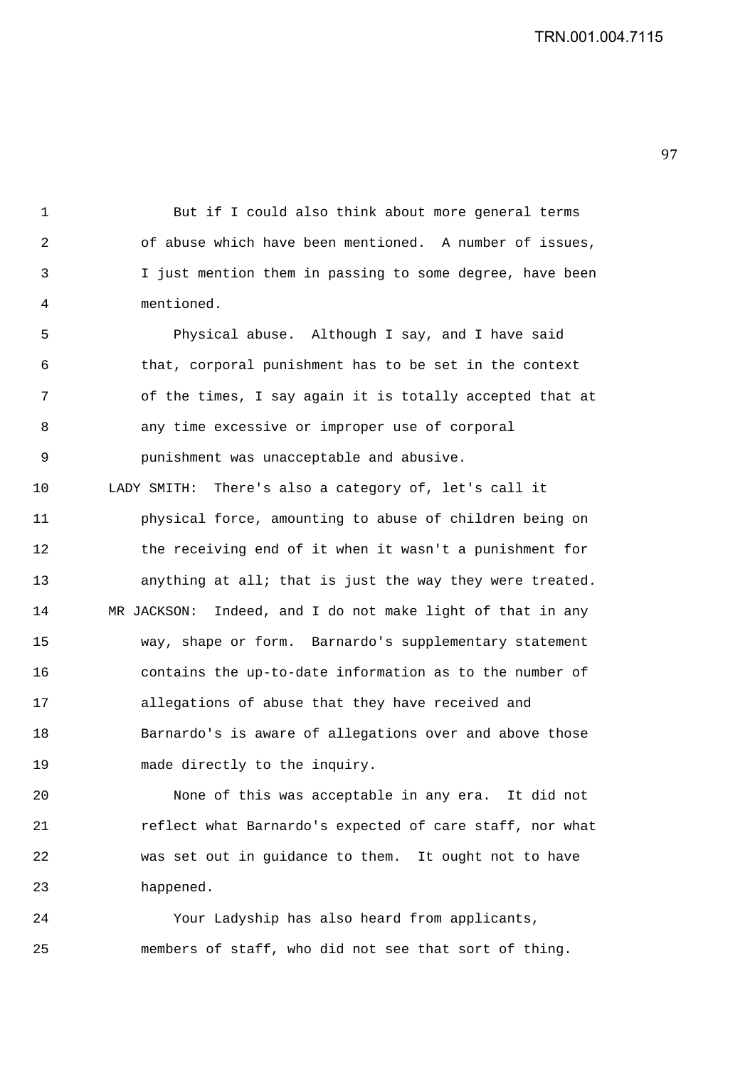But if I could also think about more general terms of abuse which have been mentioned. A number of issues, I just mention them in passing to some degree, have been mentioned.

Physical abuse. Although I say, and I have said that, corporal punishment has to be set in the context of the times, I say again it is totally accepted that at any time excessive or improper use of corporal punishment was unacceptable and abusive.

LADY SMITH: There's also a category of, let's call it physical force, amounting to abuse of children being on the receiving end of it when it wasn't a punishment for anything at all; that is just the way they were treated.

MR JACKSON: Indeed, and I do not make light of that in any way, shape or form. Barnardo's supplementary statement contains the up-to-date information as to the number of allegations of abuse that they have received and Barnardo's is aware of allegations over and above those made directly to the inquiry.

None of this was acceptable in any era. It did not reflect what Barnardo's expected of care staff, nor what was set out in guidance to them. It ought not to have happened.

Your Ladyship has also heard from applicants, members of staff, who did not see that sort of thing.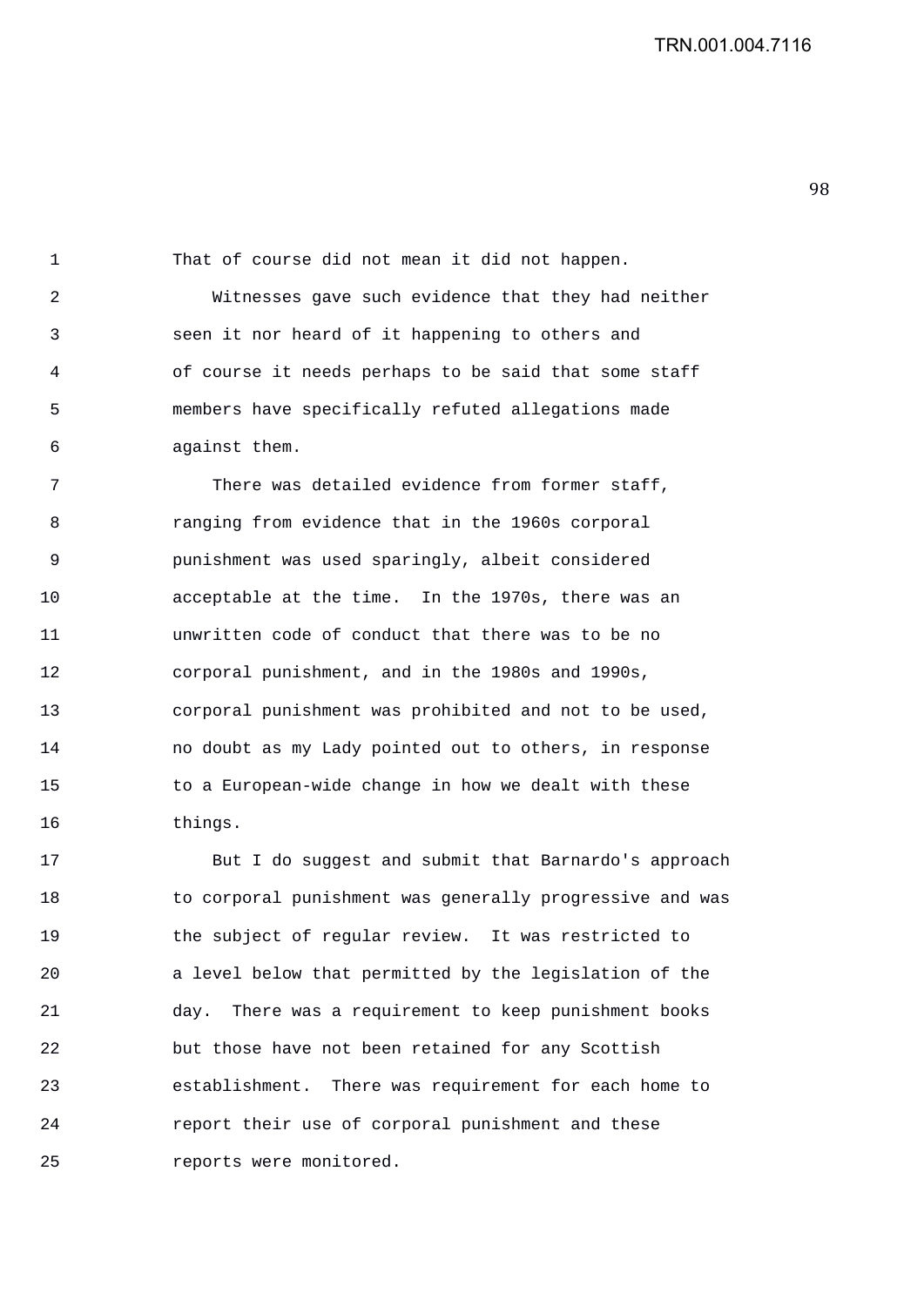That of course did not mean it did not happen.

Witnesses gave such evidence that they had neither seen it nor heard of it happening to others and of course it needs perhaps to be said that some staff members have specifically refuted allegations made against them.

There was detailed evidence from former staff, ranging from evidence that in the 1960s corporal punishment was used sparingly, albeit considered acceptable at the time. In the 1970s, there was an unwritten code of conduct that there was to be no corporal punishment, and in the 1980s and 1990s, corporal punishment was prohibited and not to be used, no doubt as my Lady pointed out to others, in response to a European-wide change in how we dealt with these things.

But I do suggest and submit that Barnardo's approach to corporal punishment was generally progressive and was the subject of regular review. It was restricted to a level below that permitted by the legislation of the day. There was a requirement to keep punishment books but those have not been retained for any Scottish establishment. There was requirement for each home to report their use of corporal punishment and these reports were monitored.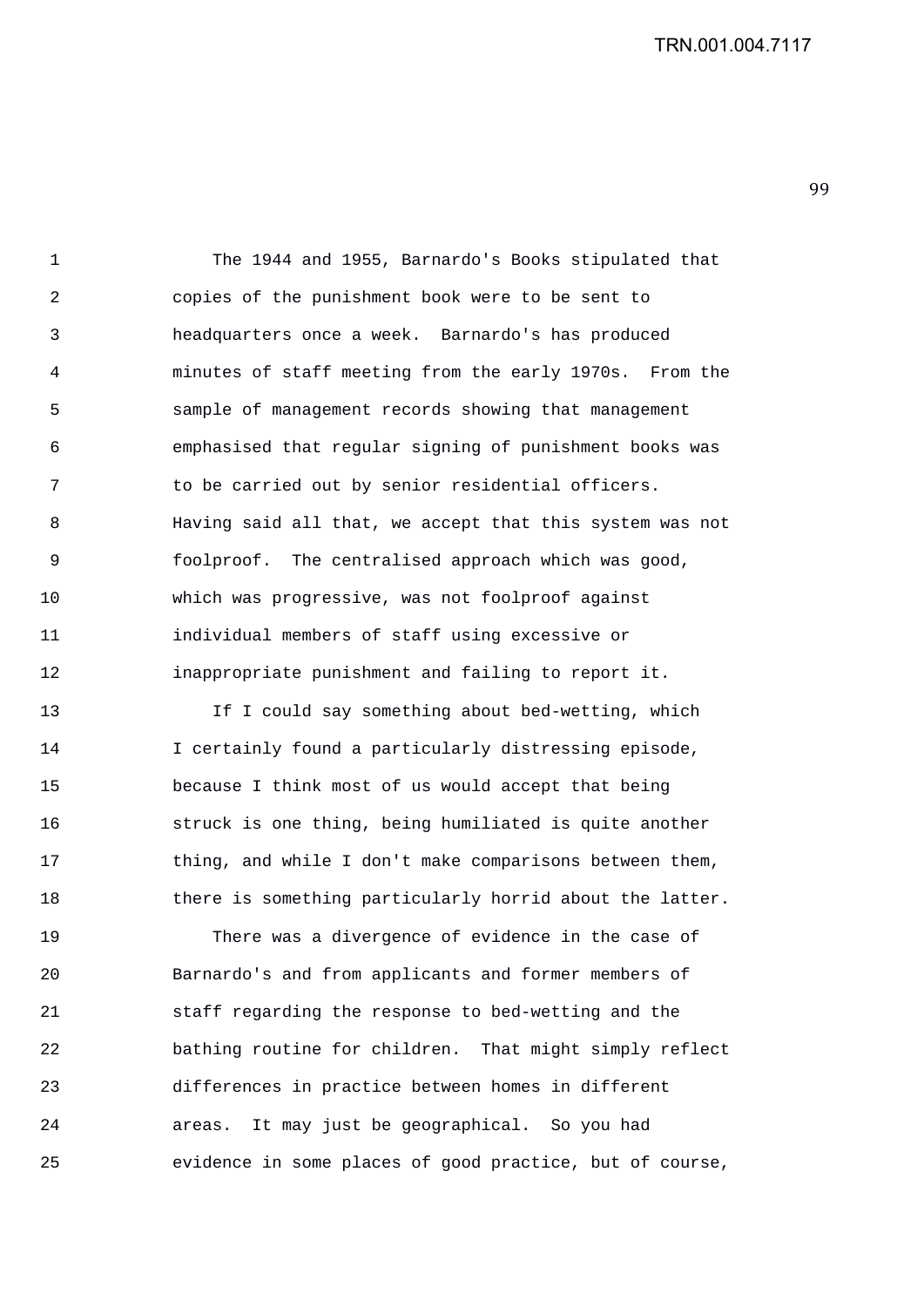The 1944 and 1955, Barnardo's Books stipulated that copies of the punishment book were to be sent to headquarters once a week. Barnardo's has produced minutes of staff meeting from the early 1970s. From the sample of management records showing that management emphasised that regular signing of punishment books was to be carried out by senior residential officers. Having said all that, we accept that this system was not foolproof. The centralised approach which was good, which was progressive, was not foolproof against individual members of staff using excessive or inappropriate punishment and failing to report it.

If I could say something about bed-wetting, which I certainly found a particularly distressing episode, because I think most of us would accept that being struck is one thing, being humiliated is quite another thing, and while I don't make comparisons between them, there is something particularly horrid about the latter.

There was a divergence of evidence in the case of Barnardo's and from applicants and former members of staff regarding the response to bed-wetting and the bathing routine for children. That might simply reflect differences in practice between homes in different areas. It may just be geographical. So you had evidence in some places of good practice, but of course,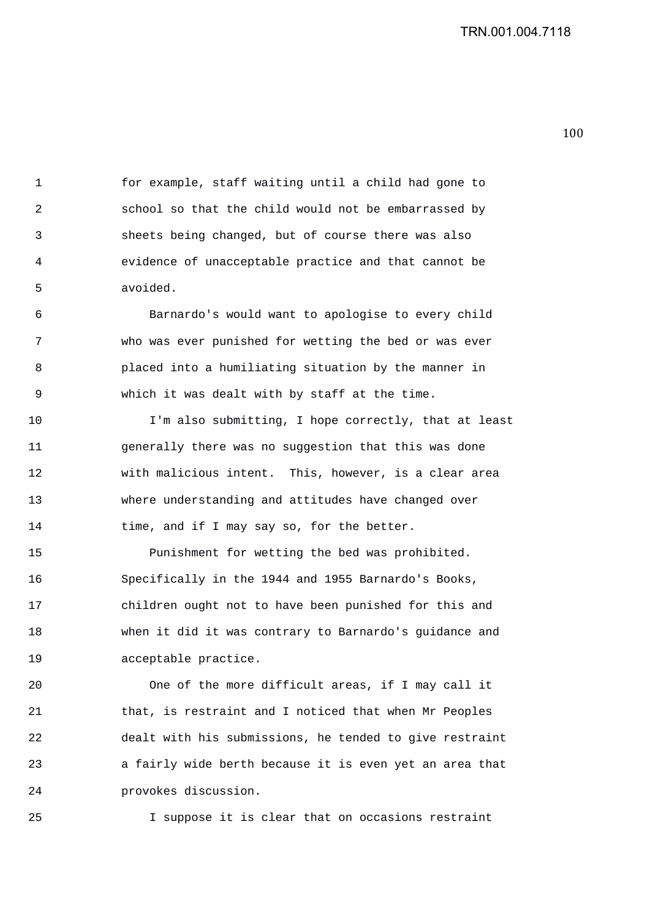for example, staff waiting until a child had gone to school so that the child would not be embarrassed by sheets being changed, but of course there was also evidence of unacceptable practice and that cannot be avoided.

Barnardo's would want to apologise to every child who was ever punished for wetting the bed or was ever placed into a humiliating situation by the manner in which it was dealt with by staff at the time.

I'm also submitting, I hope correctly, that at least generally there was no suggestion that this was done with malicious intent. This, however, is a clear area where understanding and attitudes have changed over time, and if I may say so, for the better.

Punishment for wetting the bed was prohibited. Specifically in the 1944 and 1955 Barnardo's Books, children ought not to have been punished for this and when it did it was contrary to Barnardo's guidance and acceptable practice.

One of the more difficult areas, if I may call it that, is restraint and I noticed that when Mr Peoples dealt with his submissions, he tended to give restraint a fairly wide berth because it is even yet an area that provokes discussion.

I suppose it is clear that on occasions restraint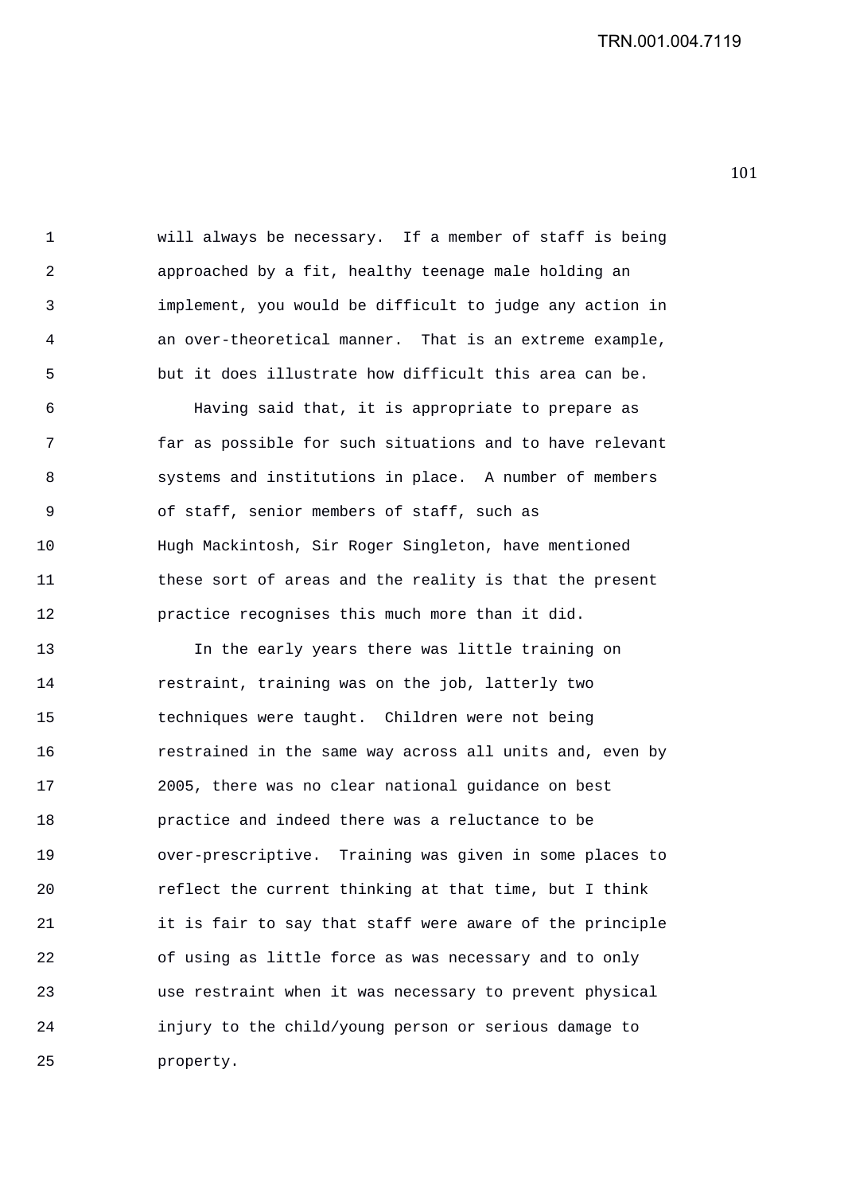will always be necessary. If a member of staff is being approached by a fit, healthy teenage male holding an implement, you would be difficult to judge any action in an over-theoretical manner. That is an extreme example, but it does illustrate how difficult this area can be.

Having said that, it is appropriate to prepare as far as possible for such situations and to have relevant systems and institutions in place. A number of members of staff, senior members of staff, such as Hugh Mackintosh, Sir Roger Singleton, have mentioned these sort of areas and the reality is that the present practice recognises this much more than it did.

In the early years there was little training on restraint, training was on the job, latterly two techniques were taught. Children were not being restrained in the same way across all units and, even by 2005, there was no clear national guidance on best practice and indeed there was a reluctance to be over-prescriptive. Training was given in some places to reflect the current thinking at that time, but I think it is fair to say that staff were aware of the principle of using as little force as was necessary and to only use restraint when it was necessary to prevent physical injury to the child/young person or serious damage to property.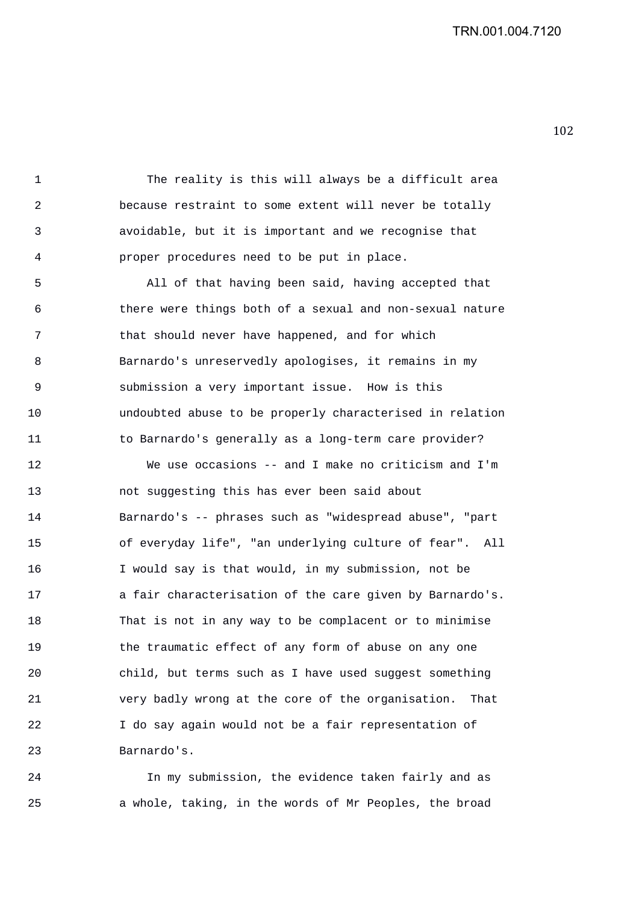The reality is this will always be a difficult area because restraint to some extent will never be totally avoidable, but it is important and we recognise that proper procedures need to be put in place.

All of that having been said, having accepted that there were things both of a sexual and non-sexual nature that should never have happened, and for which Barnardo's unreservedly apologises, it remains in my submission a very important issue. How is this undoubted abuse to be properly characterised in relation to Barnardo's generally as a long-term care provider?

We use occasions -- and I make no criticism and I'm not suggesting this has ever been said about Barnardo's -- phrases such as "widespread abuse", "part of everyday life", "an underlying culture of fear". All I would say is that would, in my submission, not be a fair characterisation of the care given by Barnardo's. That is not in any way to be complacent or to minimise the traumatic effect of any form of abuse on any one child, but terms such as I have used suggest something very badly wrong at the core of the organisation. That I do say again would not be a fair representation of Barnardo's.

In my submission, the evidence taken fairly and as a whole, taking, in the words of Mr Peoples, the broad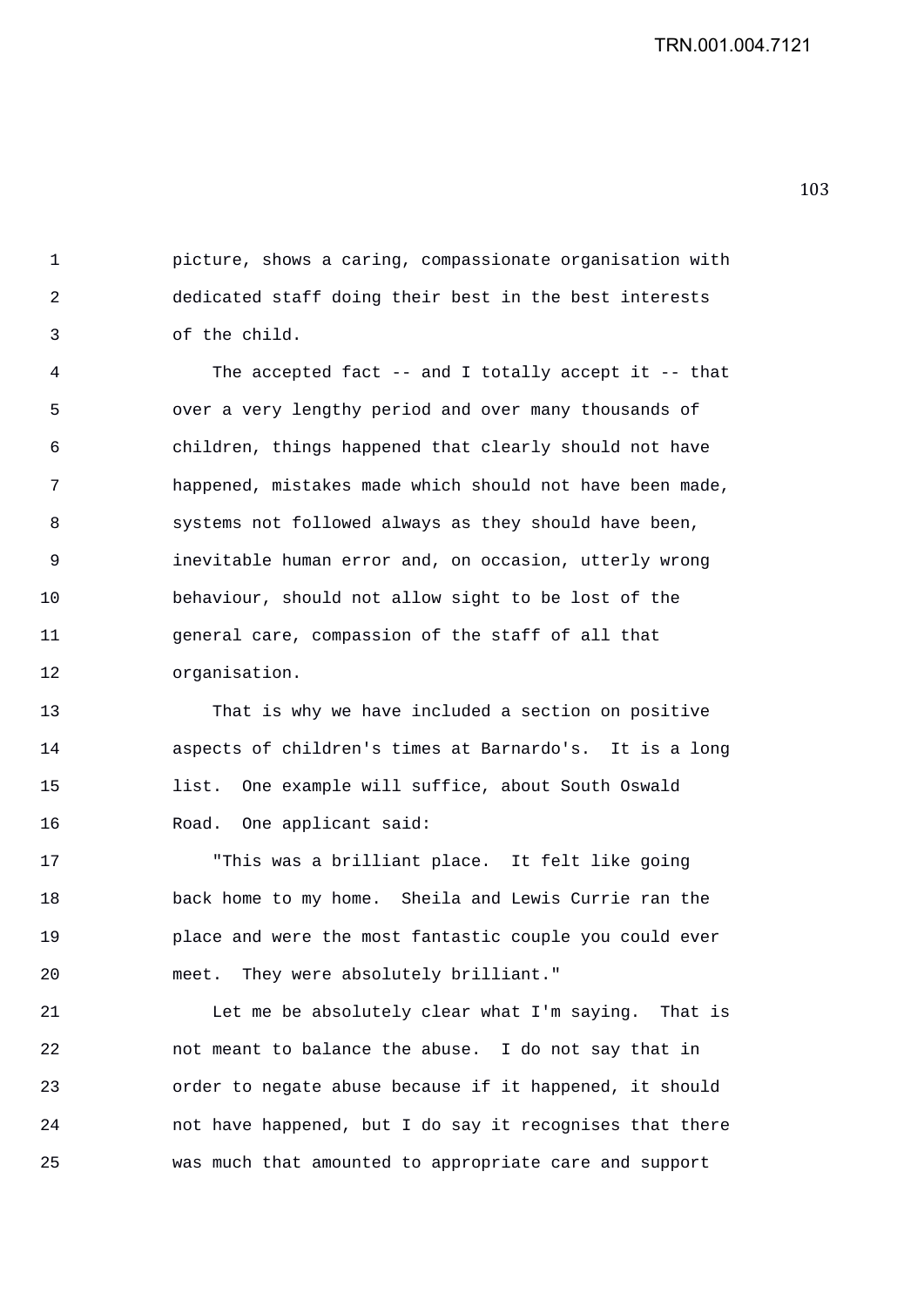picture, shows a caring, compassionate organisation with dedicated staff doing their best in the best interests of the child.

The accepted fact -- and I totally accept it -- that over a very lengthy period and over many thousands of children, things happened that clearly should not have happened, mistakes made which should not have been made, systems not followed always as they should have been, inevitable human error and, on occasion, utterly wrong behaviour, should not allow sight to be lost of the general care, compassion of the staff of all that organisation.

That is why we have included a section on positive aspects of children's times at Barnardo's. It is a long list. One example will suffice, about South Oswald Road. One applicant said:

"This was a brilliant place. It felt like going back home to my home. Sheila and Lewis Currie ran the place and were the most fantastic couple you could ever meet. They were absolutely brilliant."

Let me be absolutely clear what I'm saying. That is not meant to balance the abuse. I do not say that in order to negate abuse because if it happened, it should not have happened, but I do say it recognises that there was much that amounted to appropriate care and support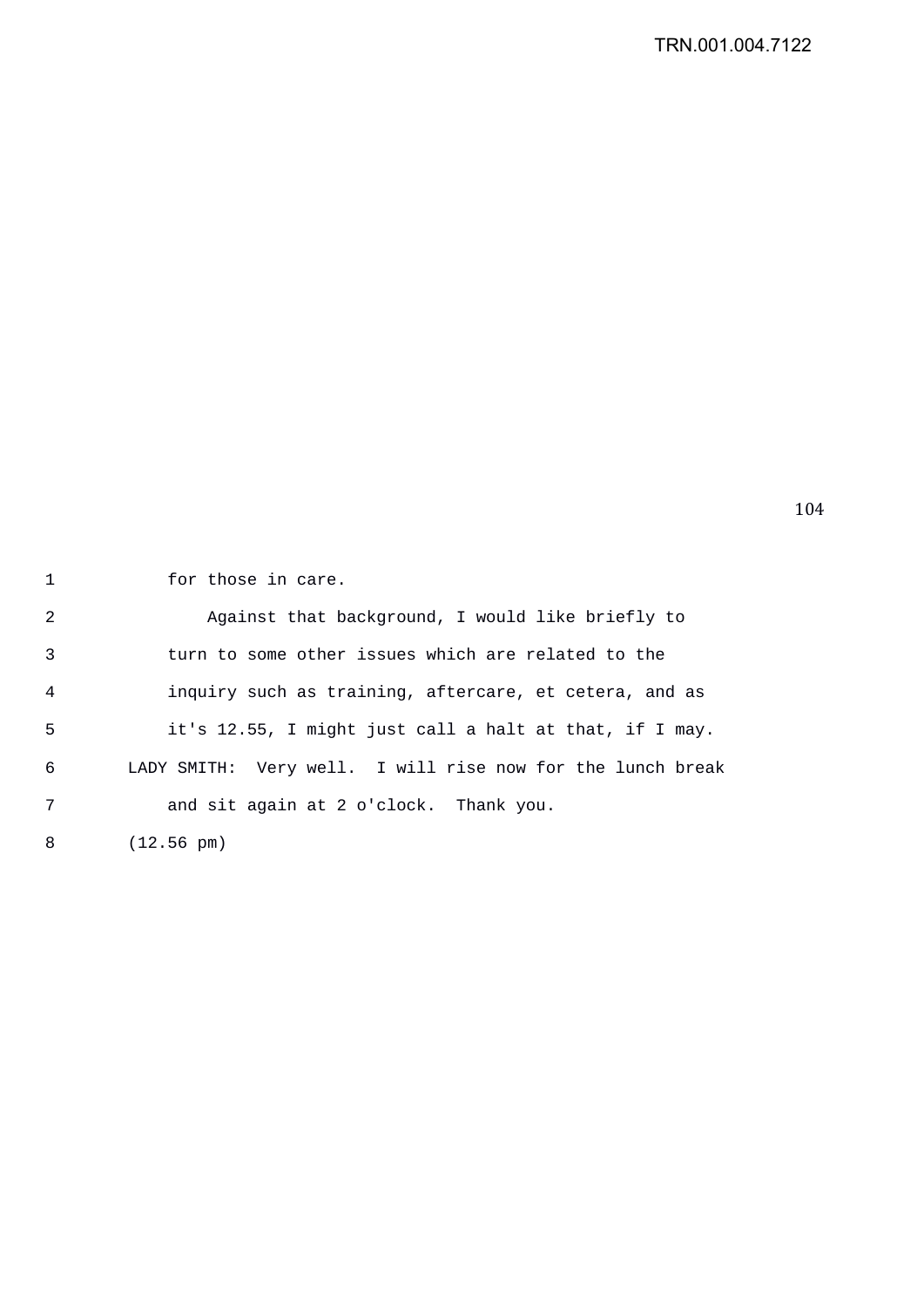for those in care.

Against that background, I would like briefly to turn to some other issues which are related to the inquiry such as training, aftercare, et cetera, and as it's 12.55, I might just call a halt at that, if I may.

LADY SMITH: Very well. I will rise now for the lunch break and sit again at 2 o'clock. Thank you.

(12.56 pm)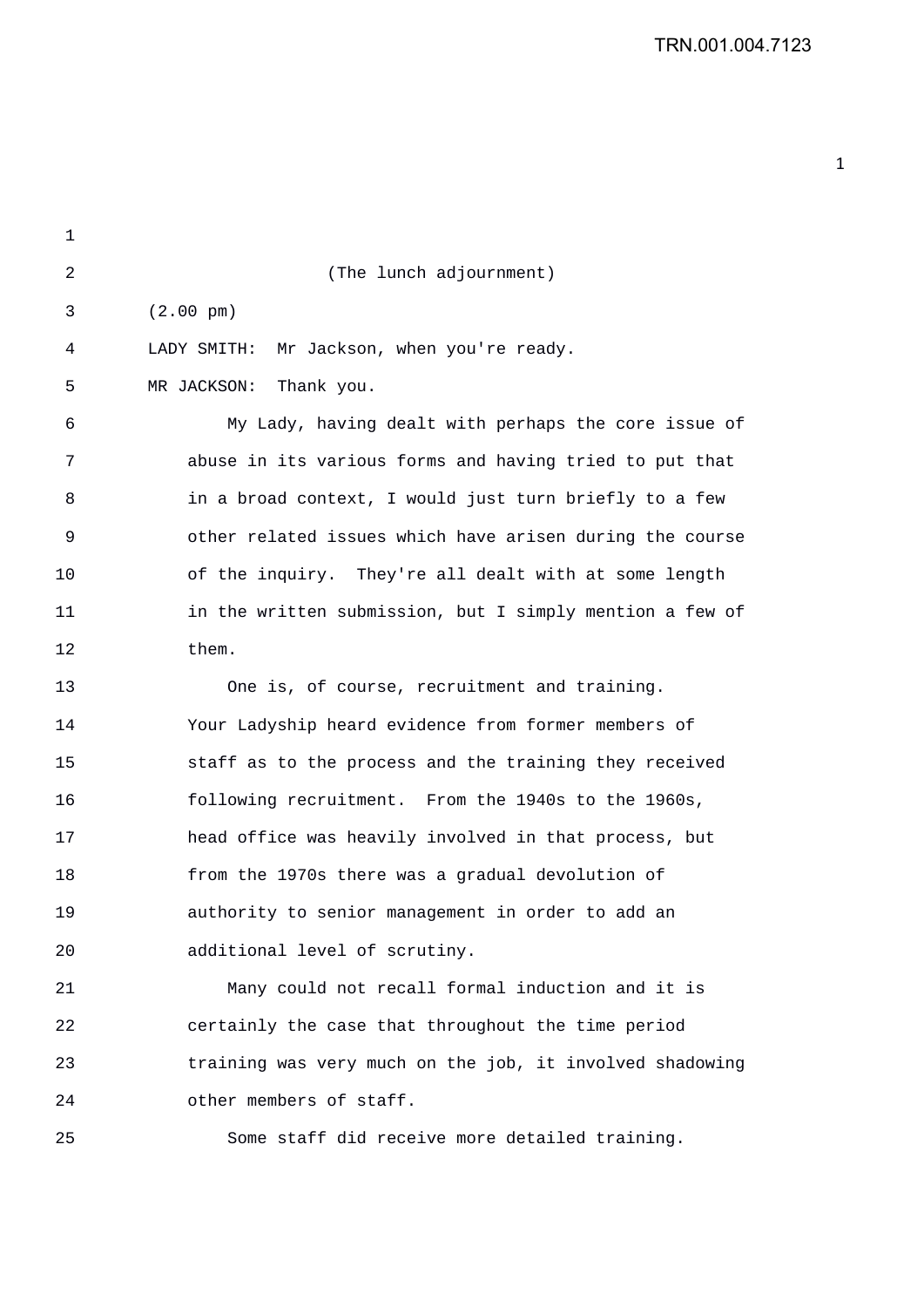(The lunch adjournment)

(2.00 pm)

LADY SMITH: Mr Jackson, when you're ready.

MR JACKSON: Thank you.

My Lady, having dealt with perhaps the core issue of abuse in its various forms and having tried to put that in a broad context, I would just turn briefly to a few other related issues which have arisen during the course of the inquiry. They're all dealt with at some length in the written submission, but I simply mention a few of them.

One is, of course, recruitment and training. Your Ladyship heard evidence from former members of staff as to the process and the training they received following recruitment. From the 1940s to the 1960s, head office was heavily involved in that process, but from the 1970s there was a gradual devolution of authority to senior management in order to add an additional level of scrutiny.

Many could not recall formal induction and it is certainly the case that throughout the time period training was very much on the job, it involved shadowing other members of staff.

Some staff did receive more detailed training.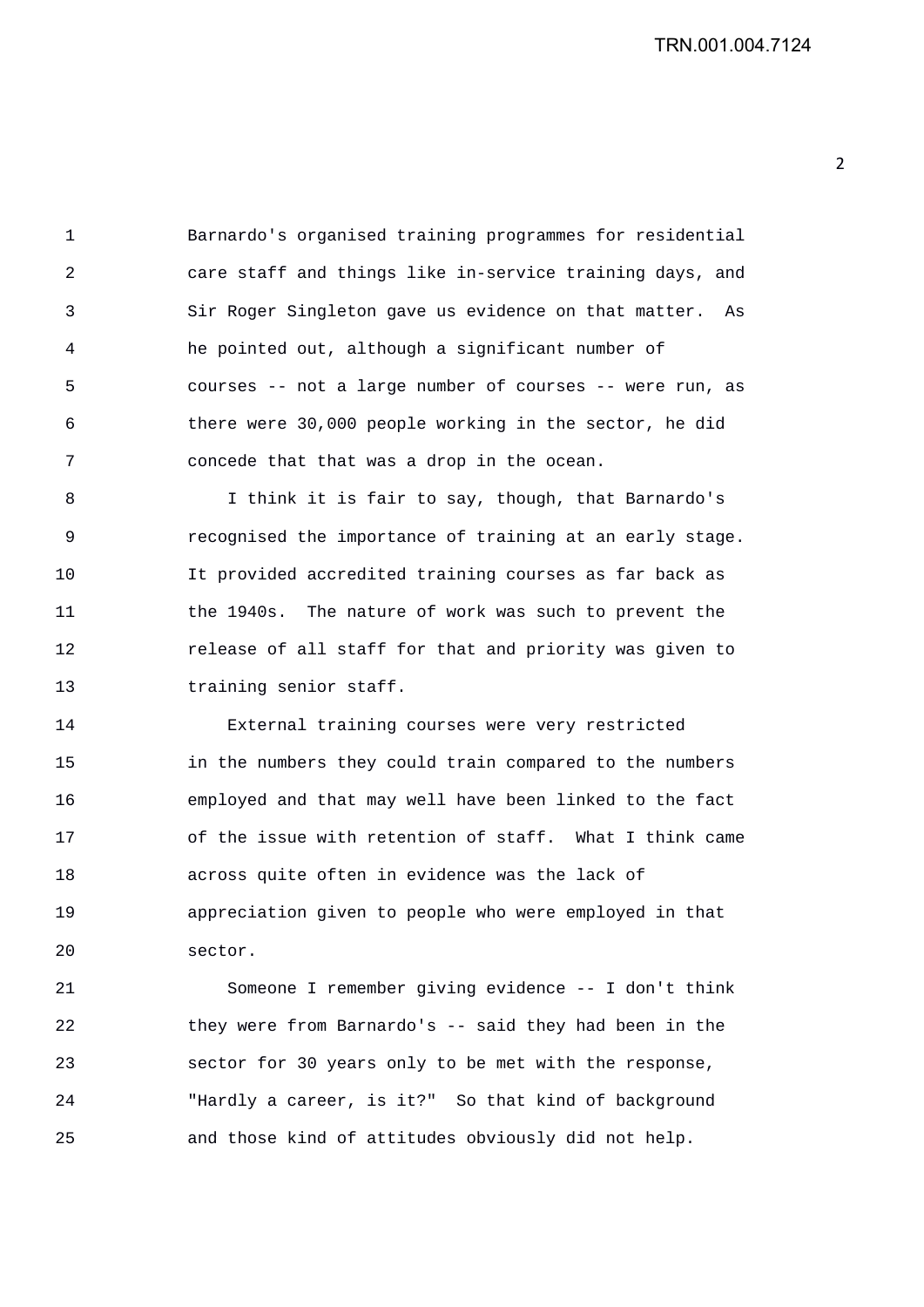Barnardo's organised training programmes for residential care staff and things like in-service training days, and Sir Roger Singleton gave us evidence on that matter. As he pointed out, although a significant number of courses -- not a large number of courses -- were run, as there were 30,000 people working in the sector, he did concede that that was a drop in the ocean.

I think it is fair to say, though, that Barnardo's recognised the importance of training at an early stage. It provided accredited training courses as far back as the 1940s. The nature of work was such to prevent the release of all staff for that and priority was given to training senior staff.

External training courses were very restricted in the numbers they could train compared to the numbers employed and that may well have been linked to the fact of the issue with retention of staff. What I think came across quite often in evidence was the lack of appreciation given to people who were employed in that sector.

Someone I remember giving evidence -- I don't think they were from Barnardo's -- said they had been in the sector for 30 years only to be met with the response, "Hardly a career, is it?" So that kind of background and those kind of attitudes obviously did not help.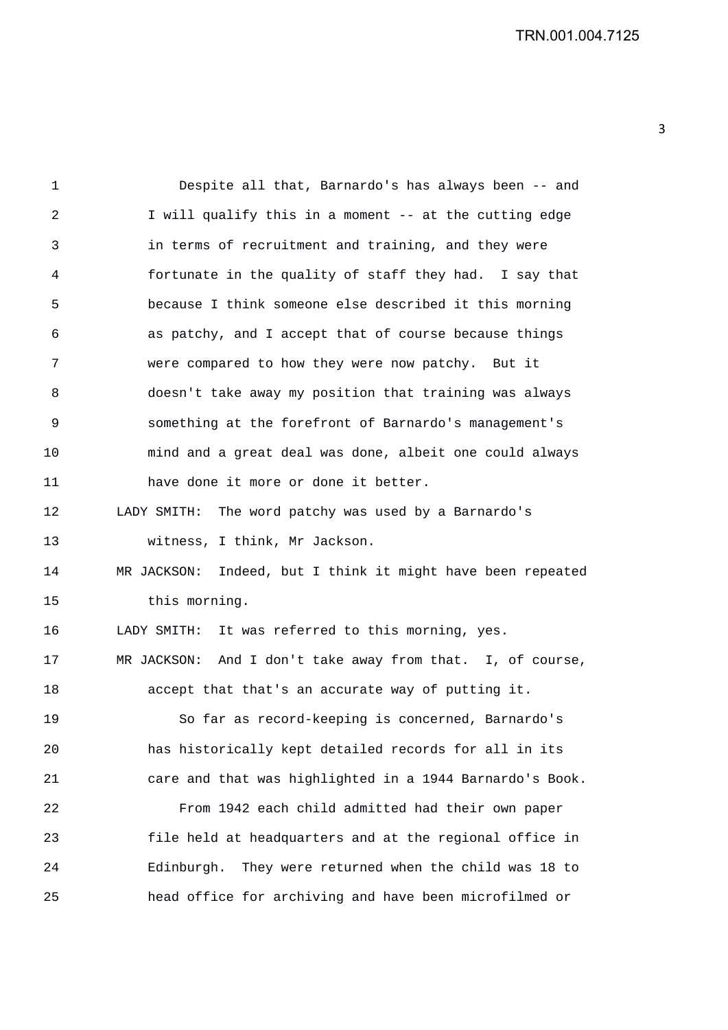Despite all that, Barnardo's has always been -- and I will qualify this in a moment -- at the cutting edge in terms of recruitment and training, and they were fortunate in the quality of staff they had. I say that because I think someone else described it this morning as patchy, and I accept that of course because things were compared to how they were now patchy. But it doesn't take away my position that training was always something at the forefront of Barnardo's management's mind and a great deal was done, albeit one could always have done it more or done it better.

LADY SMITH: The word patchy was used by a Barnardo's witness, I think, Mr Jackson.

MR JACKSON: Indeed, but I think it might have been repeated this morning.

LADY SMITH: It was referred to this morning, yes.

MR JACKSON: And I don't take away from that. I, of course, accept that that's an accurate way of putting it.

So far as record-keeping is concerned, Barnardo's has historically kept detailed records for all in its care and that was highlighted in a 1944 Barnardo's Book.

From 1942 each child admitted had their own paper file held at headquarters and at the regional office in Edinburgh. They were returned when the child was 18 to head office for archiving and have been microfilmed or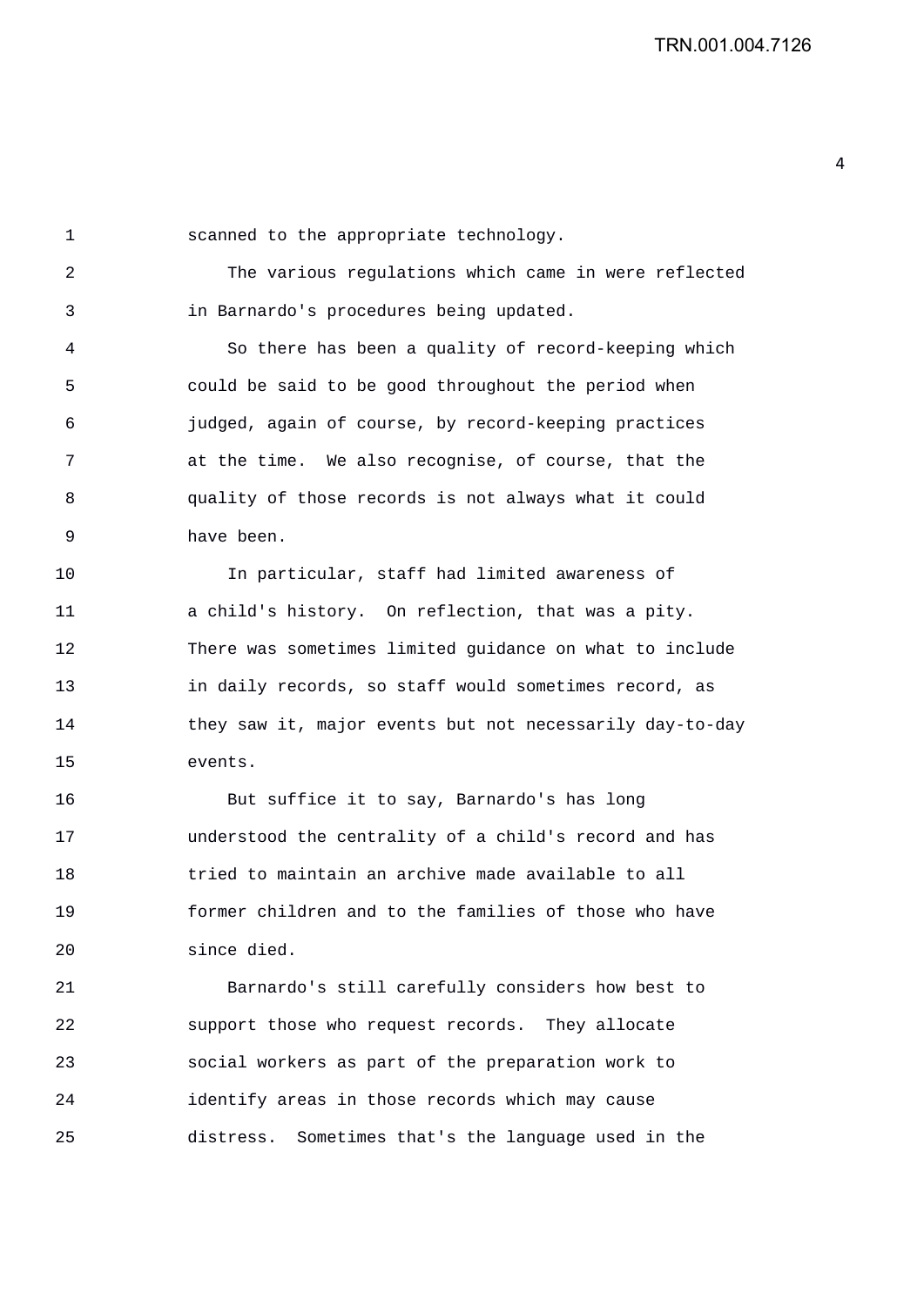scanned to the appropriate technology.

The various regulations which came in were reflected in Barnardo's procedures being updated.

So there has been a quality of record-keeping which could be said to be good throughout the period when judged, again of course, by record-keeping practices at the time. We also recognise, of course, that the quality of those records is not always what it could have been.

In particular, staff had limited awareness of a child's history. On reflection, that was a pity. There was sometimes limited guidance on what to include in daily records, so staff would sometimes record, as they saw it, major events but not necessarily day-to-day events.

But suffice it to say, Barnardo's has long understood the centrality of a child's record and has tried to maintain an archive made available to all former children and to the families of those who have since died.

Barnardo's still carefully considers how best to support those who request records. They allocate social workers as part of the preparation work to identify areas in those records which may cause distress. Sometimes that's the language used in the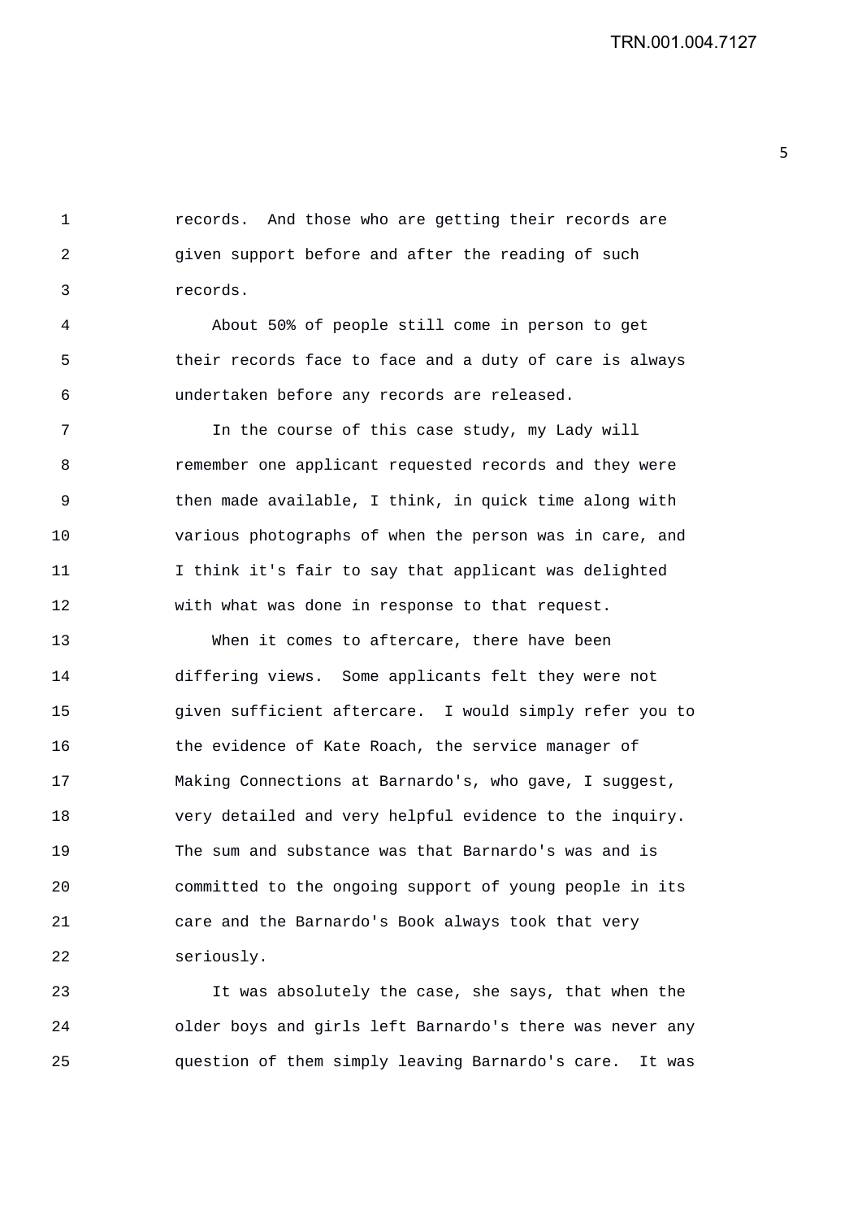records. And those who are getting their records are given support before and after the reading of such records.

About 50% of people still come in person to get their records face to face and a duty of care is always undertaken before any records are released.

In the course of this case study, my Lady will remember one applicant requested records and they were then made available, I think, in quick time along with various photographs of when the person was in care, and I think it's fair to say that applicant was delighted with what was done in response to that request.

When it comes to aftercare, there have been differing views. Some applicants felt they were not given sufficient aftercare. I would simply refer you to the evidence of Kate Roach, the service manager of Making Connections at Barnardo's, who gave, I suggest, very detailed and very helpful evidence to the inquiry. The sum and substance was that Barnardo's was and is committed to the ongoing support of young people in its care and the Barnardo's Book always took that very seriously.

It was absolutely the case, she says, that when the older boys and girls left Barnardo's there was never any question of them simply leaving Barnardo's care. It was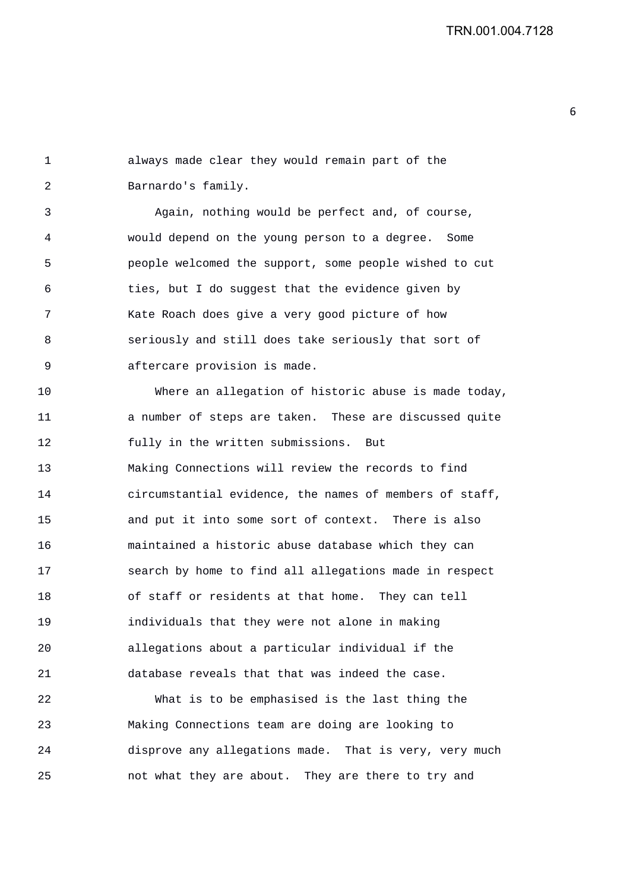always made clear they would remain part of the Barnardo's family.

Again, nothing would be perfect and, of course, would depend on the young person to a degree. Some people welcomed the support, some people wished to cut ties, but I do suggest that the evidence given by Kate Roach does give a very good picture of how seriously and still does take seriously that sort of aftercare provision is made.

Where an allegation of historic abuse is made today, a number of steps are taken. These are discussed quite fully in the written submissions. But Making Connections will review the records to find circumstantial evidence, the names of members of staff, and put it into some sort of context. There is also maintained a historic abuse database which they can search by home to find all allegations made in respect of staff or residents at that home. They can tell individuals that they were not alone in making allegations about a particular individual if the database reveals that that was indeed the case.

What is to be emphasised is the last thing the Making Connections team are doing are looking to disprove any allegations made. That is very, very much not what they are about. They are there to try and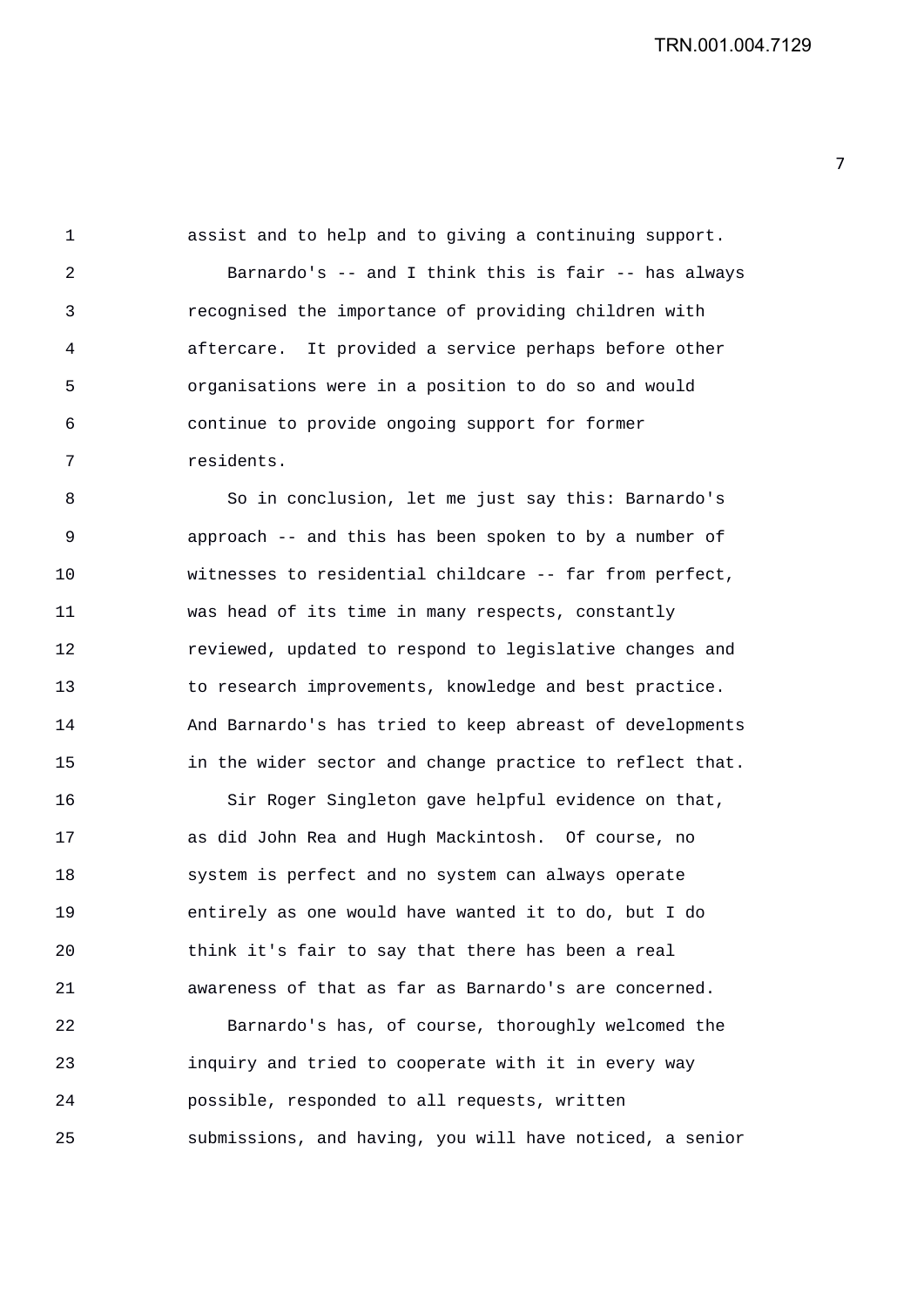assist and to help and to giving a continuing support.

Barnardo's -- and I think this is fair -- has always recognised the importance of providing children with aftercare. It provided a service perhaps before other organisations were in a position to do so and would continue to provide ongoing support for former residents.

So in conclusion, let me just say this: Barnardo's approach -- and this has been spoken to by a number of witnesses to residential childcare -- far from perfect, was head of its time in many respects, constantly reviewed, updated to respond to legislative changes and to research improvements, knowledge and best practice. And Barnardo's has tried to keep abreast of developments in the wider sector and change practice to reflect that.

Sir Roger Singleton gave helpful evidence on that, as did John Rea and Hugh Mackintosh. Of course, no system is perfect and no system can always operate entirely as one would have wanted it to do, but I do think it's fair to say that there has been a real awareness of that as far as Barnardo's are concerned.

Barnardo's has, of course, thoroughly welcomed the inquiry and tried to cooperate with it in every way possible, responded to all requests, written submissions, and having, you will have noticed, a senior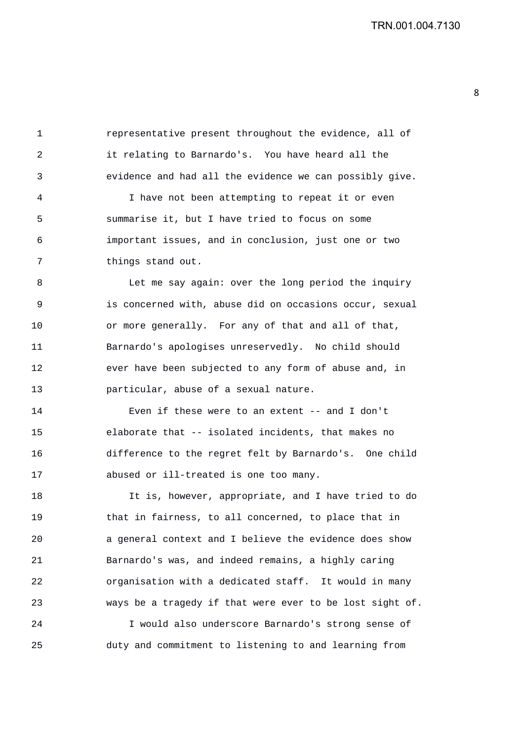representative present throughout the evidence, all of it relating to Barnardo's. You have heard all the evidence and had all the evidence we can possibly give.

I have not been attempting to repeat it or even summarise it, but I have tried to focus on some important issues, and in conclusion, just one or two things stand out.

Let me say again: over the long period the inquiry is concerned with, abuse did on occasions occur, sexual or more generally. For any of that and all of that, Barnardo's apologises unreservedly. No child should ever have been subjected to any form of abuse and, in particular, abuse of a sexual nature.

Even if these were to an extent -- and I don't elaborate that -- isolated incidents, that makes no difference to the regret felt by Barnardo's. One child abused or ill-treated is one too many.

It is, however, appropriate, and I have tried to do that in fairness, to all concerned, to place that in a general context and I believe the evidence does show Barnardo's was, and indeed remains, a highly caring organisation with a dedicated staff. It would in many ways be a tragedy if that were ever to be lost sight of.

I would also underscore Barnardo's strong sense of duty and commitment to listening to and learning from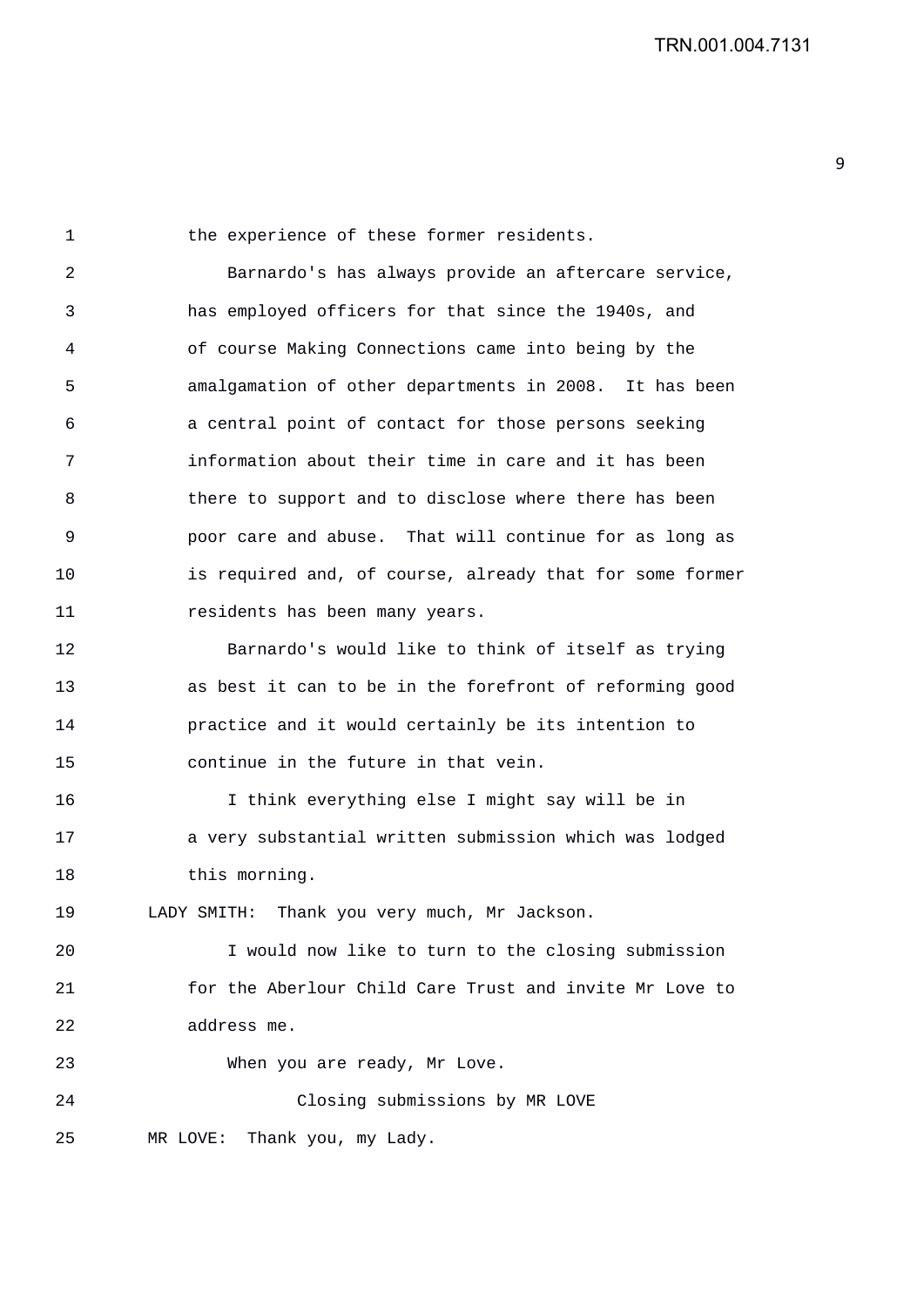the experience of these former residents.

Barnardo's has always provide an aftercare service, has employed officers for that since the 1940s, and of course Making Connections came into being by the amalgamation of other departments in 2008. It has been a central point of contact for those persons seeking information about their time in care and it has been there to support and to disclose where there has been poor care and abuse. That will continue for as long as is required and, of course, already that for some former residents has been many years.

Barnardo's would like to think of itself as trying as best it can to be in the forefront of reforming good practice and it would certainly be its intention to continue in the future in that vein.

I think everything else I might say will be in a very substantial written submission which was lodged this morning.

LADY SMITH: Thank you very much, Mr Jackson.

I would now like to turn to the closing submission for the Aberlour Child Care Trust and invite Mr Love to address me.

When you are ready, Mr Love.

Closing submissions by MR LOVE

MR LOVE: Thank you, my Lady.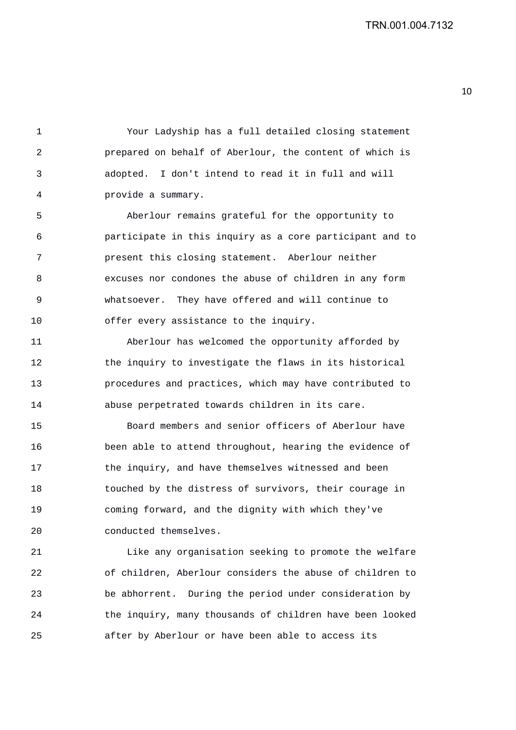Your Ladyship has a full detailed closing statement prepared on behalf of Aberlour, the content of which is adopted. I don't intend to read it in full and will provide a summary.

Aberlour remains grateful for the opportunity to participate in this inquiry as a core participant and to present this closing statement. Aberlour neither excuses nor condones the abuse of children in any form whatsoever. They have offered and will continue to offer every assistance to the inquiry.

Aberlour has welcomed the opportunity afforded by the inquiry to investigate the flaws in its historical procedures and practices, which may have contributed to abuse perpetrated towards children in its care.

Board members and senior officers of Aberlour have been able to attend throughout, hearing the evidence of the inquiry, and have themselves witnessed and been touched by the distress of survivors, their courage in coming forward, and the dignity with which they've conducted themselves.

Like any organisation seeking to promote the welfare of children, Aberlour considers the abuse of children to be abhorrent. During the period under consideration by the inquiry, many thousands of children have been looked after by Aberlour or have been able to access its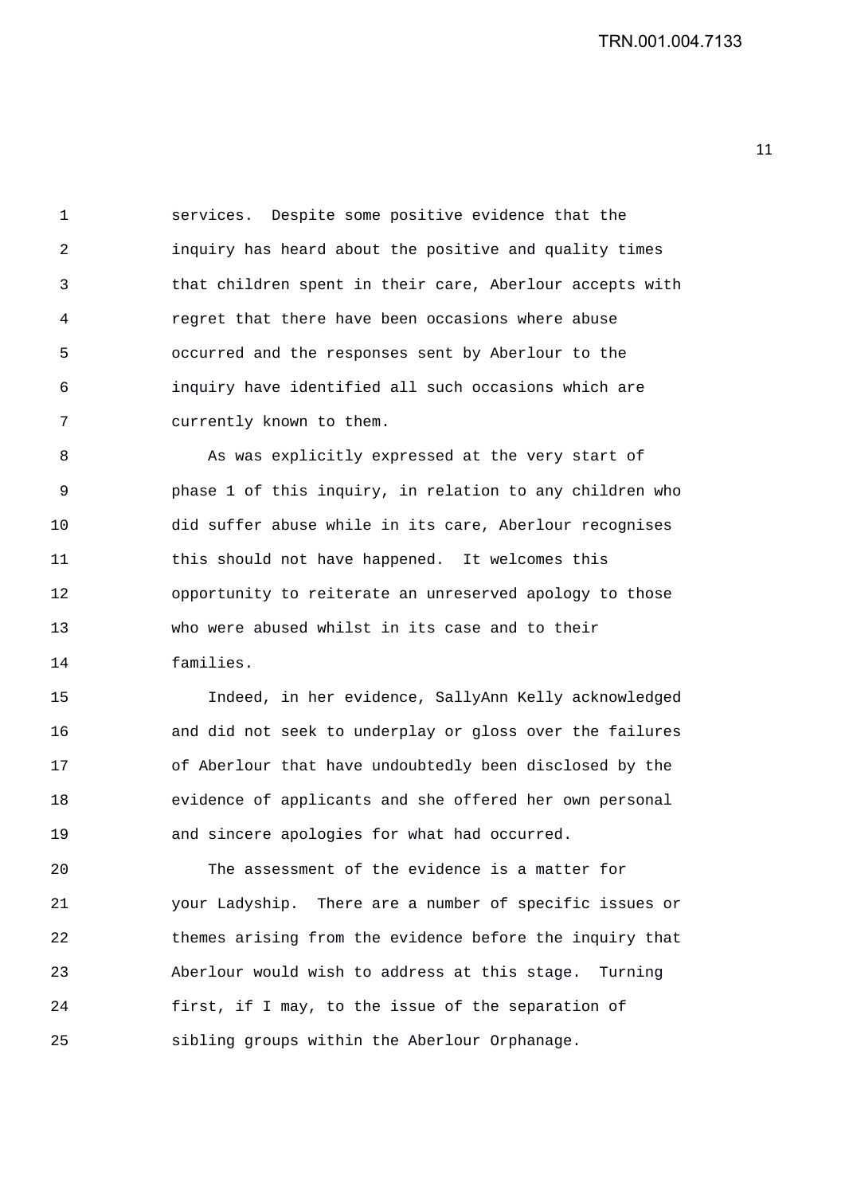services. Despite some positive evidence that the inquiry has heard about the positive and quality times that children spent in their care, Aberlour accepts with regret that there have been occasions where abuse occurred and the responses sent by Aberlour to the inquiry have identified all such occasions which are currently known to them.

As was explicitly expressed at the very start of phase 1 of this inquiry, in relation to any children who did suffer abuse while in its care, Aberlour recognises this should not have happened. It welcomes this opportunity to reiterate an unreserved apology to those who were abused whilst in its case and to their families.

Indeed, in her evidence, SallyAnn Kelly acknowledged and did not seek to underplay or gloss over the failures of Aberlour that have undoubtedly been disclosed by the evidence of applicants and she offered her own personal and sincere apologies for what had occurred.

The assessment of the evidence is a matter for your Ladyship. There are a number of specific issues or themes arising from the evidence before the inquiry that Aberlour would wish to address at this stage. Turning first, if I may, to the issue of the separation of sibling groups within the Aberlour Orphanage.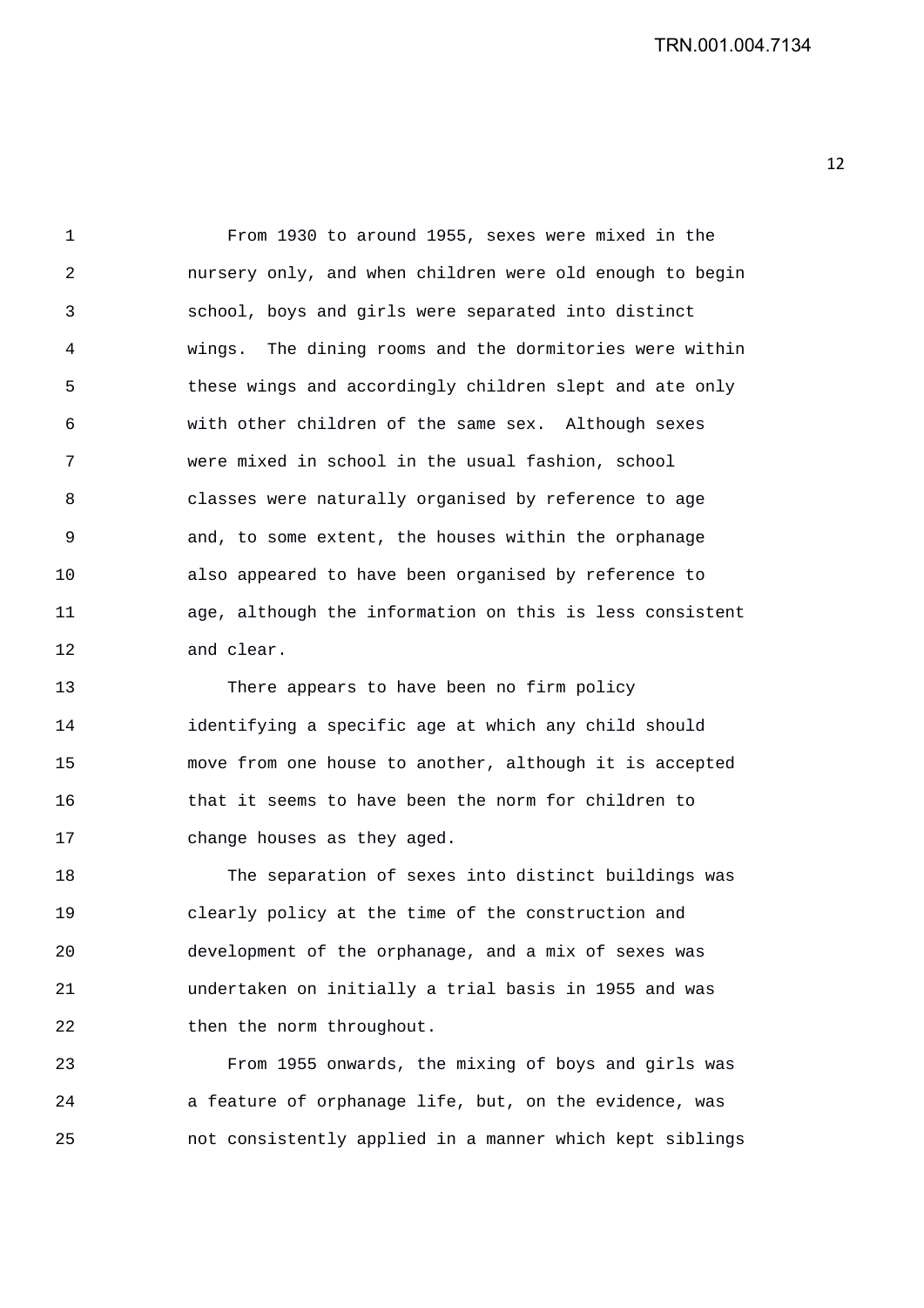From 1930 to around 1955, sexes were mixed in the nursery only, and when children were old enough to begin school, boys and girls were separated into distinct wings. The dining rooms and the dormitories were within these wings and accordingly children slept and ate only with other children of the same sex. Although sexes were mixed in school in the usual fashion, school classes were naturally organised by reference to age and, to some extent, the houses within the orphanage also appeared to have been organised by reference to age, although the information on this is less consistent and clear.

There appears to have been no firm policy identifying a specific age at which any child should move from one house to another, although it is accepted that it seems to have been the norm for children to change houses as they aged.

The separation of sexes into distinct buildings was clearly policy at the time of the construction and development of the orphanage, and a mix of sexes was undertaken on initially a trial basis in 1955 and was then the norm throughout.

From 1955 onwards, the mixing of boys and girls was a feature of orphanage life, but, on the evidence, was not consistently applied in a manner which kept siblings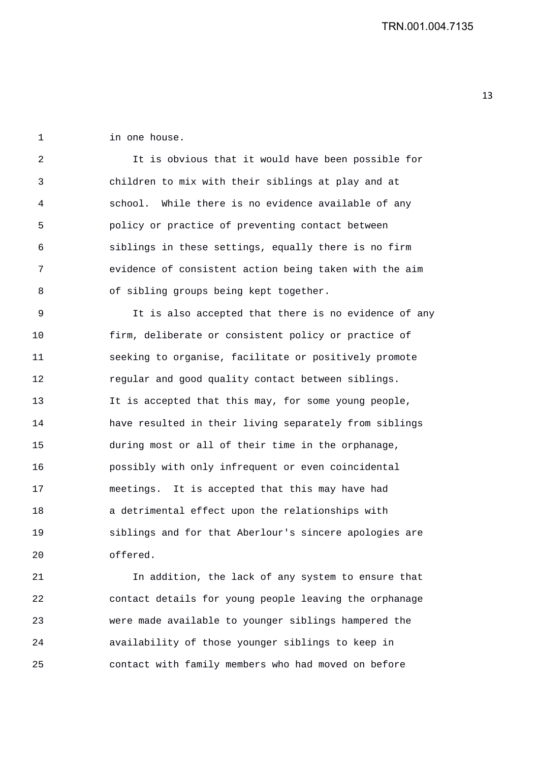in one house.

It is obvious that it would have been possible for children to mix with their siblings at play and at school. While there is no evidence available of any policy or practice of preventing contact between siblings in these settings, equally there is no firm evidence of consistent action being taken with the aim of sibling groups being kept together.

It is also accepted that there is no evidence of any firm, deliberate or consistent policy or practice of seeking to organise, facilitate or positively promote regular and good quality contact between siblings. It is accepted that this may, for some young people, have resulted in their living separately from siblings during most or all of their time in the orphanage, possibly with only infrequent or even coincidental meetings. It is accepted that this may have had a detrimental effect upon the relationships with siblings and for that Aberlour's sincere apologies are offered.

In addition, the lack of any system to ensure that contact details for young people leaving the orphanage were made available to younger siblings hampered the availability of those younger siblings to keep in contact with family members who had moved on before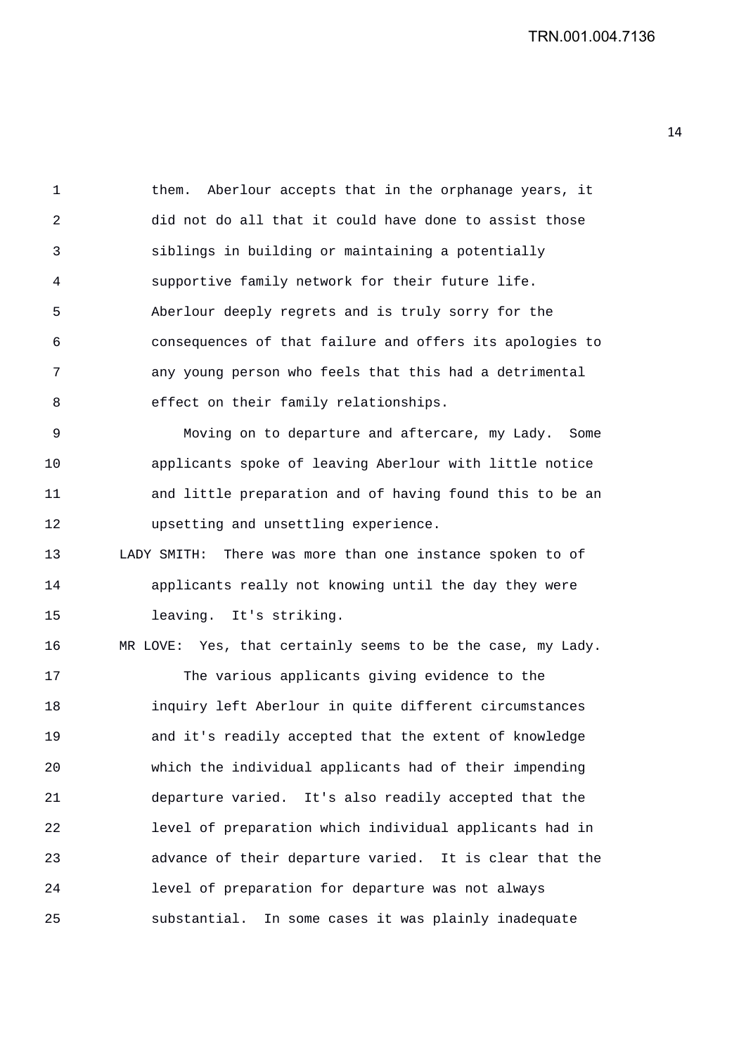them. Aberlour accepts that in the orphanage years, it did not do all that it could have done to assist those siblings in building or maintaining a potentially supportive family network for their future life. Aberlour deeply regrets and is truly sorry for the consequences of that failure and offers its apologies to any young person who feels that this had a detrimental effect on their family relationships.

Moving on to departure and aftercare, my Lady. Some applicants spoke of leaving Aberlour with little notice and little preparation and of having found this to be an upsetting and unsettling experience.

LADY SMITH: There was more than one instance spoken to of applicants really not knowing until the day they were leaving. It's striking.

MR LOVE: Yes, that certainly seems to be the case, my Lady.

The various applicants giving evidence to the inquiry left Aberlour in quite different circumstances and it's readily accepted that the extent of knowledge which the individual applicants had of their impending departure varied. It's also readily accepted that the level of preparation which individual applicants had in advance of their departure varied. It is clear that the level of preparation for departure was not always substantial. In some cases it was plainly inadequate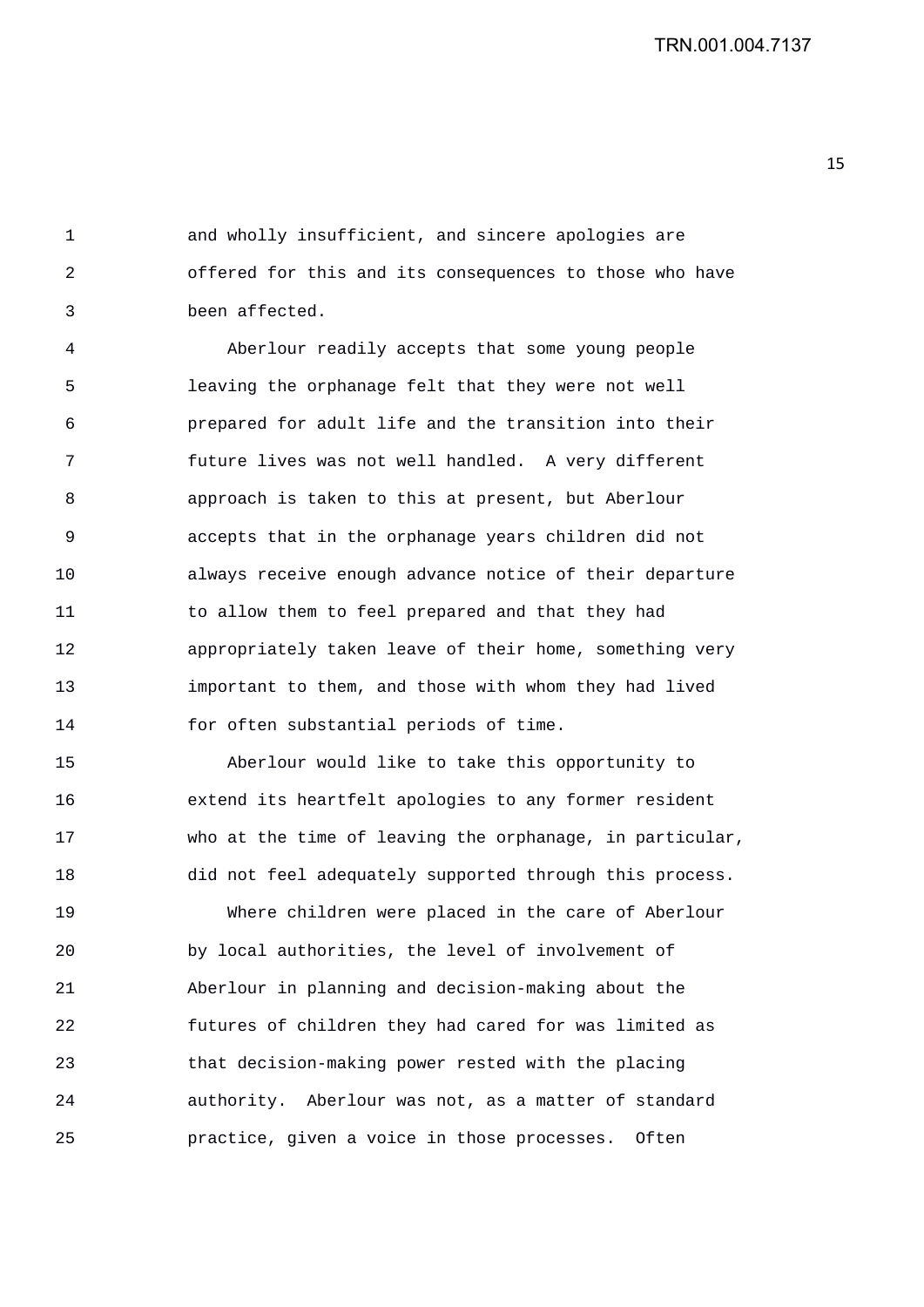and wholly insufficient, and sincere apologies are offered for this and its consequences to those who have been affected.

Aberlour readily accepts that some young people leaving the orphanage felt that they were not well prepared for adult life and the transition into their future lives was not well handled. A very different approach is taken to this at present, but Aberlour accepts that in the orphanage years children did not always receive enough advance notice of their departure to allow them to feel prepared and that they had appropriately taken leave of their home, something very important to them, and those with whom they had lived for often substantial periods of time.

Aberlour would like to take this opportunity to extend its heartfelt apologies to any former resident who at the time of leaving the orphanage, in particular, did not feel adequately supported through this process.

Where children were placed in the care of Aberlour by local authorities, the level of involvement of Aberlour in planning and decision-making about the futures of children they had cared for was limited as that decision-making power rested with the placing authority. Aberlour was not, as a matter of standard practice, given a voice in those processes. Often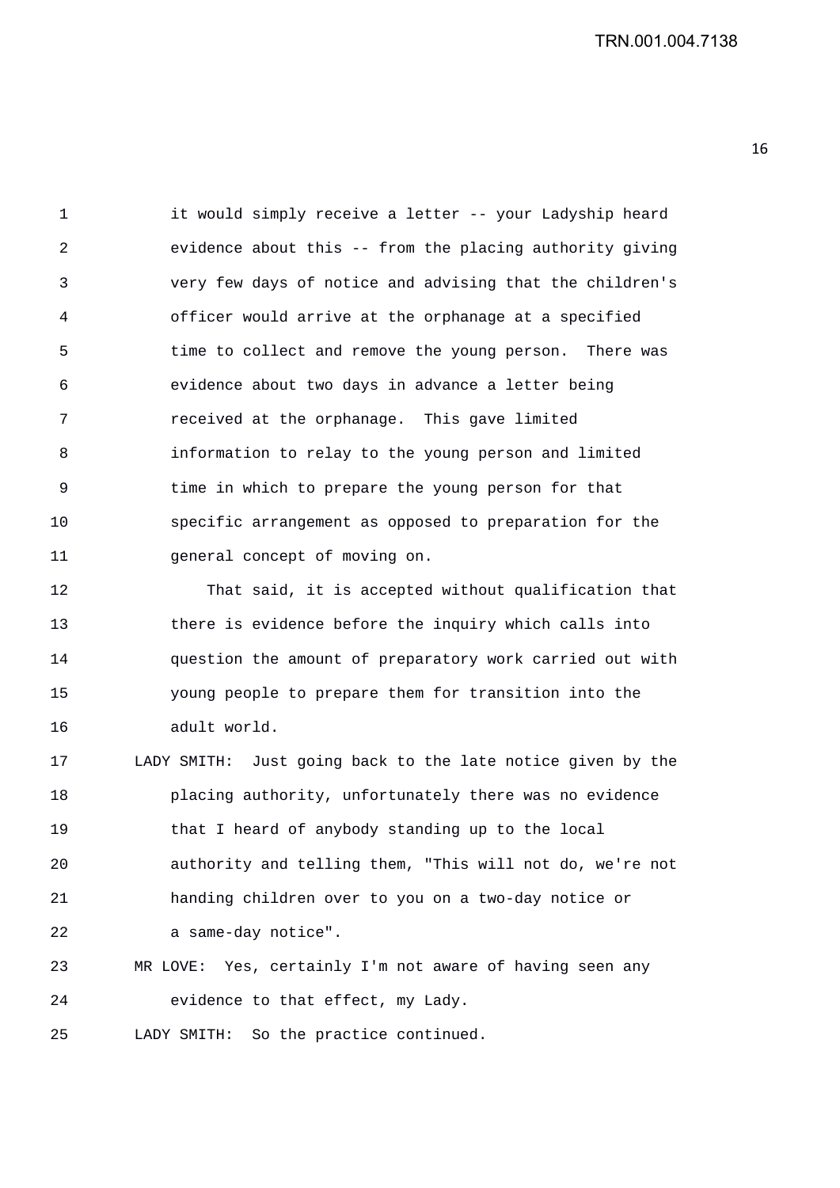it would simply receive a letter -- your Ladyship heard evidence about this -- from the placing authority giving very few days of notice and advising that the children's officer would arrive at the orphanage at a specified time to collect and remove the young person. There was evidence about two days in advance a letter being received at the orphanage. This gave limited information to relay to the young person and limited time in which to prepare the young person for that specific arrangement as opposed to preparation for the general concept of moving on.

That said, it is accepted without qualification that there is evidence before the inquiry which calls into question the amount of preparatory work carried out with young people to prepare them for transition into the adult world.

LADY SMITH: Just going back to the late notice given by the placing authority, unfortunately there was no evidence that I heard of anybody standing up to the local authority and telling them, "This will not do, we're not handing children over to you on a two-day notice or a same-day notice".

MR LOVE: Yes, certainly I'm not aware of having seen any evidence to that effect, my Lady.

LADY SMITH: So the practice continued.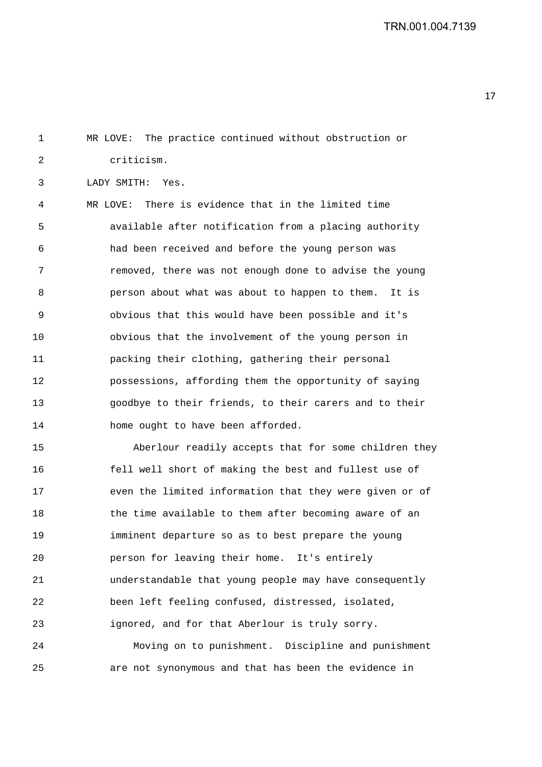MR LOVE: The practice continued without obstruction or criticism.

LADY SMITH: Yes.

MR LOVE: There is evidence that in the limited time available after notification from a placing authority had been received and before the young person was removed, there was not enough done to advise the young person about what was about to happen to them. It is obvious that this would have been possible and it's obvious that the involvement of the young person in packing their clothing, gathering their personal possessions, affording them the opportunity of saying goodbye to their friends, to their carers and to their home ought to have been afforded.

Aberlour readily accepts that for some children they fell well short of making the best and fullest use of even the limited information that they were given or of the time available to them after becoming aware of an imminent departure so as to best prepare the young person for leaving their home. It's entirely understandable that young people may have consequently been left feeling confused, distressed, isolated, ignored, and for that Aberlour is truly sorry.

Moving on to punishment. Discipline and punishment are not synonymous and that has been the evidence in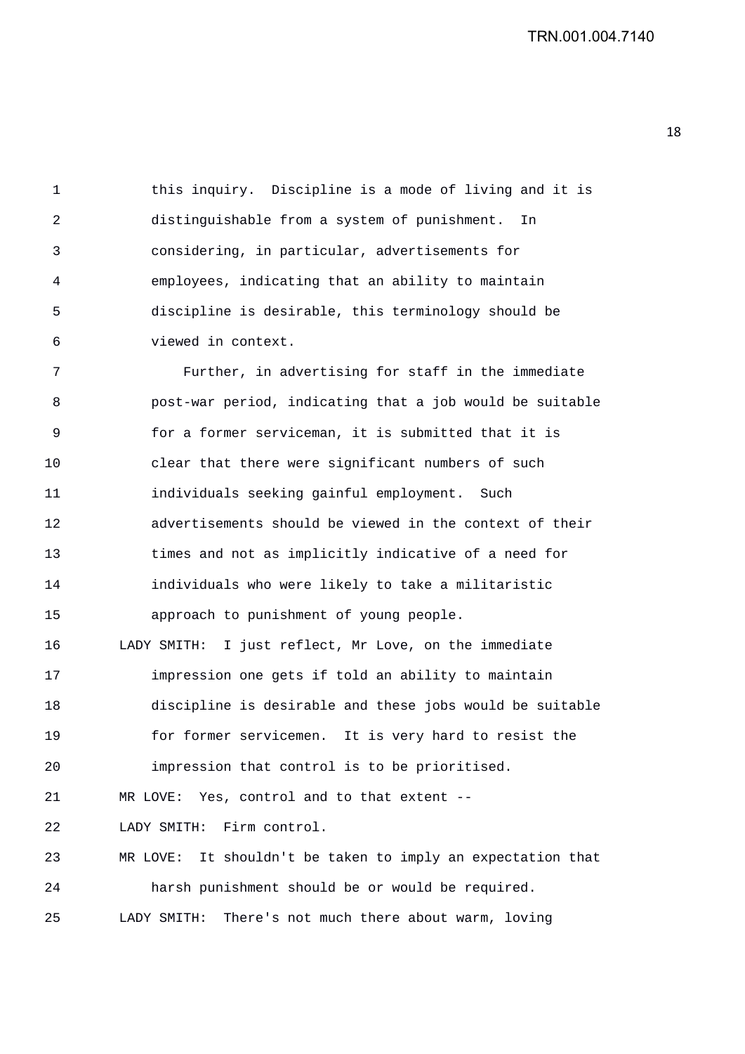this inquiry. Discipline is a mode of living and it is distinguishable from a system of punishment. In considering, in particular, advertisements for employees, indicating that an ability to maintain discipline is desirable, this terminology should be viewed in context.

Further, in advertising for staff in the immediate post-war period, indicating that a job would be suitable for a former serviceman, it is submitted that it is clear that there were significant numbers of such individuals seeking gainful employment. Such advertisements should be viewed in the context of their times and not as implicitly indicative of a need for individuals who were likely to take a militaristic approach to punishment of young people.

LADY SMITH: I just reflect, Mr Love, on the immediate impression one gets if told an ability to maintain discipline is desirable and these jobs would be suitable for former servicemen. It is very hard to resist the impression that control is to be prioritised.

MR LOVE: Yes, control and to that extent --

LADY SMITH: Firm control.

MR LOVE: It shouldn't be taken to imply an expectation that harsh punishment should be or would be required.

LADY SMITH: There's not much there about warm, loving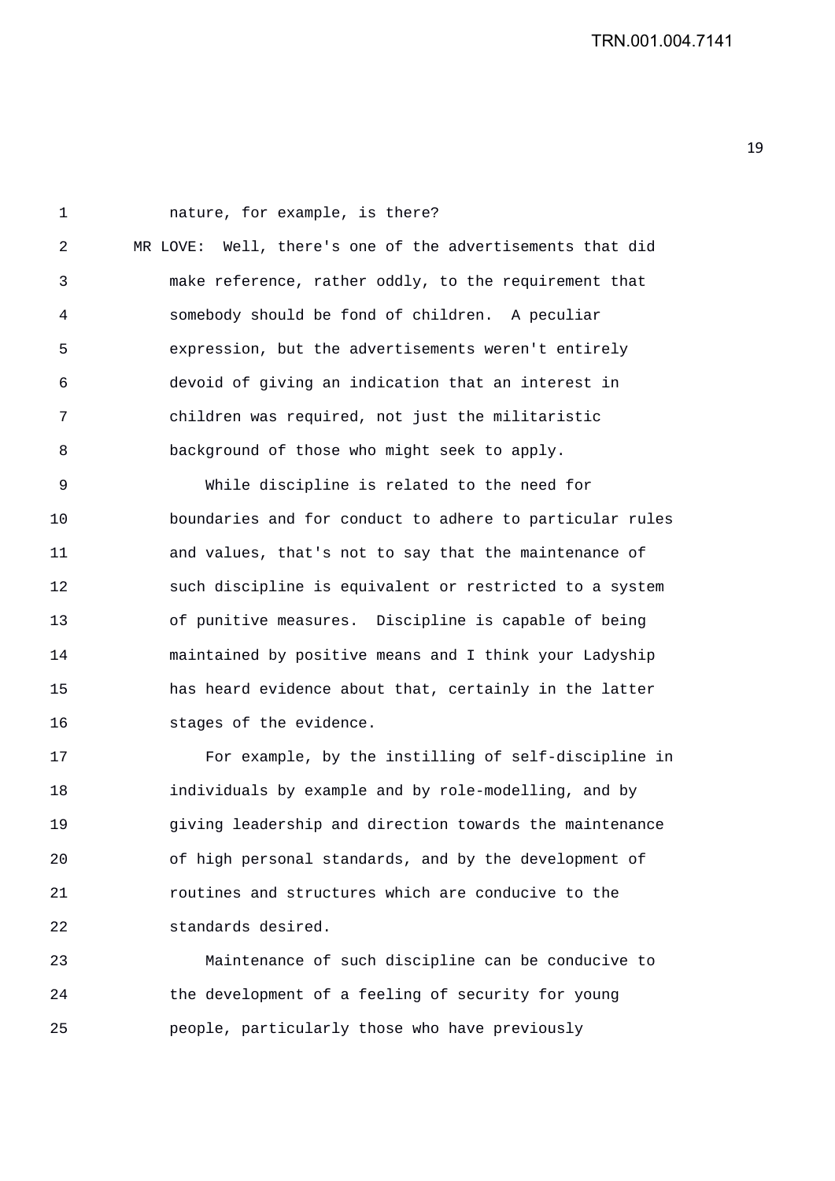nature, for example, is there?

MR LOVE: Well, there's one of the advertisements that did make reference, rather oddly, to the requirement that somebody should be fond of children. A peculiar expression, but the advertisements weren't entirely devoid of giving an indication that an interest in children was required, not just the militaristic background of those who might seek to apply.

While discipline is related to the need for boundaries and for conduct to adhere to particular rules and values, that's not to say that the maintenance of such discipline is equivalent or restricted to a system of punitive measures. Discipline is capable of being maintained by positive means and I think your Ladyship has heard evidence about that, certainly in the latter stages of the evidence.

For example, by the instilling of self-discipline in individuals by example and by role-modelling, and by giving leadership and direction towards the maintenance of high personal standards, and by the development of routines and structures which are conducive to the standards desired.

Maintenance of such discipline can be conducive to the development of a feeling of security for young people, particularly those who have previously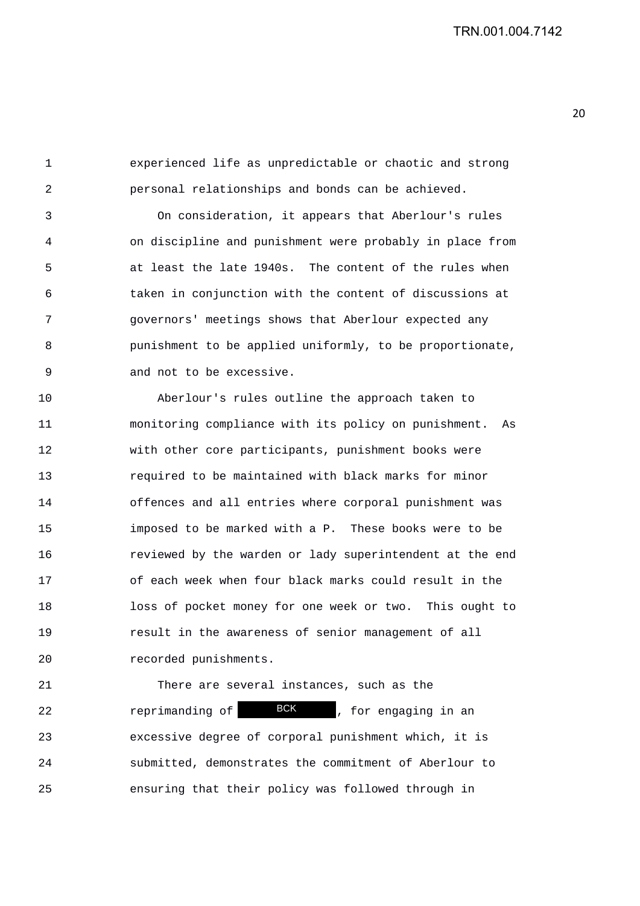experienced life as unpredictable or chaotic and strong personal relationships and bonds can be achieved.

On consideration, it appears that Aberlour's rules on discipline and punishment were probably in place from at least the late 1940s. The content of the rules when taken in conjunction with the content of discussions at governors' meetings shows that Aberlour expected any punishment to be applied uniformly, to be proportionate, and not to be excessive.

Aberlour's rules outline the approach taken to monitoring compliance with its policy on punishment. As with other core participants, punishment books were required to be maintained with black marks for minor offences and all entries where corporal punishment was imposed to be marked with a P. These books were to be reviewed by the warden or lady superintendent at the end of each week when four black marks could result in the loss of pocket money for one week or two. This ought to result in the awareness of senior management of all recorded punishments.

There are several instances, such as the reprimanding of BCK, for engaging in an excessive degree of corporal punishment which, it is submitted, demonstrates the commitment of Aberlour to ensuring that their policy was followed through in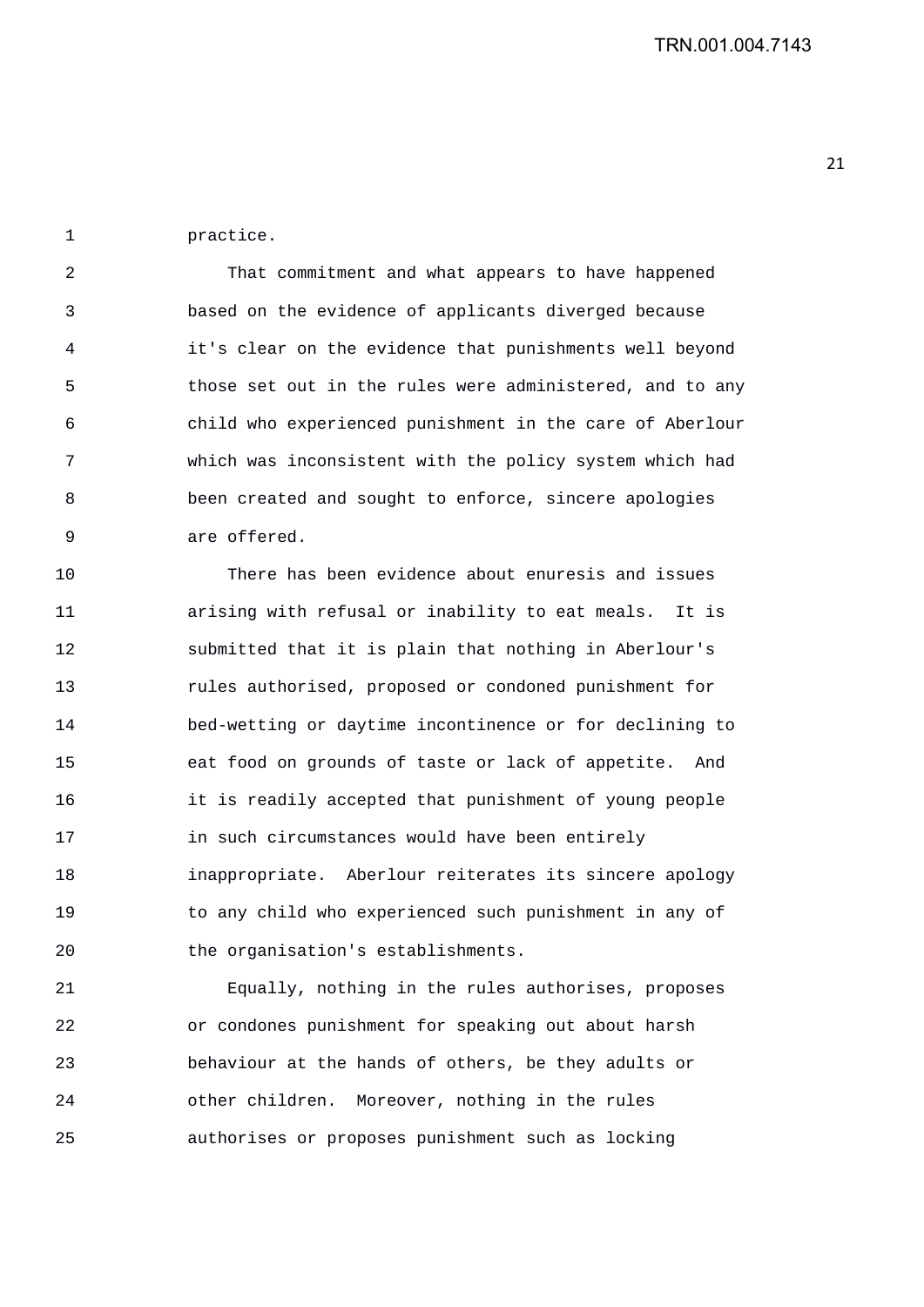practice.

That commitment and what appears to have happened based on the evidence of applicants diverged because it's clear on the evidence that punishments well beyond those set out in the rules were administered, and to any child who experienced punishment in the care of Aberlour which was inconsistent with the policy system which had been created and sought to enforce, sincere apologies are offered.

There has been evidence about enuresis and issues arising with refusal or inability to eat meals. It is submitted that it is plain that nothing in Aberlour's rules authorised, proposed or condoned punishment for bed-wetting or daytime incontinence or for declining to eat food on grounds of taste or lack of appetite. And it is readily accepted that punishment of young people in such circumstances would have been entirely inappropriate. Aberlour reiterates its sincere apology to any child who experienced such punishment in any of the organisation's establishments.

Equally, nothing in the rules authorises, proposes or condones punishment for speaking out about harsh behaviour at the hands of others, be they adults or other children. Moreover, nothing in the rules authorises or proposes punishment such as locking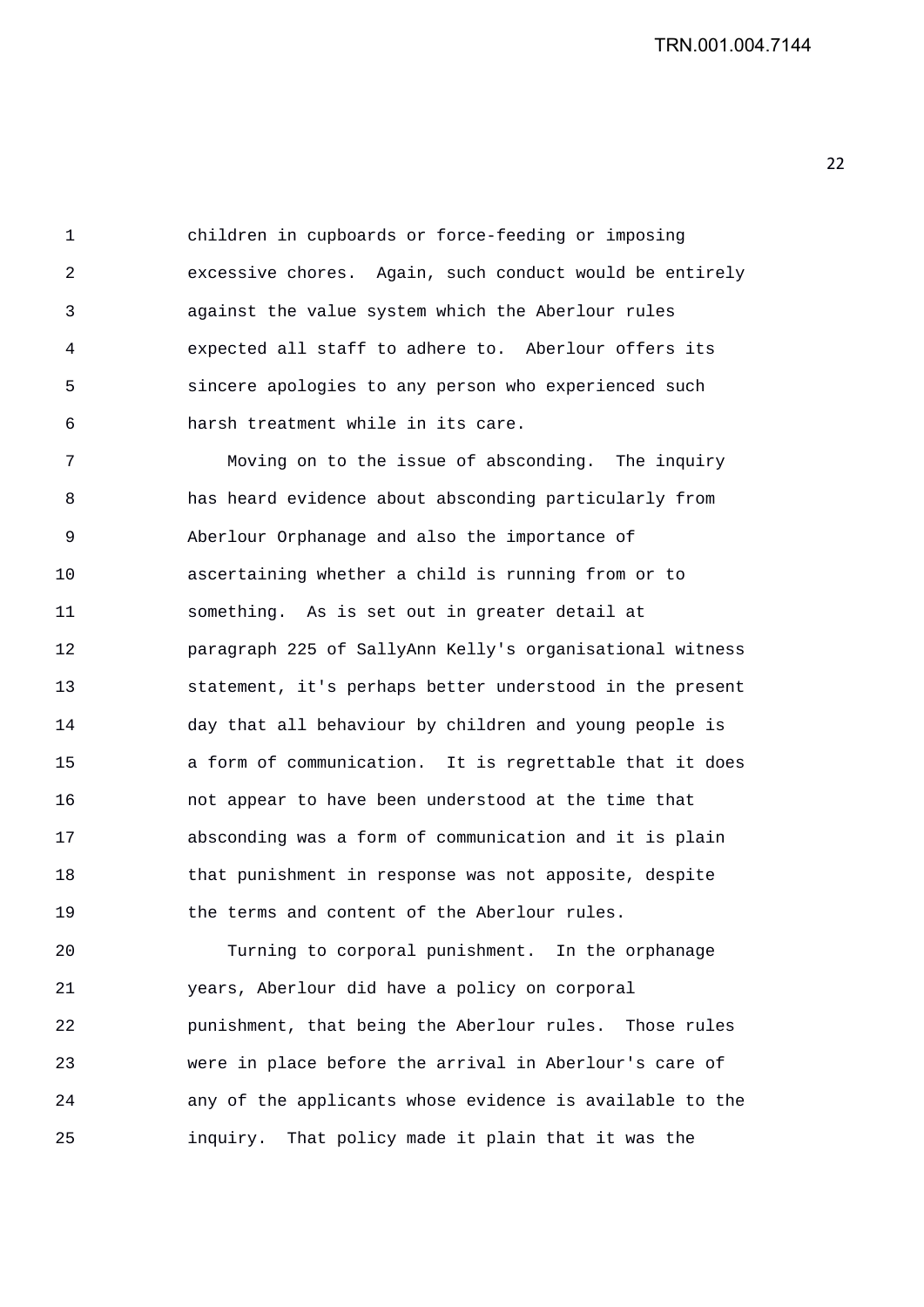children in cupboards or force-feeding or imposing excessive chores. Again, such conduct would be entirely against the value system which the Aberlour rules expected all staff to adhere to. Aberlour offers its sincere apologies to any person who experienced such harsh treatment while in its care.

Moving on to the issue of absconding. The inquiry has heard evidence about absconding particularly from Aberlour Orphanage and also the importance of ascertaining whether a child is running from or to something. As is set out in greater detail at paragraph 225 of SallyAnn Kelly's organisational witness statement, it's perhaps better understood in the present day that all behaviour by children and young people is a form of communication. It is regrettable that it does not appear to have been understood at the time that absconding was a form of communication and it is plain that punishment in response was not apposite, despite the terms and content of the Aberlour rules.

Turning to corporal punishment. In the orphanage years, Aberlour did have a policy on corporal punishment, that being the Aberlour rules. Those rules were in place before the arrival in Aberlour's care of any of the applicants whose evidence is available to the inquiry. That policy made it plain that it was the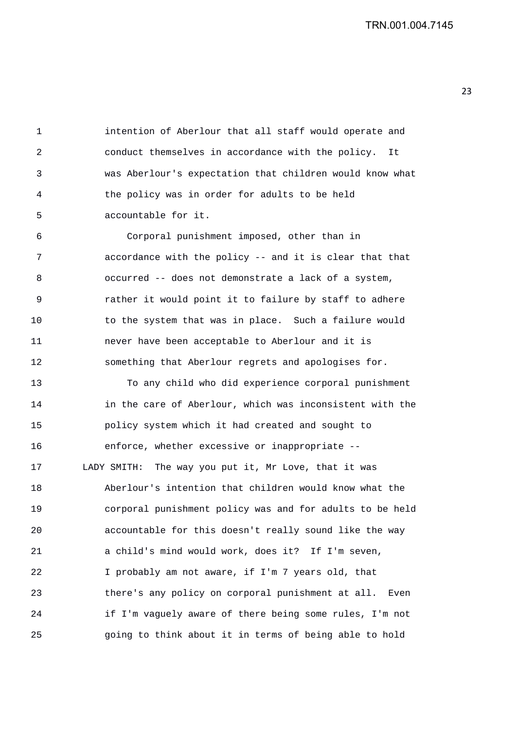intention of Aberlour that all staff would operate and conduct themselves in accordance with the policy. It was Aberlour's expectation that children would know what the policy was in order for adults to be held accountable for it.

Corporal punishment imposed, other than in accordance with the policy -- and it is clear that that occurred -- does not demonstrate a lack of a system, rather it would point it to failure by staff to adhere to the system that was in place. Such a failure would never have been acceptable to Aberlour and it is something that Aberlour regrets and apologises for.

To any child who did experience corporal punishment in the care of Aberlour, which was inconsistent with the policy system which it had created and sought to enforce, whether excessive or inappropriate --

LADY SMITH: The way you put it, Mr Love, that it was Aberlour's intention that children would know what the corporal punishment policy was and for adults to be held accountable for this doesn't really sound like the way a child's mind would work, does it? If I'm seven, I probably am not aware, if I'm 7 years old, that there's any policy on corporal punishment at all. Even if I'm vaguely aware of there being some rules, I'm not going to think about it in terms of being able to hold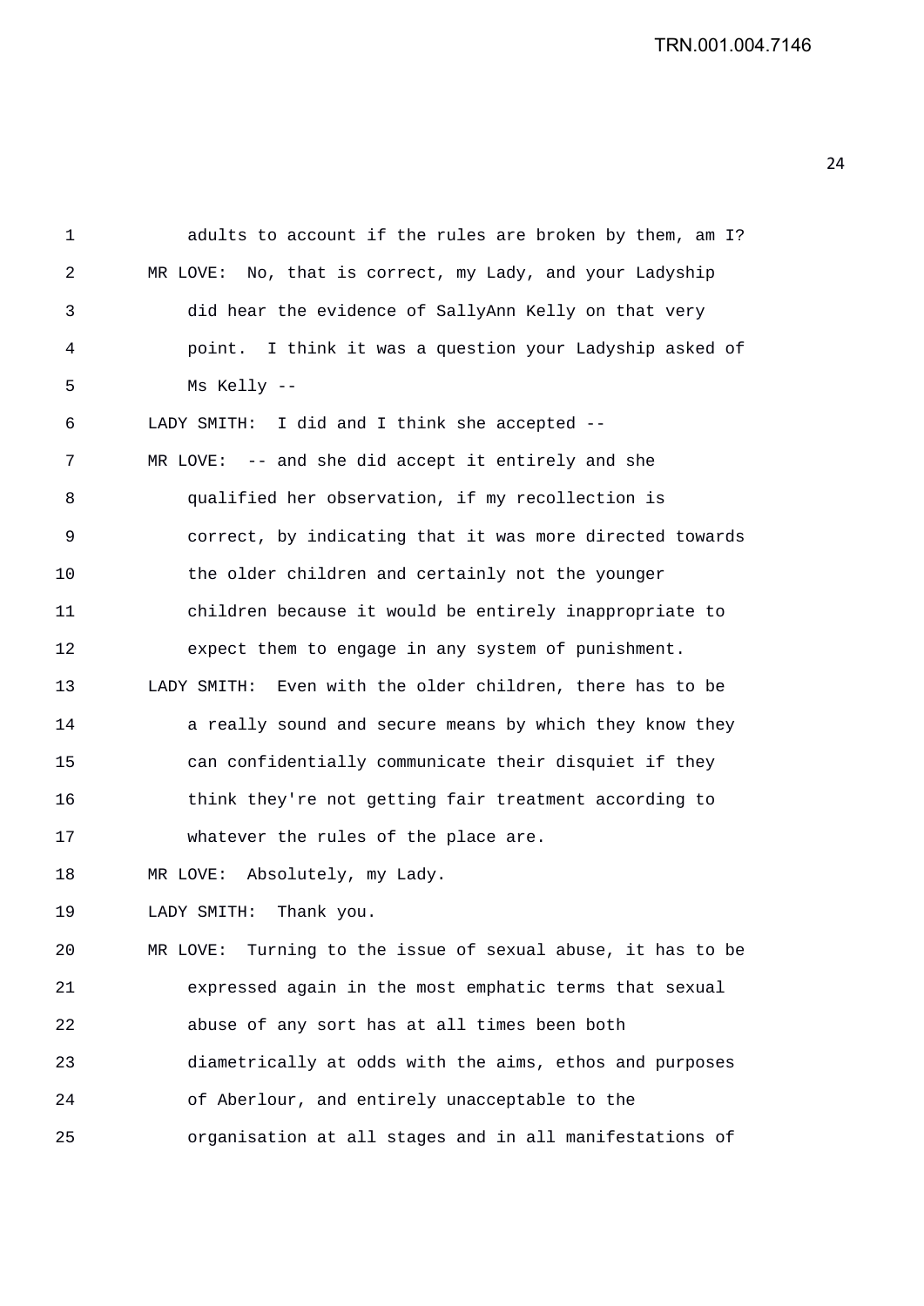adults to account if the rules are broken by them, am I?

MR LOVE: No, that is correct, my Lady, and your Ladyship did hear the evidence of SallyAnn Kelly on that very point. I think it was a question your Ladyship asked of Ms Kelly --

LADY SMITH: I did and I think she accepted --

MR LOVE: -- and she did accept it entirely and she qualified her observation, if my recollection is correct, by indicating that it was more directed towards the older children and certainly not the younger children because it would be entirely inappropriate to expect them to engage in any system of punishment.

LADY SMITH: Even with the older children, there has to be a really sound and secure means by which they know they can confidentially communicate their disquiet if they think they're not getting fair treatment according to whatever the rules of the place are.

MR LOVE: Absolutely, my Lady.

LADY SMITH: Thank you.

MR LOVE: Turning to the issue of sexual abuse, it has to be expressed again in the most emphatic terms that sexual abuse of any sort has at all times been both diametrically at odds with the aims, ethos and purposes of Aberlour, and entirely unacceptable to the organisation at all stages and in all manifestations of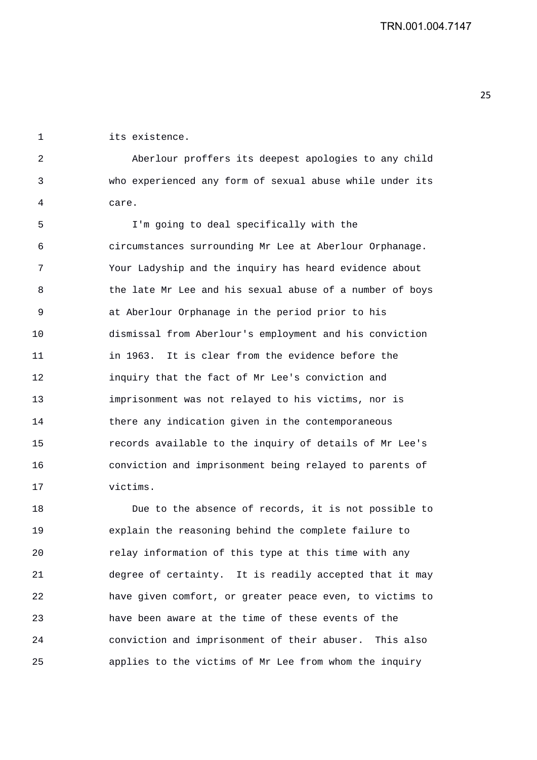its existence.

Aberlour proffers its deepest apologies to any child who experienced any form of sexual abuse while under its care.

I'm going to deal specifically with the circumstances surrounding Mr Lee at Aberlour Orphanage. Your Ladyship and the inquiry has heard evidence about the late Mr Lee and his sexual abuse of a number of boys at Aberlour Orphanage in the period prior to his dismissal from Aberlour's employment and his conviction in 1963. It is clear from the evidence before the inquiry that the fact of Mr Lee's conviction and imprisonment was not relayed to his victims, nor is there any indication given in the contemporaneous records available to the inquiry of details of Mr Lee's conviction and imprisonment being relayed to parents of victims.

Due to the absence of records, it is not possible to explain the reasoning behind the complete failure to relay information of this type at this time with any degree of certainty. It is readily accepted that it may have given comfort, or greater peace even, to victims to have been aware at the time of these events of the conviction and imprisonment of their abuser. This also applies to the victims of Mr Lee from whom the inquiry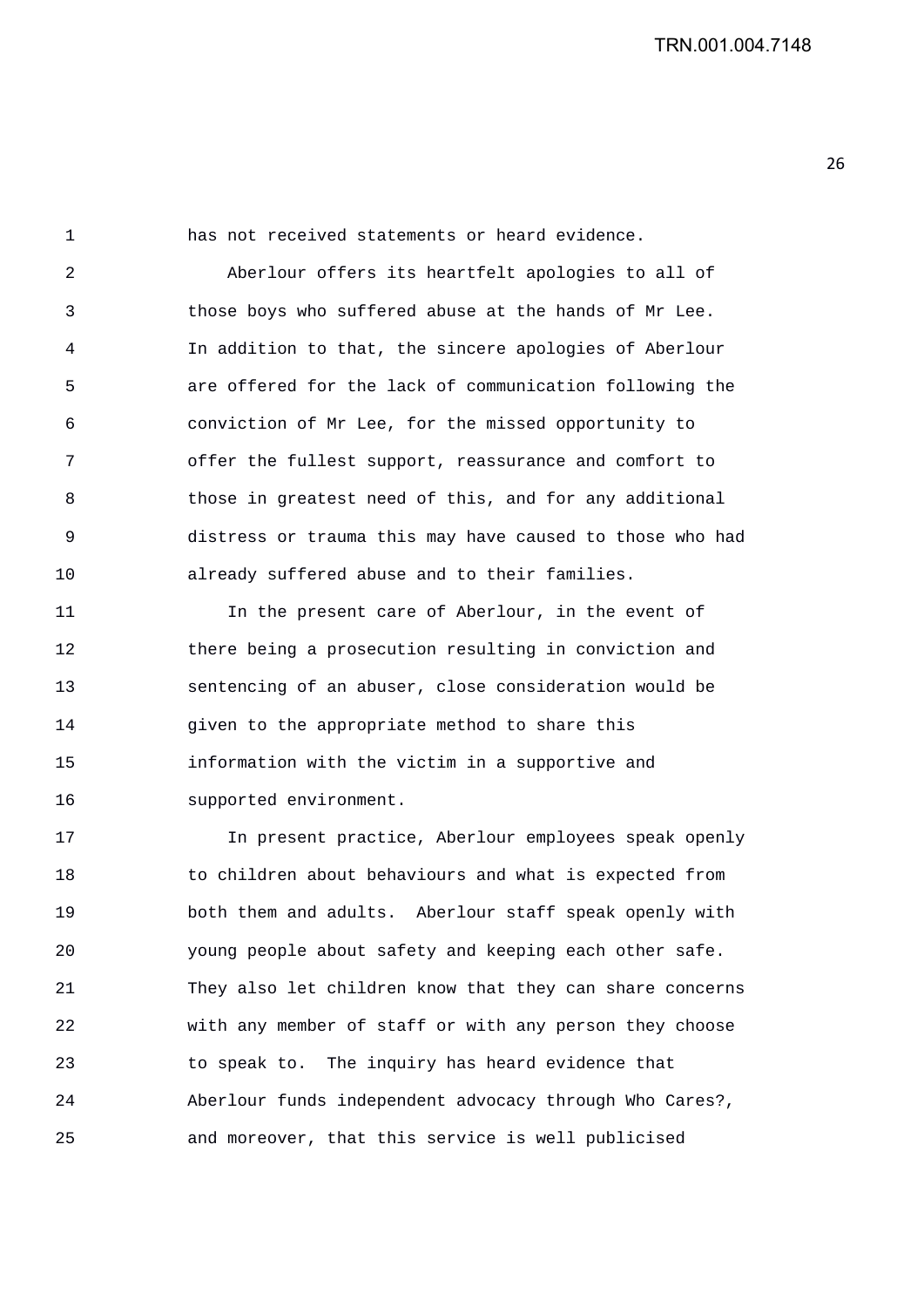has not received statements or heard evidence.

Aberlour offers its heartfelt apologies to all of those boys who suffered abuse at the hands of Mr Lee. In addition to that, the sincere apologies of Aberlour are offered for the lack of communication following the conviction of Mr Lee, for the missed opportunity to offer the fullest support, reassurance and comfort to those in greatest need of this, and for any additional distress or trauma this may have caused to those who had already suffered abuse and to their families.

In the present care of Aberlour, in the event of there being a prosecution resulting in conviction and sentencing of an abuser, close consideration would be given to the appropriate method to share this information with the victim in a supportive and supported environment.

In present practice, Aberlour employees speak openly to children about behaviours and what is expected from both them and adults. Aberlour staff speak openly with young people about safety and keeping each other safe. They also let children know that they can share concerns with any member of staff or with any person they choose to speak to. The inquiry has heard evidence that Aberlour funds independent advocacy through Who Cares?, and moreover, that this service is well publicised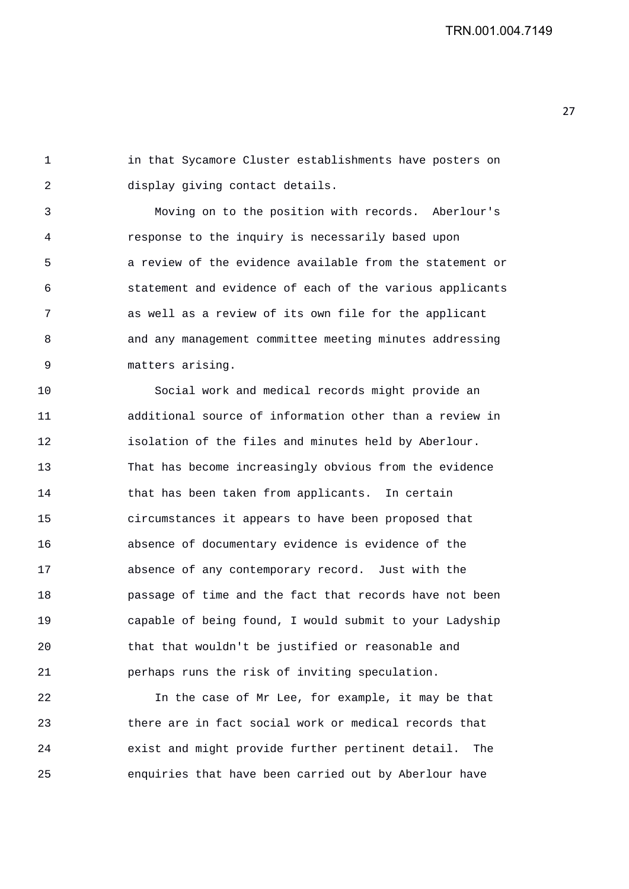in that Sycamore Cluster establishments have posters on display giving contact details.

Moving on to the position with records. Aberlour's response to the inquiry is necessarily based upon a review of the evidence available from the statement or statement and evidence of each of the various applicants as well as a review of its own file for the applicant and any management committee meeting minutes addressing matters arising.

Social work and medical records might provide an additional source of information other than a review in isolation of the files and minutes held by Aberlour. That has become increasingly obvious from the evidence that has been taken from applicants. In certain circumstances it appears to have been proposed that absence of documentary evidence is evidence of the absence of any contemporary record. Just with the passage of time and the fact that records have not been capable of being found, I would submit to your Ladyship that that wouldn't be justified or reasonable and perhaps runs the risk of inviting speculation.

In the case of Mr Lee, for example, it may be that there are in fact social work or medical records that exist and might provide further pertinent detail. The enquiries that have been carried out by Aberlour have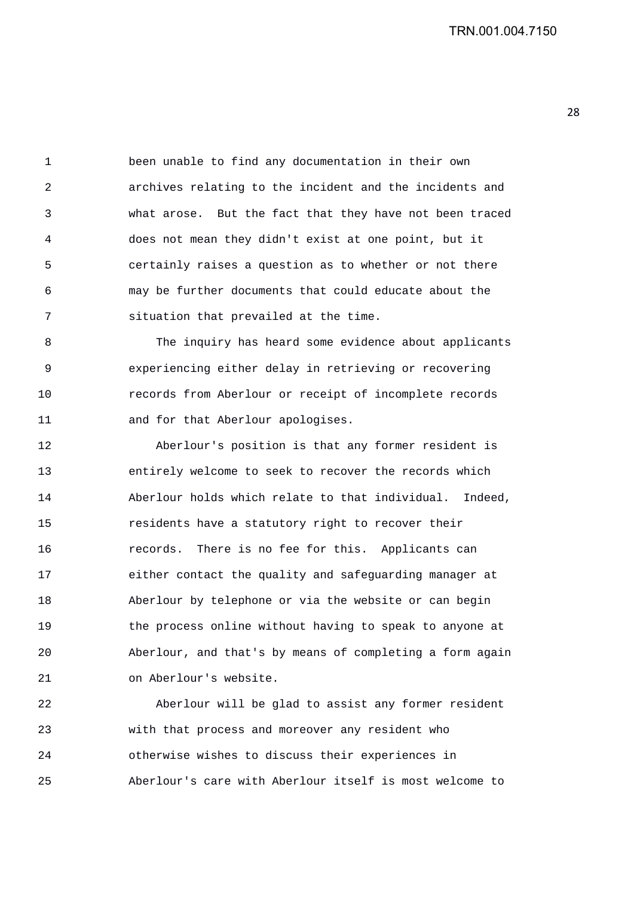been unable to find any documentation in their own archives relating to the incident and the incidents and what arose. But the fact that they have not been traced does not mean they didn't exist at one point, but it certainly raises a question as to whether or not there may be further documents that could educate about the situation that prevailed at the time.

The inquiry has heard some evidence about applicants experiencing either delay in retrieving or recovering records from Aberlour or receipt of incomplete records and for that Aberlour apologises.

Aberlour's position is that any former resident is entirely welcome to seek to recover the records which Aberlour holds which relate to that individual. Indeed, residents have a statutory right to recover their records. There is no fee for this. Applicants can either contact the quality and safeguarding manager at Aberlour by telephone or via the website or can begin the process online without having to speak to anyone at Aberlour, and that's by means of completing a form again on Aberlour's website.

Aberlour will be glad to assist any former resident with that process and moreover any resident who otherwise wishes to discuss their experiences in Aberlour's care with Aberlour itself is most welcome to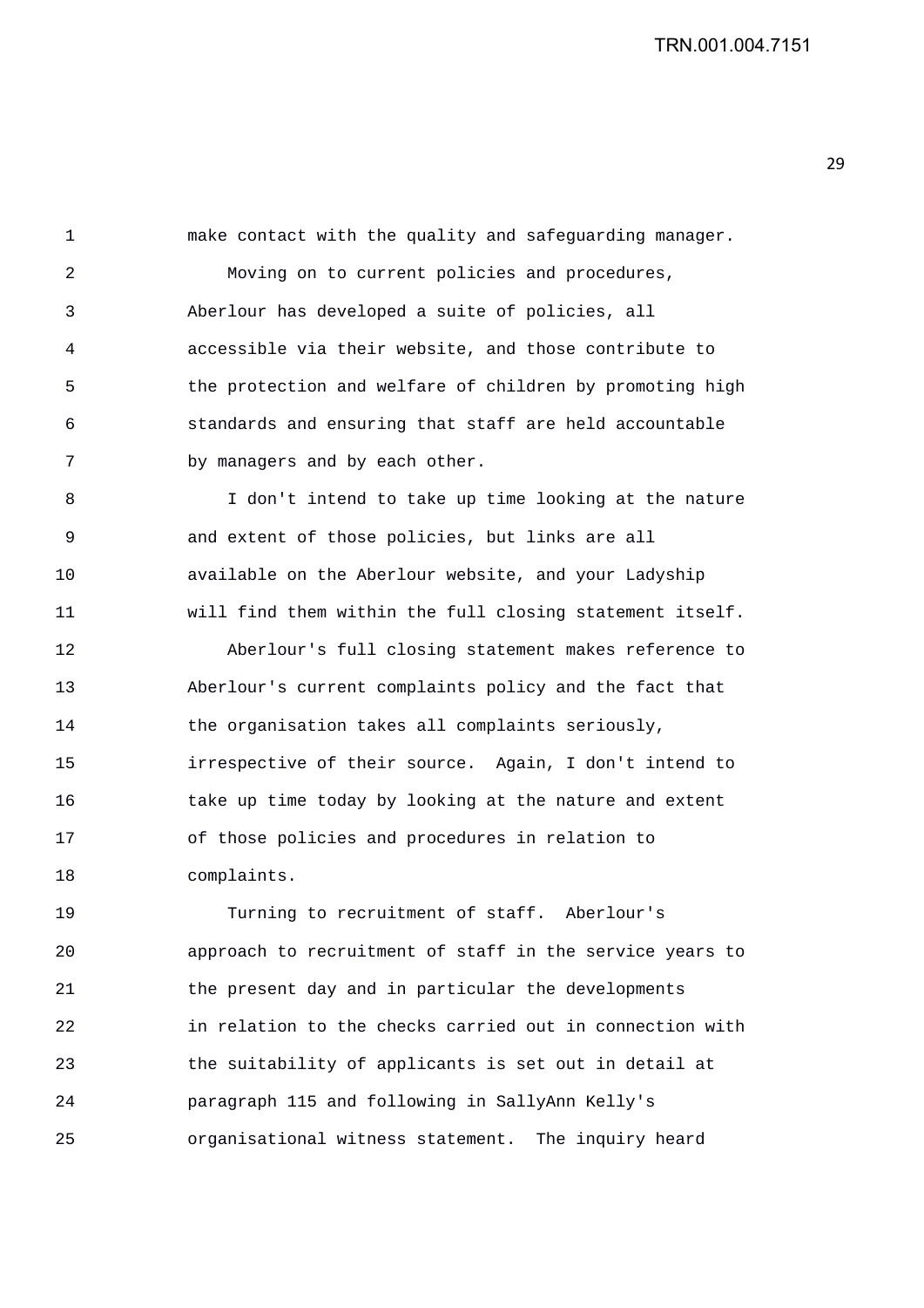make contact with the quality and safeguarding manager.

Moving on to current policies and procedures, Aberlour has developed a suite of policies, all accessible via their website, and those contribute to the protection and welfare of children by promoting high standards and ensuring that staff are held accountable by managers and by each other.

I don't intend to take up time looking at the nature and extent of those policies, but links are all available on the Aberlour website, and your Ladyship will find them within the full closing statement itself.

Aberlour's full closing statement makes reference to Aberlour's current complaints policy and the fact that the organisation takes all complaints seriously, irrespective of their source. Again, I don't intend to take up time today by looking at the nature and extent of those policies and procedures in relation to complaints.

Turning to recruitment of staff. Aberlour's approach to recruitment of staff in the service years to the present day and in particular the developments in relation to the checks carried out in connection with the suitability of applicants is set out in detail at paragraph 115 and following in SallyAnn Kelly's organisational witness statement. The inquiry heard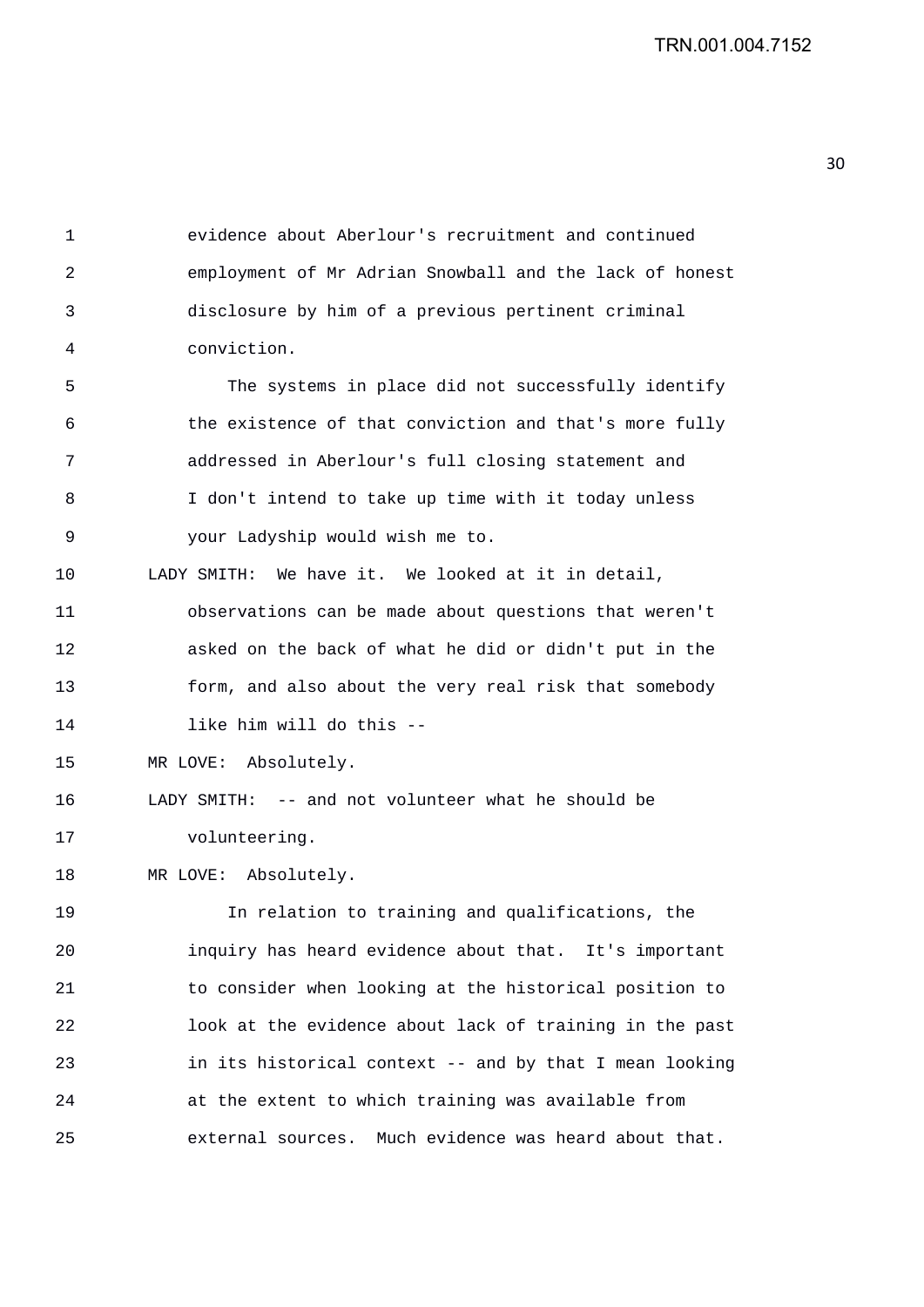evidence about Aberlour's recruitment and continued employment of Mr Adrian Snowball and the lack of honest disclosure by him of a previous pertinent criminal conviction.

The systems in place did not successfully identify the existence of that conviction and that's more fully addressed in Aberlour's full closing statement and I don't intend to take up time with it today unless your Ladyship would wish me to.

LADY SMITH: We have it. We looked at it in detail, observations can be made about questions that weren't asked on the back of what he did or didn't put in the form, and also about the very real risk that somebody like him will do this --

MR LOVE: Absolutely.

LADY SMITH: -- and not volunteer what he should be volunteering.

MR LOVE: Absolutely.

In relation to training and qualifications, the inquiry has heard evidence about that. It's important to consider when looking at the historical position to look at the evidence about lack of training in the past in its historical context -- and by that I mean looking at the extent to which training was available from external sources. Much evidence was heard about that.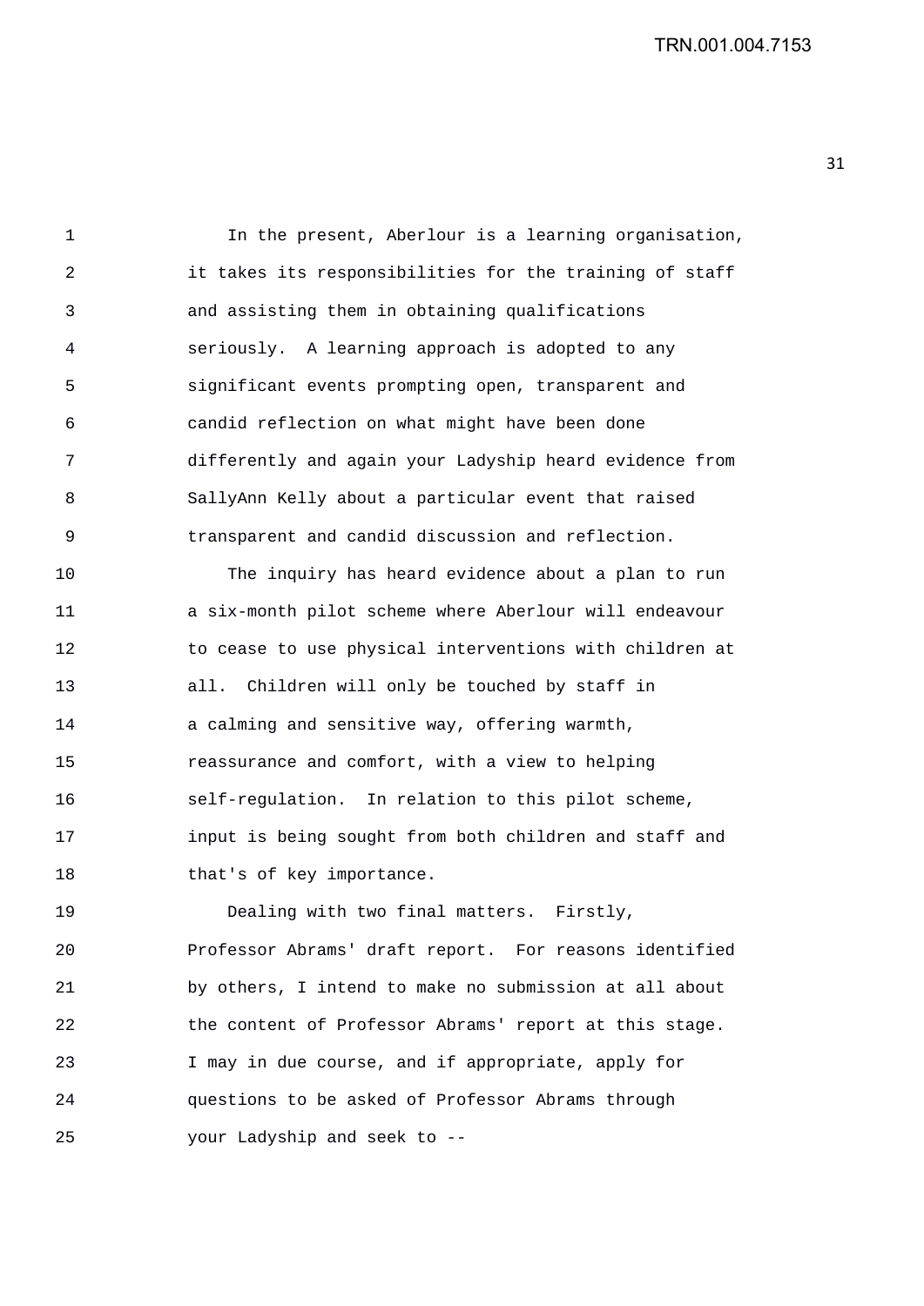In the present, Aberlour is a learning organisation, it takes its responsibilities for the training of staff and assisting them in obtaining qualifications seriously. A learning approach is adopted to any significant events prompting open, transparent and candid reflection on what might have been done differently and again your Ladyship heard evidence from SallyAnn Kelly about a particular event that raised transparent and candid discussion and reflection.

The inquiry has heard evidence about a plan to run a six-month pilot scheme where Aberlour will endeavour to cease to use physical interventions with children at all. Children will only be touched by staff in a calming and sensitive way, offering warmth, reassurance and comfort, with a view to helping self-regulation. In relation to this pilot scheme, input is being sought from both children and staff and that's of key importance.

Dealing with two final matters. Firstly, Professor Abrams' draft report. For reasons identified by others, I intend to make no submission at all about the content of Professor Abrams' report at this stage. I may in due course, and if appropriate, apply for questions to be asked of Professor Abrams through your Ladyship and seek to --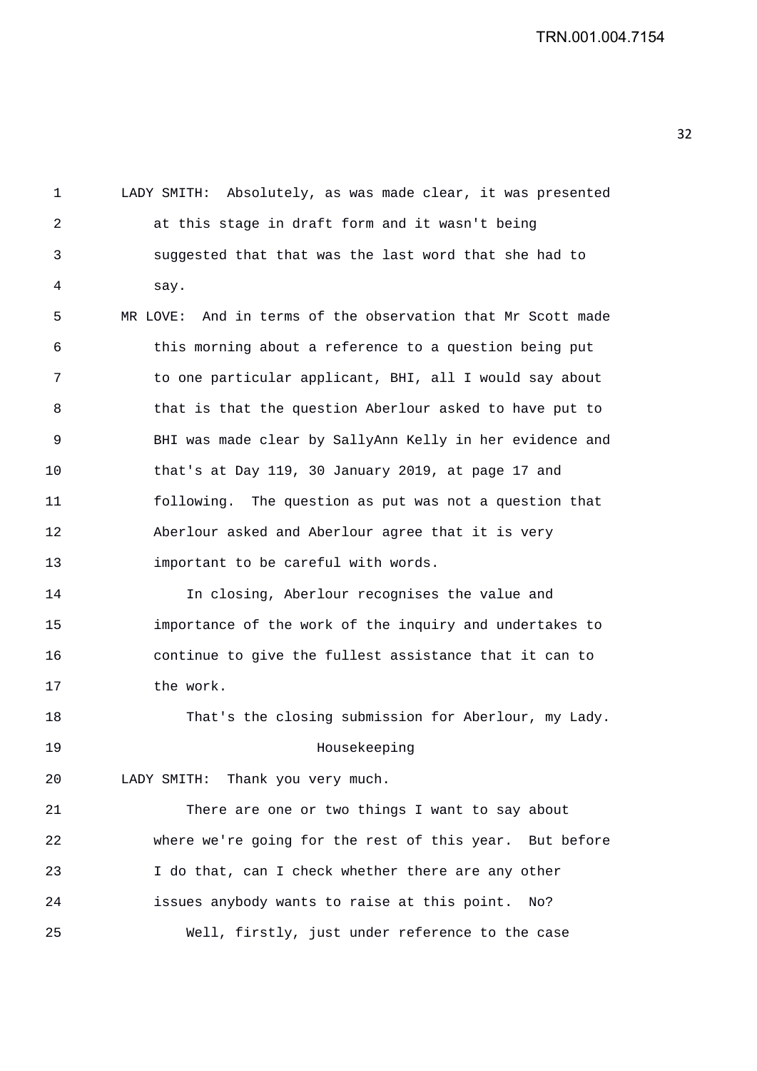LADY SMITH: Absolutely, as was made clear, it was presented at this stage in draft form and it wasn't being suggested that that was the last word that she had to say.

MR LOVE: And in terms of the observation that Mr Scott made this morning about a reference to a question being put to one particular applicant, BHI, all I would say about that is that the question Aberlour asked to have put to BHI was made clear by SallyAnn Kelly in her evidence and that's at Day 119, 30 January 2019, at page 17 and following. The question as put was not a question that Aberlour asked and Aberlour agree that it is very important to be careful with words.

In closing, Aberlour recognises the value and importance of the work of the inquiry and undertakes to continue to give the fullest assistance that it can to the work.

That's the closing submission for Aberlour, my Lady.

## Housekeeping

LADY SMITH: Thank you very much.

There are one or two things I want to say about where we're going for the rest of this year. But before I do that, can I check whether there are any other issues anybody wants to raise at this point. No?

Well, firstly, just under reference to the case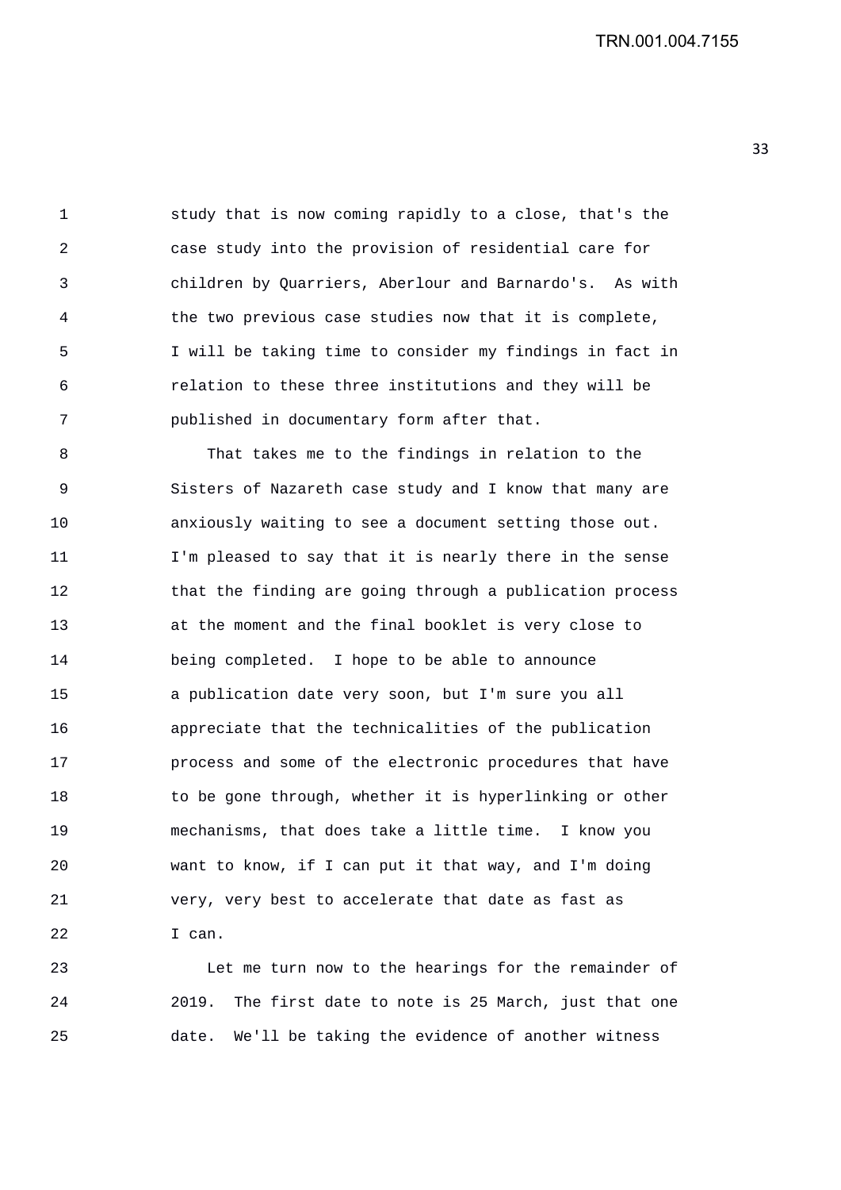study that is now coming rapidly to a close, that's the case study into the provision of residential care for children by Quarriers, Aberlour and Barnardo's. As with the two previous case studies now that it is complete, I will be taking time to consider my findings in fact in relation to these three institutions and they will be published in documentary form after that.

That takes me to the findings in relation to the Sisters of Nazareth case study and I know that many are anxiously waiting to see a document setting those out. I'm pleased to say that it is nearly there in the sense that the finding are going through a publication process at the moment and the final booklet is very close to being completed. I hope to be able to announce a publication date very soon, but I'm sure you all appreciate that the technicalities of the publication process and some of the electronic procedures that have to be gone through, whether it is hyperlinking or other mechanisms, that does take a little time. I know you want to know, if I can put it that way, and I'm doing very, very best to accelerate that date as fast as I can.

Let me turn now to the hearings for the remainder of 2019. The first date to note is 25 March, just that one date. We'll be taking the evidence of another witness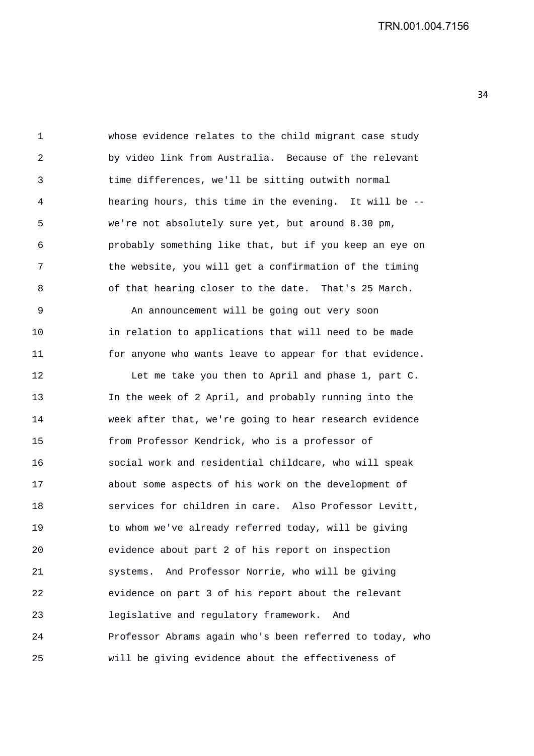whose evidence relates to the child migrant case study by video link from Australia. Because of the relevant time differences, we'll be sitting outwith normal hearing hours, this time in the evening. It will be -- we're not absolutely sure yet, but around 8.30 pm, probably something like that, but if you keep an eye on the website, you will get a confirmation of the timing of that hearing closer to the date. That's 25 March.

An announcement will be going out very soon in relation to applications that will need to be made for anyone who wants leave to appear for that evidence.

Let me take you then to April and phase 1, part C. In the week of 2 April, and probably running into the week after that, we're going to hear research evidence from Professor Kendrick, who is a professor of social work and residential childcare, who will speak about some aspects of his work on the development of services for children in care. Also Professor Levitt, to whom we've already referred today, will be giving evidence about part 2 of his report on inspection systems. And Professor Norrie, who will be giving evidence on part 3 of his report about the relevant legislative and regulatory framework. And Professor Abrams again who's been referred to today, who will be giving evidence about the effectiveness of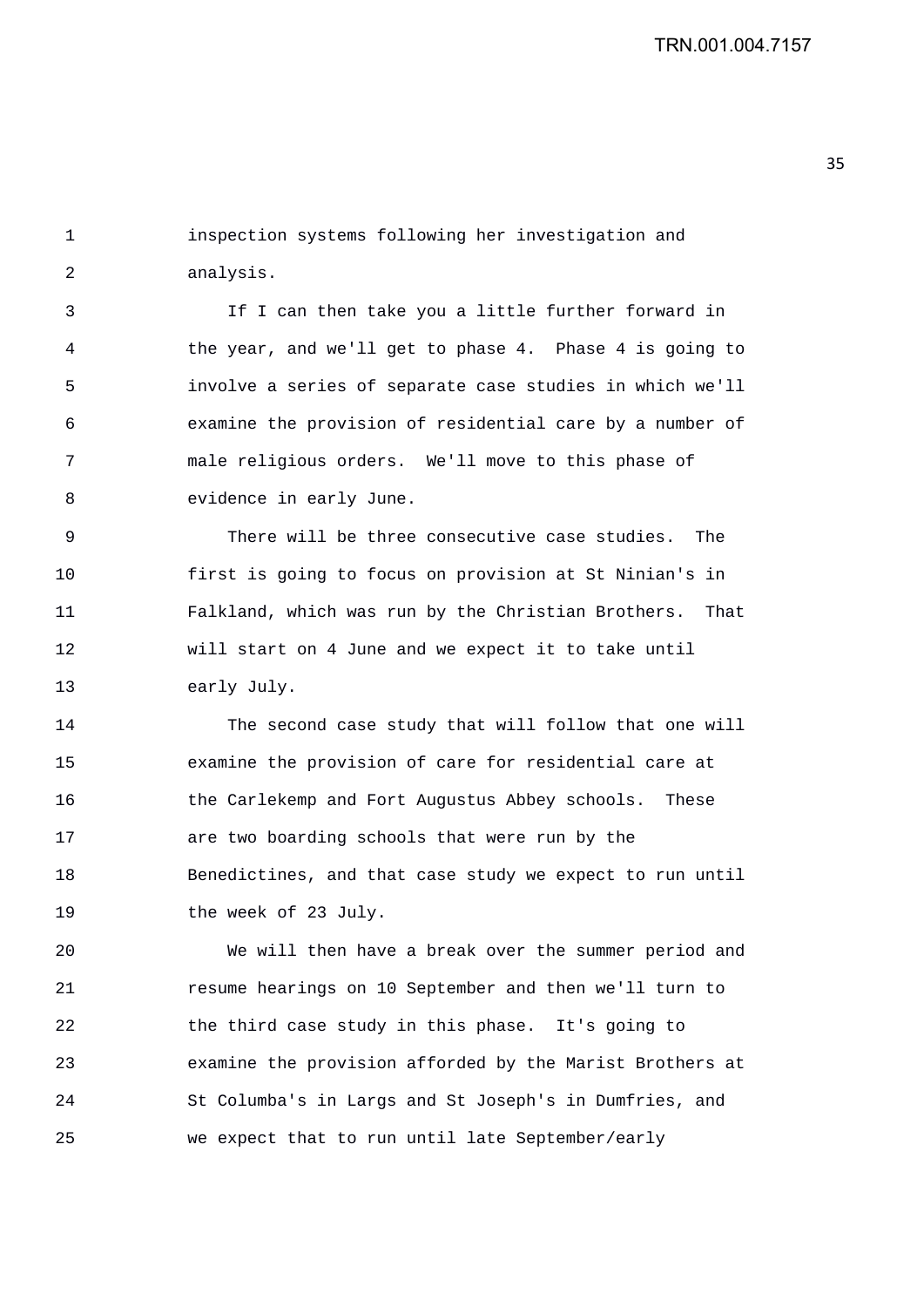inspection systems following her investigation and analysis.

If I can then take you a little further forward in the year, and we'll get to phase 4. Phase 4 is going to involve a series of separate case studies in which we'll examine the provision of residential care by a number of male religious orders. We'll move to this phase of evidence in early June.

There will be three consecutive case studies. The first is going to focus on provision at St Ninian's in Falkland, which was run by the Christian Brothers. That will start on 4 June and we expect it to take until early July.

The second case study that will follow that one will examine the provision of care for residential care at the Carlekemp and Fort Augustus Abbey schools. These are two boarding schools that were run by the Benedictines, and that case study we expect to run until the week of 23 July.

We will then have a break over the summer period and resume hearings on 10 September and then we'll turn to the third case study in this phase. It's going to examine the provision afforded by the Marist Brothers at St Columba's in Largs and St Joseph's in Dumfries, and we expect that to run until late September/early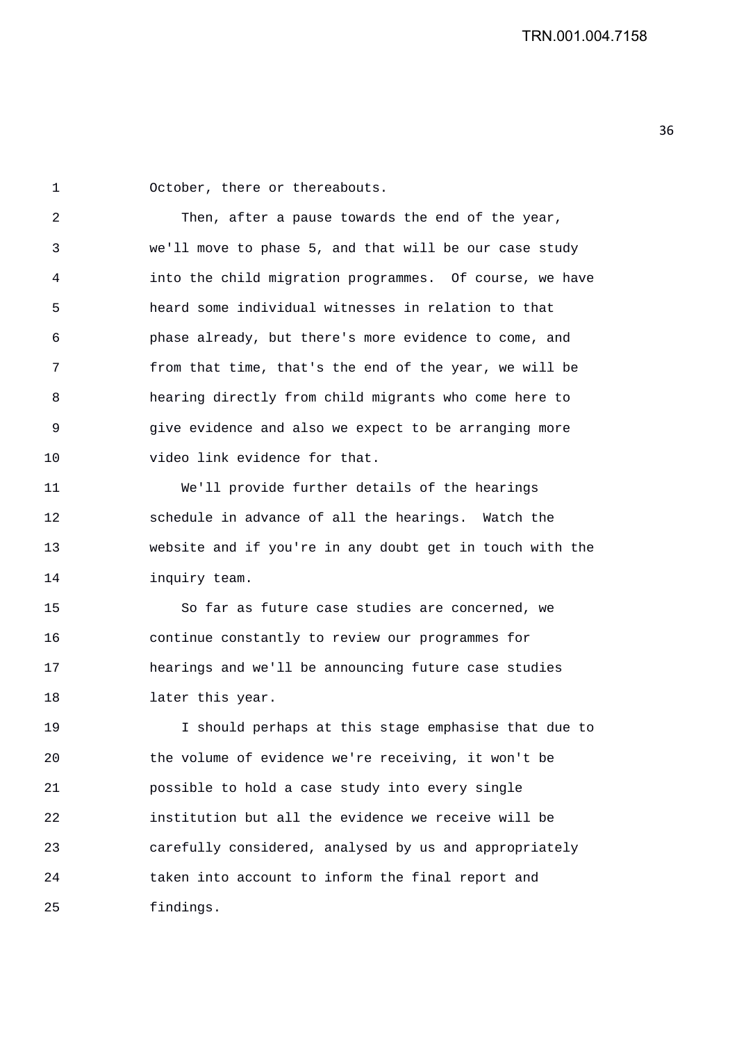October, there or thereabouts.

Then, after a pause towards the end of the year, we'll move to phase 5, and that will be our case study into the child migration programmes. Of course, we have heard some individual witnesses in relation to that phase already, but there's more evidence to come, and from that time, that's the end of the year, we will be hearing directly from child migrants who come here to give evidence and also we expect to be arranging more video link evidence for that.

We'll provide further details of the hearings schedule in advance of all the hearings. Watch the website and if you're in any doubt get in touch with the inquiry team.

So far as future case studies are concerned, we continue constantly to review our programmes for hearings and we'll be announcing future case studies later this year.

I should perhaps at this stage emphasise that due to the volume of evidence we're receiving, it won't be possible to hold a case study into every single institution but all the evidence we receive will be carefully considered, analysed by us and appropriately taken into account to inform the final report and findings.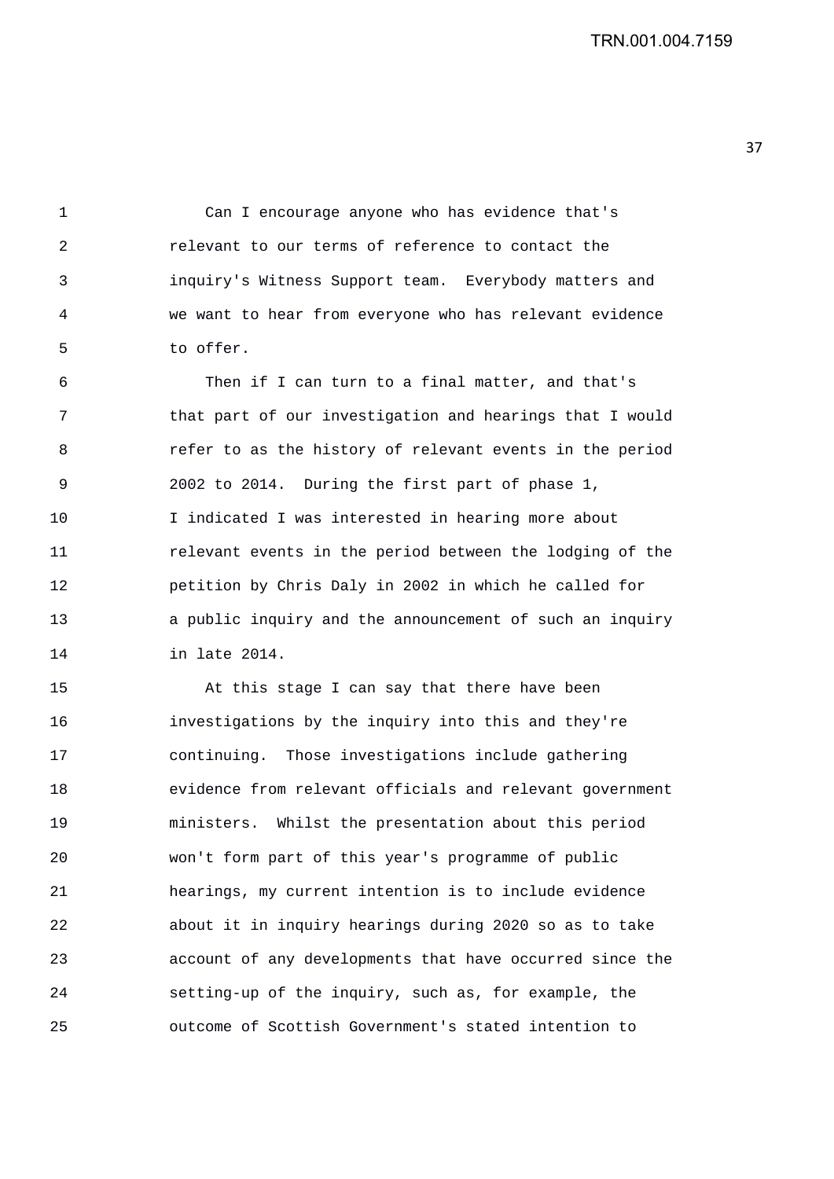Can I encourage anyone who has evidence that's relevant to our terms of reference to contact the inquiry's Witness Support team. Everybody matters and we want to hear from everyone who has relevant evidence to offer.

Then if I can turn to a final matter, and that's that part of our investigation and hearings that I would refer to as the history of relevant events in the period 2002 to 2014. During the first part of phase 1, I indicated I was interested in hearing more about relevant events in the period between the lodging of the petition by Chris Daly in 2002 in which he called for a public inquiry and the announcement of such an inquiry in late 2014.

At this stage I can say that there have been investigations by the inquiry into this and they're continuing. Those investigations include gathering evidence from relevant officials and relevant government ministers. Whilst the presentation about this period won't form part of this year's programme of public hearings, my current intention is to include evidence about it in inquiry hearings during 2020 so as to take account of any developments that have occurred since the setting-up of the inquiry, such as, for example, the outcome of Scottish Government's stated intention to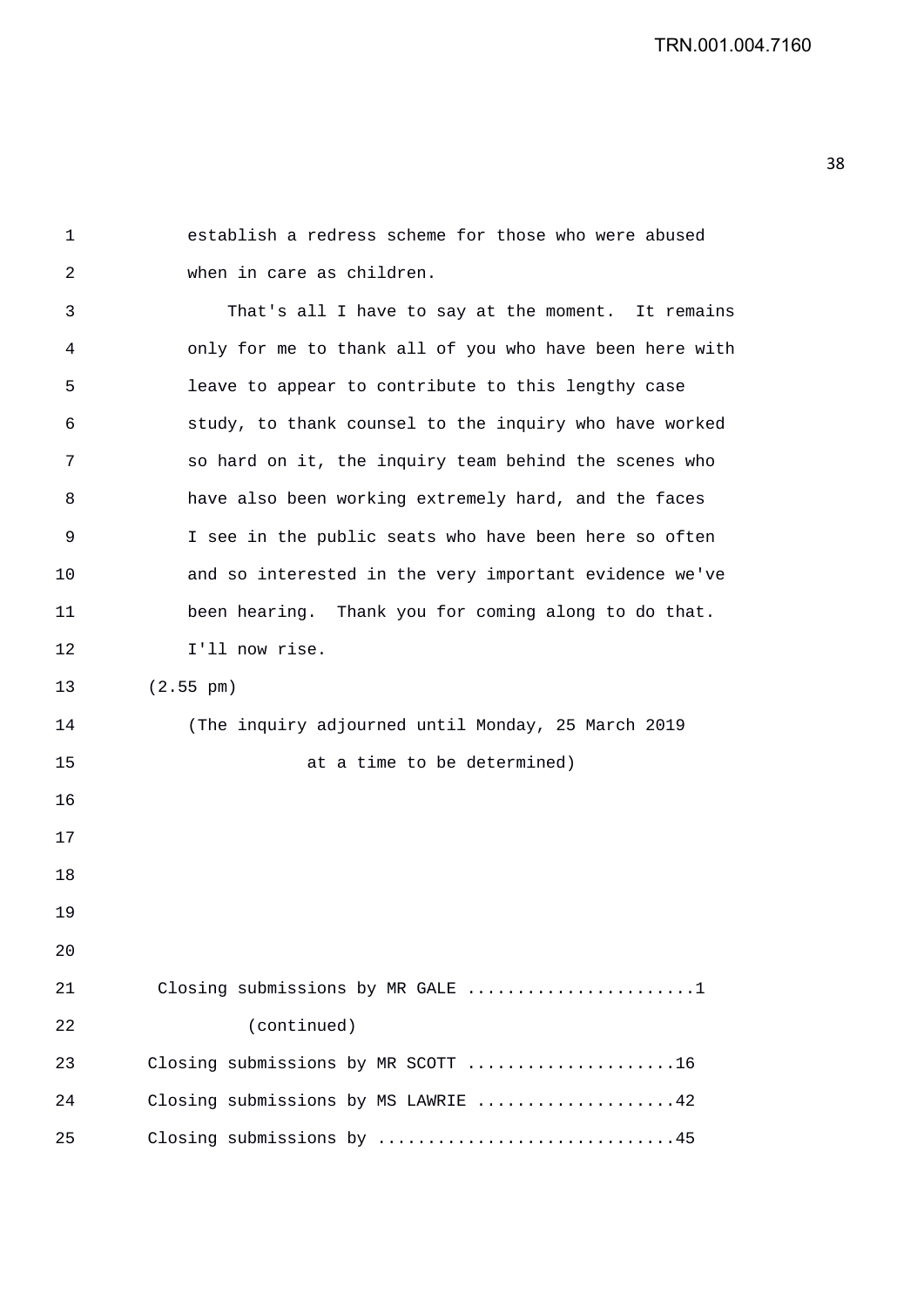establish a redress scheme for those who were abused when in care as children.

That's all I have to say at the moment. It remains only for me to thank all of you who have been here with leave to appear to contribute to this lengthy case study, to thank counsel to the inquiry who have worked so hard on it, the inquiry team behind the scenes who have also been working extremely hard, and the faces I see in the public seats who have been here so often and so interested in the very important evidence we've been hearing. Thank you for coming along to do that. I'll now rise.

(2.55 pm)

(The inquiry adjourned until Monday, 25 March 2019 at a time to be determined)

Closing submissions by MR GALE .......................1
(continued)

Closing submissions by MR SCOTT .....................16

Closing submissions by MS LAWRIE ....................42

Closing submissions by ..............................45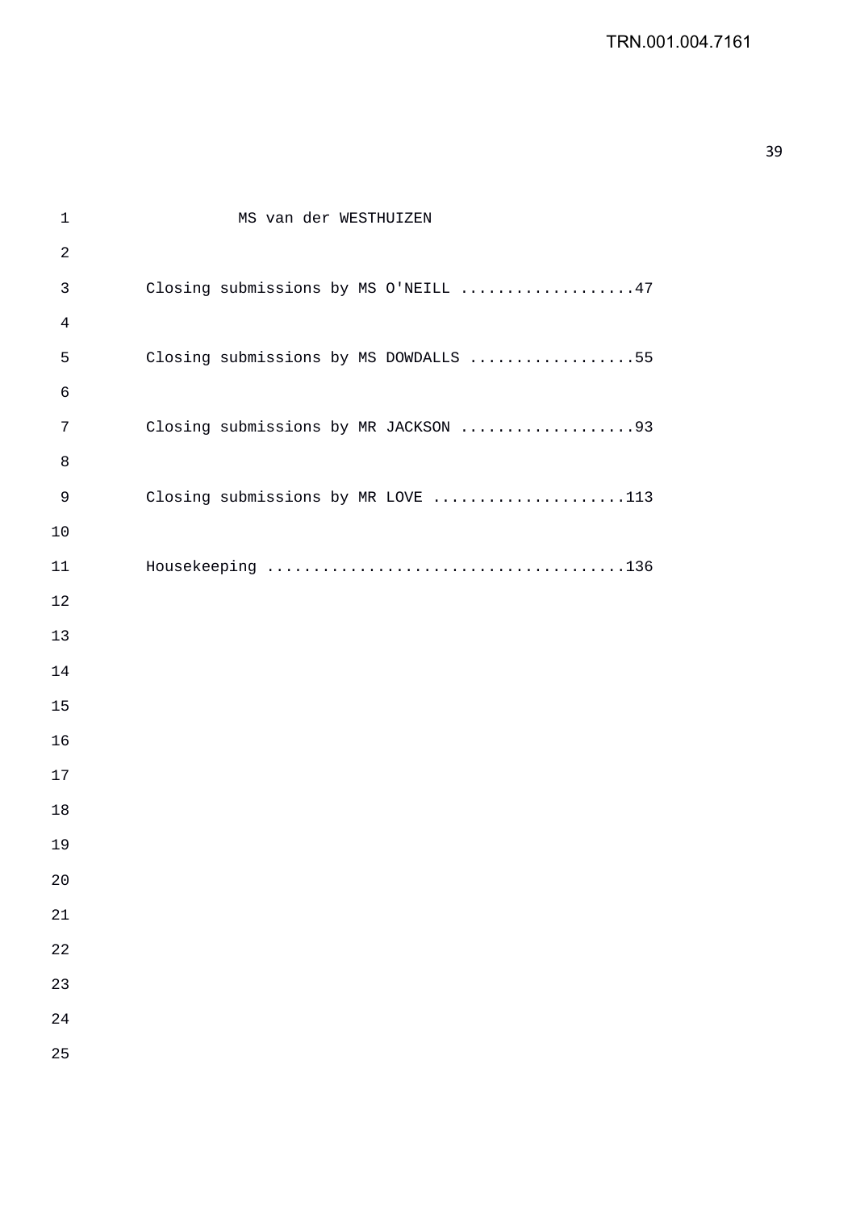MS van der WESTHUIZEN

Closing submissions by MS O'NEILL ...................47

Closing submissions by MS DOWDALLS ..................55

Closing submissions by MR JACKSON ...................93

Closing submissions by MR LOVE .....................113

Housekeeping ......................................136